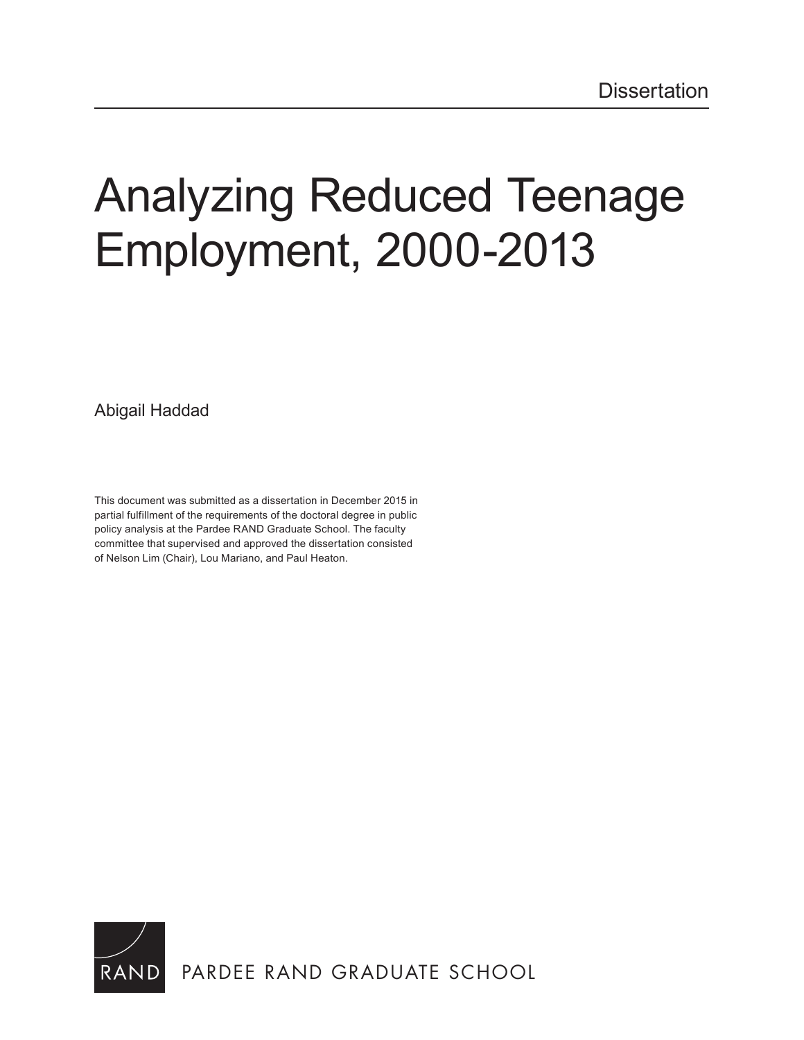Dissertation

# Analyzing Reduced Teenage Employment, 2000-2013

Abigail Haddad

This document was submitted as a dissertation in December 2015 in partial fulfillment of the requirements of the doctoral degree in public policy analysis at the Pardee RAND Graduate School. The faculty committee that supervised and approved the dissertation consisted of Nelson Lim (Chair), Lou Mariano, and Paul Heaton.

RAND PARDEE RAND GRADUATE SCHOOL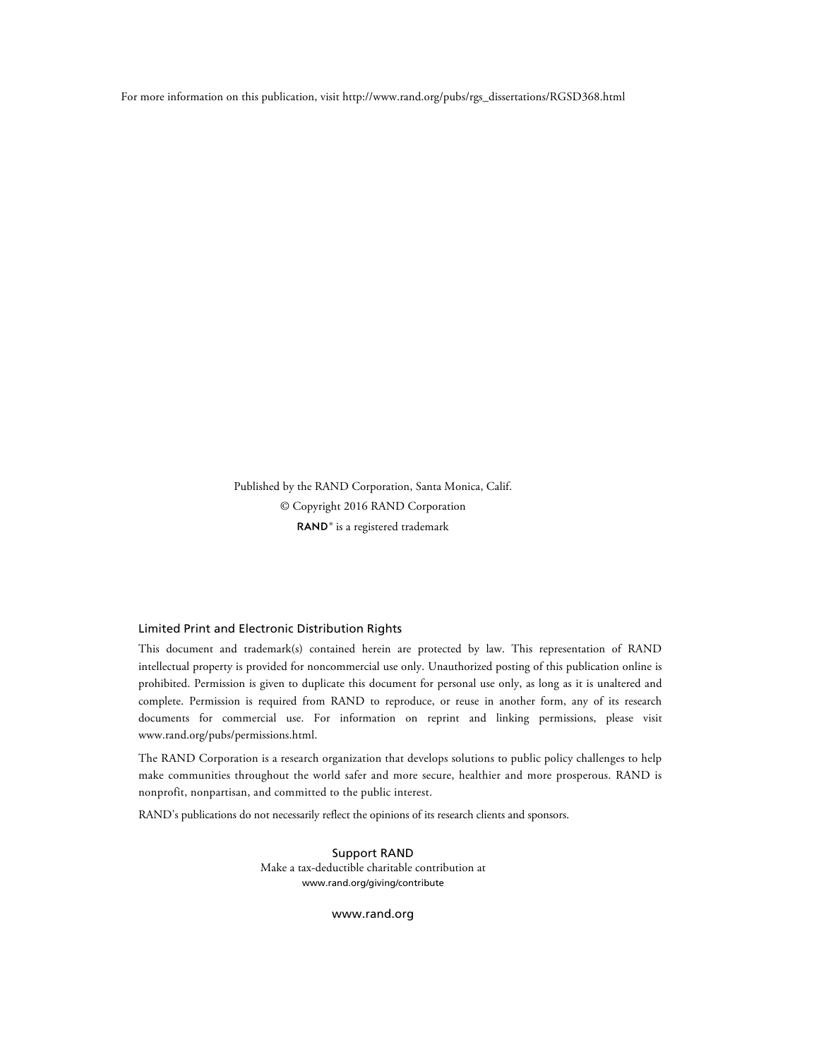For more information on this publication, visit http://www.rand.org/pubs/rgs_dissertations/RGSD368.html

Published by the RAND Corporation, Santa Monica, Calif.

© Copyright 2016 RAND Corporation

RAND® is a registered trademark

### Limited Print and Electronic Distribution Rights

This document and trademark(s) contained herein are protected by law. This representation of RAND intellectual property is provided for noncommercial use only. Unauthorized posting of this publication online is prohibited. Permission is given to duplicate this document for personal use only, as long as it is unaltered and complete. Permission is required from RAND to reproduce, or reuse in another form, any of its research documents for commercial use. For information on reprint and linking permissions, please visit www.rand.org/pubs/permissions.html.

The RAND Corporation is a research organization that develops solutions to public policy challenges to help make communities throughout the world safer and more secure, healthier and more prosperous. RAND is nonprofit, nonpartisan, and committed to the public interest.

RAND's publications do not necessarily reflect the opinions of its research clients and sponsors.

Support RAND

Make a tax-deductible charitable contribution at

www.rand.org/giving/contribute

www.rand.org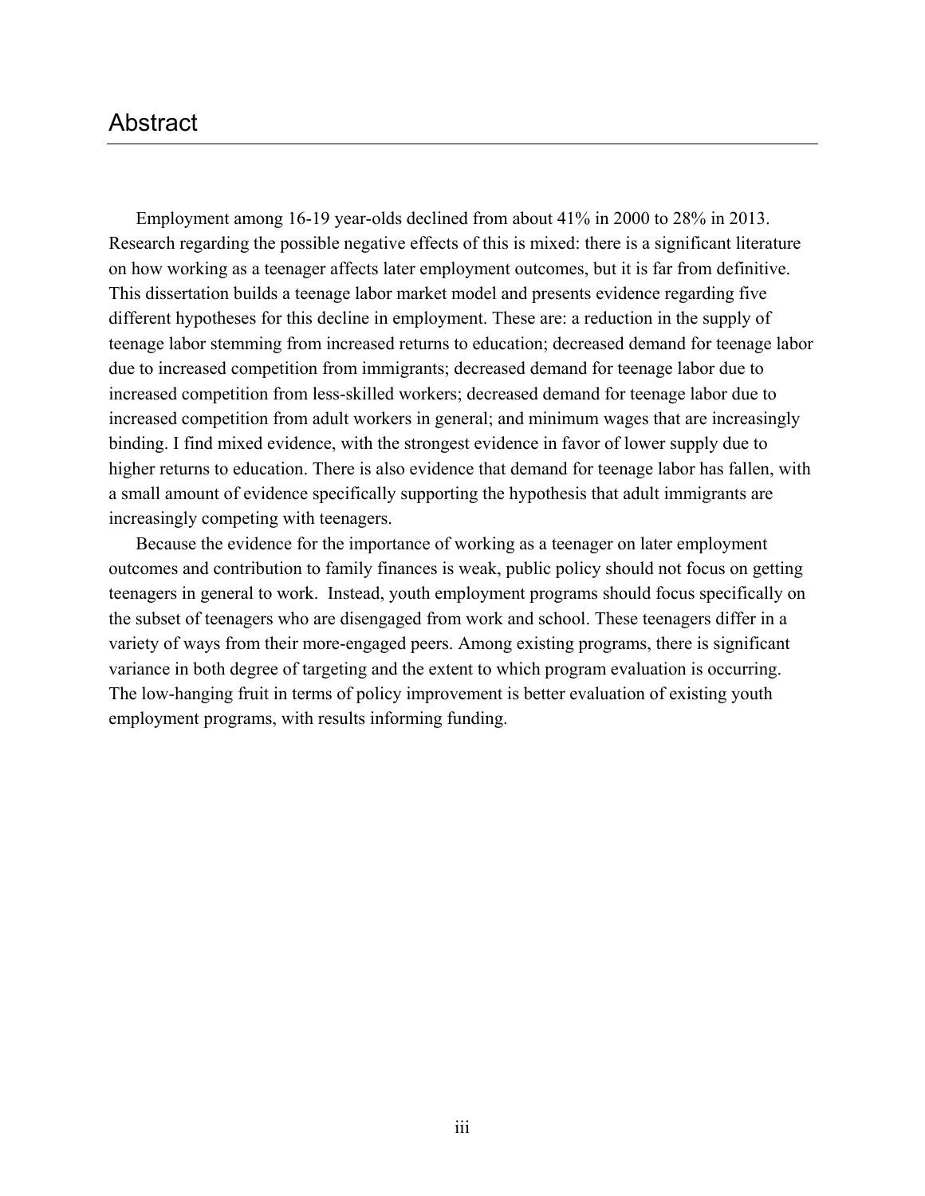# Abstract

Employment among 16-19 year-olds declined from about 41% in 2000 to 28% in 2013. Research regarding the possible negative effects of this is mixed: there is a significant literature on how working as a teenager affects later employment outcomes, but it is far from definitive. This dissertation builds a teenage labor market model and presents evidence regarding five different hypotheses for this decline in employment. These are: a reduction in the supply of teenage labor stemming from increased returns to education; decreased demand for teenage labor due to increased competition from immigrants; decreased demand for teenage labor due to increased competition from less-skilled workers; decreased demand for teenage labor due to increased competition from adult workers in general; and minimum wages that are increasingly binding. I find mixed evidence, with the strongest evidence in favor of lower supply due to higher returns to education. There is also evidence that demand for teenage labor has fallen, with a small amount of evidence specifically supporting the hypothesis that adult immigrants are increasingly competing with teenagers.

Because the evidence for the importance of working as a teenager on later employment outcomes and contribution to family finances is weak, public policy should not focus on getting teenagers in general to work. Instead, youth employment programs should focus specifically on the subset of teenagers who are disengaged from work and school. These teenagers differ in a variety of ways from their more-engaged peers. Among existing programs, there is significant variance in both degree of targeting and the extent to which program evaluation is occurring. The low-hanging fruit in terms of policy improvement is better evaluation of existing youth employment programs, with results informing funding.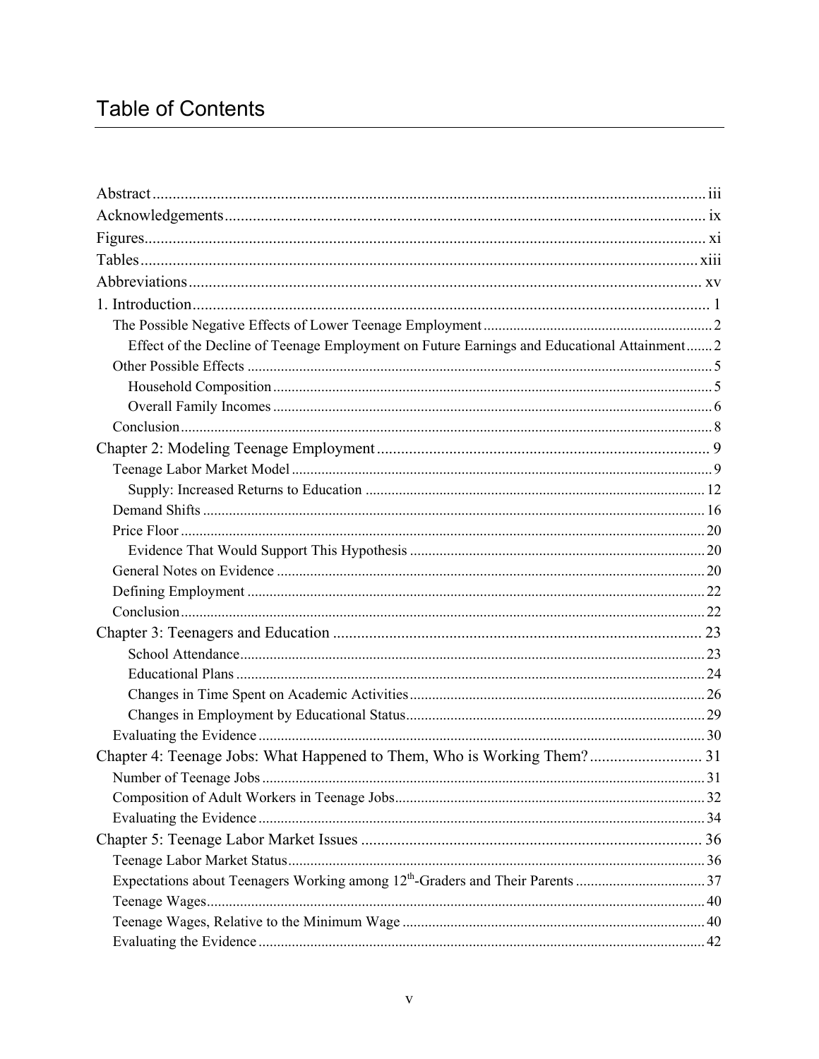# Table of Contents

Abstract ..... iii
Acknowledgements ..... ix
Figures ..... xi
Tables ..... xiii
Abbreviations ..... xv
1. Introduction ..... 1
  The Possible Negative Effects of Lower Teenage Employment ..... 2
    Effect of the Decline of Teenage Employment on Future Earnings and Educational Attainment ..... 2
  Other Possible Effects ..... 5
    Household Composition ..... 5
    Overall Family Incomes ..... 6
  Conclusion ..... 8
Chapter 2: Modeling Teenage Employment ..... 9
  Teenage Labor Market Model ..... 9
    Supply: Increased Returns to Education ..... 12
  Demand Shifts ..... 16
  Price Floor ..... 20
    Evidence That Would Support This Hypothesis ..... 20
  General Notes on Evidence ..... 20
  Defining Employment ..... 22
  Conclusion ..... 22
Chapter 3: Teenagers and Education ..... 23
    School Attendance ..... 23
    Educational Plans ..... 24
    Changes in Time Spent on Academic Activities ..... 26
    Changes in Employment by Educational Status ..... 29
  Evaluating the Evidence ..... 30
Chapter 4: Teenage Jobs: What Happened to Them, Who is Working Them? ..... 31
  Number of Teenage Jobs ..... 31
  Composition of Adult Workers in Teenage Jobs ..... 32
  Evaluating the Evidence ..... 34
Chapter 5: Teenage Labor Market Issues ..... 36
  Teenage Labor Market Status ..... 36
  Expectations about Teenagers Working among 12th-Graders and Their Parents ..... 37
  Teenage Wages ..... 40
  Teenage Wages, Relative to the Minimum Wage ..... 40
  Evaluating the Evidence ..... 42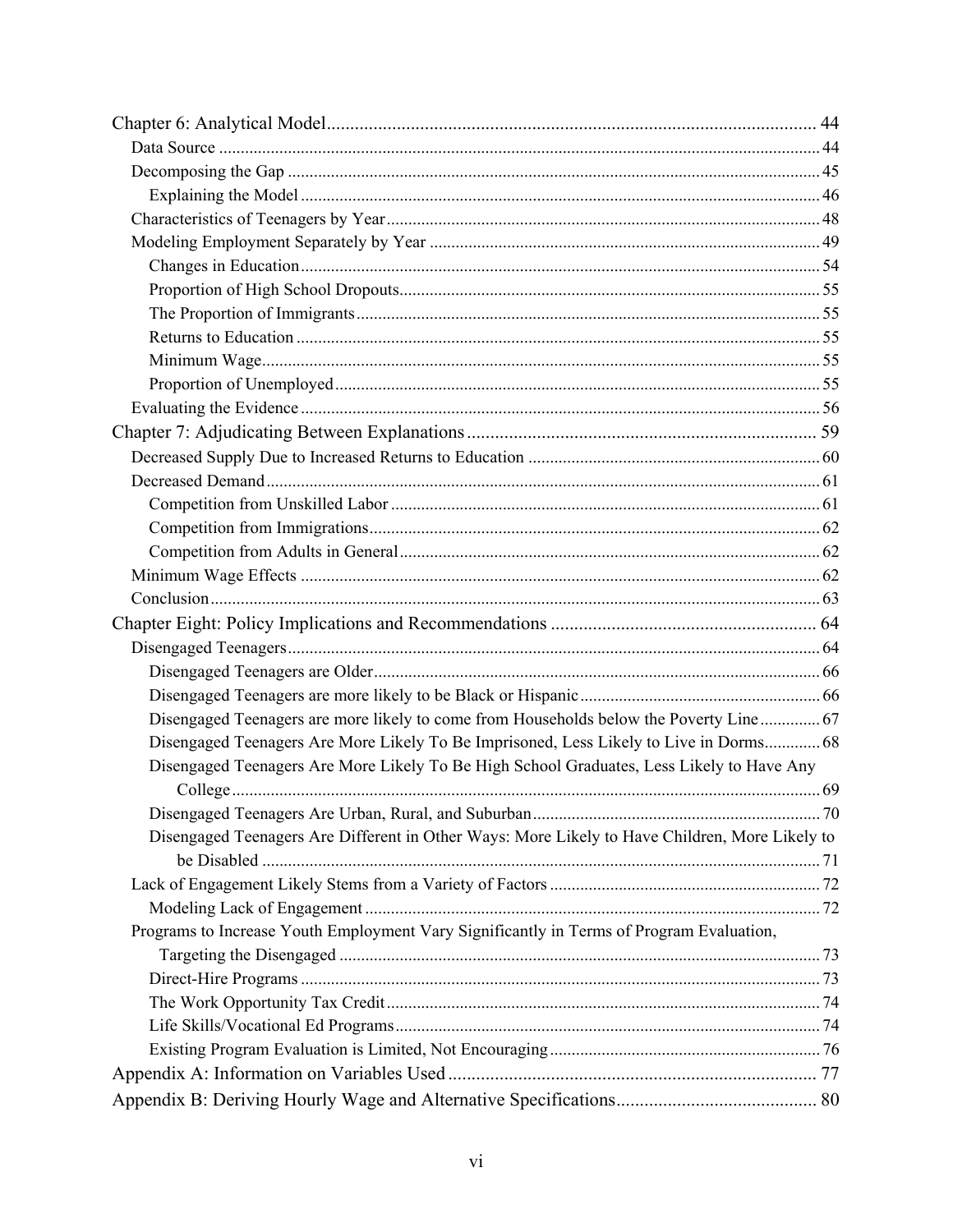Chapter 6: Analytical Model ........................................................................................................ 44
- Data Source ........................................................................................................................ 44
- Decomposing the Gap ........................................................................................................ 45
  - Explaining the Model ..................................................................................................... 46
- Characteristics of Teenagers by Year .................................................................................. 48
- Modeling Employment Separately by Year ......................................................................... 49
  - Changes in Education ..................................................................................................... 54
  - Proportion of High School Dropouts ............................................................................... 55
  - The Proportion of Immigrants ......................................................................................... 55
  - Returns to Education ....................................................................................................... 55
  - Minimum Wage ................................................................................................................ 55
  - Proportion of Unemployed .............................................................................................. 55
- Evaluating the Evidence ...................................................................................................... 56

Chapter 7: Adjudicating Between Explanations ........................................................................... 59
- Decreased Supply Due to Increased Returns to Education .................................................. 60
- Decreased Demand ............................................................................................................. 61
  - Competition from Unskilled Labor .................................................................................. 61
  - Competition from Immigrations ....................................................................................... 62
  - Competition from Adults in General ............................................................................... 62
- Minimum Wage Effects ....................................................................................................... 62
- Conclusion .......................................................................................................................... 63

Chapter Eight: Policy Implications and Recommendations ......................................................... 64
- Disengaged Teenagers ......................................................................................................... 64
  - Disengaged Teenagers are Older ..................................................................................... 66
  - Disengaged Teenagers are more likely to be Black or Hispanic ....................................... 66
  - Disengaged Teenagers are more likely to come from Households below the Poverty Line ............. 67
  - Disengaged Teenagers Are More Likely To Be Imprisoned, Less Likely to Live in Dorms ............. 68
  - Disengaged Teenagers Are More Likely To Be High School Graduates, Less Likely to Have Any College ....................................................................................................................... 69
  - Disengaged Teenagers Are Urban, Rural, and Suburban .................................................. 70
  - Disengaged Teenagers Are Different in Other Ways: More Likely to Have Children, More Likely to be Disabled ................................................................................................................ 71
- Lack of Engagement Likely Stems from a Variety of Factors ............................................. 72
  - Modeling Lack of Engagement ........................................................................................ 72
- Programs to Increase Youth Employment Vary Significantly in Terms of Program Evaluation, Targeting the Disengaged ............................................................................................... 73
  - Direct-Hire Programs ....................................................................................................... 73
  - The Work Opportunity Tax Credit ................................................................................... 74
  - Life Skills/Vocational Ed Programs ................................................................................. 74
  - Existing Program Evaluation is Limited, Not Encouraging .............................................. 76

Appendix A: Information on Variables Used .............................................................................. 77

Appendix B: Deriving Hourly Wage and Alternative Specifications .......................................... 80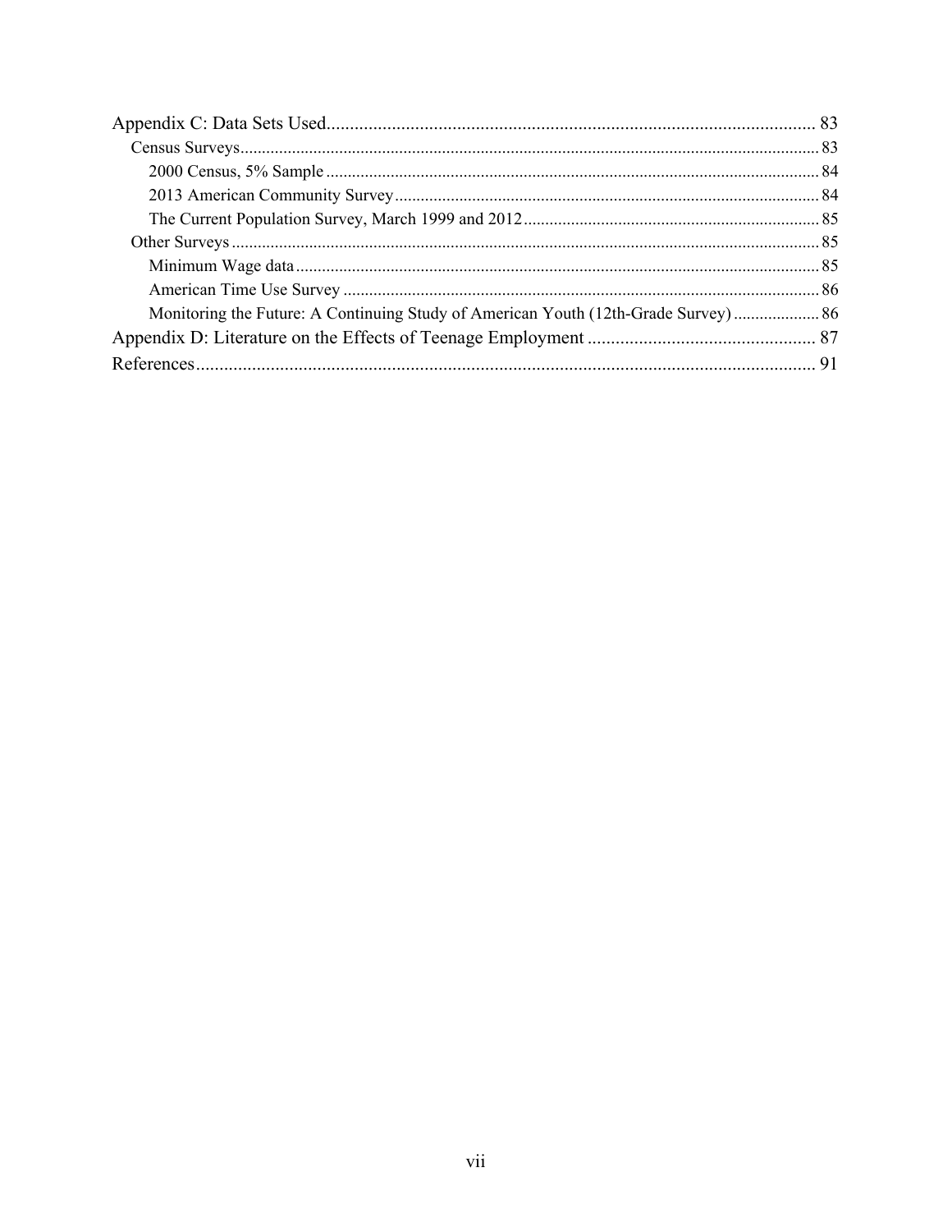Appendix C: Data Sets Used ........................................................................................................ 83

- Census Surveys ....................................................................................................................... 83
  - 2000 Census, 5% Sample ................................................................................................... 84
  - 2013 American Community Survey ................................................................................... 84
  - The Current Population Survey, March 1999 and 2012 ..................................................... 85
- Other Surveys ........................................................................................................................ 85
  - Minimum Wage data .......................................................................................................... 85
  - American Time Use Survey ............................................................................................... 86
  - Monitoring the Future: A Continuing Study of American Youth (12th-Grade Survey) .................... 86

Appendix D: Literature on the Effects of Teenage Employment ................................................. 87

References ..................................................................................................................................... 91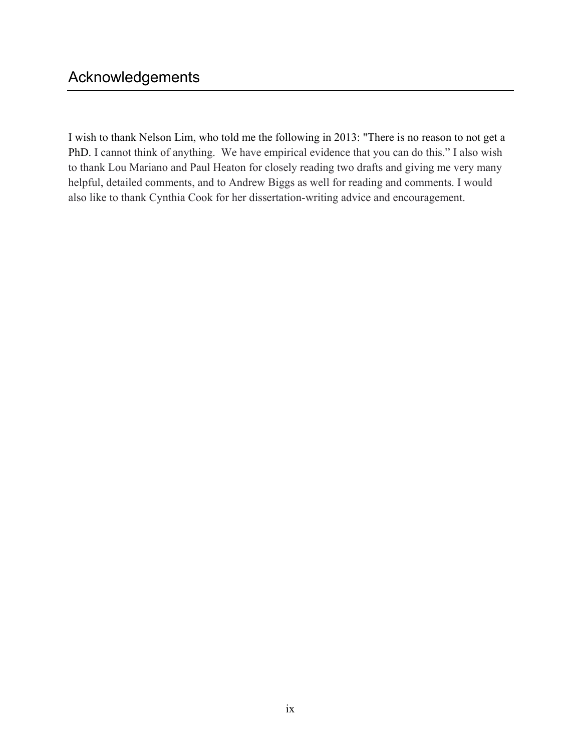# Acknowledgements

I wish to thank Nelson Lim, who told me the following in 2013: "There is no reason to not get a PhD. I cannot think of anything.  We have empirical evidence that you can do this." I also wish to thank Lou Mariano and Paul Heaton for closely reading two drafts and giving me very many helpful, detailed comments, and to Andrew Biggs as well for reading and comments. I would also like to thank Cynthia Cook for her dissertation-writing advice and encouragement.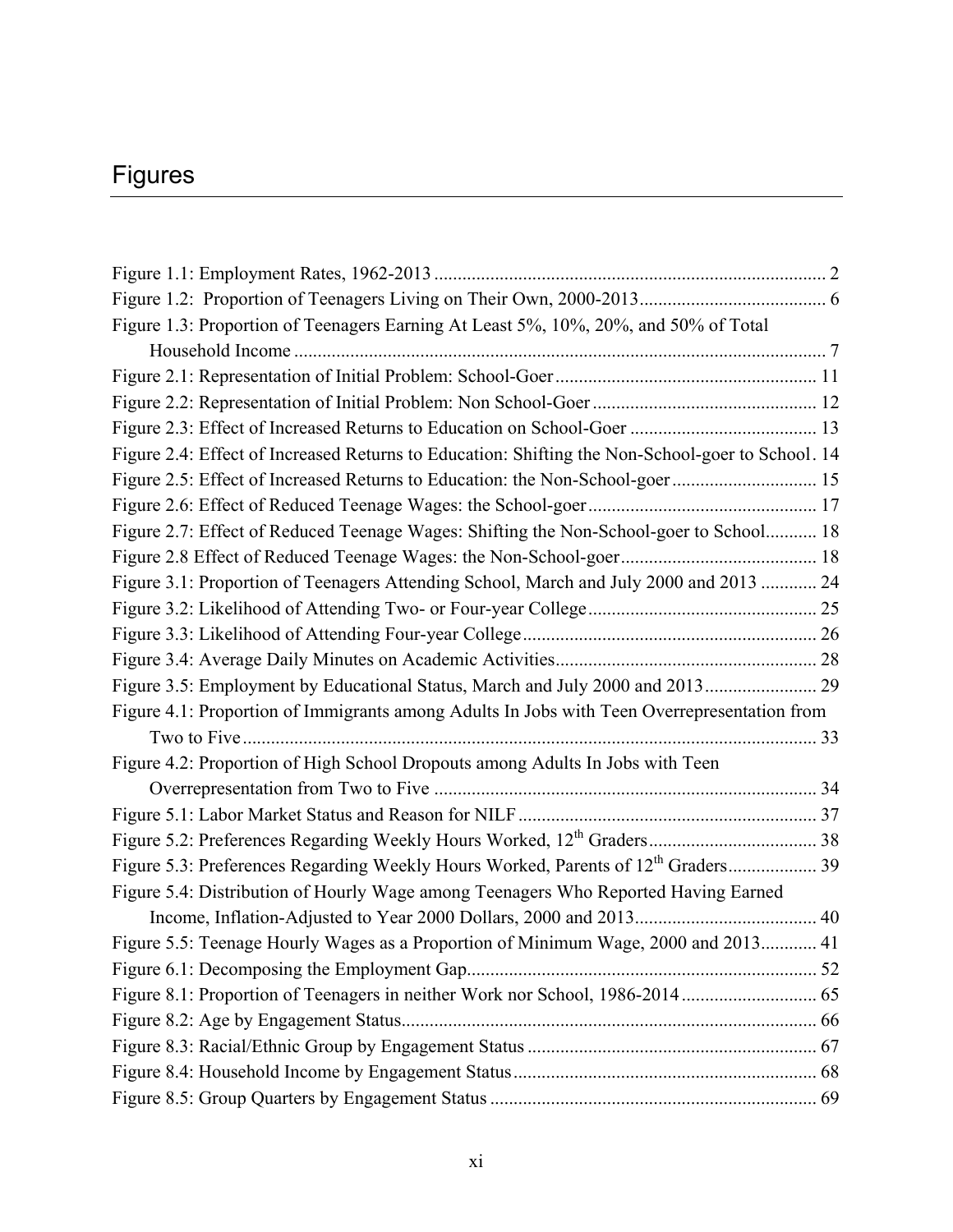# Figures

Figure 1.1: Employment Rates, 1962-2013 .......... 2
Figure 1.2: Proportion of Teenagers Living on Their Own, 2000-2013 .......... 6
Figure 1.3: Proportion of Teenagers Earning At Least 5%, 10%, 20%, and 50% of Total Household Income .......... 7
Figure 2.1: Representation of Initial Problem: School-Goer .......... 11
Figure 2.2: Representation of Initial Problem: Non School-Goer .......... 12
Figure 2.3: Effect of Increased Returns to Education on School-Goer .......... 13
Figure 2.4: Effect of Increased Returns to Education: Shifting the Non-School-goer to School. 14
Figure 2.5: Effect of Increased Returns to Education: the Non-School-goer .......... 15
Figure 2.6: Effect of Reduced Teenage Wages: the School-goer .......... 17
Figure 2.7: Effect of Reduced Teenage Wages: Shifting the Non-School-goer to School .......... 18
Figure 2.8 Effect of Reduced Teenage Wages: the Non-School-goer .......... 18
Figure 3.1: Proportion of Teenagers Attending School, March and July 2000 and 2013 .......... 24
Figure 3.2: Likelihood of Attending Two- or Four-year College .......... 25
Figure 3.3: Likelihood of Attending Four-year College .......... 26
Figure 3.4: Average Daily Minutes on Academic Activities .......... 28
Figure 3.5: Employment by Educational Status, March and July 2000 and 2013 .......... 29
Figure 4.1: Proportion of Immigrants among Adults In Jobs with Teen Overrepresentation from Two to Five .......... 33
Figure 4.2: Proportion of High School Dropouts among Adults In Jobs with Teen Overrepresentation from Two to Five .......... 34
Figure 5.1: Labor Market Status and Reason for NILF .......... 37
Figure 5.2: Preferences Regarding Weekly Hours Worked, 12th Graders .......... 38
Figure 5.3: Preferences Regarding Weekly Hours Worked, Parents of 12th Graders .......... 39
Figure 5.4: Distribution of Hourly Wage among Teenagers Who Reported Having Earned Income, Inflation-Adjusted to Year 2000 Dollars, 2000 and 2013 .......... 40
Figure 5.5: Teenage Hourly Wages as a Proportion of Minimum Wage, 2000 and 2013 .......... 41
Figure 6.1: Decomposing the Employment Gap .......... 52
Figure 8.1: Proportion of Teenagers in neither Work nor School, 1986-2014 .......... 65
Figure 8.2: Age by Engagement Status .......... 66
Figure 8.3: Racial/Ethnic Group by Engagement Status .......... 67
Figure 8.4: Household Income by Engagement Status .......... 68
Figure 8.5: Group Quarters by Engagement Status .......... 69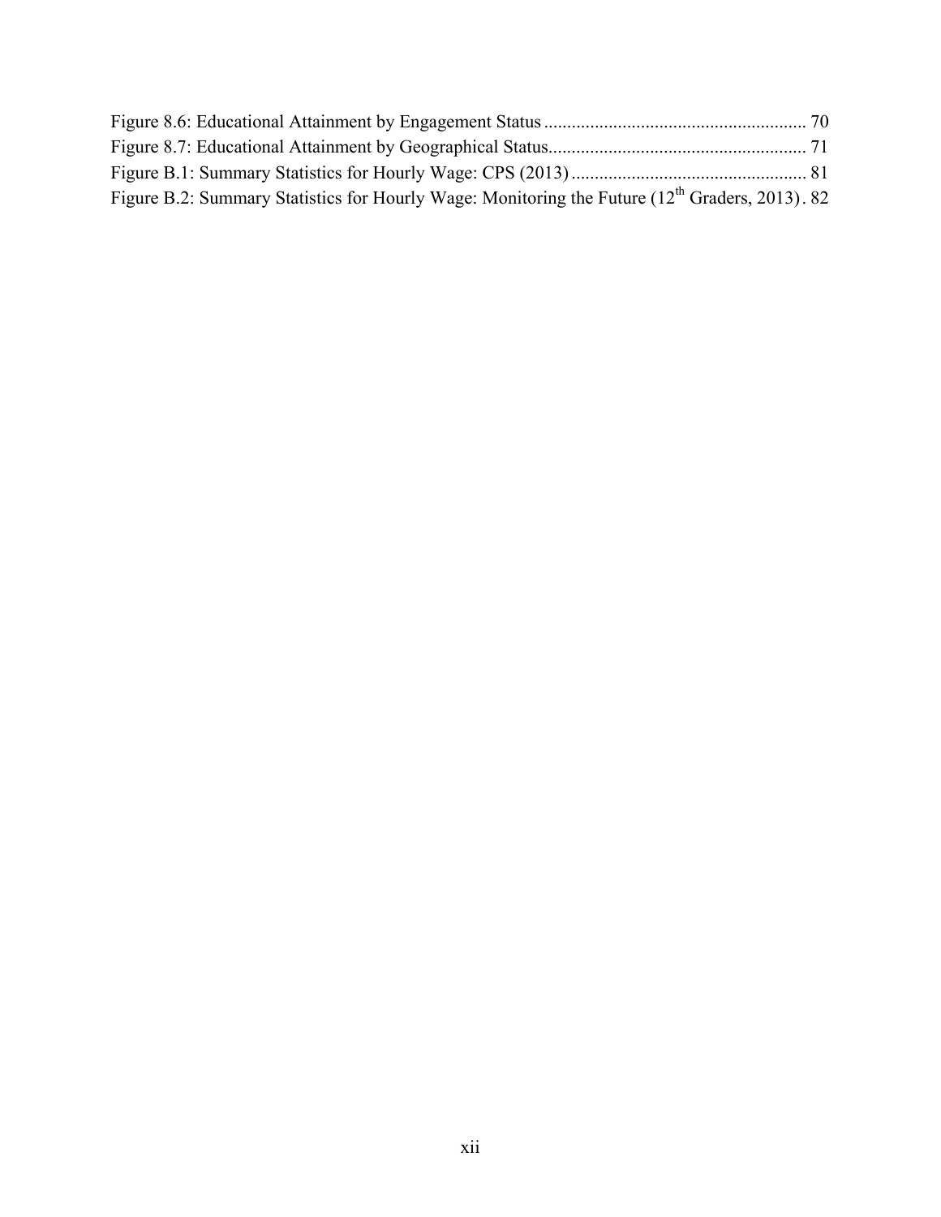Figure 8.6: Educational Attainment by Engagement Status ........................................................ 70
Figure 8.7: Educational Attainment by Geographical Status........................................................ 71
Figure B.1: Summary Statistics for Hourly Wage: CPS (2013) ................................................... 81
Figure B.2: Summary Statistics for Hourly Wage: Monitoring the Future (12th Graders, 2013) . 82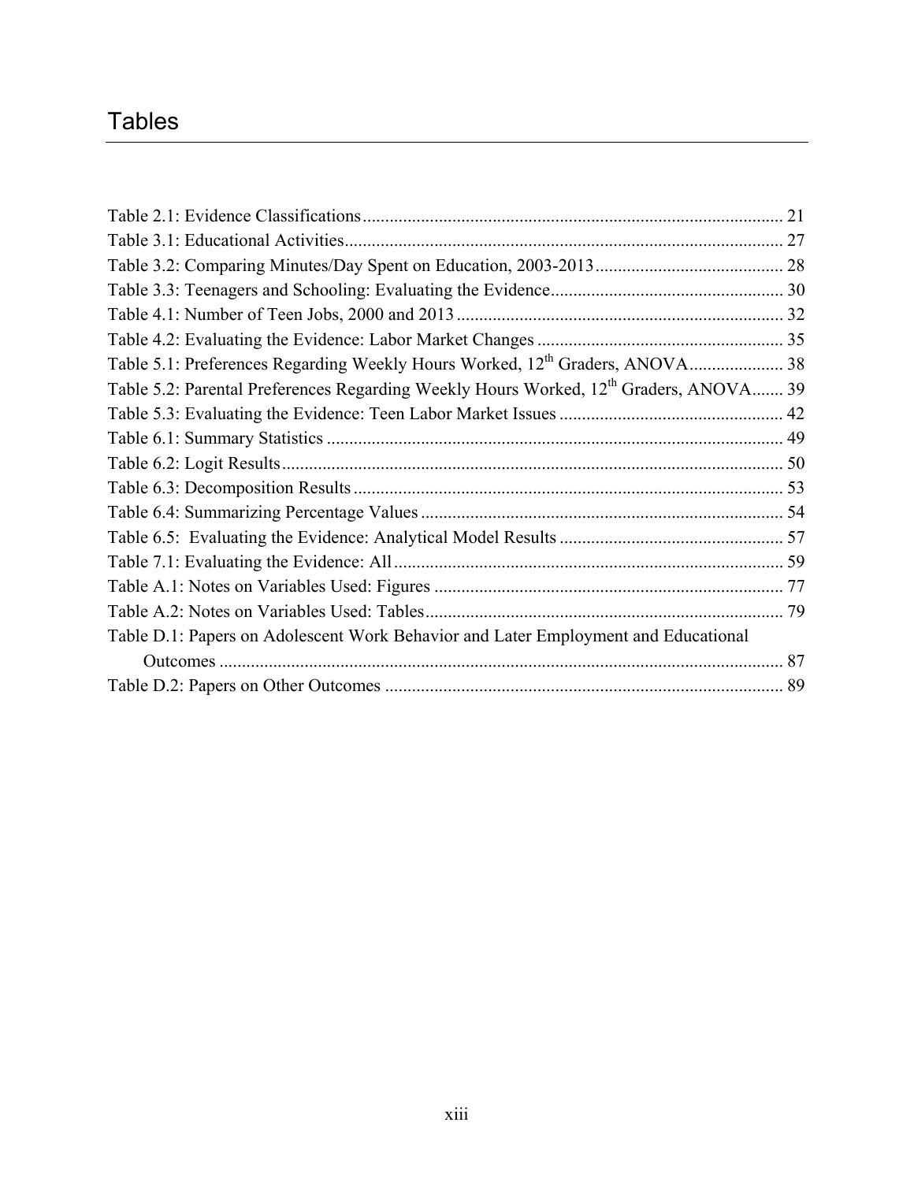# Tables

Table 2.1: Evidence Classifications ..... 21
Table 3.1: Educational Activities ..... 27
Table 3.2: Comparing Minutes/Day Spent on Education, 2003-2013 ..... 28
Table 3.3: Teenagers and Schooling: Evaluating the Evidence ..... 30
Table 4.1: Number of Teen Jobs, 2000 and 2013 ..... 32
Table 4.2: Evaluating the Evidence: Labor Market Changes ..... 35
Table 5.1: Preferences Regarding Weekly Hours Worked, 12th Graders, ANOVA ..... 38
Table 5.2: Parental Preferences Regarding Weekly Hours Worked, 12th Graders, ANOVA ..... 39
Table 5.3: Evaluating the Evidence: Teen Labor Market Issues ..... 42
Table 6.1: Summary Statistics ..... 49
Table 6.2: Logit Results ..... 50
Table 6.3: Decomposition Results ..... 53
Table 6.4: Summarizing Percentage Values ..... 54
Table 6.5: Evaluating the Evidence: Analytical Model Results ..... 57
Table 7.1: Evaluating the Evidence: All ..... 59
Table A.1: Notes on Variables Used: Figures ..... 77
Table A.2: Notes on Variables Used: Tables ..... 79
Table D.1: Papers on Adolescent Work Behavior and Later Employment and Educational Outcomes ..... 87
Table D.2: Papers on Other Outcomes ..... 89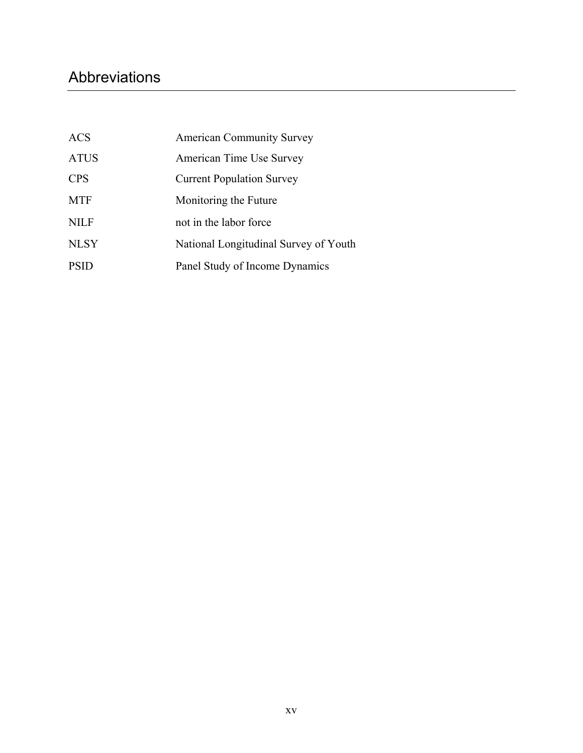# Abbreviations

| | |
|---|---|
| ACS | American Community Survey |
| ATUS | American Time Use Survey |
| CPS | Current Population Survey |
| MTF | Monitoring the Future |
| NILF | not in the labor force |
| NLSY | National Longitudinal Survey of Youth |
| PSID | Panel Study of Income Dynamics |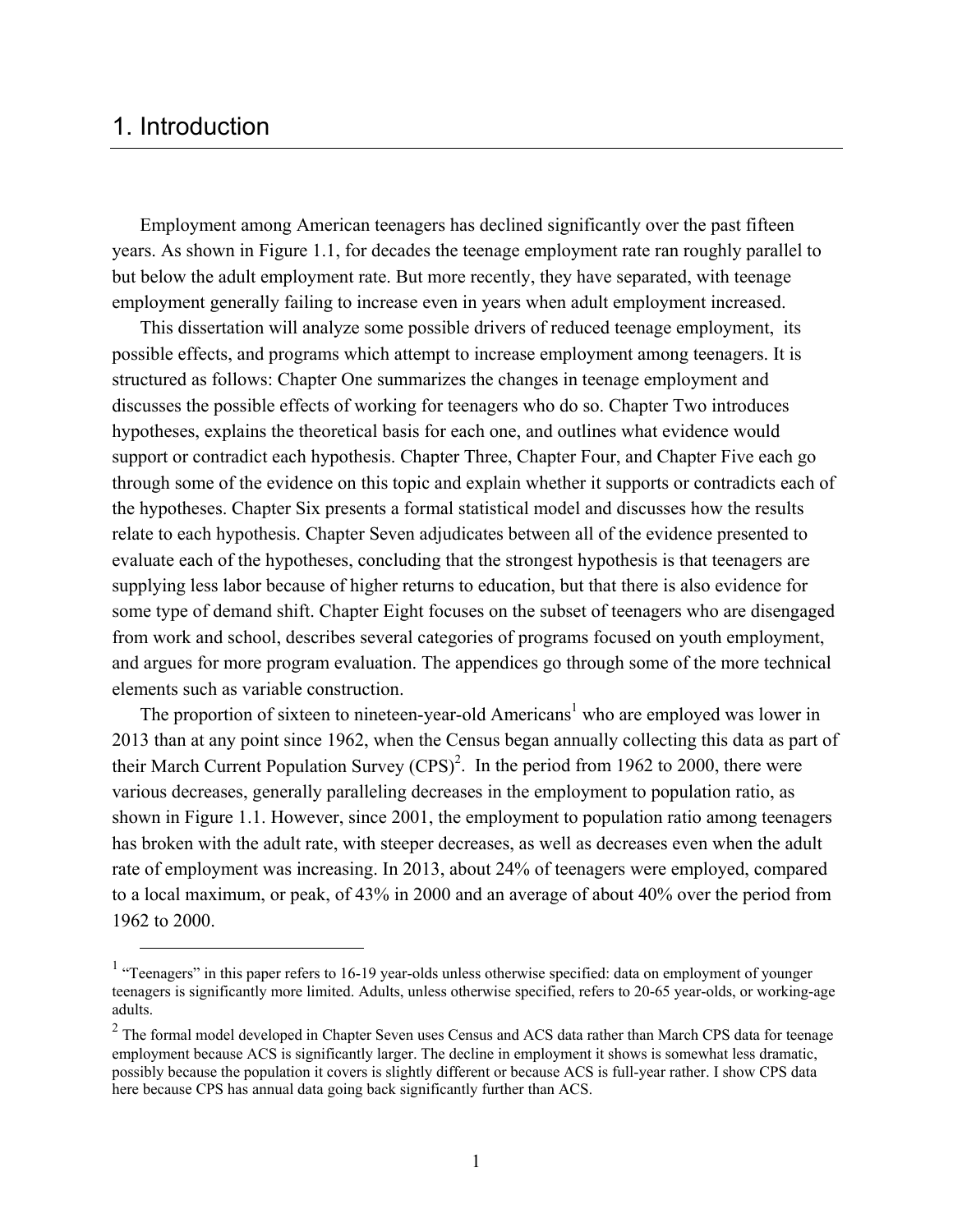# 1. Introduction

Employment among American teenagers has declined significantly over the past fifteen years. As shown in Figure 1.1, for decades the teenage employment rate ran roughly parallel to but below the adult employment rate. But more recently, they have separated, with teenage employment generally failing to increase even in years when adult employment increased.

This dissertation will analyze some possible drivers of reduced teenage employment, its possible effects, and programs which attempt to increase employment among teenagers. It is structured as follows: Chapter One summarizes the changes in teenage employment and discusses the possible effects of working for teenagers who do so. Chapter Two introduces hypotheses, explains the theoretical basis for each one, and outlines what evidence would support or contradict each hypothesis. Chapter Three, Chapter Four, and Chapter Five each go through some of the evidence on this topic and explain whether it supports or contradicts each of the hypotheses. Chapter Six presents a formal statistical model and discusses how the results relate to each hypothesis. Chapter Seven adjudicates between all of the evidence presented to evaluate each of the hypotheses, concluding that the strongest hypothesis is that teenagers are supplying less labor because of higher returns to education, but that there is also evidence for some type of demand shift. Chapter Eight focuses on the subset of teenagers who are disengaged from work and school, describes several categories of programs focused on youth employment, and argues for more program evaluation. The appendices go through some of the more technical elements such as variable construction.

The proportion of sixteen to nineteen-year-old Americans[1] who are employed was lower in 2013 than at any point since 1962, when the Census began annually collecting this data as part of their March Current Population Survey (CPS)[2]. In the period from 1962 to 2000, there were various decreases, generally paralleling decreases in the employment to population ratio, as shown in Figure 1.1. However, since 2001, the employment to population ratio among teenagers has broken with the adult rate, with steeper decreases, as well as decreases even when the adult rate of employment was increasing. In 2013, about 24% of teenagers were employed, compared to a local maximum, or peak, of 43% in 2000 and an average of about 40% over the period from 1962 to 2000.

---

[1] "Teenagers" in this paper refers to 16-19 year-olds unless otherwise specified: data on employment of younger teenagers is significantly more limited. Adults, unless otherwise specified, refers to 20-65 year-olds, or working-age adults.

[2] The formal model developed in Chapter Seven uses Census and ACS data rather than March CPS data for teenage employment because ACS is significantly larger. The decline in employment it shows is somewhat less dramatic, possibly because the population it covers is slightly different or because ACS is full-year rather. I show CPS data here because CPS has annual data going back significantly further than ACS.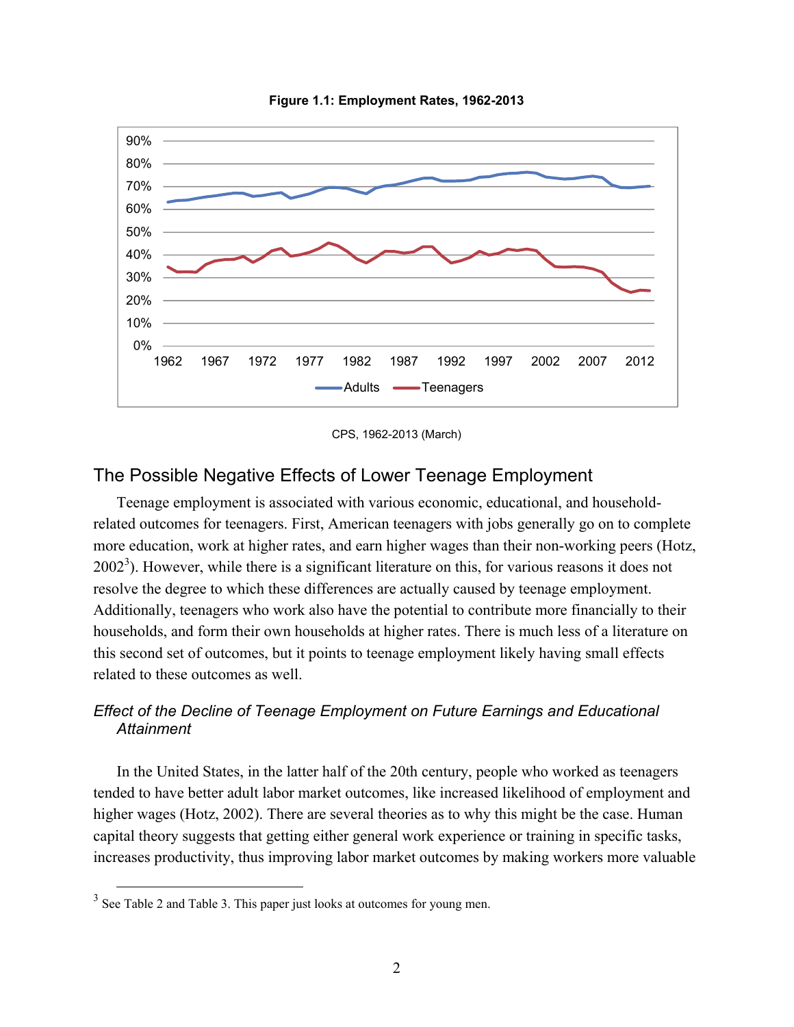**Figure 1.1: Employment Rates, 1962-2013**

CPS, 1962-2013 (March)

## The Possible Negative Effects of Lower Teenage Employment

Teenage employment is associated with various economic, educational, and household-related outcomes for teenagers. First, American teenagers with jobs generally go on to complete more education, work at higher rates, and earn higher wages than their non-working peers (Hotz, 2002[3]). However, while there is a significant literature on this, for various reasons it does not resolve the degree to which these differences are actually caused by teenage employment. Additionally, teenagers who work also have the potential to contribute more financially to their households, and form their own households at higher rates. There is much less of a literature on this second set of outcomes, but it points to teenage employment likely having small effects related to these outcomes as well.

### *Effect of the Decline of Teenage Employment on Future Earnings and Educational Attainment*

In the United States, in the latter half of the 20th century, people who worked as teenagers tended to have better adult labor market outcomes, like increased likelihood of employment and higher wages (Hotz, 2002). There are several theories as to why this might be the case. Human capital theory suggests that getting either general work experience or training in specific tasks, increases productivity, thus improving labor market outcomes by making workers more valuable

[3] See Table 2 and Table 3. This paper just looks at outcomes for young men.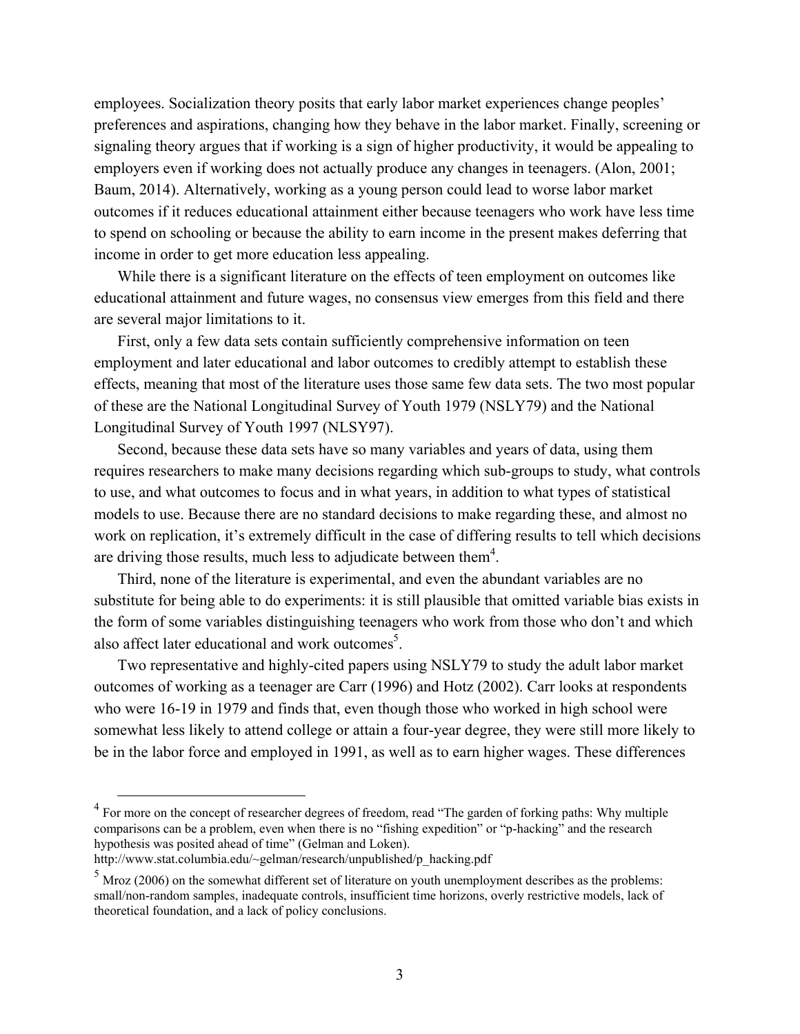employees. Socialization theory posits that early labor market experiences change peoples' preferences and aspirations, changing how they behave in the labor market. Finally, screening or signaling theory argues that if working is a sign of higher productivity, it would be appealing to employers even if working does not actually produce any changes in teenagers. (Alon, 2001; Baum, 2014). Alternatively, working as a young person could lead to worse labor market outcomes if it reduces educational attainment either because teenagers who work have less time to spend on schooling or because the ability to earn income in the present makes deferring that income in order to get more education less appealing.

While there is a significant literature on the effects of teen employment on outcomes like educational attainment and future wages, no consensus view emerges from this field and there are several major limitations to it.

First, only a few data sets contain sufficiently comprehensive information on teen employment and later educational and labor outcomes to credibly attempt to establish these effects, meaning that most of the literature uses those same few data sets. The two most popular of these are the National Longitudinal Survey of Youth 1979 (NSLY79) and the National Longitudinal Survey of Youth 1997 (NLSY97).

Second, because these data sets have so many variables and years of data, using them requires researchers to make many decisions regarding which sub-groups to study, what controls to use, and what outcomes to focus and in what years, in addition to what types of statistical models to use. Because there are no standard decisions to make regarding these, and almost no work on replication, it's extremely difficult in the case of differing results to tell which decisions are driving those results, much less to adjudicate between them[4].

Third, none of the literature is experimental, and even the abundant variables are no substitute for being able to do experiments: it is still plausible that omitted variable bias exists in the form of some variables distinguishing teenagers who work from those who don't and which also affect later educational and work outcomes[5].

Two representative and highly-cited papers using NSLY79 to study the adult labor market outcomes of working as a teenager are Carr (1996) and Hotz (2002). Carr looks at respondents who were 16-19 in 1979 and finds that, even though those who worked in high school were somewhat less likely to attend college or attain a four-year degree, they were still more likely to be in the labor force and employed in 1991, as well as to earn higher wages. These differences

---

[4] For more on the concept of researcher degrees of freedom, read "The garden of forking paths: Why multiple comparisons can be a problem, even when there is no "fishing expedition" or "p-hacking" and the research hypothesis was posited ahead of time" (Gelman and Loken). http://www.stat.columbia.edu/~gelman/research/unpublished/p_hacking.pdf

[5] Mroz (2006) on the somewhat different set of literature on youth unemployment describes as the problems: small/non-random samples, inadequate controls, insufficient time horizons, overly restrictive models, lack of theoretical foundation, and a lack of policy conclusions.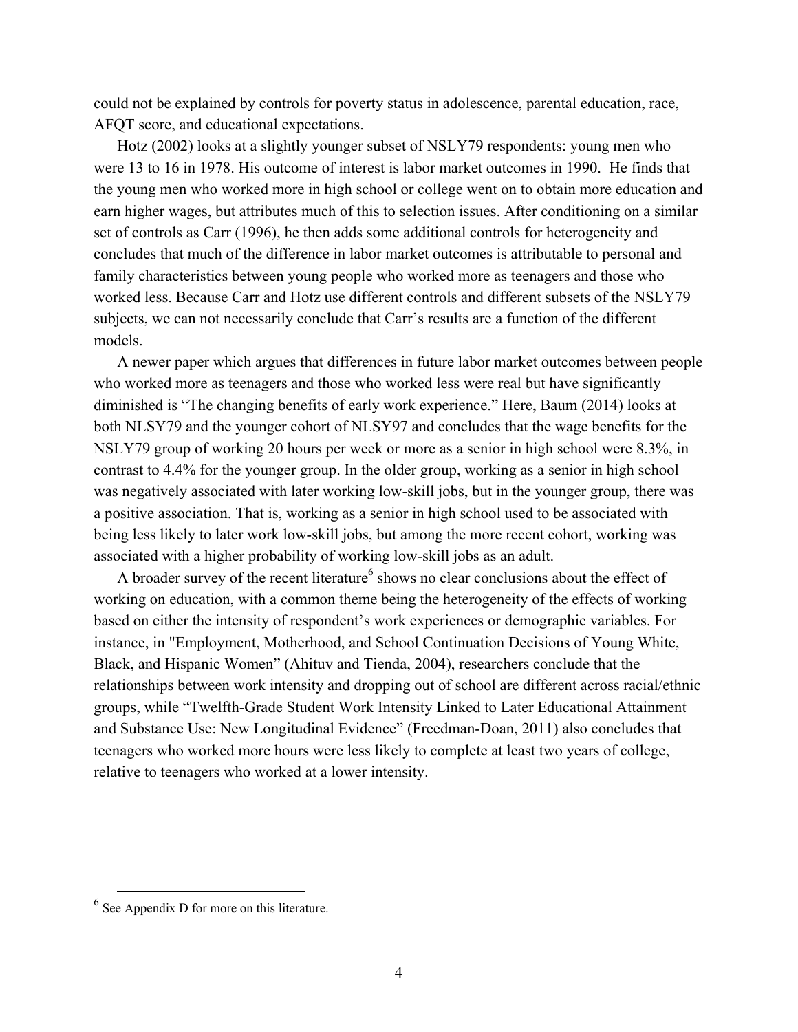could not be explained by controls for poverty status in adolescence, parental education, race, AFQT score, and educational expectations.

Hotz (2002) looks at a slightly younger subset of NSLY79 respondents: young men who were 13 to 16 in 1978. His outcome of interest is labor market outcomes in 1990. He finds that the young men who worked more in high school or college went on to obtain more education and earn higher wages, but attributes much of this to selection issues. After conditioning on a similar set of controls as Carr (1996), he then adds some additional controls for heterogeneity and concludes that much of the difference in labor market outcomes is attributable to personal and family characteristics between young people who worked more as teenagers and those who worked less. Because Carr and Hotz use different controls and different subsets of the NSLY79 subjects, we can not necessarily conclude that Carr's results are a function of the different models.

A newer paper which argues that differences in future labor market outcomes between people who worked more as teenagers and those who worked less were real but have significantly diminished is "The changing benefits of early work experience." Here, Baum (2014) looks at both NLSY79 and the younger cohort of NLSY97 and concludes that the wage benefits for the NSLY79 group of working 20 hours per week or more as a senior in high school were 8.3%, in contrast to 4.4% for the younger group. In the older group, working as a senior in high school was negatively associated with later working low-skill jobs, but in the younger group, there was a positive association. That is, working as a senior in high school used to be associated with being less likely to later work low-skill jobs, but among the more recent cohort, working was associated with a higher probability of working low-skill jobs as an adult.

A broader survey of the recent literature[6] shows no clear conclusions about the effect of working on education, with a common theme being the heterogeneity of the effects of working based on either the intensity of respondent's work experiences or demographic variables. For instance, in "Employment, Motherhood, and School Continuation Decisions of Young White, Black, and Hispanic Women" (Ahituv and Tienda, 2004), researchers conclude that the relationships between work intensity and dropping out of school are different across racial/ethnic groups, while "Twelfth-Grade Student Work Intensity Linked to Later Educational Attainment and Substance Use: New Longitudinal Evidence" (Freedman-Doan, 2011) also concludes that teenagers who worked more hours were less likely to complete at least two years of college, relative to teenagers who worked at a lower intensity.

[6] See Appendix D for more on this literature.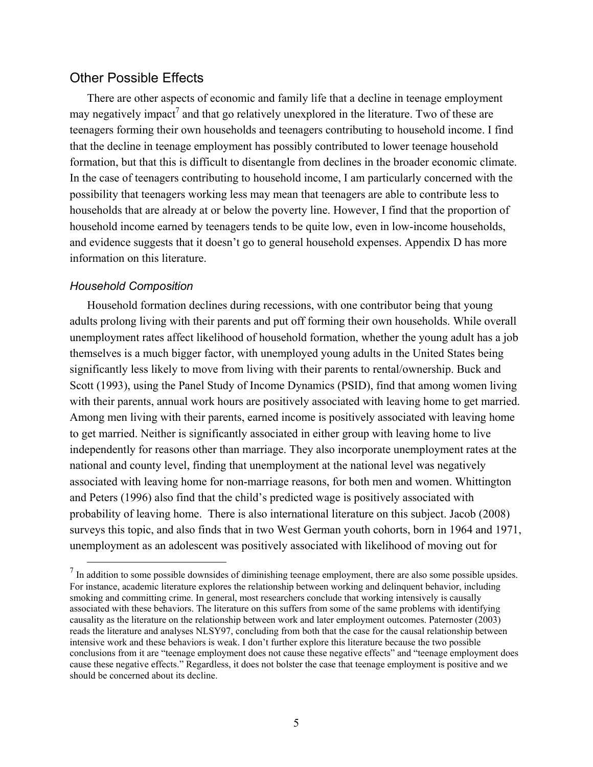## Other Possible Effects

There are other aspects of economic and family life that a decline in teenage employment may negatively impact[7] and that go relatively unexplored in the literature. Two of these are teenagers forming their own households and teenagers contributing to household income. I find that the decline in teenage employment has possibly contributed to lower teenage household formation, but that this is difficult to disentangle from declines in the broader economic climate. In the case of teenagers contributing to household income, I am particularly concerned with the possibility that teenagers working less may mean that teenagers are able to contribute less to households that are already at or below the poverty line. However, I find that the proportion of household income earned by teenagers tends to be quite low, even in low-income households, and evidence suggests that it doesn't go to general household expenses. Appendix D has more information on this literature.

### *Household Composition*

Household formation declines during recessions, with one contributor being that young adults prolong living with their parents and put off forming their own households. While overall unemployment rates affect likelihood of household formation, whether the young adult has a job themselves is a much bigger factor, with unemployed young adults in the United States being significantly less likely to move from living with their parents to rental/ownership. Buck and Scott (1993), using the Panel Study of Income Dynamics (PSID), find that among women living with their parents, annual work hours are positively associated with leaving home to get married. Among men living with their parents, earned income is positively associated with leaving home to get married. Neither is significantly associated in either group with leaving home to live independently for reasons other than marriage. They also incorporate unemployment rates at the national and county level, finding that unemployment at the national level was negatively associated with leaving home for non-marriage reasons, for both men and women. Whittington and Peters (1996) also find that the child's predicted wage is positively associated with probability of leaving home. There is also international literature on this subject. Jacob (2008) surveys this topic, and also finds that in two West German youth cohorts, born in 1964 and 1971, unemployment as an adolescent was positively associated with likelihood of moving out for

[7] In addition to some possible downsides of diminishing teenage employment, there are also some possible upsides. For instance, academic literature explores the relationship between working and delinquent behavior, including smoking and committing crime. In general, most researchers conclude that working intensively is causally associated with these behaviors. The literature on this suffers from some of the same problems with identifying causality as the literature on the relationship between work and later employment outcomes. Paternoster (2003) reads the literature and analyses NLSY97, concluding from both that the case for the causal relationship between intensive work and these behaviors is weak. I don't further explore this literature because the two possible conclusions from it are "teenage employment does not cause these negative effects" and "teenage employment does cause these negative effects." Regardless, it does not bolster the case that teenage employment is positive and we should be concerned about its decline.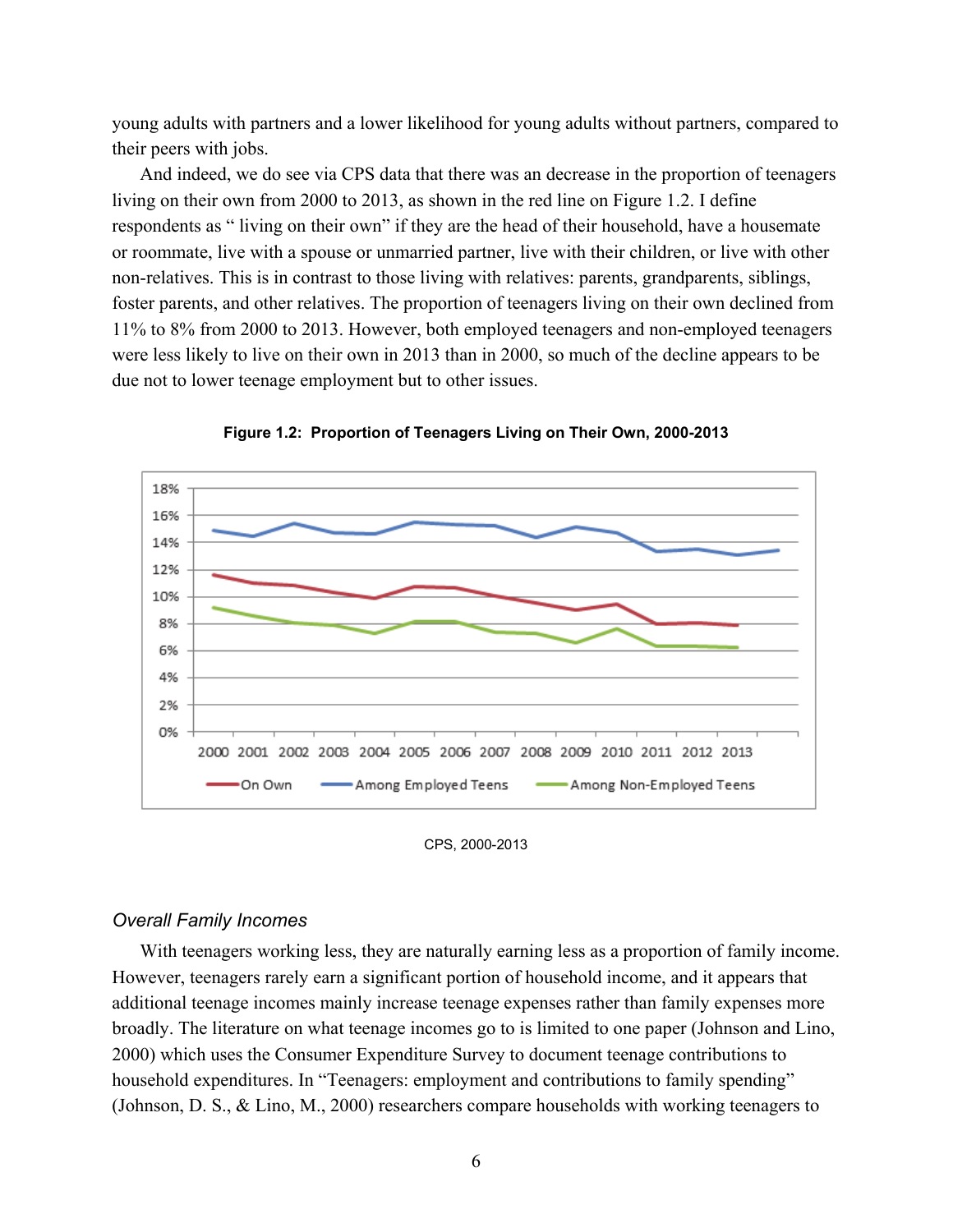young adults with partners and a lower likelihood for young adults without partners, compared to their peers with jobs.

And indeed, we do see via CPS data that there was an decrease in the proportion of teenagers living on their own from 2000 to 2013, as shown in the red line on Figure 1.2. I define respondents as “ living on their own” if they are the head of their household, have a housemate or roommate, live with a spouse or unmarried partner, live with their children, or live with other non-relatives. This is in contrast to those living with relatives: parents, grandparents, siblings, foster parents, and other relatives. The proportion of teenagers living on their own declined from 11% to 8% from 2000 to 2013. However, both employed teenagers and non-employed teenagers were less likely to live on their own in 2013 than in 2000, so much of the decline appears to be due not to lower teenage employment but to other issues.

**Figure 1.2: Proportion of Teenagers Living on Their Own, 2000-2013**

CPS, 2000-2013

### *Overall Family Incomes*

With teenagers working less, they are naturally earning less as a proportion of family income. However, teenagers rarely earn a significant portion of household income, and it appears that additional teenage incomes mainly increase teenage expenses rather than family expenses more broadly. The literature on what teenage incomes go to is limited to one paper (Johnson and Lino, 2000) which uses the Consumer Expenditure Survey to document teenage contributions to household expenditures. In “Teenagers: employment and contributions to family spending” (Johnson, D. S., & Lino, M., 2000) researchers compare households with working teenagers to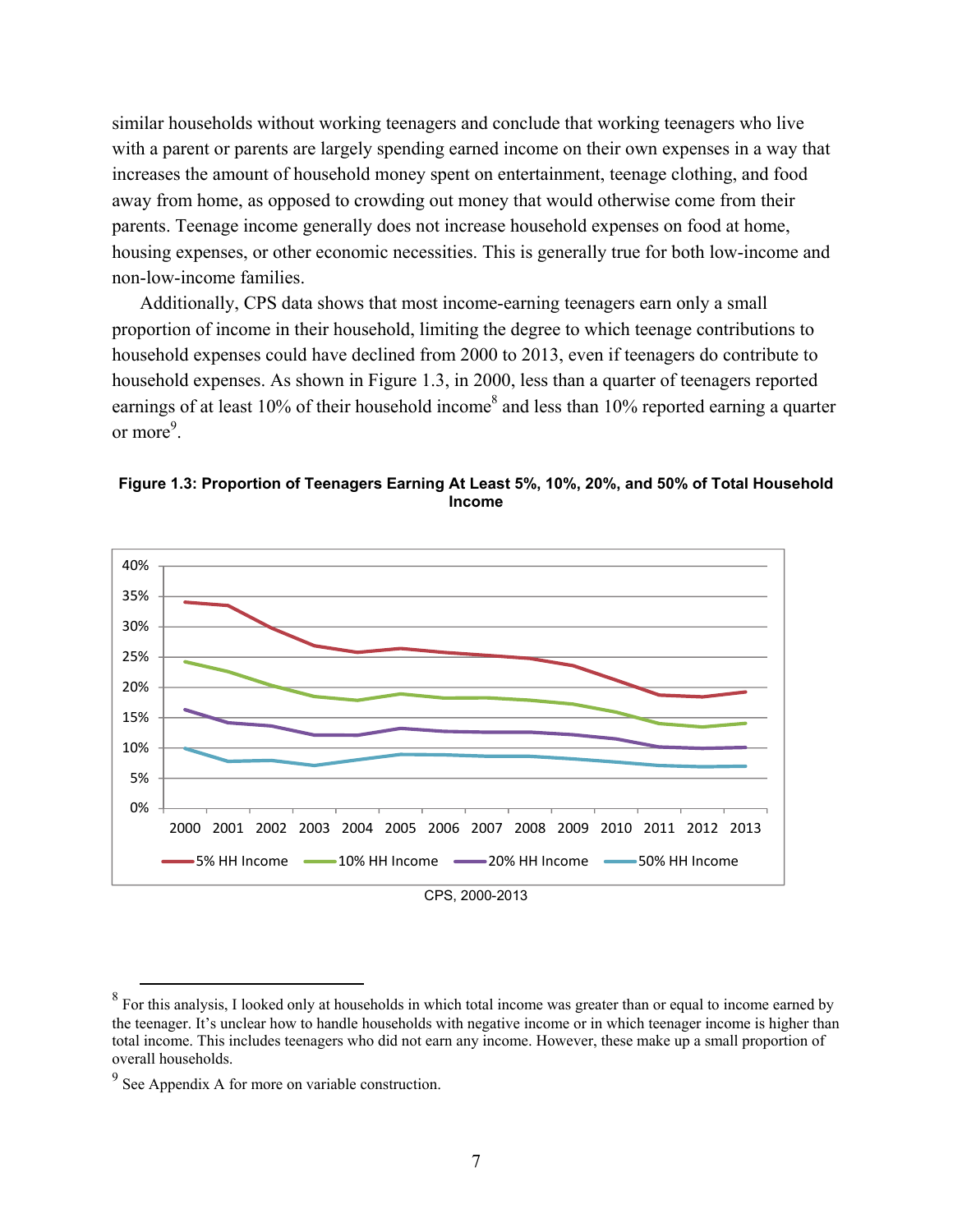similar households without working teenagers and conclude that working teenagers who live with a parent or parents are largely spending earned income on their own expenses in a way that increases the amount of household money spent on entertainment, teenage clothing, and food away from home, as opposed to crowding out money that would otherwise come from their parents. Teenage income generally does not increase household expenses on food at home, housing expenses, or other economic necessities. This is generally true for both low-income and non-low-income families.

Additionally, CPS data shows that most income-earning teenagers earn only a small proportion of income in their household, limiting the degree to which teenage contributions to household expenses could have declined from 2000 to 2013, even if teenagers do contribute to household expenses. As shown in Figure 1.3, in 2000, less than a quarter of teenagers reported earnings of at least 10% of their household income[8] and less than 10% reported earning a quarter or more[9].

**Figure 1.3: Proportion of Teenagers Earning At Least 5%, 10%, 20%, and 50% of Total Household Income**

CPS, 2000-2013

[8] For this analysis, I looked only at households in which total income was greater than or equal to income earned by the teenager. It's unclear how to handle households with negative income or in which teenager income is higher than total income. This includes teenagers who did not earn any income. However, these make up a small proportion of overall households.

[9] See Appendix A for more on variable construction.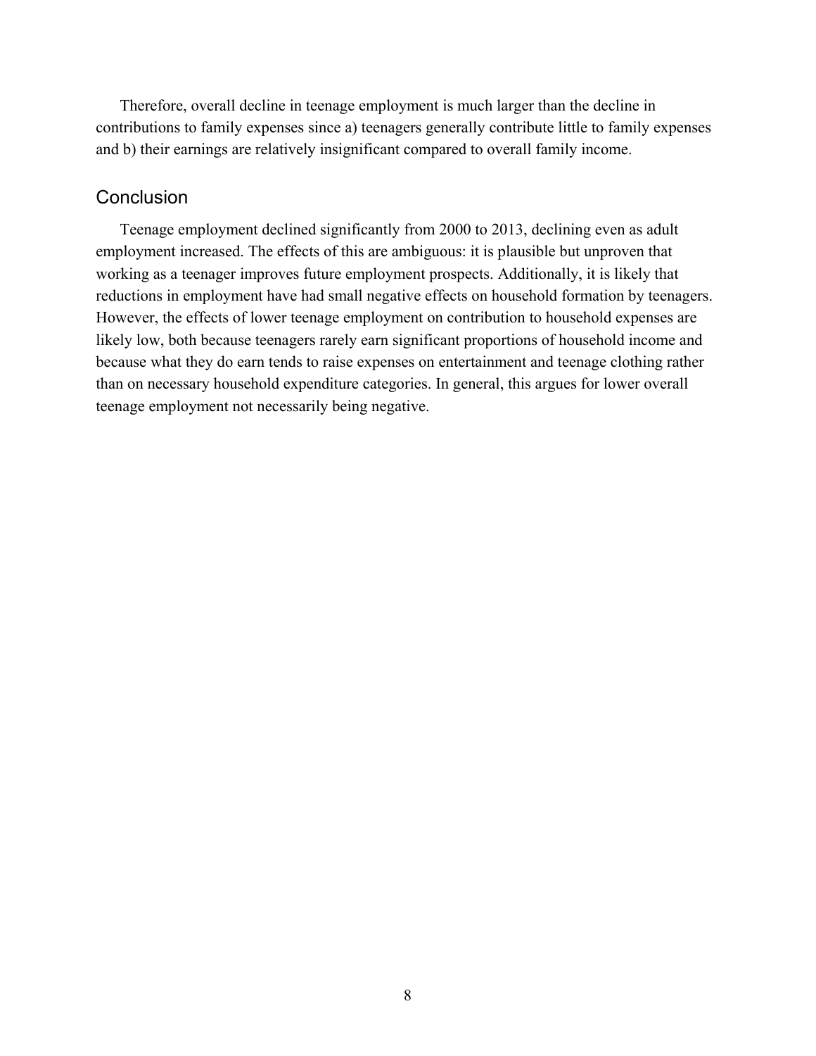Therefore, overall decline in teenage employment is much larger than the decline in contributions to family expenses since a) teenagers generally contribute little to family expenses and b) their earnings are relatively insignificant compared to overall family income.

## Conclusion

Teenage employment declined significantly from 2000 to 2013, declining even as adult employment increased. The effects of this are ambiguous: it is plausible but unproven that working as a teenager improves future employment prospects. Additionally, it is likely that reductions in employment have had small negative effects on household formation by teenagers. However, the effects of lower teenage employment on contribution to household expenses are likely low, both because teenagers rarely earn significant proportions of household income and because what they do earn tends to raise expenses on entertainment and teenage clothing rather than on necessary household expenditure categories. In general, this argues for lower overall teenage employment not necessarily being negative.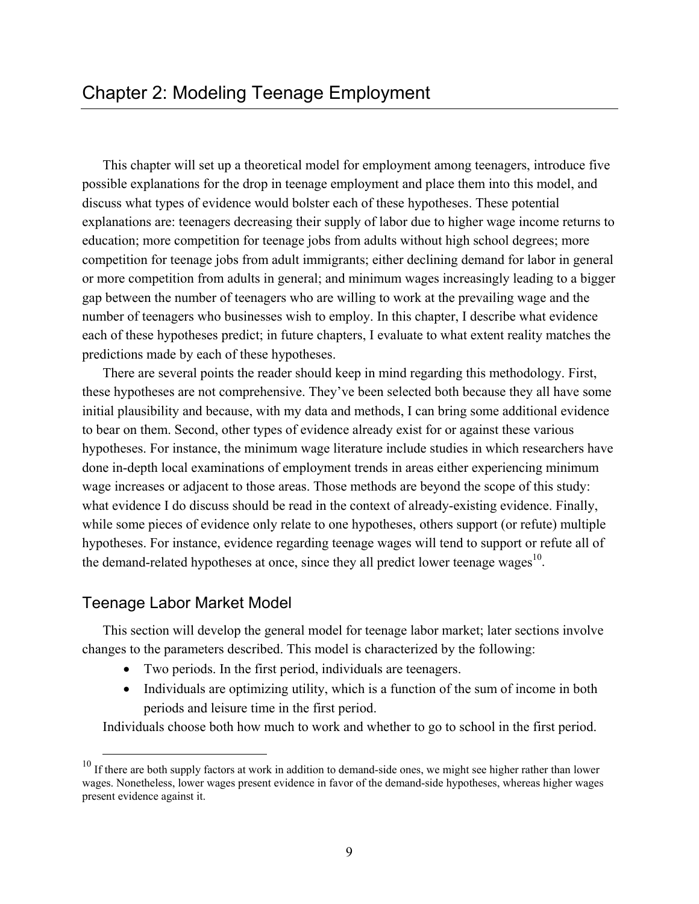# Chapter 2: Modeling Teenage Employment

This chapter will set up a theoretical model for employment among teenagers, introduce five possible explanations for the drop in teenage employment and place them into this model, and discuss what types of evidence would bolster each of these hypotheses. These potential explanations are: teenagers decreasing their supply of labor due to higher wage income returns to education; more competition for teenage jobs from adults without high school degrees; more competition for teenage jobs from adult immigrants; either declining demand for labor in general or more competition from adults in general; and minimum wages increasingly leading to a bigger gap between the number of teenagers who are willing to work at the prevailing wage and the number of teenagers who businesses wish to employ. In this chapter, I describe what evidence each of these hypotheses predict; in future chapters, I evaluate to what extent reality matches the predictions made by each of these hypotheses.

There are several points the reader should keep in mind regarding this methodology. First, these hypotheses are not comprehensive. They've been selected both because they all have some initial plausibility and because, with my data and methods, I can bring some additional evidence to bear on them. Second, other types of evidence already exist for or against these various hypotheses. For instance, the minimum wage literature include studies in which researchers have done in-depth local examinations of employment trends in areas either experiencing minimum wage increases or adjacent to those areas. Those methods are beyond the scope of this study: what evidence I do discuss should be read in the context of already-existing evidence. Finally, while some pieces of evidence only relate to one hypotheses, others support (or refute) multiple hypotheses. For instance, evidence regarding teenage wages will tend to support or refute all of the demand-related hypotheses at once, since they all predict lower teenage wages[10].

## Teenage Labor Market Model

This section will develop the general model for teenage labor market; later sections involve changes to the parameters described. This model is characterized by the following:

- Two periods. In the first period, individuals are teenagers.
- Individuals are optimizing utility, which is a function of the sum of income in both periods and leisure time in the first period.

Individuals choose both how much to work and whether to go to school in the first period.

[10] If there are both supply factors at work in addition to demand-side ones, we might see higher rather than lower wages. Nonetheless, lower wages present evidence in favor of the demand-side hypotheses, whereas higher wages present evidence against it.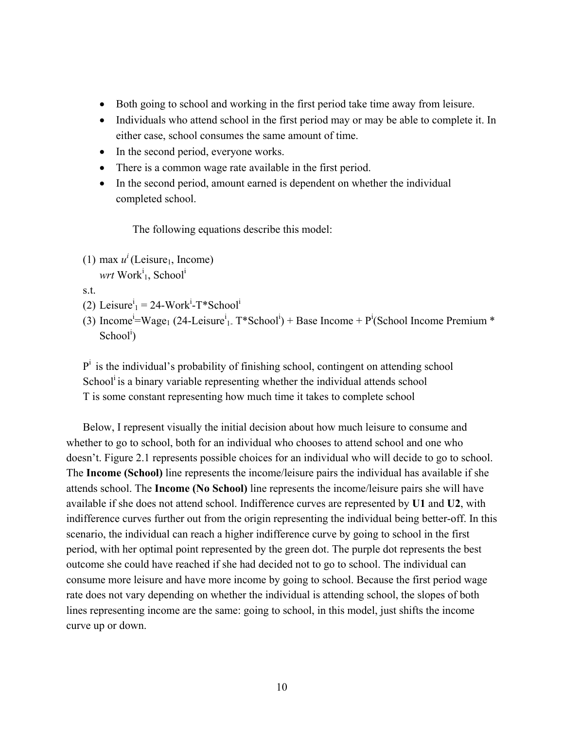- Both going to school and working in the first period take time away from leisure.
- Individuals who attend school in the first period may or may be able to complete it. In either case, school consumes the same amount of time.
- In the second period, everyone works.
- There is a common wage rate available in the first period.
- In the second period, amount earned is dependent on whether the individual completed school.

The following equations describe this model:

(1) max $u^i$ (Leisure$_1$, Income)
*wrt* Work$^i_1$, School$^i$

s.t.

(2) Leisure$^i_1$ = 24-Work$^i$-T*School$^i$

(3) Income$^i$=Wage$_1$ (24-Leisure$^i_1$- T*School$^i$) + Base Income + P$^i$(School Income Premium * School$^i$)

P$^i$ is the individual's probability of finishing school, contingent on attending school
School$^i$ is a binary variable representing whether the individual attends school
T is some constant representing how much time it takes to complete school

Below, I represent visually the initial decision about how much leisure to consume and whether to go to school, both for an individual who chooses to attend school and one who doesn't. Figure 2.1 represents possible choices for an individual who will decide to go to school. The **Income (School)** line represents the income/leisure pairs the individual has available if she attends school. The **Income (No School)** line represents the income/leisure pairs she will have available if she does not attend school. Indifference curves are represented by **U1** and **U2**, with indifference curves further out from the origin representing the individual being better-off. In this scenario, the individual can reach a higher indifference curve by going to school in the first period, with her optimal point represented by the green dot. The purple dot represents the best outcome she could have reached if she had decided not to go to school. The individual can consume more leisure and have more income by going to school. Because the first period wage rate does not vary depending on whether the individual is attending school, the slopes of both lines representing income are the same: going to school, in this model, just shifts the income curve up or down.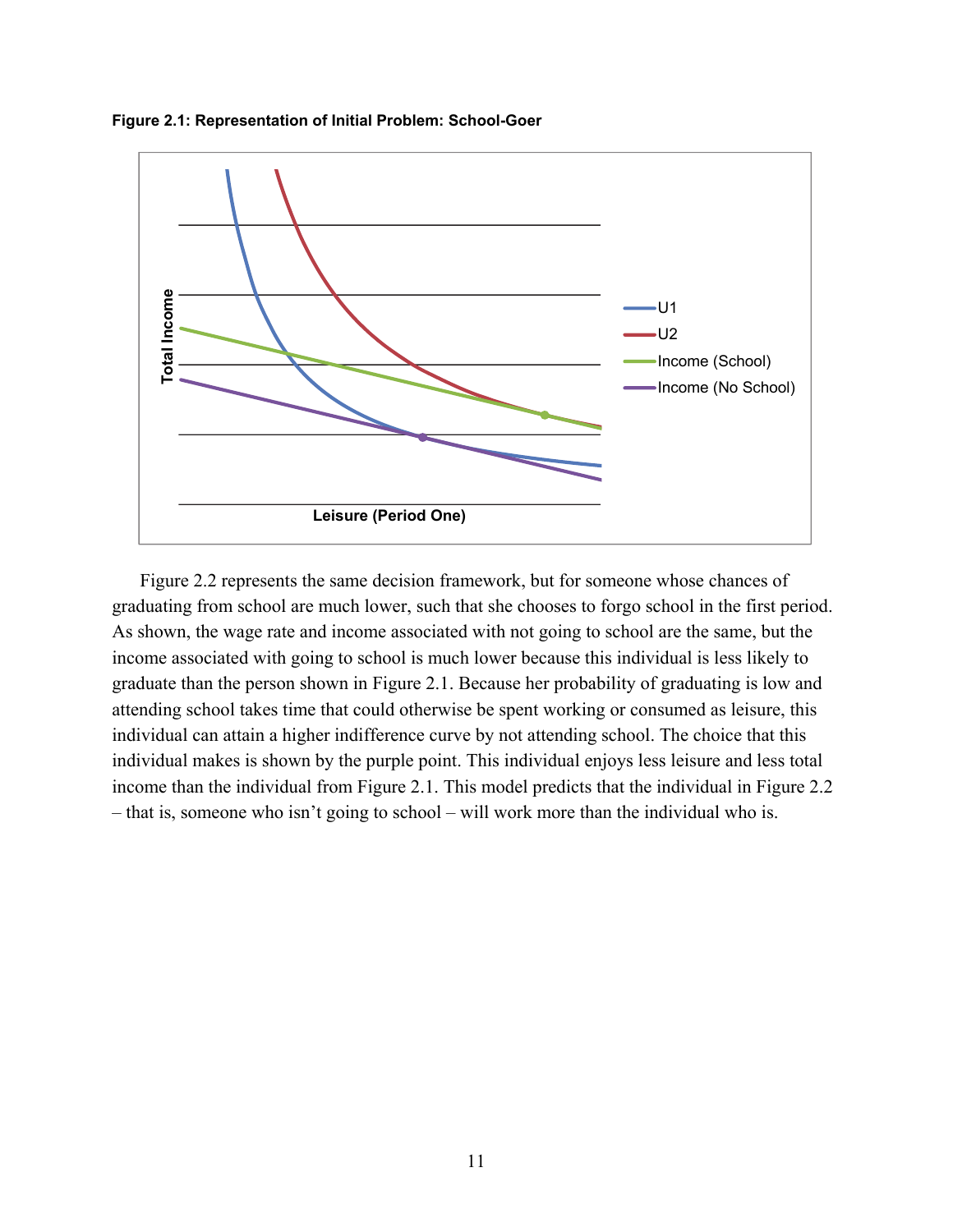**Figure 2.1: Representation of Initial Problem: School-Goer**

Figure 2.2 represents the same decision framework, but for someone whose chances of graduating from school are much lower, such that she chooses to forgo school in the first period. As shown, the wage rate and income associated with not going to school are the same, but the income associated with going to school is much lower because this individual is less likely to graduate than the person shown in Figure 2.1. Because her probability of graduating is low and attending school takes time that could otherwise be spent working or consumed as leisure, this individual can attain a higher indifference curve by not attending school. The choice that this individual makes is shown by the purple point. This individual enjoys less leisure and less total income than the individual from Figure 2.1. This model predicts that the individual in Figure 2.2 – that is, someone who isn't going to school – will work more than the individual who is.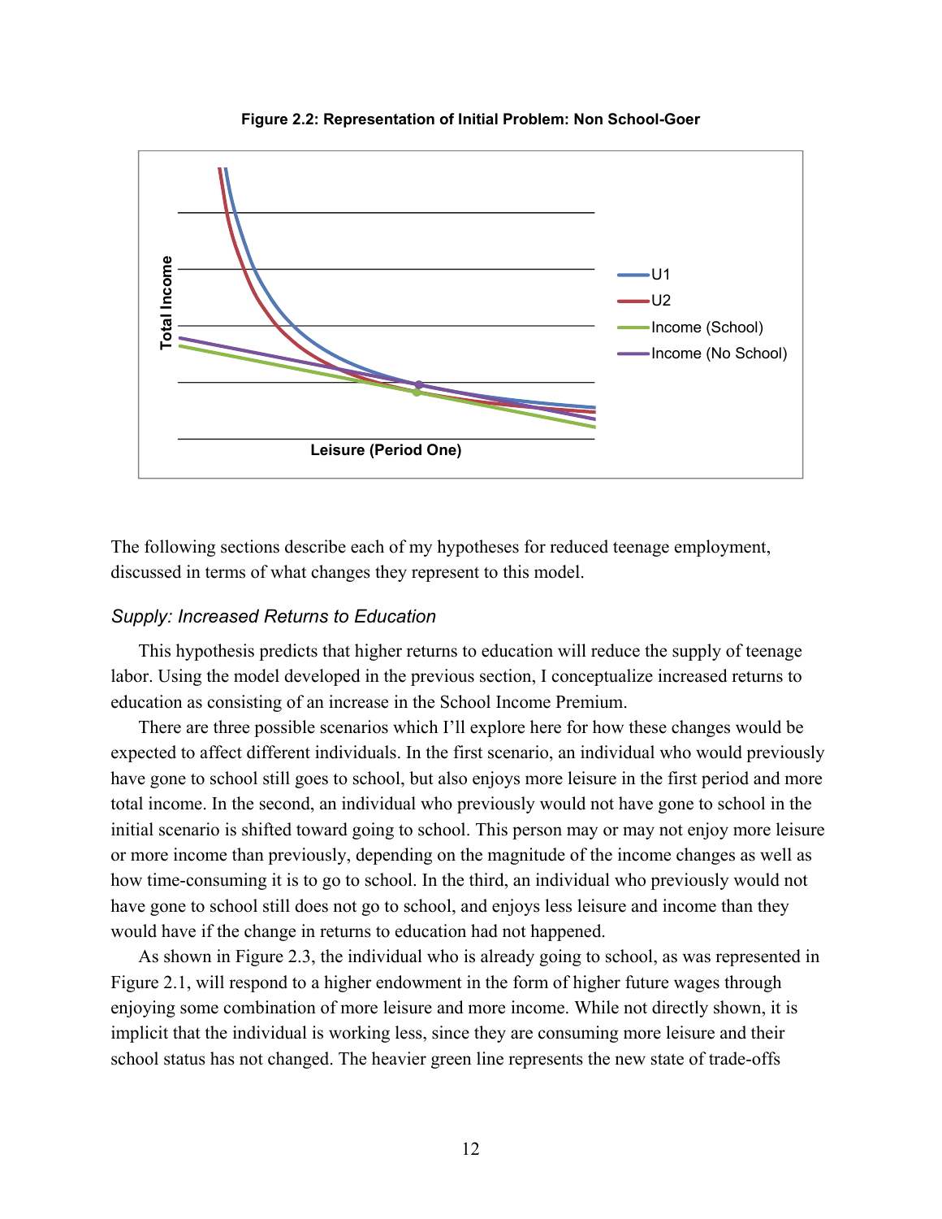**Figure 2.2: Representation of Initial Problem: Non School-Goer**

The following sections describe each of my hypotheses for reduced teenage employment, discussed in terms of what changes they represent to this model.

### *Supply: Increased Returns to Education*

This hypothesis predicts that higher returns to education will reduce the supply of teenage labor. Using the model developed in the previous section, I conceptualize increased returns to education as consisting of an increase in the School Income Premium.

There are three possible scenarios which I'll explore here for how these changes would be expected to affect different individuals. In the first scenario, an individual who would previously have gone to school still goes to school, but also enjoys more leisure in the first period and more total income. In the second, an individual who previously would not have gone to school in the initial scenario is shifted toward going to school. This person may or may not enjoy more leisure or more income than previously, depending on the magnitude of the income changes as well as how time-consuming it is to go to school. In the third, an individual who previously would not have gone to school still does not go to school, and enjoys less leisure and income than they would have if the change in returns to education had not happened.

As shown in Figure 2.3, the individual who is already going to school, as was represented in Figure 2.1, will respond to a higher endowment in the form of higher future wages through enjoying some combination of more leisure and more income. While not directly shown, it is implicit that the individual is working less, since they are consuming more leisure and their school status has not changed. The heavier green line represents the new state of trade-offs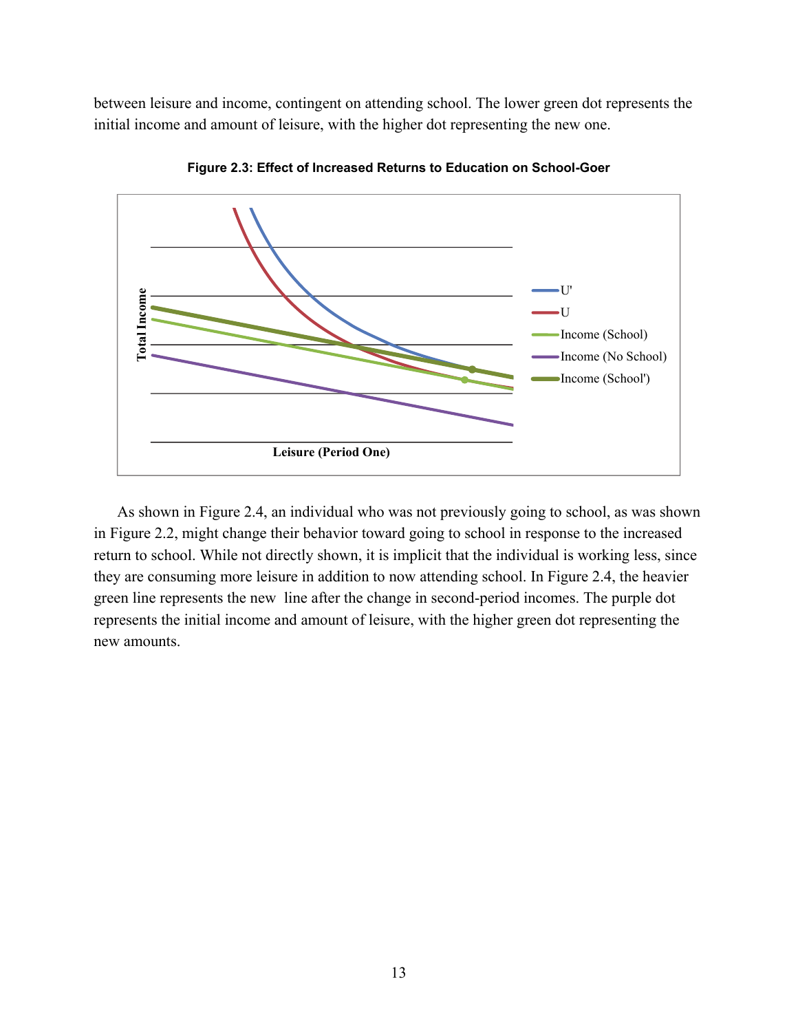between leisure and income, contingent on attending school. The lower green dot represents the initial income and amount of leisure, with the higher dot representing the new one.

**Figure 2.3: Effect of Increased Returns to Education on School-Goer**

As shown in Figure 2.4, an individual who was not previously going to school, as was shown in Figure 2.2, might change their behavior toward going to school in response to the increased return to school. While not directly shown, it is implicit that the individual is working less, since they are consuming more leisure in addition to now attending school. In Figure 2.4, the heavier green line represents the new  line after the change in second-period incomes. The purple dot represents the initial income and amount of leisure, with the higher green dot representing the new amounts.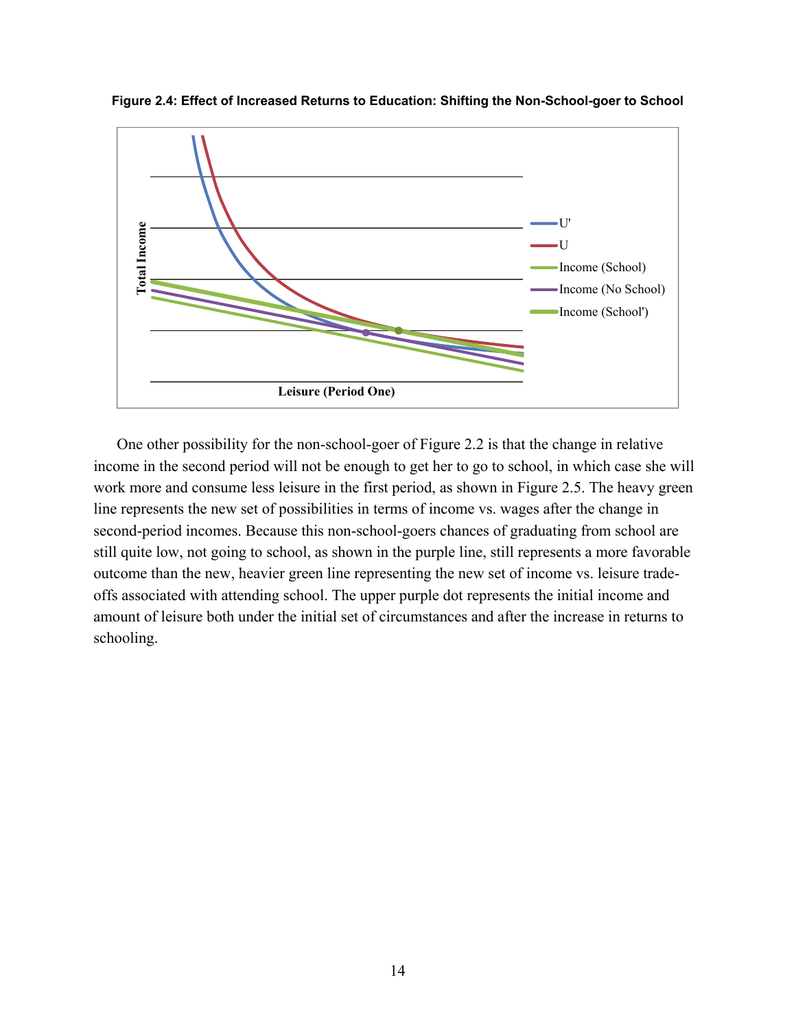**Figure 2.4: Effect of Increased Returns to Education: Shifting the Non-School-goer to School**

One other possibility for the non-school-goer of Figure 2.2 is that the change in relative income in the second period will not be enough to get her to go to school, in which case she will work more and consume less leisure in the first period, as shown in Figure 2.5. The heavy green line represents the new set of possibilities in terms of income vs. wages after the change in second-period incomes. Because this non-school-goers chances of graduating from school are still quite low, not going to school, as shown in the purple line, still represents a more favorable outcome than the new, heavier green line representing the new set of income vs. leisure trade-offs associated with attending school. The upper purple dot represents the initial income and amount of leisure both under the initial set of circumstances and after the increase in returns to schooling.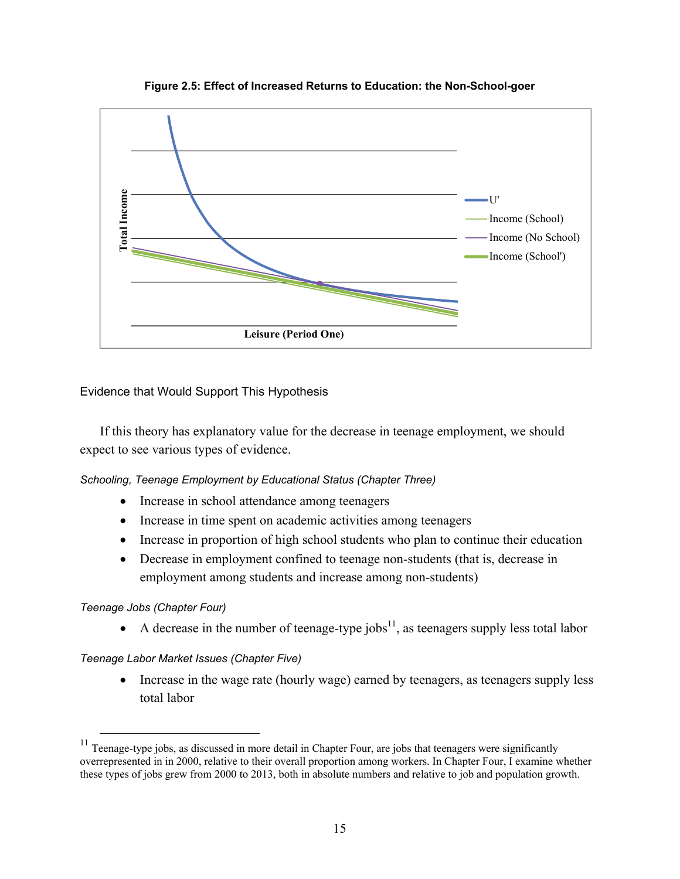**Figure 2.5: Effect of Increased Returns to Education: the Non-School-goer**

### Evidence that Would Support This Hypothesis

If this theory has explanatory value for the decrease in teenage employment, we should expect to see various types of evidence.

*Schooling, Teenage Employment by Educational Status (Chapter Three)*

- Increase in school attendance among teenagers
- Increase in time spent on academic activities among teenagers
- Increase in proportion of high school students who plan to continue their education
- Decrease in employment confined to teenage non-students (that is, decrease in employment among students and increase among non-students)

*Teenage Jobs (Chapter Four)*

- A decrease in the number of teenage-type jobs[11], as teenagers supply less total labor

*Teenage Labor Market Issues (Chapter Five)*

- Increase in the wage rate (hourly wage) earned by teenagers, as teenagers supply less total labor

---

[11] Teenage-type jobs, as discussed in more detail in Chapter Four, are jobs that teenagers were significantly overrepresented in in 2000, relative to their overall proportion among workers. In Chapter Four, I examine whether these types of jobs grew from 2000 to 2013, both in absolute numbers and relative to job and population growth.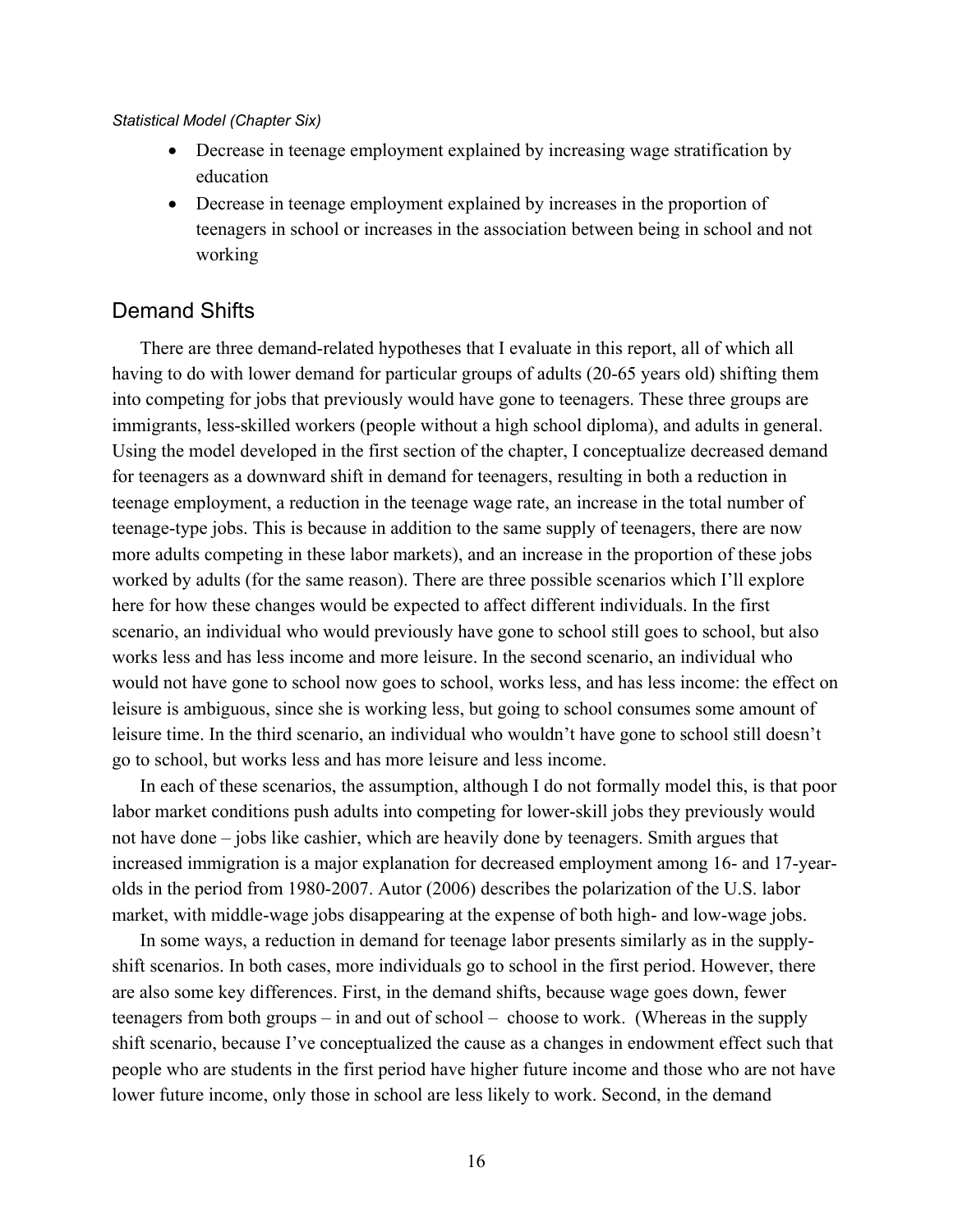*Statistical Model (Chapter Six)*

- Decrease in teenage employment explained by increasing wage stratification by education
- Decrease in teenage employment explained by increases in the proportion of teenagers in school or increases in the association between being in school and not working

## Demand Shifts

There are three demand-related hypotheses that I evaluate in this report, all of which all having to do with lower demand for particular groups of adults (20-65 years old) shifting them into competing for jobs that previously would have gone to teenagers. These three groups are immigrants, less-skilled workers (people without a high school diploma), and adults in general. Using the model developed in the first section of the chapter, I conceptualize decreased demand for teenagers as a downward shift in demand for teenagers, resulting in both a reduction in teenage employment, a reduction in the teenage wage rate, an increase in the total number of teenage-type jobs. This is because in addition to the same supply of teenagers, there are now more adults competing in these labor markets), and an increase in the proportion of these jobs worked by adults (for the same reason). There are three possible scenarios which I'll explore here for how these changes would be expected to affect different individuals. In the first scenario, an individual who would previously have gone to school still goes to school, but also works less and has less income and more leisure. In the second scenario, an individual who would not have gone to school now goes to school, works less, and has less income: the effect on leisure is ambiguous, since she is working less, but going to school consumes some amount of leisure time. In the third scenario, an individual who wouldn't have gone to school still doesn't go to school, but works less and has more leisure and less income.

In each of these scenarios, the assumption, although I do not formally model this, is that poor labor market conditions push adults into competing for lower-skill jobs they previously would not have done – jobs like cashier, which are heavily done by teenagers. Smith argues that increased immigration is a major explanation for decreased employment among 16- and 17-year-olds in the period from 1980-2007. Autor (2006) describes the polarization of the U.S. labor market, with middle-wage jobs disappearing at the expense of both high- and low-wage jobs.

In some ways, a reduction in demand for teenage labor presents similarly as in the supply-shift scenarios. In both cases, more individuals go to school in the first period. However, there are also some key differences. First, in the demand shifts, because wage goes down, fewer teenagers from both groups – in and out of school – choose to work. (Whereas in the supply shift scenario, because I've conceptualized the cause as a changes in endowment effect such that people who are students in the first period have higher future income and those who are not have lower future income, only those in school are less likely to work. Second, in the demand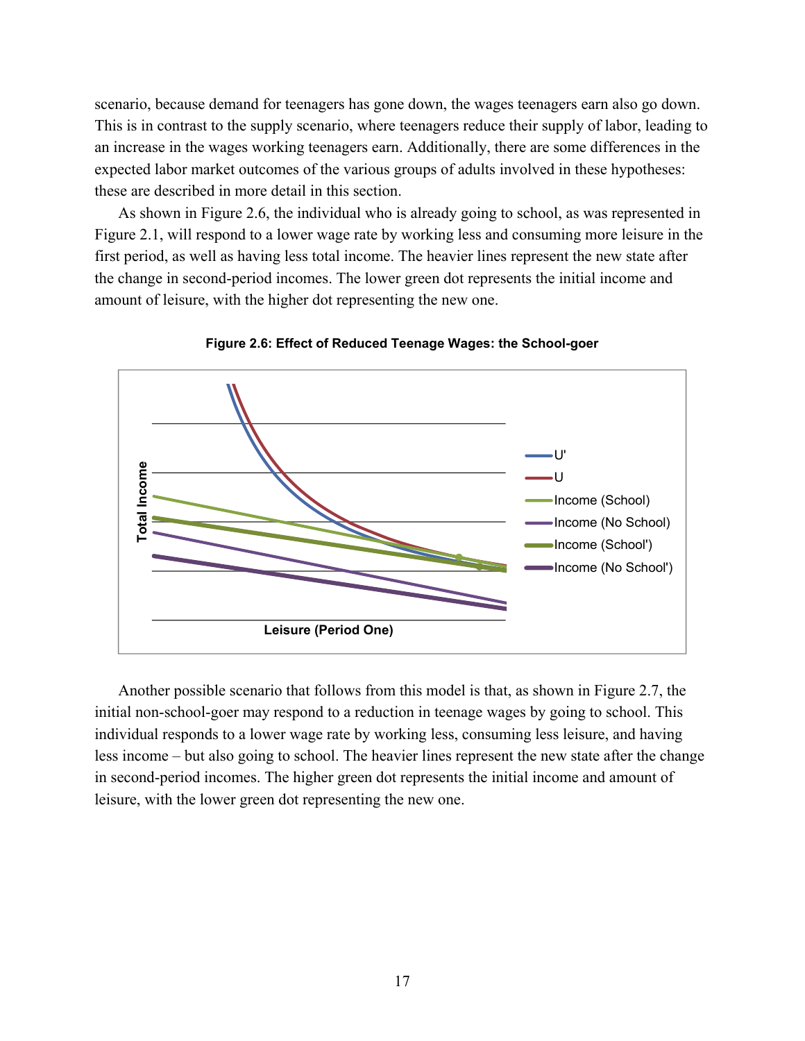scenario, because demand for teenagers has gone down, the wages teenagers earn also go down. This is in contrast to the supply scenario, where teenagers reduce their supply of labor, leading to an increase in the wages working teenagers earn. Additionally, there are some differences in the expected labor market outcomes of the various groups of adults involved in these hypotheses: these are described in more detail in this section.

As shown in Figure 2.6, the individual who is already going to school, as was represented in Figure 2.1, will respond to a lower wage rate by working less and consuming more leisure in the first period, as well as having less total income. The heavier lines represent the new state after the change in second-period incomes. The lower green dot represents the initial income and amount of leisure, with the higher dot representing the new one.

**Figure 2.6: Effect of Reduced Teenage Wages: the School-goer**

Another possible scenario that follows from this model is that, as shown in Figure 2.7, the initial non-school-goer may respond to a reduction in teenage wages by going to school. This individual responds to a lower wage rate by working less, consuming less leisure, and having less income – but also going to school. The heavier lines represent the new state after the change in second-period incomes. The higher green dot represents the initial income and amount of leisure, with the lower green dot representing the new one.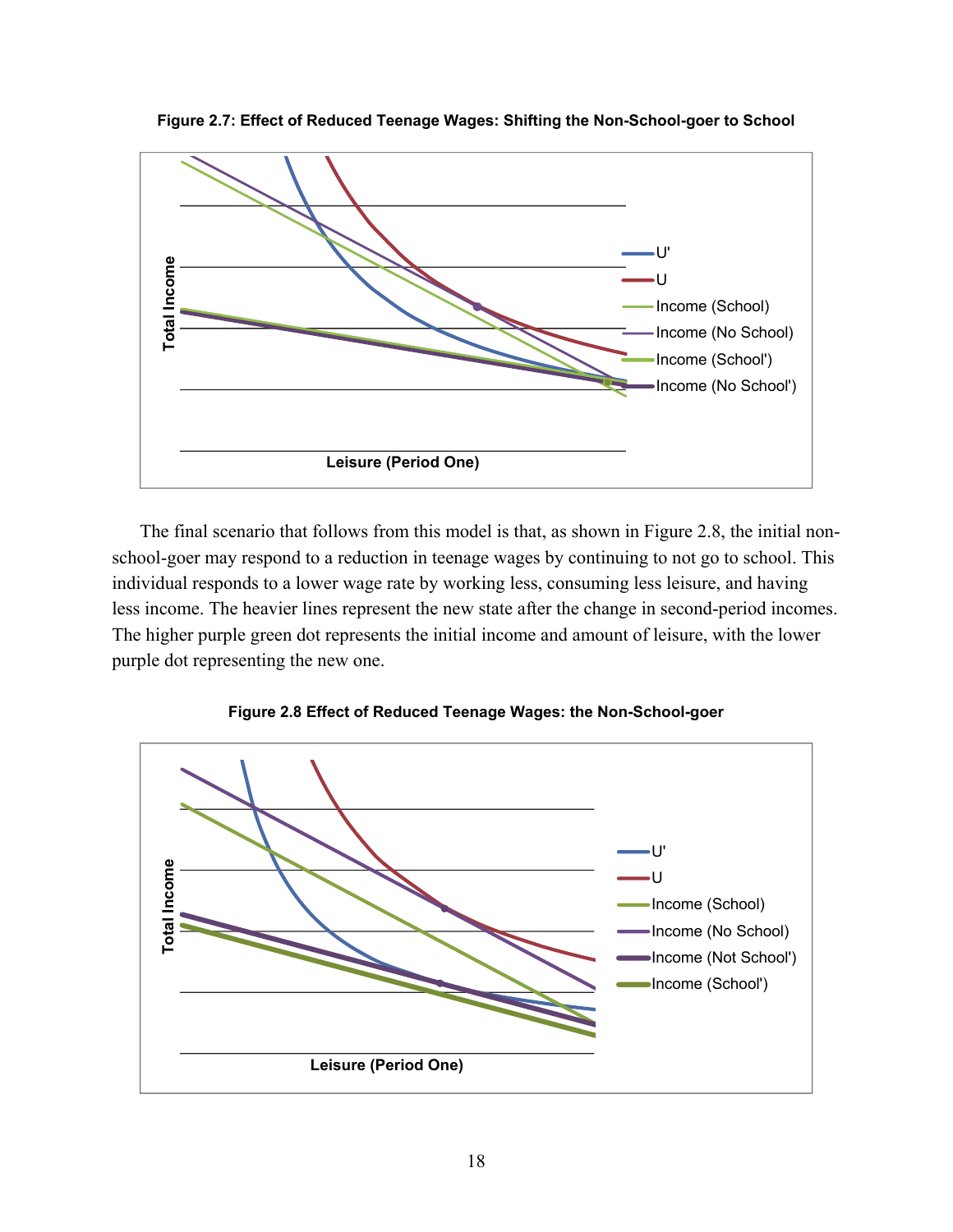**Figure 2.7: Effect of Reduced Teenage Wages: Shifting the Non-School-goer to School**

The final scenario that follows from this model is that, as shown in Figure 2.8, the initial non-school-goer may respond to a reduction in teenage wages by continuing to not go to school. This individual responds to a lower wage rate by working less, consuming less leisure, and having less income. The heavier lines represent the new state after the change in second-period incomes. The higher purple green dot represents the initial income and amount of leisure, with the lower purple dot representing the new one.

**Figure 2.8 Effect of Reduced Teenage Wages: the Non-School-goer**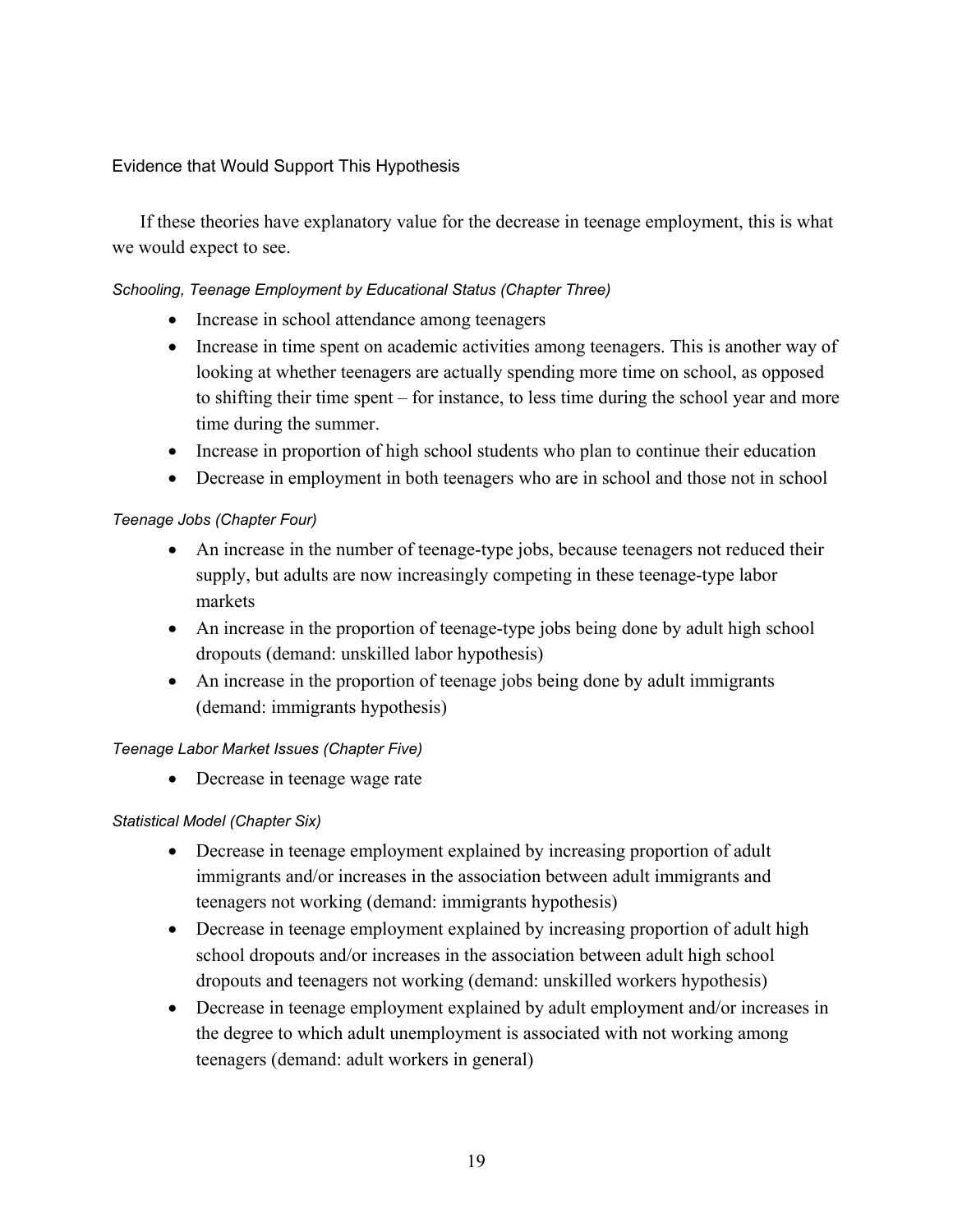### Evidence that Would Support This Hypothesis

If these theories have explanatory value for the decrease in teenage employment, this is what we would expect to see.

*Schooling, Teenage Employment by Educational Status (Chapter Three)*

- Increase in school attendance among teenagers
- Increase in time spent on academic activities among teenagers. This is another way of looking at whether teenagers are actually spending more time on school, as opposed to shifting their time spent – for instance, to less time during the school year and more time during the summer.
- Increase in proportion of high school students who plan to continue their education
- Decrease in employment in both teenagers who are in school and those not in school

*Teenage Jobs (Chapter Four)*

- An increase in the number of teenage-type jobs, because teenagers not reduced their supply, but adults are now increasingly competing in these teenage-type labor markets
- An increase in the proportion of teenage-type jobs being done by adult high school dropouts (demand: unskilled labor hypothesis)
- An increase in the proportion of teenage jobs being done by adult immigrants (demand: immigrants hypothesis)

*Teenage Labor Market Issues (Chapter Five)*

- Decrease in teenage wage rate

*Statistical Model (Chapter Six)*

- Decrease in teenage employment explained by increasing proportion of adult immigrants and/or increases in the association between adult immigrants and teenagers not working (demand: immigrants hypothesis)
- Decrease in teenage employment explained by increasing proportion of adult high school dropouts and/or increases in the association between adult high school dropouts and teenagers not working (demand: unskilled workers hypothesis)
- Decrease in teenage employment explained by adult employment and/or increases in the degree to which adult unemployment is associated with not working among teenagers (demand: adult workers in general)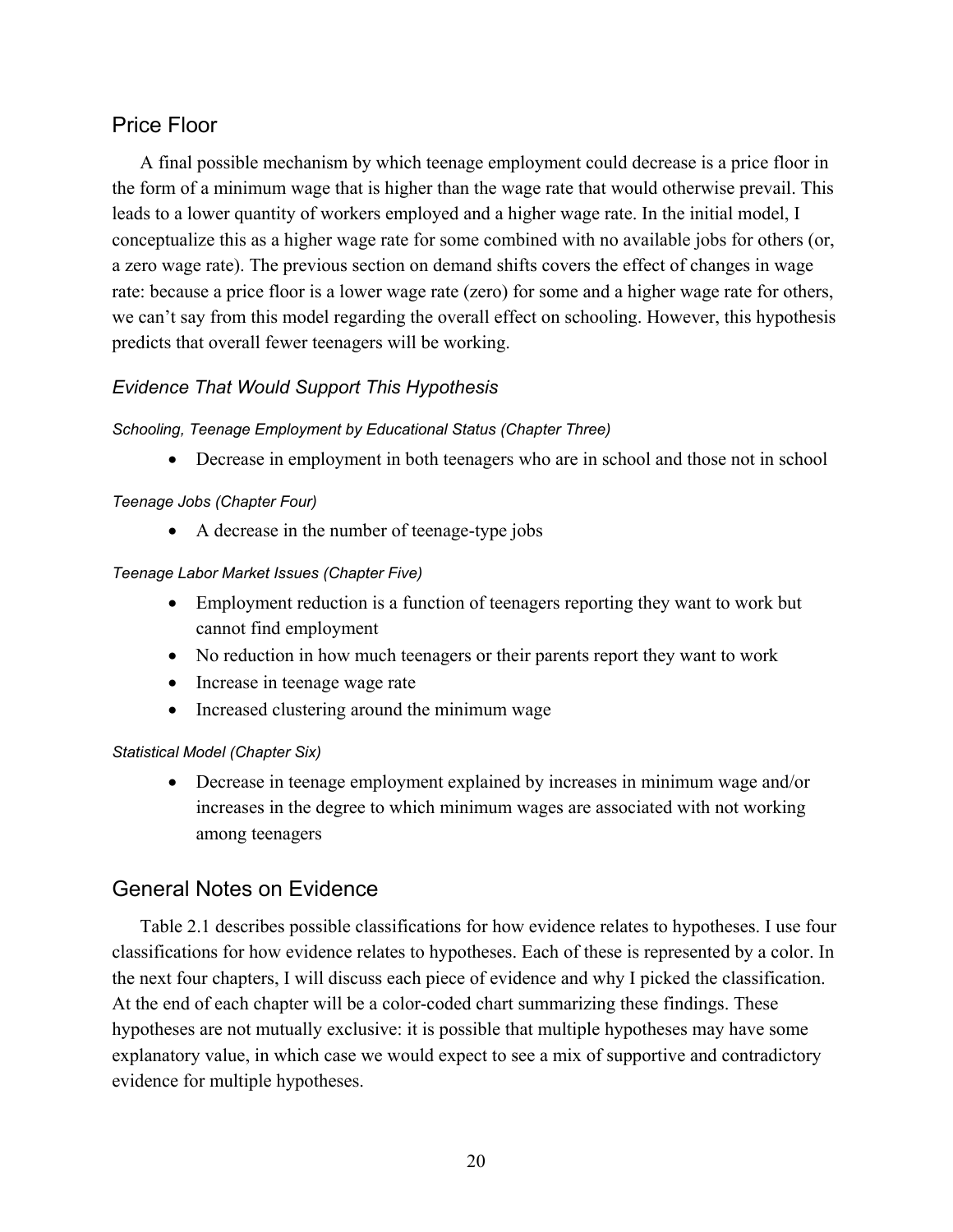## Price Floor

A final possible mechanism by which teenage employment could decrease is a price floor in the form of a minimum wage that is higher than the wage rate that would otherwise prevail. This leads to a lower quantity of workers employed and a higher wage rate. In the initial model, I conceptualize this as a higher wage rate for some combined with no available jobs for others (or, a zero wage rate). The previous section on demand shifts covers the effect of changes in wage rate: because a price floor is a lower wage rate (zero) for some and a higher wage rate for others, we can't say from this model regarding the overall effect on schooling. However, this hypothesis predicts that overall fewer teenagers will be working.

### *Evidence That Would Support This Hypothesis*

#### *Schooling, Teenage Employment by Educational Status (Chapter Three)*

- Decrease in employment in both teenagers who are in school and those not in school

#### *Teenage Jobs (Chapter Four)*

- A decrease in the number of teenage-type jobs

#### *Teenage Labor Market Issues (Chapter Five)*

- Employment reduction is a function of teenagers reporting they want to work but cannot find employment
- No reduction in how much teenagers or their parents report they want to work
- Increase in teenage wage rate
- Increased clustering around the minimum wage

#### *Statistical Model (Chapter Six)*

- Decrease in teenage employment explained by increases in minimum wage and/or increases in the degree to which minimum wages are associated with not working among teenagers

## General Notes on Evidence

Table 2.1 describes possible classifications for how evidence relates to hypotheses. I use four classifications for how evidence relates to hypotheses. Each of these is represented by a color. In the next four chapters, I will discuss each piece of evidence and why I picked the classification. At the end of each chapter will be a color-coded chart summarizing these findings. These hypotheses are not mutually exclusive: it is possible that multiple hypotheses may have some explanatory value, in which case we would expect to see a mix of supportive and contradictory evidence for multiple hypotheses.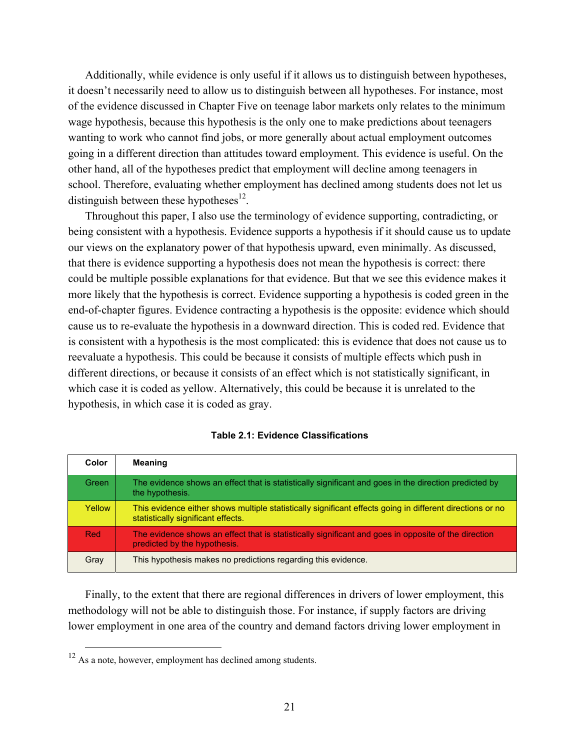Additionally, while evidence is only useful if it allows us to distinguish between hypotheses, it doesn't necessarily need to allow us to distinguish between all hypotheses. For instance, most of the evidence discussed in Chapter Five on teenage labor markets only relates to the minimum wage hypothesis, because this hypothesis is the only one to make predictions about teenagers wanting to work who cannot find jobs, or more generally about actual employment outcomes going in a different direction than attitudes toward employment. This evidence is useful. On the other hand, all of the hypotheses predict that employment will decline among teenagers in school. Therefore, evaluating whether employment has declined among students does not let us distinguish between these hypotheses[12].

Throughout this paper, I also use the terminology of evidence supporting, contradicting, or being consistent with a hypothesis. Evidence supports a hypothesis if it should cause us to update our views on the explanatory power of that hypothesis upward, even minimally. As discussed, that there is evidence supporting a hypothesis does not mean the hypothesis is correct: there could be multiple possible explanations for that evidence. But that we see this evidence makes it more likely that the hypothesis is correct. Evidence supporting a hypothesis is coded green in the end-of-chapter figures. Evidence contracting a hypothesis is the opposite: evidence which should cause us to re-evaluate the hypothesis in a downward direction. This is coded red. Evidence that is consistent with a hypothesis is the most complicated: this is evidence that does not cause us to reevaluate a hypothesis. This could be because it consists of multiple effects which push in different directions, or because it consists of an effect which is not statistically significant, in which case it is coded as yellow. Alternatively, this could be because it is unrelated to the hypothesis, in which case it is coded as gray.

**Table 2.1: Evidence Classifications**

| Color | Meaning |
|---|---|
| Green | The evidence shows an effect that is statistically significant and goes in the direction predicted by the hypothesis. |
| Yellow | This evidence either shows multiple statistically significant effects going in different directions or no statistically significant effects. |
| Red | The evidence shows an effect that is statistically significant and goes in opposite of the direction predicted by the hypothesis. |
| Gray | This hypothesis makes no predictions regarding this evidence. |

Finally, to the extent that there are regional differences in drivers of lower employment, this methodology will not be able to distinguish those. For instance, if supply factors are driving lower employment in one area of the country and demand factors driving lower employment in

[12] As a note, however, employment has declined among students.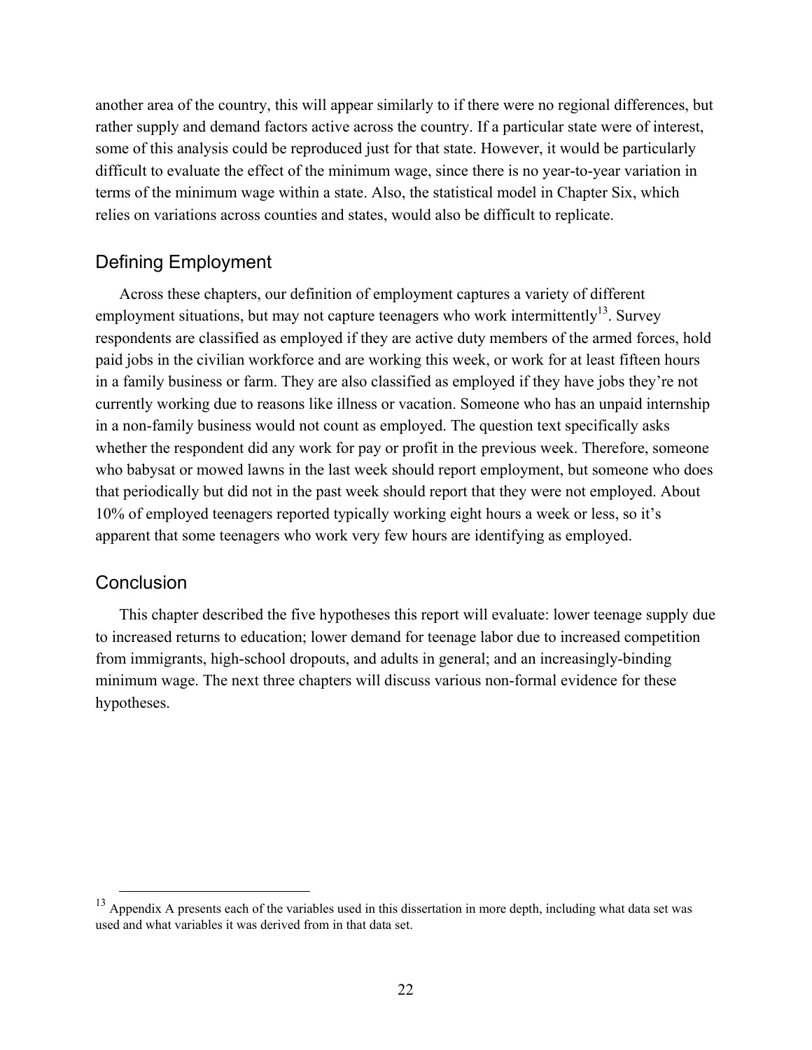another area of the country, this will appear similarly to if there were no regional differences, but rather supply and demand factors active across the country. If a particular state were of interest, some of this analysis could be reproduced just for that state. However, it would be particularly difficult to evaluate the effect of the minimum wage, since there is no year-to-year variation in terms of the minimum wage within a state. Also, the statistical model in Chapter Six, which relies on variations across counties and states, would also be difficult to replicate.

## Defining Employment

Across these chapters, our definition of employment captures a variety of different employment situations, but may not capture teenagers who work intermittently[13]. Survey respondents are classified as employed if they are active duty members of the armed forces, hold paid jobs in the civilian workforce and are working this week, or work for at least fifteen hours in a family business or farm. They are also classified as employed if they have jobs they're not currently working due to reasons like illness or vacation. Someone who has an unpaid internship in a non-family business would not count as employed. The question text specifically asks whether the respondent did any work for pay or profit in the previous week. Therefore, someone who babysat or mowed lawns in the last week should report employment, but someone who does that periodically but did not in the past week should report that they were not employed. About 10% of employed teenagers reported typically working eight hours a week or less, so it's apparent that some teenagers who work very few hours are identifying as employed.

## Conclusion

This chapter described the five hypotheses this report will evaluate: lower teenage supply due to increased returns to education; lower demand for teenage labor due to increased competition from immigrants, high-school dropouts, and adults in general; and an increasingly-binding minimum wage. The next three chapters will discuss various non-formal evidence for these hypotheses.

---

[13] Appendix A presents each of the variables used in this dissertation in more depth, including what data set was used and what variables it was derived from in that data set.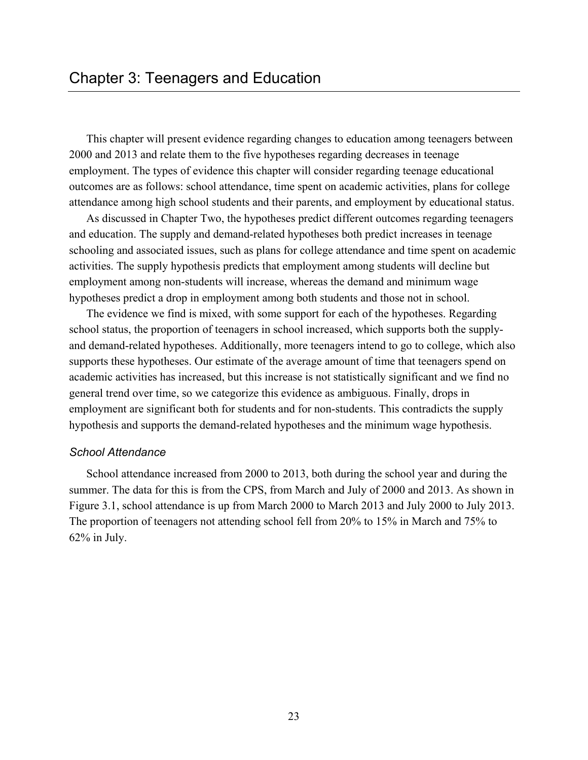# Chapter 3: Teenagers and Education

This chapter will present evidence regarding changes to education among teenagers between 2000 and 2013 and relate them to the five hypotheses regarding decreases in teenage employment. The types of evidence this chapter will consider regarding teenage educational outcomes are as follows: school attendance, time spent on academic activities, plans for college attendance among high school students and their parents, and employment by educational status.

As discussed in Chapter Two, the hypotheses predict different outcomes regarding teenagers and education. The supply and demand-related hypotheses both predict increases in teenage schooling and associated issues, such as plans for college attendance and time spent on academic activities. The supply hypothesis predicts that employment among students will decline but employment among non-students will increase, whereas the demand and minimum wage hypotheses predict a drop in employment among both students and those not in school.

The evidence we find is mixed, with some support for each of the hypotheses. Regarding school status, the proportion of teenagers in school increased, which supports both the supply- and demand-related hypotheses. Additionally, more teenagers intend to go to college, which also supports these hypotheses. Our estimate of the average amount of time that teenagers spend on academic activities has increased, but this increase is not statistically significant and we find no general trend over time, so we categorize this evidence as ambiguous. Finally, drops in employment are significant both for students and for non-students. This contradicts the supply hypothesis and supports the demand-related hypotheses and the minimum wage hypothesis.

### *School Attendance*

School attendance increased from 2000 to 2013, both during the school year and during the summer. The data for this is from the CPS, from March and July of 2000 and 2013. As shown in Figure 3.1, school attendance is up from March 2000 to March 2013 and July 2000 to July 2013. The proportion of teenagers not attending school fell from 20% to 15% in March and 75% to 62% in July.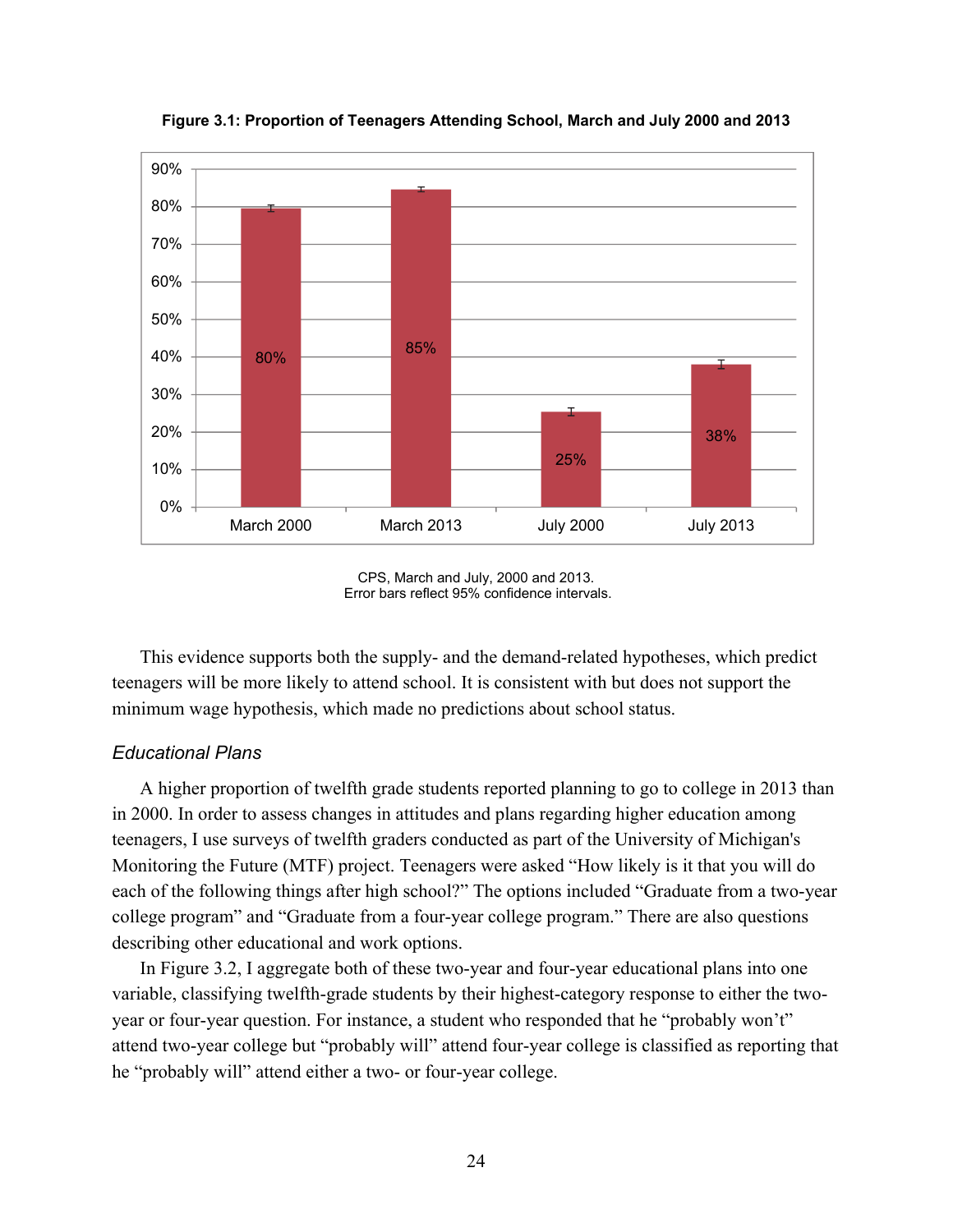**Figure 3.1: Proportion of Teenagers Attending School, March and July 2000 and 2013**

| | March 2000 | March 2013 | July 2000 | July 2013 |
|---|---|---|---|---|
| Proportion attending school | 80% | 85% | 25% | 38% |

CPS, March and July, 2000 and 2013.
Error bars reflect 95% confidence intervals.

This evidence supports both the supply- and the demand-related hypotheses, which predict teenagers will be more likely to attend school. It is consistent with but does not support the minimum wage hypothesis, which made no predictions about school status.

### *Educational Plans*

A higher proportion of twelfth grade students reported planning to go to college in 2013 than in 2000. In order to assess changes in attitudes and plans regarding higher education among teenagers, I use surveys of twelfth graders conducted as part of the University of Michigan's Monitoring the Future (MTF) project. Teenagers were asked "How likely is it that you will do each of the following things after high school?" The options included "Graduate from a two-year college program" and "Graduate from a four-year college program." There are also questions describing other educational and work options.

In Figure 3.2, I aggregate both of these two-year and four-year educational plans into one variable, classifying twelfth-grade students by their highest-category response to either the two-year or four-year question. For instance, a student who responded that he "probably won't" attend two-year college but "probably will" attend four-year college is classified as reporting that he "probably will" attend either a two- or four-year college.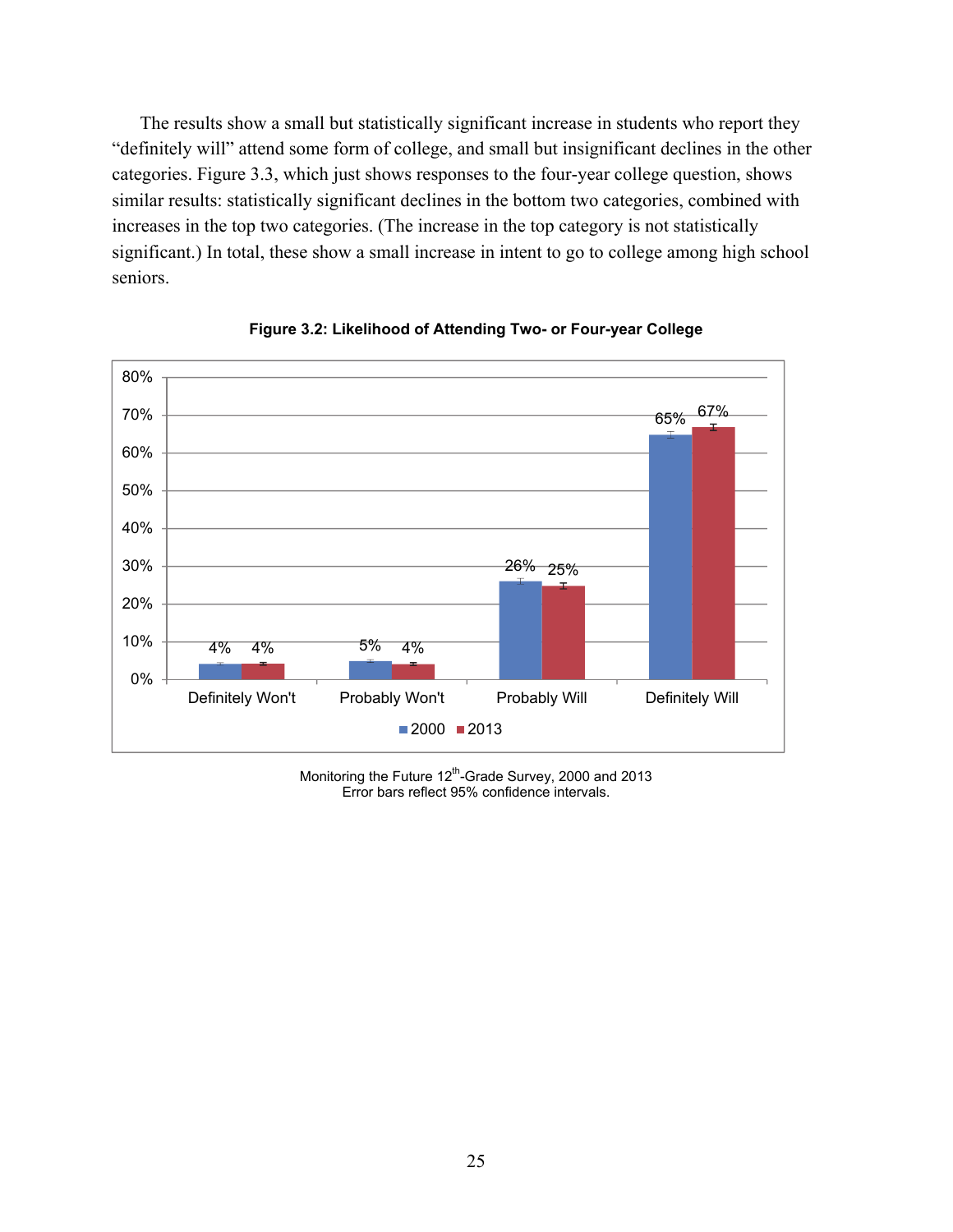The results show a small but statistically significant increase in students who report they “definitely will” attend some form of college, and small but insignificant declines in the other categories. Figure 3.3, which just shows responses to the four-year college question, shows similar results: statistically significant declines in the bottom two categories, combined with increases in the top two categories. (The increase in the top category is not statistically significant.) In total, these show a small increase in intent to go to college among high school seniors.

**Figure 3.2: Likelihood of Attending Two- or Four-year College**

| | 2000 | 2013 |
|---|---|---|
| Definitely Won't | 4% | 4% |
| Probably Won't | 5% | 4% |
| Probably Will | 26% | 25% |
| Definitely Will | 65% | 67% |

Monitoring the Future 12th-Grade Survey, 2000 and 2013
Error bars reflect 95% confidence intervals.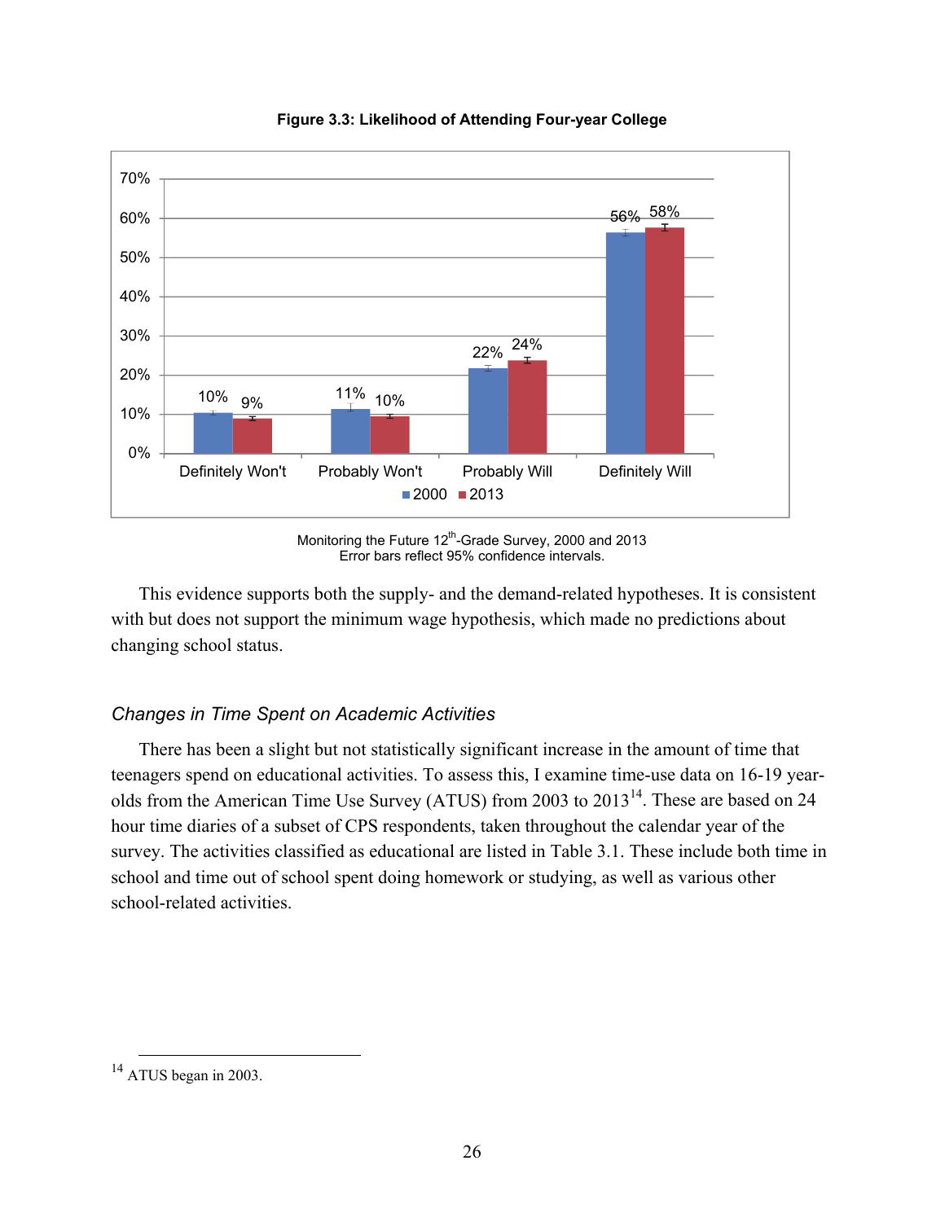**Figure 3.3: Likelihood of Attending Four-year College**

| | 2000 | 2013 |
|---|---|---|
| Definitely Won't | 10% | 9% |
| Probably Won't | 11% | 10% |
| Probably Will | 22% | 24% |
| Definitely Will | 56% | 58% |

Monitoring the Future 12th-Grade Survey, 2000 and 2013
Error bars reflect 95% confidence intervals.

This evidence supports both the supply- and the demand-related hypotheses. It is consistent with but does not support the minimum wage hypothesis, which made no predictions about changing school status.

### *Changes in Time Spent on Academic Activities*

There has been a slight but not statistically significant increase in the amount of time that teenagers spend on educational activities. To assess this, I examine time-use data on 16-19 year-olds from the American Time Use Survey (ATUS) from 2003 to 2013[14]. These are based on 24 hour time diaries of a subset of CPS respondents, taken throughout the calendar year of the survey. The activities classified as educational are listed in Table 3.1. These include both time in school and time out of school spent doing homework or studying, as well as various other school-related activities.

[14] ATUS began in 2003.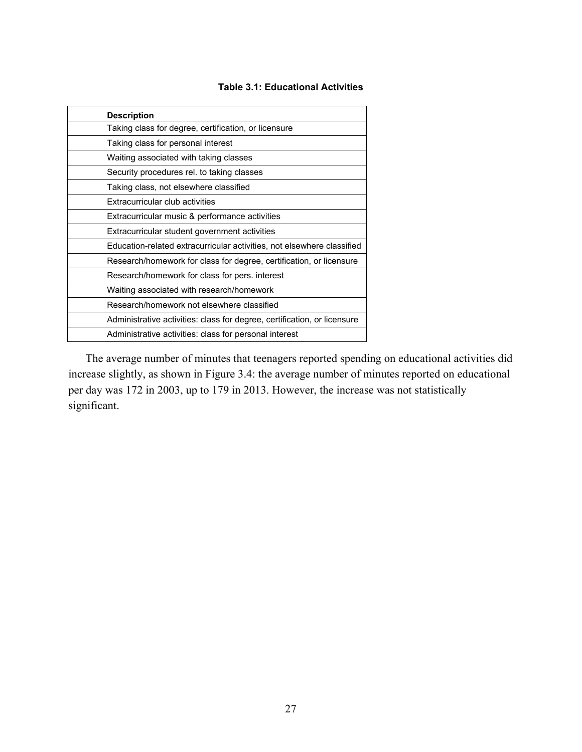**Table 3.1: Educational Activities**

| Description |
|---|
| Taking class for degree, certification, or licensure |
| Taking class for personal interest |
| Waiting associated with taking classes |
| Security procedures rel. to taking classes |
| Taking class, not elsewhere classified |
| Extracurricular club activities |
| Extracurricular music & performance activities |
| Extracurricular student government activities |
| Education-related extracurricular activities, not elsewhere classified |
| Research/homework for class for degree, certification, or licensure |
| Research/homework for class for pers. interest |
| Waiting associated with research/homework |
| Research/homework not elsewhere classified |
| Administrative activities: class for degree, certification, or licensure |
| Administrative activities: class for personal interest |

The average number of minutes that teenagers reported spending on educational activities did increase slightly, as shown in Figure 3.4: the average number of minutes reported on educational per day was 172 in 2003, up to 179 in 2013. However, the increase was not statistically significant.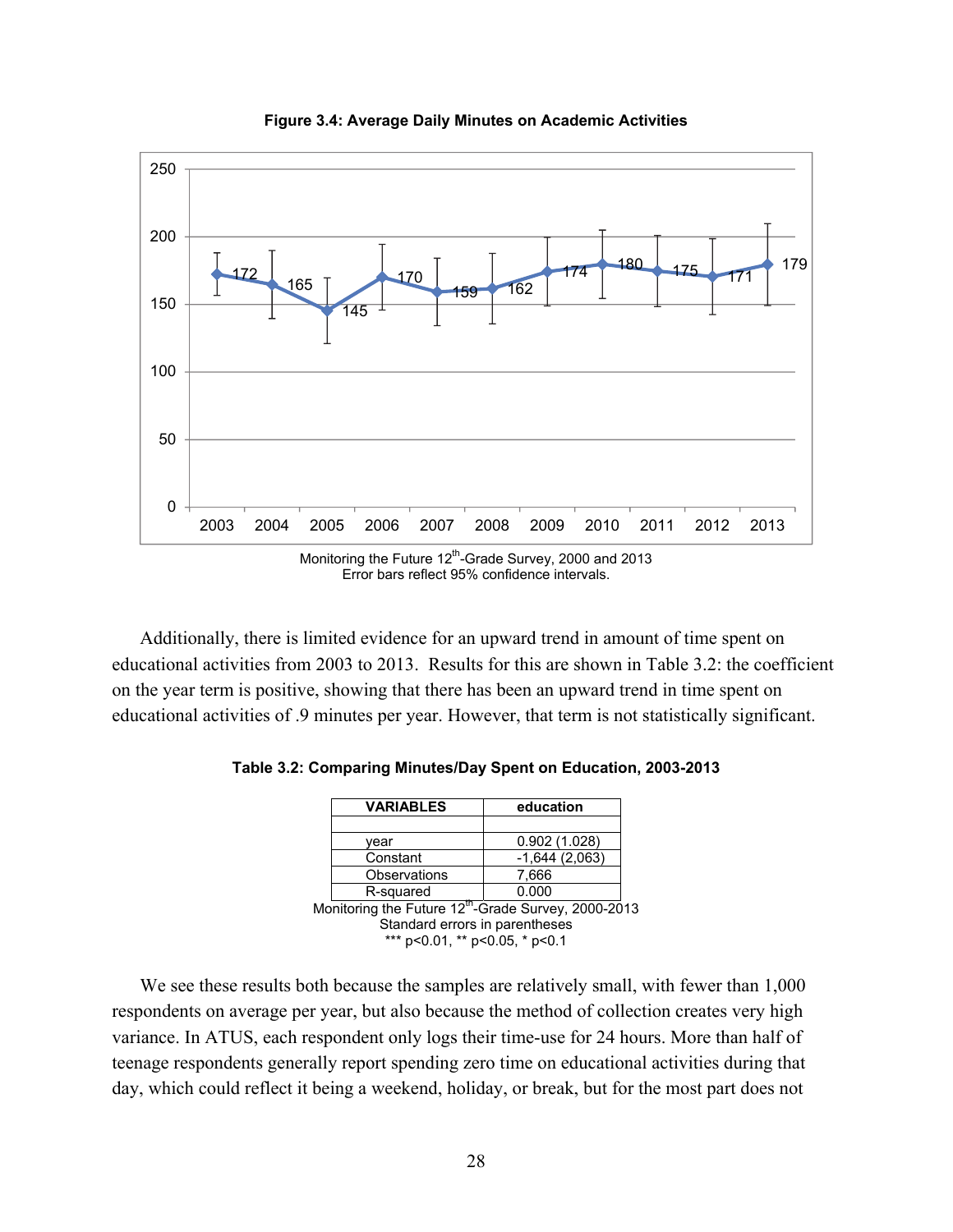**Figure 3.4: Average Daily Minutes on Academic Activities**

Monitoring the Future 12th-Grade Survey, 2000 and 2013
Error bars reflect 95% confidence intervals.

Additionally, there is limited evidence for an upward trend in amount of time spent on educational activities from 2003 to 2013. Results for this are shown in Table 3.2: the coefficient on the year term is positive, showing that there has been an upward trend in time spent on educational activities of .9 minutes per year. However, that term is not statistically significant.

**Table 3.2: Comparing Minutes/Day Spent on Education, 2003-2013**

| VARIABLES | education |
| --- | --- |
| | |
| year | 0.902 (1.028) |
| Constant | -1,644 (2,063) |
| Observations | 7,666 |
| R-squared | 0.000 |

Monitoring the Future 12th-Grade Survey, 2000-2013
Standard errors in parentheses
*** p<0.01, ** p<0.05, * p<0.1

We see these results both because the samples are relatively small, with fewer than 1,000 respondents on average per year, but also because the method of collection creates very high variance. In ATUS, each respondent only logs their time-use for 24 hours. More than half of teenage respondents generally report spending zero time on educational activities during that day, which could reflect it being a weekend, holiday, or break, but for the most part does not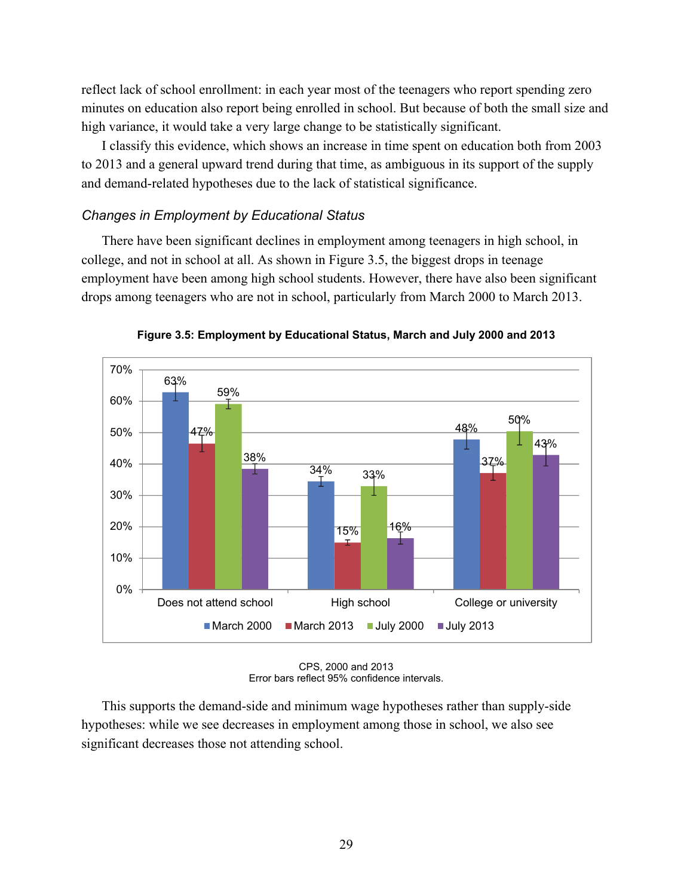reflect lack of school enrollment: in each year most of the teenagers who report spending zero minutes on education also report being enrolled in school. But because of both the small size and high variance, it would take a very large change to be statistically significant.

I classify this evidence, which shows an increase in time spent on education both from 2003 to 2013 and a general upward trend during that time, as ambiguous in its support of the supply and demand-related hypotheses due to the lack of statistical significance.

### *Changes in Employment by Educational Status*

There have been significant declines in employment among teenagers in high school, in college, and not in school at all. As shown in Figure 3.5, the biggest drops in teenage employment have been among high school students. However, there have also been significant drops among teenagers who are not in school, particularly from March 2000 to March 2013.

**Figure 3.5: Employment by Educational Status, March and July 2000 and 2013**

| | March 2000 | March 2013 | July 2000 | July 2013 |
|---|---|---|---|---|
| Does not attend school | 63% | 47% | 59% | 38% |
| High school | 34% | 15% | 33% | 16% |
| College or university | 48% | 37% | 50% | 43% |

CPS, 2000 and 2013
Error bars reflect 95% confidence intervals.

This supports the demand-side and minimum wage hypotheses rather than supply-side hypotheses: while we see decreases in employment among those in school, we also see significant decreases those not attending school.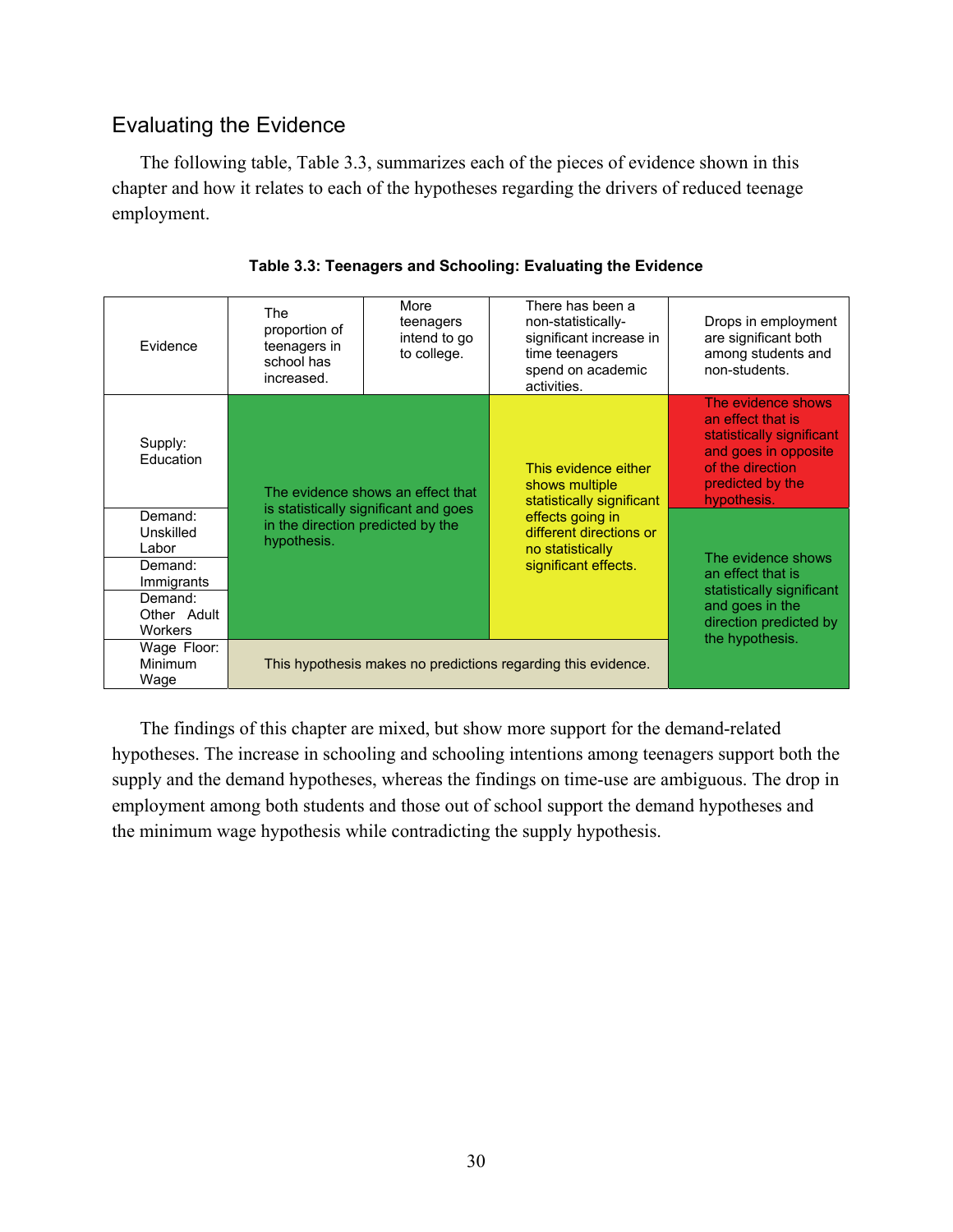## Evaluating the Evidence

The following table, Table 3.3, summarizes each of the pieces of evidence shown in this chapter and how it relates to each of the hypotheses regarding the drivers of reduced teenage employment.

**Table 3.3: Teenagers and Schooling: Evaluating the Evidence**

| Evidence | The proportion of teenagers in school has increased. | More teenagers intend to go to college. | There has been a non-statistically-significant increase in time teenagers spend on academic activities. | Drops in employment are significant both among students and non-students. |
|---|---|---|---|---|
| Supply: Education | The evidence shows an effect that is statistically significant and goes in the direction predicted by the hypothesis. | The evidence shows an effect that is statistically significant and goes in the direction predicted by the hypothesis. | This evidence either shows multiple statistically significant effects going in different directions or no statistically significant effects. | The evidence shows an effect that is statistically significant and goes in opposite of the direction predicted by the hypothesis. |
| Demand: Unskilled Labor | The evidence shows an effect that is statistically significant and goes in the direction predicted by the hypothesis. | The evidence shows an effect that is statistically significant and goes in the direction predicted by the hypothesis. | This evidence either shows multiple statistically significant effects going in different directions or no statistically significant effects. | The evidence shows an effect that is statistically significant and goes in the direction predicted by the hypothesis. |
| Demand: Immigrants | The evidence shows an effect that is statistically significant and goes in the direction predicted by the hypothesis. | The evidence shows an effect that is statistically significant and goes in the direction predicted by the hypothesis. | This evidence either shows multiple statistically significant effects going in different directions or no statistically significant effects. | The evidence shows an effect that is statistically significant and goes in the direction predicted by the hypothesis. |
| Demand: Other Adult Workers | The evidence shows an effect that is statistically significant and goes in the direction predicted by the hypothesis. | The evidence shows an effect that is statistically significant and goes in the direction predicted by the hypothesis. | This evidence either shows multiple statistically significant effects going in different directions or no statistically significant effects. | The evidence shows an effect that is statistically significant and goes in the direction predicted by the hypothesis. |
| Wage Floor: Minimum Wage | This hypothesis makes no predictions regarding this evidence. | This hypothesis makes no predictions regarding this evidence. | This hypothesis makes no predictions regarding this evidence. | The evidence shows an effect that is statistically significant and goes in the direction predicted by the hypothesis. |

The findings of this chapter are mixed, but show more support for the demand-related hypotheses. The increase in schooling and schooling intentions among teenagers support both the supply and the demand hypotheses, whereas the findings on time-use are ambiguous. The drop in employment among both students and those out of school support the demand hypotheses and the minimum wage hypothesis while contradicting the supply hypothesis.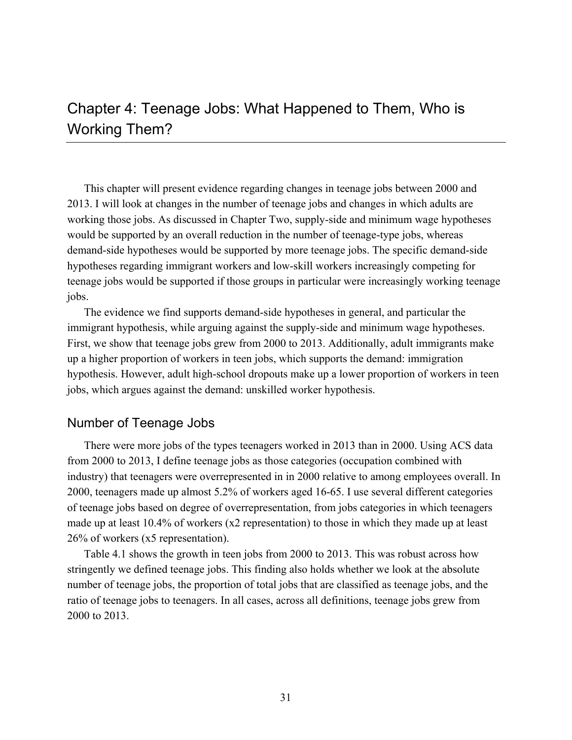# Chapter 4: Teenage Jobs: What Happened to Them, Who is Working Them?

This chapter will present evidence regarding changes in teenage jobs between 2000 and 2013. I will look at changes in the number of teenage jobs and changes in which adults are working those jobs. As discussed in Chapter Two, supply-side and minimum wage hypotheses would be supported by an overall reduction in the number of teenage-type jobs, whereas demand-side hypotheses would be supported by more teenage jobs. The specific demand-side hypotheses regarding immigrant workers and low-skill workers increasingly competing for teenage jobs would be supported if those groups in particular were increasingly working teenage jobs.

The evidence we find supports demand-side hypotheses in general, and particular the immigrant hypothesis, while arguing against the supply-side and minimum wage hypotheses. First, we show that teenage jobs grew from 2000 to 2013. Additionally, adult immigrants make up a higher proportion of workers in teen jobs, which supports the demand: immigration hypothesis. However, adult high-school dropouts make up a lower proportion of workers in teen jobs, which argues against the demand: unskilled worker hypothesis.

## Number of Teenage Jobs

There were more jobs of the types teenagers worked in 2013 than in 2000. Using ACS data from 2000 to 2013, I define teenage jobs as those categories (occupation combined with industry) that teenagers were overrepresented in in 2000 relative to among employees overall. In 2000, teenagers made up almost 5.2% of workers aged 16-65. I use several different categories of teenage jobs based on degree of overrepresentation, from jobs categories in which teenagers made up at least 10.4% of workers (x2 representation) to those in which they made up at least 26% of workers (x5 representation).

Table 4.1 shows the growth in teen jobs from 2000 to 2013. This was robust across how stringently we defined teenage jobs. This finding also holds whether we look at the absolute number of teenage jobs, the proportion of total jobs that are classified as teenage jobs, and the ratio of teenage jobs to teenagers. In all cases, across all definitions, teenage jobs grew from 2000 to 2013.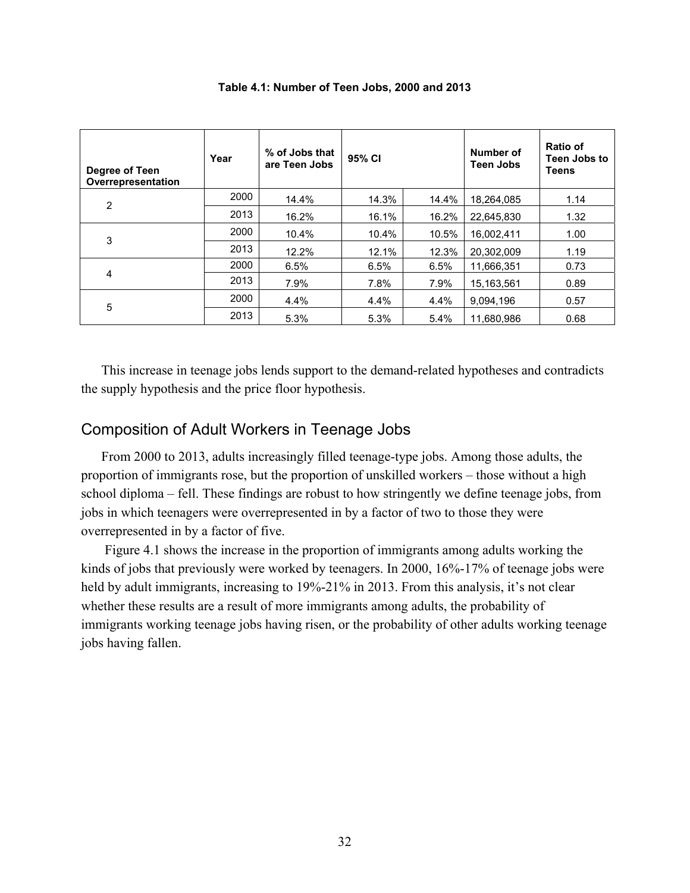**Table 4.1: Number of Teen Jobs, 2000 and 2013**

| Degree of Teen Overrepresentation | Year | % of Jobs that are Teen Jobs | 95% CI | | Number of Teen Jobs | Ratio of Teen Jobs to Teens |
|---|---|---|---|---|---|---|
| 2 | 2000 | 14.4% | 14.3% | 14.4% | 18,264,085 | 1.14 |
| | 2013 | 16.2% | 16.1% | 16.2% | 22,645,830 | 1.32 |
| 3 | 2000 | 10.4% | 10.4% | 10.5% | 16,002,411 | 1.00 |
| | 2013 | 12.2% | 12.1% | 12.3% | 20,302,009 | 1.19 |
| 4 | 2000 | 6.5% | 6.5% | 6.5% | 11,666,351 | 0.73 |
| | 2013 | 7.9% | 7.8% | 7.9% | 15,163,561 | 0.89 |
| 5 | 2000 | 4.4% | 4.4% | 4.4% | 9,094,196 | 0.57 |
| | 2013 | 5.3% | 5.3% | 5.4% | 11,680,986 | 0.68 |

This increase in teenage jobs lends support to the demand-related hypotheses and contradicts the supply hypothesis and the price floor hypothesis.

## Composition of Adult Workers in Teenage Jobs

From 2000 to 2013, adults increasingly filled teenage-type jobs. Among those adults, the proportion of immigrants rose, but the proportion of unskilled workers – those without a high school diploma – fell. These findings are robust to how stringently we define teenage jobs, from jobs in which teenagers were overrepresented in by a factor of two to those they were overrepresented in by a factor of five.

Figure 4.1 shows the increase in the proportion of immigrants among adults working the kinds of jobs that previously were worked by teenagers. In 2000, 16%-17% of teenage jobs were held by adult immigrants, increasing to 19%-21% in 2013. From this analysis, it's not clear whether these results are a result of more immigrants among adults, the probability of immigrants working teenage jobs having risen, or the probability of other adults working teenage jobs having fallen.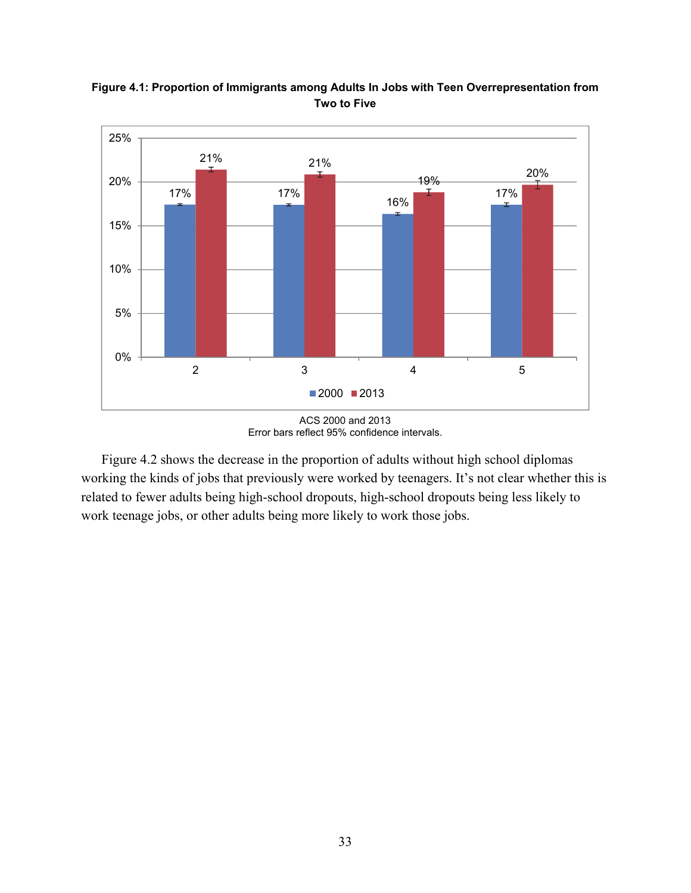**Figure 4.1: Proportion of Immigrants among Adults In Jobs with Teen Overrepresentation from Two to Five**

| Teen Overrepresentation | 2000 | 2013 |
| --- | --- | --- |
| 2 | 17% | 21% |
| 3 | 17% | 21% |
| 4 | 16% | 19% |
| 5 | 17% | 20% |

ACS 2000 and 2013
Error bars reflect 95% confidence intervals.

Figure 4.2 shows the decrease in the proportion of adults without high school diplomas working the kinds of jobs that previously were worked by teenagers. It's not clear whether this is related to fewer adults being high-school dropouts, high-school dropouts being less likely to work teenage jobs, or other adults being more likely to work those jobs.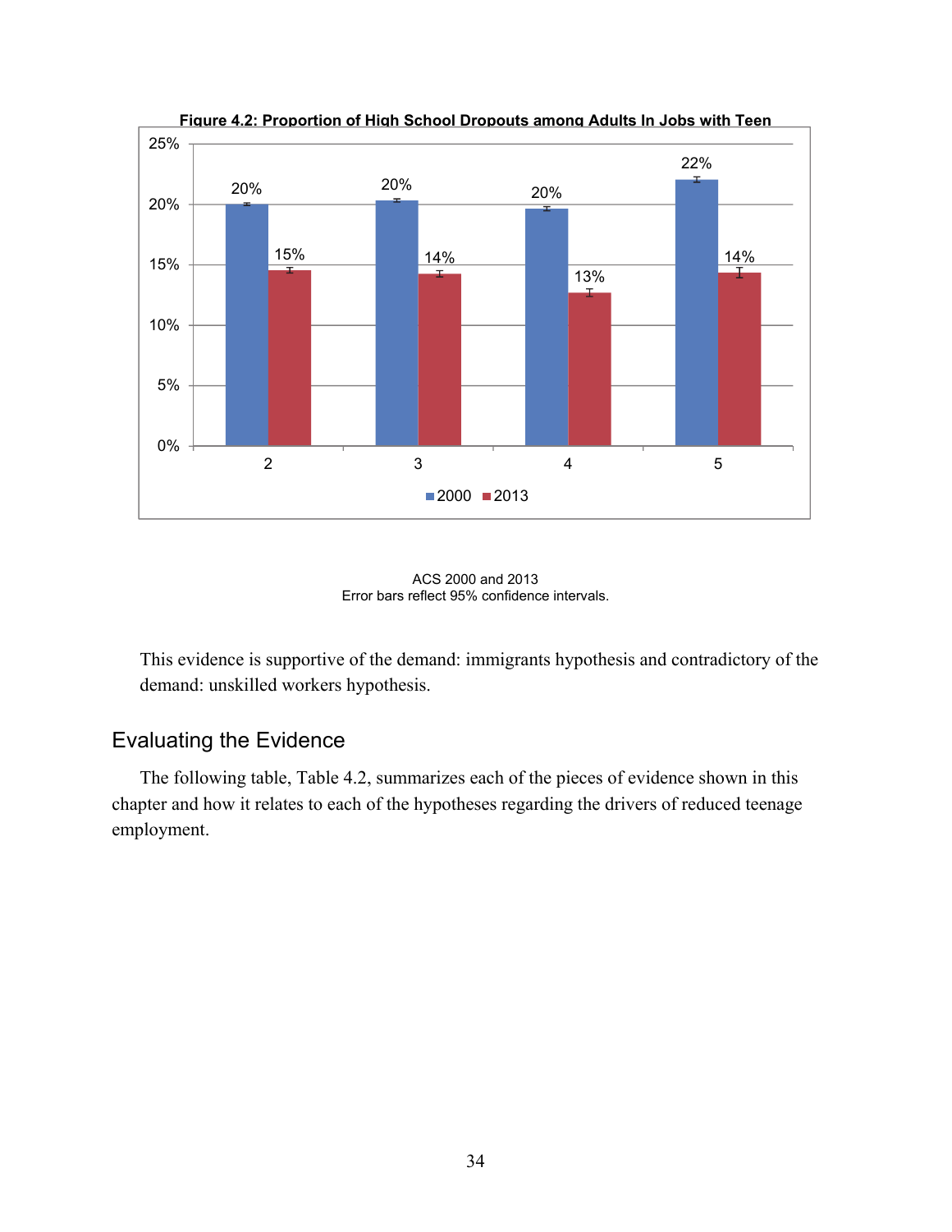**Figure 4.2: Proportion of High School Dropouts among Adults In Jobs with Teen**

| | 2000 | 2013 |
|---|---|---|
| 2 | 20% | 15% |
| 3 | 20% | 14% |
| 4 | 20% | 13% |
| 5 | 22% | 14% |

ACS 2000 and 2013
Error bars reflect 95% confidence intervals.

This evidence is supportive of the demand: immigrants hypothesis and contradictory of the demand: unskilled workers hypothesis.

## Evaluating the Evidence

The following table, Table 4.2, summarizes each of the pieces of evidence shown in this chapter and how it relates to each of the hypotheses regarding the drivers of reduced teenage employment.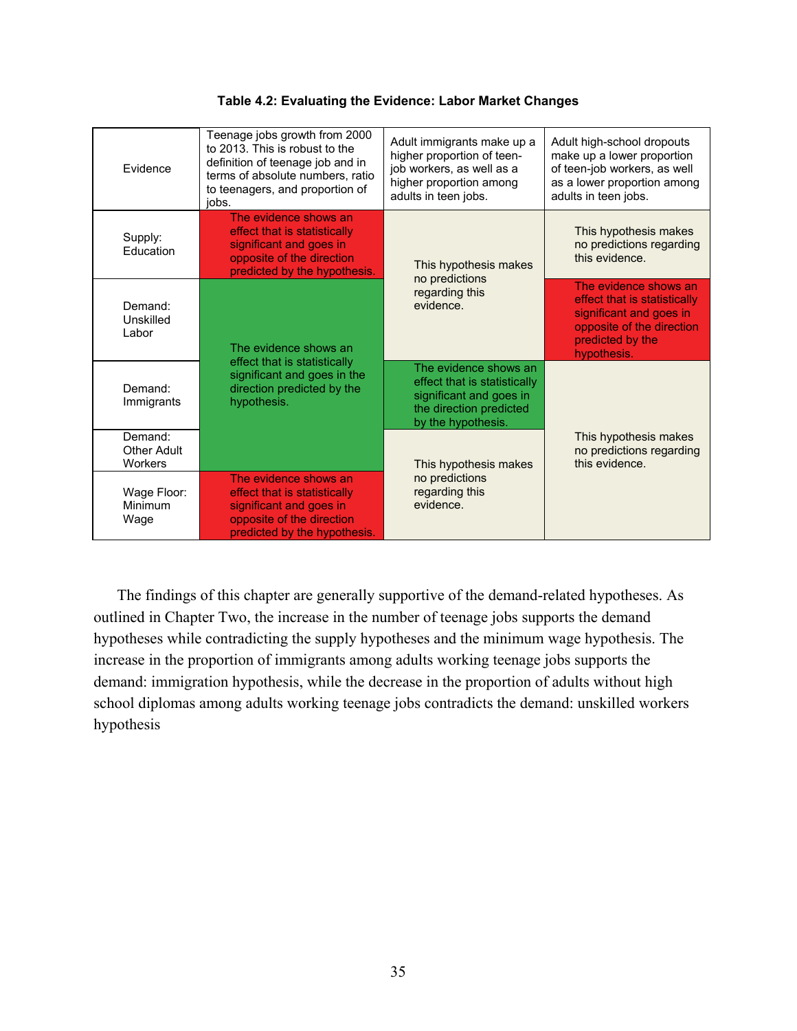**Table 4.2: Evaluating the Evidence: Labor Market Changes**

| Evidence | Teenage jobs growth from 2000 to 2013. This is robust to the definition of teenage job and in terms of absolute numbers, ratio to teenagers, and proportion of jobs. | Adult immigrants make up a higher proportion of teen-job workers, as well as a higher proportion among adults in teen jobs. | Adult high-school dropouts make up a lower proportion of teen-job workers, as well as a lower proportion among adults in teen jobs. |
|---|---|---|---|
| Supply: Education | The evidence shows an effect that is statistically significant and goes in opposite of the direction predicted by the hypothesis. | This hypothesis makes no predictions regarding this evidence. | This hypothesis makes no predictions regarding this evidence. |
| Demand: Unskilled Labor | The evidence shows an effect that is statistically significant and goes in the direction predicted by the hypothesis. | This hypothesis makes no predictions regarding this evidence. | The evidence shows an effect that is statistically significant and goes in opposite of the direction predicted by the hypothesis. |
| Demand: Immigrants | The evidence shows an effect that is statistically significant and goes in the direction predicted by the hypothesis. | The evidence shows an effect that is statistically significant and goes in the direction predicted by the hypothesis. | This hypothesis makes no predictions regarding this evidence. |
| Demand: Other Adult Workers | The evidence shows an effect that is statistically significant and goes in the direction predicted by the hypothesis. | This hypothesis makes no predictions regarding this evidence. | This hypothesis makes no predictions regarding this evidence. |
| Wage Floor: Minimum Wage | The evidence shows an effect that is statistically significant and goes in opposite of the direction predicted by the hypothesis. | This hypothesis makes no predictions regarding this evidence. | This hypothesis makes no predictions regarding this evidence. |

The findings of this chapter are generally supportive of the demand-related hypotheses. As outlined in Chapter Two, the increase in the number of teenage jobs supports the demand hypotheses while contradicting the supply hypotheses and the minimum wage hypothesis. The increase in the proportion of immigrants among adults working teenage jobs supports the demand: immigration hypothesis, while the decrease in the proportion of adults without high school diplomas among adults working teenage jobs contradicts the demand: unskilled workers hypothesis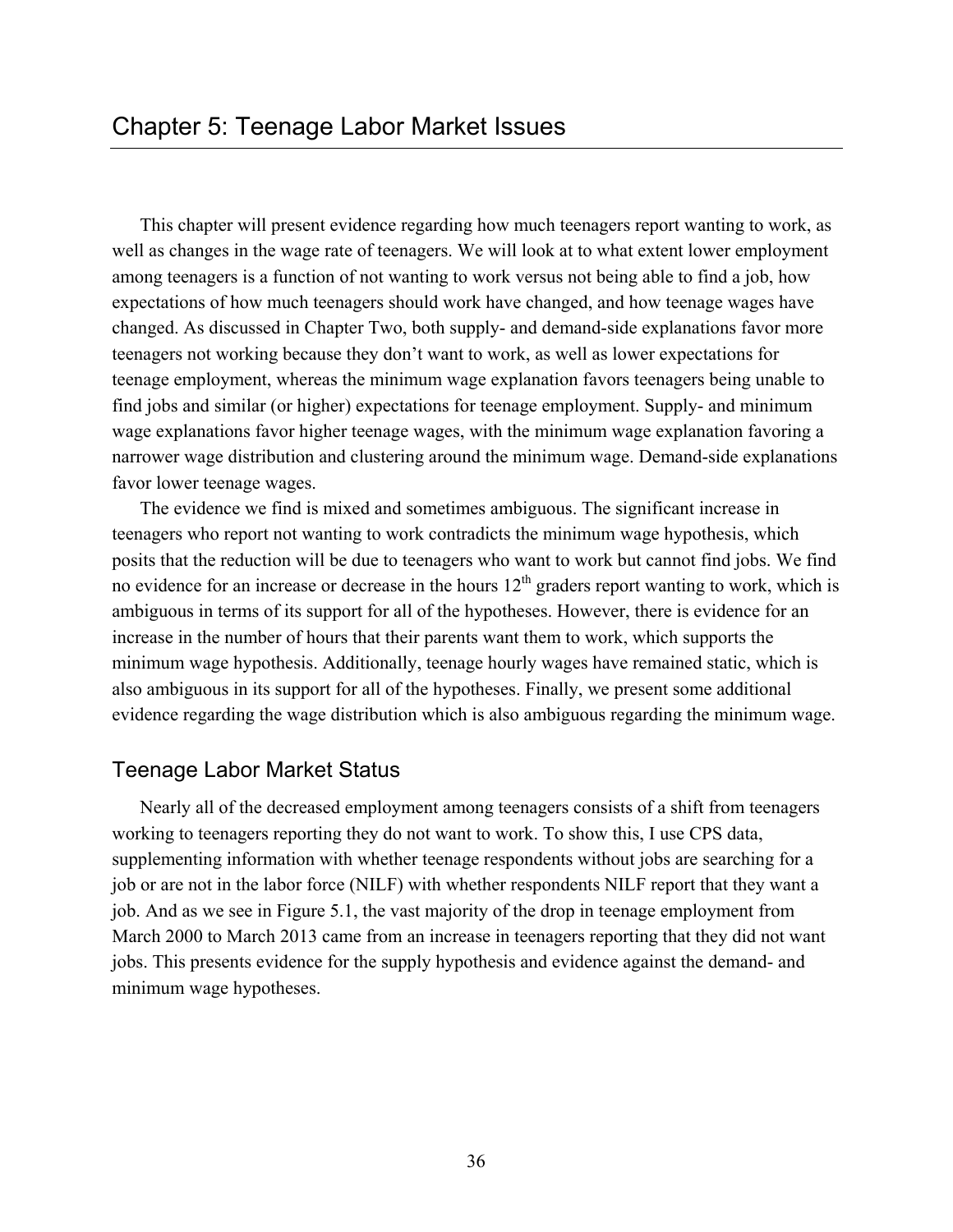# Chapter 5: Teenage Labor Market Issues

This chapter will present evidence regarding how much teenagers report wanting to work, as well as changes in the wage rate of teenagers. We will look at to what extent lower employment among teenagers is a function of not wanting to work versus not being able to find a job, how expectations of how much teenagers should work have changed, and how teenage wages have changed. As discussed in Chapter Two, both supply- and demand-side explanations favor more teenagers not working because they don't want to work, as well as lower expectations for teenage employment, whereas the minimum wage explanation favors teenagers being unable to find jobs and similar (or higher) expectations for teenage employment. Supply- and minimum wage explanations favor higher teenage wages, with the minimum wage explanation favoring a narrower wage distribution and clustering around the minimum wage. Demand-side explanations favor lower teenage wages.

The evidence we find is mixed and sometimes ambiguous. The significant increase in teenagers who report not wanting to work contradicts the minimum wage hypothesis, which posits that the reduction will be due to teenagers who want to work but cannot find jobs. We find no evidence for an increase or decrease in the hours 12th graders report wanting to work, which is ambiguous in terms of its support for all of the hypotheses. However, there is evidence for an increase in the number of hours that their parents want them to work, which supports the minimum wage hypothesis. Additionally, teenage hourly wages have remained static, which is also ambiguous in its support for all of the hypotheses. Finally, we present some additional evidence regarding the wage distribution which is also ambiguous regarding the minimum wage.

## Teenage Labor Market Status

Nearly all of the decreased employment among teenagers consists of a shift from teenagers working to teenagers reporting they do not want to work. To show this, I use CPS data, supplementing information with whether teenage respondents without jobs are searching for a job or are not in the labor force (NILF) with whether respondents NILF report that they want a job. And as we see in Figure 5.1, the vast majority of the drop in teenage employment from March 2000 to March 2013 came from an increase in teenagers reporting that they did not want jobs. This presents evidence for the supply hypothesis and evidence against the demand- and minimum wage hypotheses.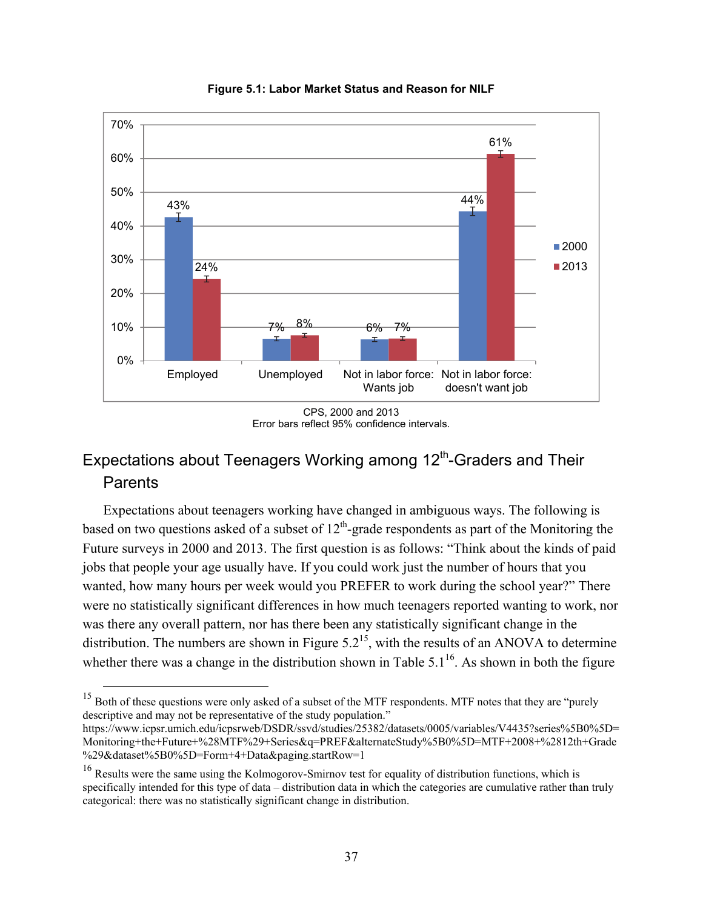**Figure 5.1: Labor Market Status and Reason for NILF**

| | 2000 | 2013 |
|---|---|---|
| Employed | 43% | 24% |
| Unemployed | 7% | 8% |
| Not in labor force: Wants job | 6% | 7% |
| Not in labor force: doesn't want job | 44% | 61% |

CPS, 2000 and 2013
Error bars reflect 95% confidence intervals.

## Expectations about Teenagers Working among 12th-Graders and Their Parents

Expectations about teenagers working have changed in ambiguous ways. The following is based on two questions asked of a subset of 12th-grade respondents as part of the Monitoring the Future surveys in 2000 and 2013. The first question is as follows: "Think about the kinds of paid jobs that people your age usually have. If you could work just the number of hours that you wanted, how many hours per week would you PREFER to work during the school year?" There were no statistically significant differences in how much teenagers reported wanting to work, nor was there any overall pattern, nor has there been any statistically significant change in the distribution. The numbers are shown in Figure 5.2[15], with the results of an ANOVA to determine whether there was a change in the distribution shown in Table 5.1[16]. As shown in both the figure

---

[15] Both of these questions were only asked of a subset of the MTF respondents. MTF notes that they are "purely descriptive and may not be representative of the study population." https://www.icpsr.umich.edu/icpsrweb/DSDR/ssvd/studies/25382/datasets/0005/variables/V4435?series%5B0%5D=Monitoring+the+Future+%28MTF%29+Series&q=PREF&alternateStudy%5B0%5D=MTF+2008+%2812th+Grade%29&dataset%5B0%5D=Form+4+Data&paging.startRow=1

[16] Results were the same using the Kolmogorov-Smirnov test for equality of distribution functions, which is specifically intended for this type of data – distribution data in which the categories are cumulative rather than truly categorical: there was no statistically significant change in distribution.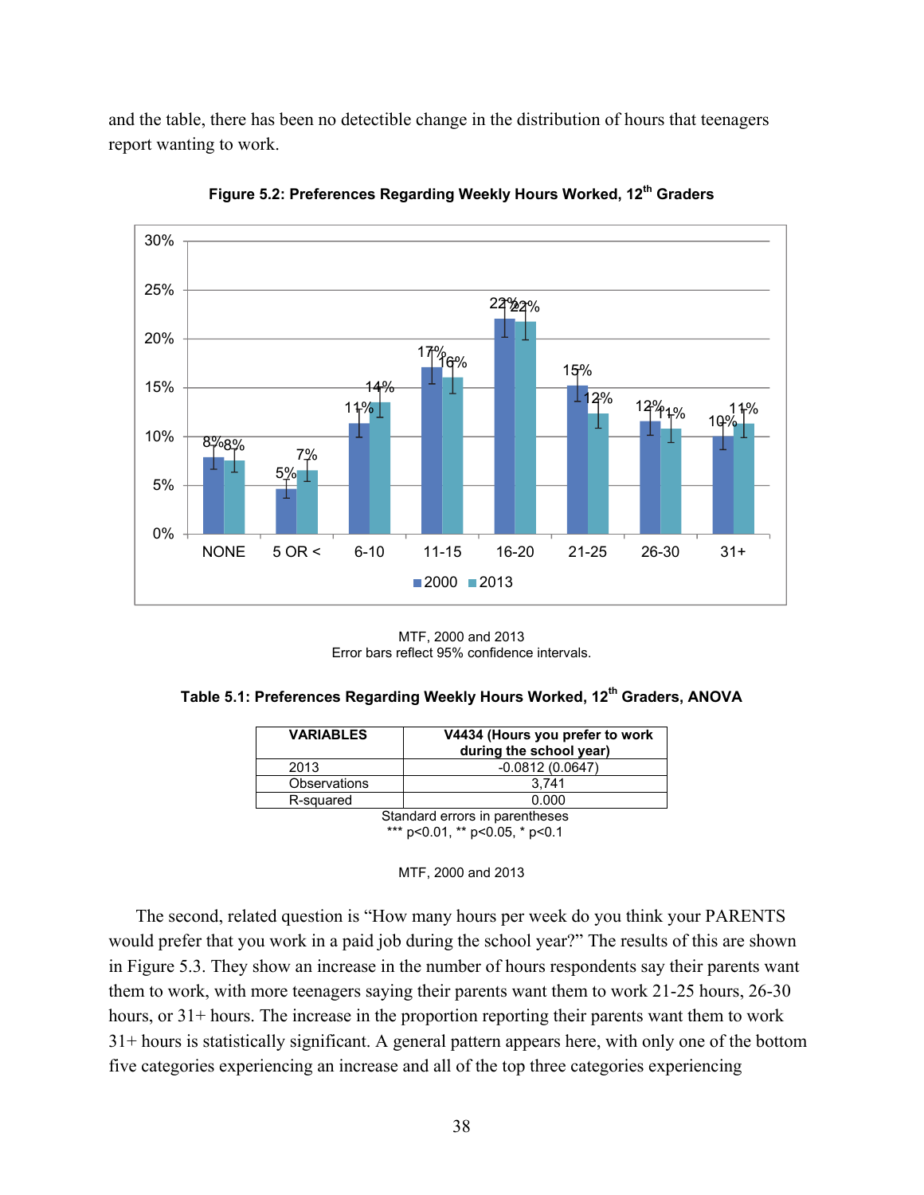and the table, there has been no detectible change in the distribution of hours that teenagers report wanting to work.

**Figure 5.2: Preferences Regarding Weekly Hours Worked, 12th Graders**

MTF, 2000 and 2013
Error bars reflect 95% confidence intervals.

**Table 5.1: Preferences Regarding Weekly Hours Worked, 12th Graders, ANOVA**

| VARIABLES | V4434 (Hours you prefer to work during the school year) |
|---|---|
| 2013 | -0.0812 (0.0647) |
| Observations | 3,741 |
| R-squared | 0.000 |

Standard errors in parentheses
*** p<0.01, ** p<0.05, * p<0.1

MTF, 2000 and 2013

The second, related question is "How many hours per week do you think your PARENTS would prefer that you work in a paid job during the school year?" The results of this are shown in Figure 5.3. They show an increase in the number of hours respondents say their parents want them to work, with more teenagers saying their parents want them to work 21-25 hours, 26-30 hours, or 31+ hours. The increase in the proportion reporting their parents want them to work 31+ hours is statistically significant. A general pattern appears here, with only one of the bottom five categories experiencing an increase and all of the top three categories experiencing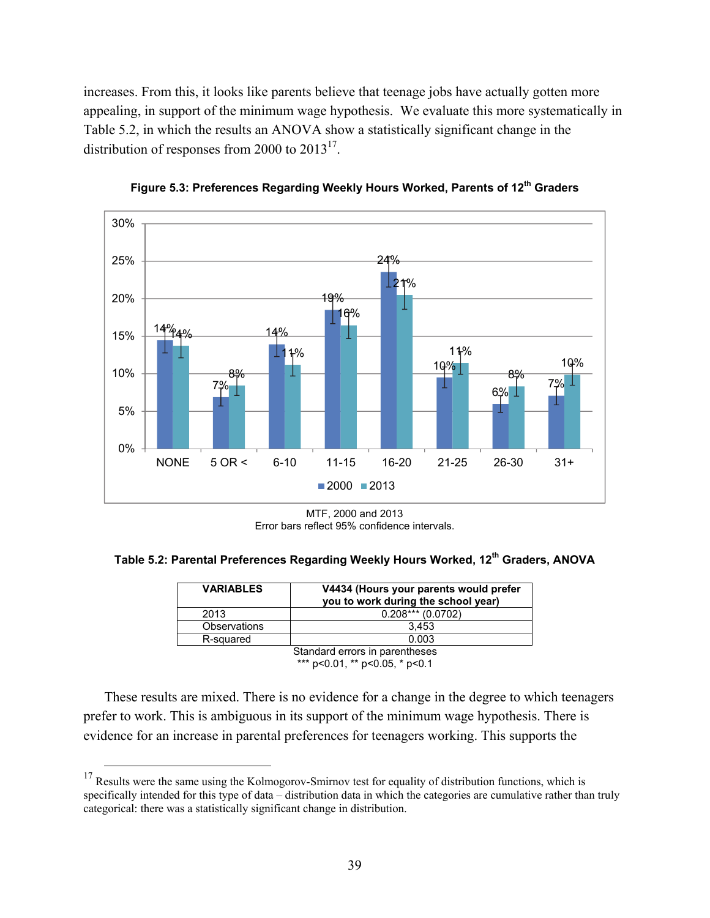increases. From this, it looks like parents believe that teenage jobs have actually gotten more appealing, in support of the minimum wage hypothesis. We evaluate this more systematically in Table 5.2, in which the results an ANOVA show a statistically significant change in the distribution of responses from 2000 to 2013[17].

**Figure 5.3: Preferences Regarding Weekly Hours Worked, Parents of 12th Graders**

MTF, 2000 and 2013
Error bars reflect 95% confidence intervals.

**Table 5.2: Parental Preferences Regarding Weekly Hours Worked, 12th Graders, ANOVA**

| VARIABLES | V4434 (Hours your parents would prefer you to work during the school year) |
|---|---|
| 2013 | 0.208*** (0.0702) |
| Observations | 3,453 |
| R-squared | 0.003 |

Standard errors in parentheses
*** p<0.01, ** p<0.05, * p<0.1

These results are mixed. There is no evidence for a change in the degree to which teenagers prefer to work. This is ambiguous in its support of the minimum wage hypothesis. There is evidence for an increase in parental preferences for teenagers working. This supports the

[17] Results were the same using the Kolmogorov-Smirnov test for equality of distribution functions, which is specifically intended for this type of data – distribution data in which the categories are cumulative rather than truly categorical: there was a statistically significant change in distribution.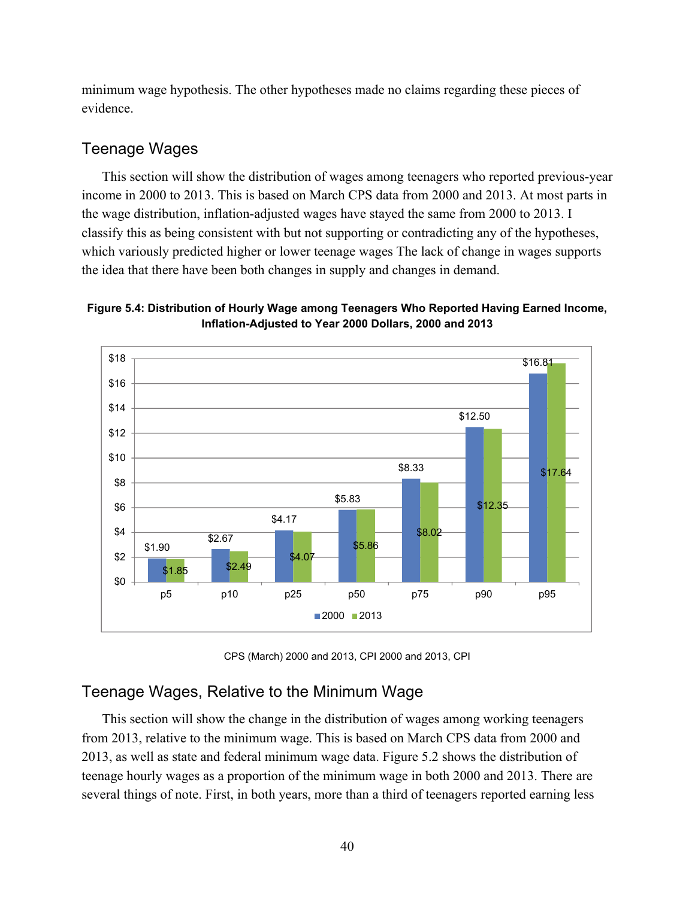minimum wage hypothesis. The other hypotheses made no claims regarding these pieces of evidence.

## Teenage Wages

This section will show the distribution of wages among teenagers who reported previous-year income in 2000 to 2013. This is based on March CPS data from 2000 and 2013. At most parts in the wage distribution, inflation-adjusted wages have stayed the same from 2000 to 2013. I classify this as being consistent with but not supporting or contradicting any of the hypotheses, which variously predicted higher or lower teenage wages The lack of change in wages supports the idea that there have been both changes in supply and changes in demand.

**Figure 5.4: Distribution of Hourly Wage among Teenagers Who Reported Having Earned Income, Inflation-Adjusted to Year 2000 Dollars, 2000 and 2013**

| | p5 | p10 | p25 | p50 | p75 | p90 | p95 |
|---|---|---|---|---|---|---|---|
| 2000 | $1.90 | $2.67 | $4.17 | $5.83 | $8.33 | $12.50 | $16.81 |
| 2013 | $1.85 | $2.49 | $4.07 | $5.86 | $8.02 | $12.35 | $17.64 |

CPS (March) 2000 and 2013, CPI 2000 and 2013, CPI

## Teenage Wages, Relative to the Minimum Wage

This section will show the change in the distribution of wages among working teenagers from 2013, relative to the minimum wage. This is based on March CPS data from 2000 and 2013, as well as state and federal minimum wage data. Figure 5.2 shows the distribution of teenage hourly wages as a proportion of the minimum wage in both 2000 and 2013. There are several things of note. First, in both years, more than a third of teenagers reported earning less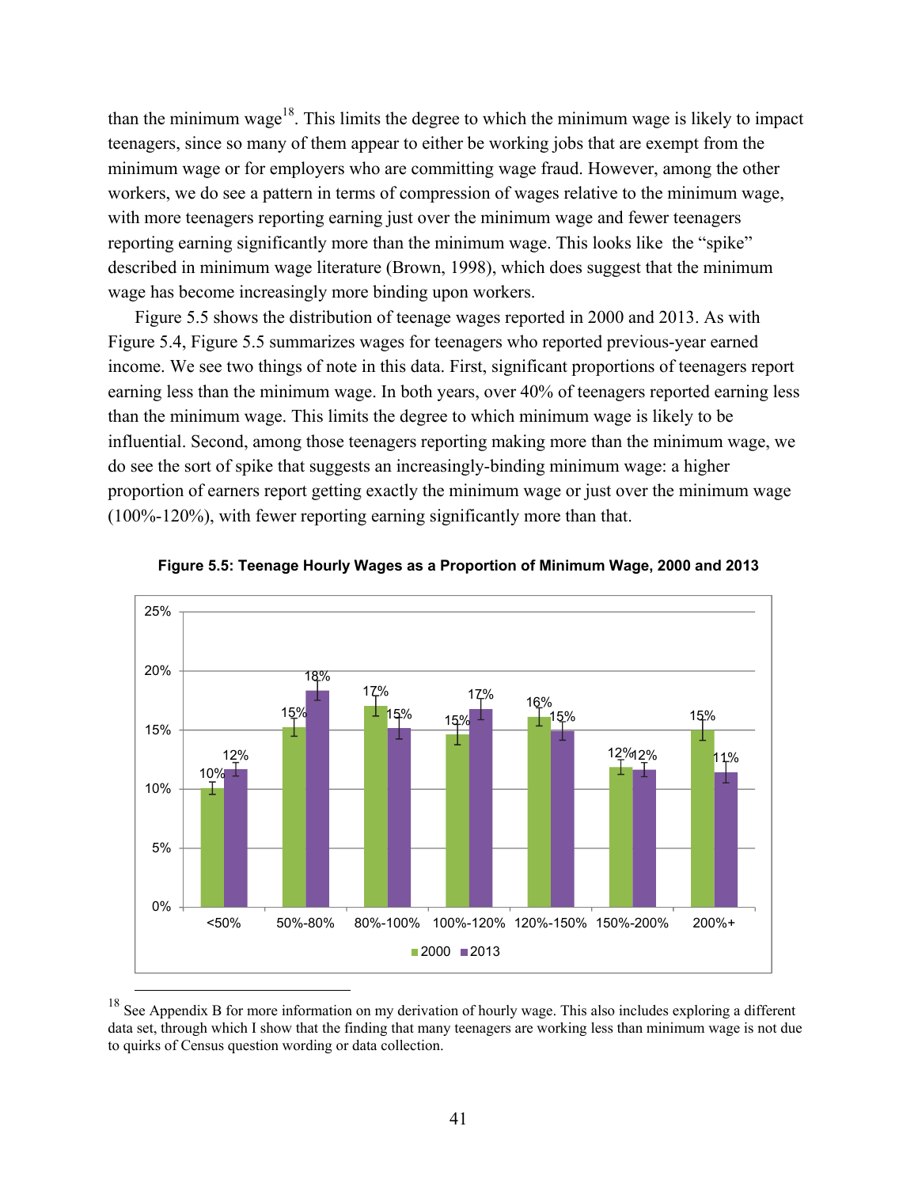than the minimum wage[18]. This limits the degree to which the minimum wage is likely to impact teenagers, since so many of them appear to either be working jobs that are exempt from the minimum wage or for employers who are committing wage fraud. However, among the other workers, we do see a pattern in terms of compression of wages relative to the minimum wage, with more teenagers reporting earning just over the minimum wage and fewer teenagers reporting earning significantly more than the minimum wage. This looks like the "spike" described in minimum wage literature (Brown, 1998), which does suggest that the minimum wage has become increasingly more binding upon workers.

Figure 5.5 shows the distribution of teenage wages reported in 2000 and 2013. As with Figure 5.4, Figure 5.5 summarizes wages for teenagers who reported previous-year earned income. We see two things of note in this data. First, significant proportions of teenagers report earning less than the minimum wage. In both years, over 40% of teenagers reported earning less than the minimum wage. This limits the degree to which minimum wage is likely to be influential. Second, among those teenagers reporting making more than the minimum wage, we do see the sort of spike that suggests an increasingly-binding minimum wage: a higher proportion of earners report getting exactly the minimum wage or just over the minimum wage (100%-120%), with fewer reporting earning significantly more than that.

**Figure 5.5: Teenage Hourly Wages as a Proportion of Minimum Wage, 2000 and 2013**

| | <50% | 50%-80% | 80%-100% | 100%-120% | 120%-150% | 150%-200% | 200%+ |
|---|---|---|---|---|---|---|---|
| 2000 | 10% | 15% | 17% | 15% | 16% | 12% | 15% |
| 2013 | 12% | 18% | 15% | 17% | 15% | 12% | 11% |

[18] See Appendix B for more information on my derivation of hourly wage. This also includes exploring a different data set, through which I show that the finding that many teenagers are working less than minimum wage is not due to quirks of Census question wording or data collection.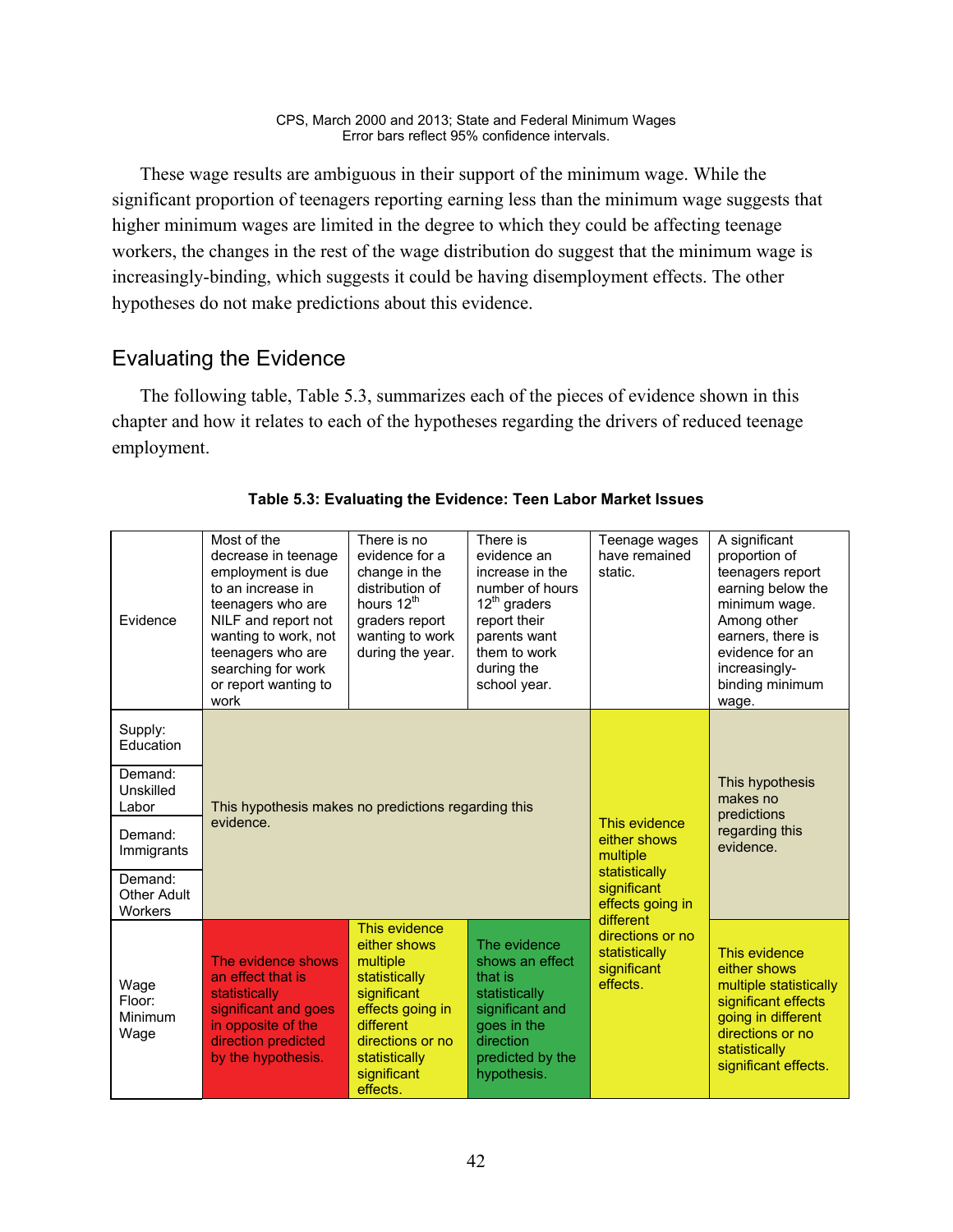CPS, March 2000 and 2013; State and Federal Minimum Wages
Error bars reflect 95% confidence intervals.

These wage results are ambiguous in their support of the minimum wage. While the significant proportion of teenagers reporting earning less than the minimum wage suggests that higher minimum wages are limited in the degree to which they could be affecting teenage workers, the changes in the rest of the wage distribution do suggest that the minimum wage is increasingly-binding, which suggests it could be having disemployment effects. The other hypotheses do not make predictions about this evidence.

## Evaluating the Evidence

The following table, Table 5.3, summarizes each of the pieces of evidence shown in this chapter and how it relates to each of the hypotheses regarding the drivers of reduced teenage employment.

**Table 5.3: Evaluating the Evidence: Teen Labor Market Issues**

| Evidence | Most of the decrease in teenage employment is due to an increase in teenagers who are NILF and report not wanting to work, not teenagers who are searching for work or report wanting to work | There is no evidence for a change in the distribution of hours 12th graders report wanting to work during the year. | There is evidence an increase in the number of hours 12th graders report their parents want them to work during the school year. | Teenage wages have remained static. | A significant proportion of teenagers report earning below the minimum wage. Among other earners, there is evidence for an increasingly-binding minimum wage. |
|---|---|---|---|---|---|
| Supply: Education | This hypothesis makes no predictions regarding this evidence. | | | This evidence either shows multiple statistically significant effects going in different directions or no statistically significant effects. | This hypothesis makes no predictions regarding this evidence. |
| Demand: Unskilled Labor | | | | | |
| Demand: Immigrants | | | | | |
| Demand: Other Adult Workers | | | | | |
| Wage Floor: Minimum Wage | The evidence shows an effect that is statistically significant and goes in opposite of the direction predicted by the hypothesis. | This evidence either shows multiple statistically significant effects going in different directions or no statistically significant effects. | The evidence shows an effect that is statistically significant and goes in the direction predicted by the hypothesis. | | This evidence either shows multiple statistically significant effects going in different directions or no statistically significant effects. |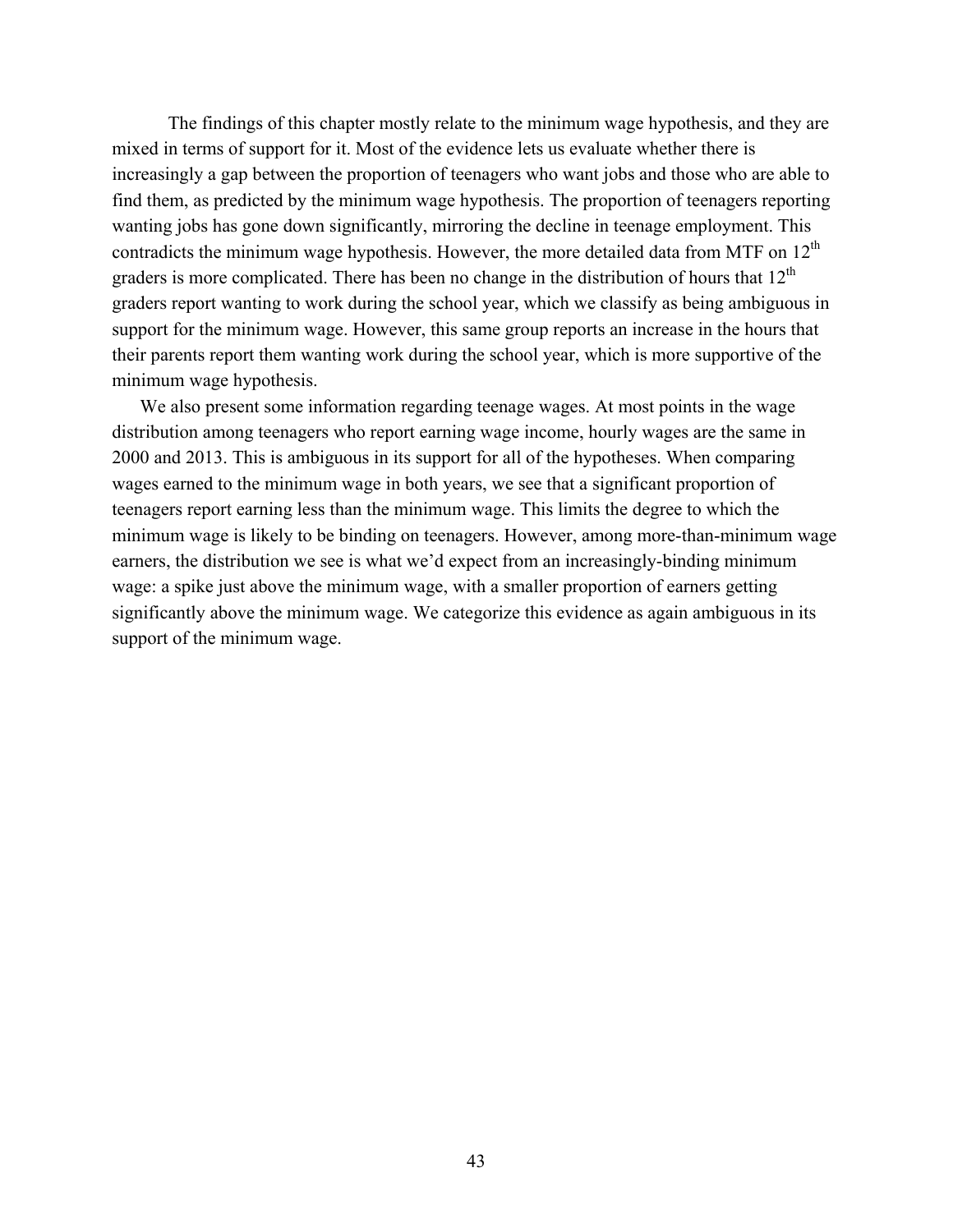The findings of this chapter mostly relate to the minimum wage hypothesis, and they are mixed in terms of support for it. Most of the evidence lets us evaluate whether there is increasingly a gap between the proportion of teenagers who want jobs and those who are able to find them, as predicted by the minimum wage hypothesis. The proportion of teenagers reporting wanting jobs has gone down significantly, mirroring the decline in teenage employment. This contradicts the minimum wage hypothesis. However, the more detailed data from MTF on 12th graders is more complicated. There has been no change in the distribution of hours that 12th graders report wanting to work during the school year, which we classify as being ambiguous in support for the minimum wage. However, this same group reports an increase in the hours that their parents report them wanting work during the school year, which is more supportive of the minimum wage hypothesis.

We also present some information regarding teenage wages. At most points in the wage distribution among teenagers who report earning wage income, hourly wages are the same in 2000 and 2013. This is ambiguous in its support for all of the hypotheses. When comparing wages earned to the minimum wage in both years, we see that a significant proportion of teenagers report earning less than the minimum wage. This limits the degree to which the minimum wage is likely to be binding on teenagers. However, among more-than-minimum wage earners, the distribution we see is what we'd expect from an increasingly-binding minimum wage: a spike just above the minimum wage, with a smaller proportion of earners getting significantly above the minimum wage. We categorize this evidence as again ambiguous in its support of the minimum wage.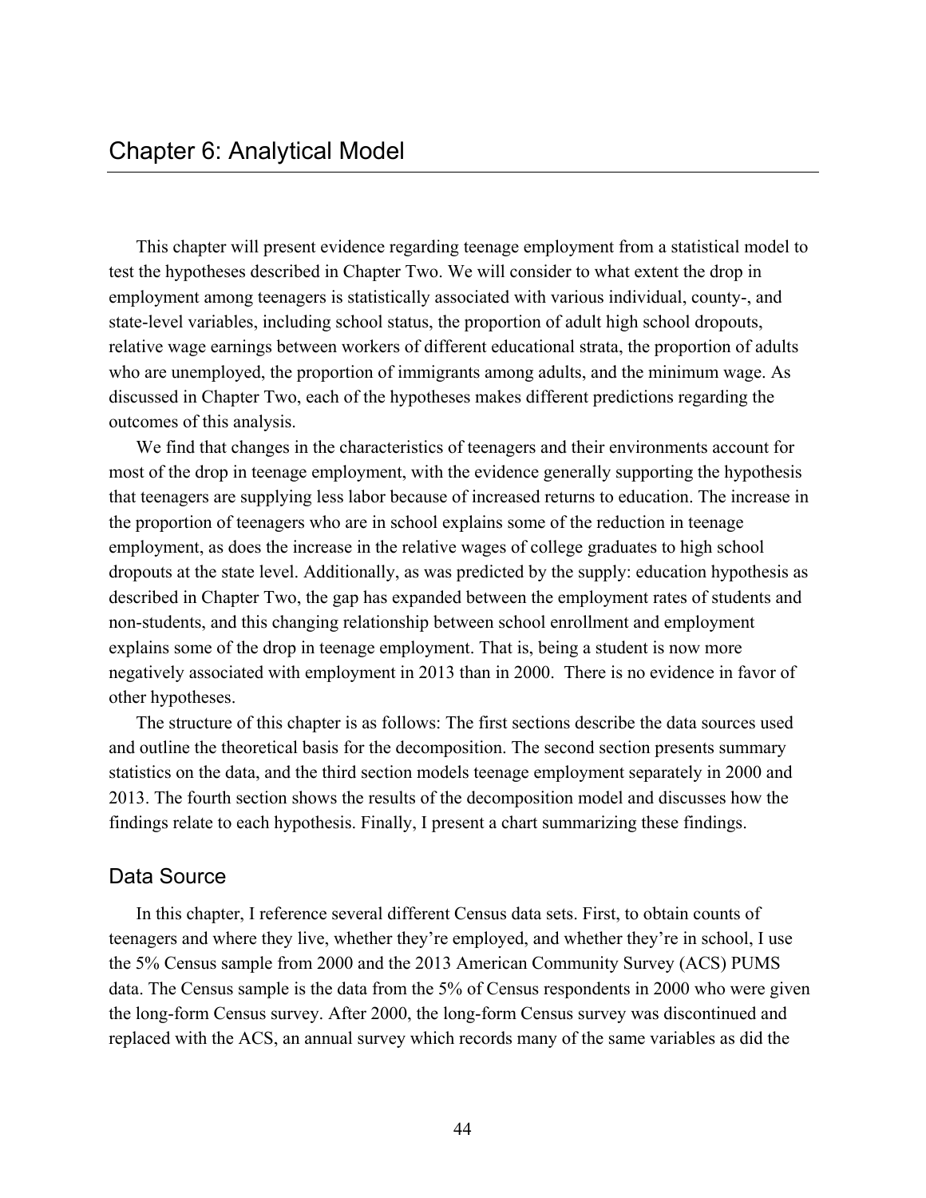# Chapter 6: Analytical Model

This chapter will present evidence regarding teenage employment from a statistical model to test the hypotheses described in Chapter Two. We will consider to what extent the drop in employment among teenagers is statistically associated with various individual, county-, and state-level variables, including school status, the proportion of adult high school dropouts, relative wage earnings between workers of different educational strata, the proportion of adults who are unemployed, the proportion of immigrants among adults, and the minimum wage. As discussed in Chapter Two, each of the hypotheses makes different predictions regarding the outcomes of this analysis.

We find that changes in the characteristics of teenagers and their environments account for most of the drop in teenage employment, with the evidence generally supporting the hypothesis that teenagers are supplying less labor because of increased returns to education. The increase in the proportion of teenagers who are in school explains some of the reduction in teenage employment, as does the increase in the relative wages of college graduates to high school dropouts at the state level. Additionally, as was predicted by the supply: education hypothesis as described in Chapter Two, the gap has expanded between the employment rates of students and non-students, and this changing relationship between school enrollment and employment explains some of the drop in teenage employment. That is, being a student is now more negatively associated with employment in 2013 than in 2000. There is no evidence in favor of other hypotheses.

The structure of this chapter is as follows: The first sections describe the data sources used and outline the theoretical basis for the decomposition. The second section presents summary statistics on the data, and the third section models teenage employment separately in 2000 and 2013. The fourth section shows the results of the decomposition model and discusses how the findings relate to each hypothesis. Finally, I present a chart summarizing these findings.

## Data Source

In this chapter, I reference several different Census data sets. First, to obtain counts of teenagers and where they live, whether they're employed, and whether they're in school, I use the 5% Census sample from 2000 and the 2013 American Community Survey (ACS) PUMS data. The Census sample is the data from the 5% of Census respondents in 2000 who were given the long-form Census survey. After 2000, the long-form Census survey was discontinued and replaced with the ACS, an annual survey which records many of the same variables as did the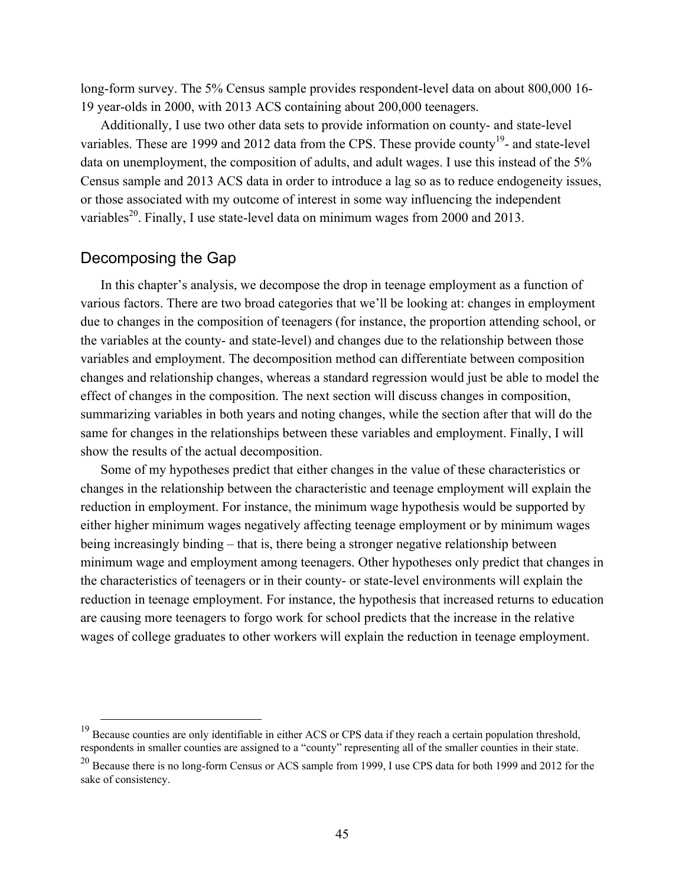long-form survey. The 5% Census sample provides respondent-level data on about 800,000 16-19 year-olds in 2000, with 2013 ACS containing about 200,000 teenagers.

Additionally, I use two other data sets to provide information on county- and state-level variables. These are 1999 and 2012 data from the CPS. These provide county[19]- and state-level data on unemployment, the composition of adults, and adult wages. I use this instead of the 5% Census sample and 2013 ACS data in order to introduce a lag so as to reduce endogeneity issues, or those associated with my outcome of interest in some way influencing the independent variables[20]. Finally, I use state-level data on minimum wages from 2000 and 2013.

## Decomposing the Gap

In this chapter's analysis, we decompose the drop in teenage employment as a function of various factors. There are two broad categories that we'll be looking at: changes in employment due to changes in the composition of teenagers (for instance, the proportion attending school, or the variables at the county- and state-level) and changes due to the relationship between those variables and employment. The decomposition method can differentiate between composition changes and relationship changes, whereas a standard regression would just be able to model the effect of changes in the composition. The next section will discuss changes in composition, summarizing variables in both years and noting changes, while the section after that will do the same for changes in the relationships between these variables and employment. Finally, I will show the results of the actual decomposition.

Some of my hypotheses predict that either changes in the value of these characteristics or changes in the relationship between the characteristic and teenage employment will explain the reduction in employment. For instance, the minimum wage hypothesis would be supported by either higher minimum wages negatively affecting teenage employment or by minimum wages being increasingly binding – that is, there being a stronger negative relationship between minimum wage and employment among teenagers. Other hypotheses only predict that changes in the characteristics of teenagers or in their county- or state-level environments will explain the reduction in teenage employment. For instance, the hypothesis that increased returns to education are causing more teenagers to forgo work for school predicts that the increase in the relative wages of college graduates to other workers will explain the reduction in teenage employment.

---

[19] Because counties are only identifiable in either ACS or CPS data if they reach a certain population threshold, respondents in smaller counties are assigned to a "county" representing all of the smaller counties in their state.

[20] Because there is no long-form Census or ACS sample from 1999, I use CPS data for both 1999 and 2012 for the sake of consistency.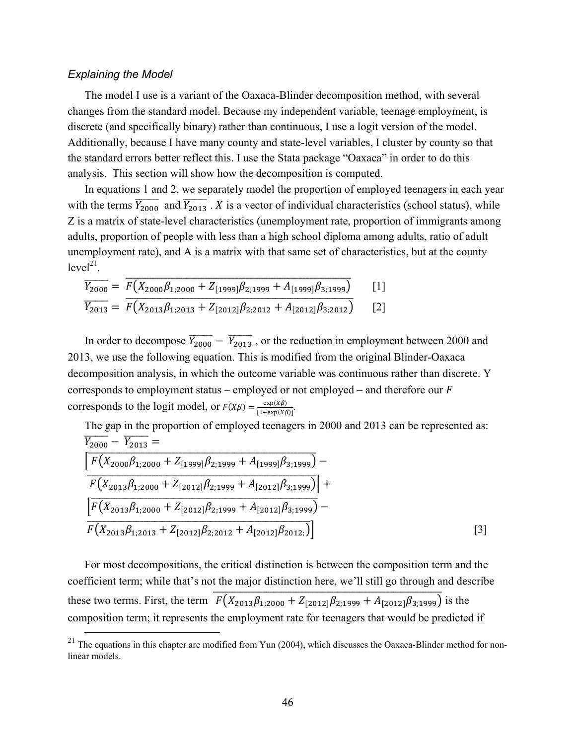### *Explaining the Model*

The model I use is a variant of the Oaxaca-Blinder decomposition method, with several changes from the standard model. Because my independent variable, teenage employment, is discrete (and specifically binary) rather than continuous, I use a logit version of the model. Additionally, because I have many county and state-level variables, I cluster by county so that the standard errors better reflect this. I use the Stata package "Oaxaca" in order to do this analysis. This section will show how the decomposition is computed.

In equations 1 and 2, we separately model the proportion of employed teenagers in each year with the terms $\overline{Y_{2000}}$ and $\overline{Y_{2013}}$ . $X$ is a vector of individual characteristics (school status), while Z is a matrix of state-level characteristics (unemployment rate, proportion of immigrants among adults, proportion of people with less than a high school diploma among adults, ratio of adult unemployment rate), and A is a matrix with that same set of characteristics, but at the county level[21].

$$\overline{Y_{2000}} = \overline{F\left(X_{2000}\beta_{1;2000} + Z_{[1999]}\beta_{2;1999} + A_{[1999]}\beta_{3;1999}\right)} \qquad [1]$$

$$\overline{Y_{2013}} = \overline{F\left(X_{2013}\beta_{1;2013} + Z_{[2012]}\beta_{2;2012} + A_{[2012]}\beta_{3;2012}\right)} \qquad [2]$$

In order to decompose $\overline{Y_{2000}} - \overline{Y_{2013}}$ , or the reduction in employment between 2000 and 2013, we use the following equation. This is modified from the original Blinder-Oaxaca decomposition analysis, in which the outcome variable was continuous rather than discrete. Y corresponds to employment status – employed or not employed – and therefore our $F$ corresponds to the logit model, or $F(X\beta) = \frac{\exp(X\beta)}{[1+\exp(X\beta)]}$.

The gap in the proportion of employed teenagers in 2000 and 2013 can be represented as:

$$\overline{Y_{2000}} - \overline{Y_{2013}} =$$
$$\left[\overline{F\left(X_{2000}\beta_{1;2000} + Z_{[1999]}\beta_{2;1999} + A_{[1999]}\beta_{3;1999}\right)} - \overline{F\left(X_{2013}\beta_{1;2000} + Z_{[2012]}\beta_{2;1999} + A_{[2012]}\beta_{3;1999}\right)}\right] +$$
$$\left[\overline{F\left(X_{2013}\beta_{1;2000} + Z_{[2012]}\beta_{2;1999} + A_{[2012]}\beta_{3;1999}\right)} - \overline{F\left(X_{2013}\beta_{1;2013} + Z_{[2012]}\beta_{2;2012} + A_{[2012]}\beta_{2012;}\right)}\right] \qquad [3]$$

For most decompositions, the critical distinction is between the composition term and the coefficient term; while that's not the major distinction here, we'll still go through and describe these two terms. First, the term $\overline{F\left(X_{2013}\beta_{1;2000} + Z_{[2012]}\beta_{2;1999} + A_{[2012]}\beta_{3;1999}\right)}$ is the composition term; it represents the employment rate for teenagers that would be predicted if

[21] The equations in this chapter are modified from Yun (2004), which discusses the Oaxaca-Blinder method for non-linear models.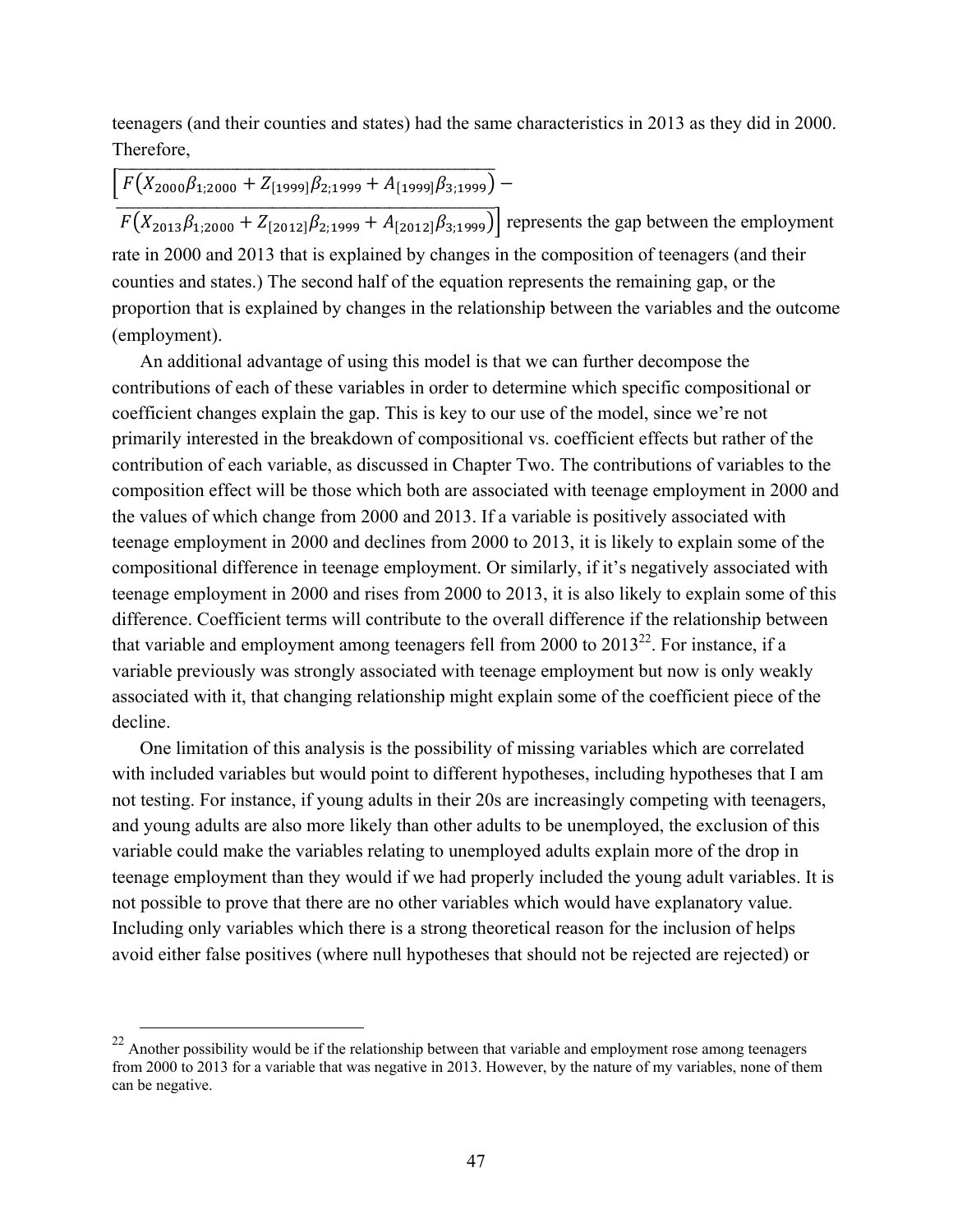teenagers (and their counties and states) had the same characteristics in 2013 as they did in 2000. Therefore,

$$\left[ F\left(X_{2000}\beta_{1;2000} + Z_{[1999]}\beta_{2;1999} + A_{[1999]}\beta_{3;1999}\right) - F\left(X_{2013}\beta_{1;2000} + Z_{[2012]}\beta_{2;1999} + A_{[2012]}\beta_{3;1999}\right) \right]$$

represents the gap between the employment rate in 2000 and 2013 that is explained by changes in the composition of teenagers (and their counties and states.) The second half of the equation represents the remaining gap, or the proportion that is explained by changes in the relationship between the variables and the outcome (employment).

An additional advantage of using this model is that we can further decompose the contributions of each of these variables in order to determine which specific compositional or coefficient changes explain the gap. This is key to our use of the model, since we're not primarily interested in the breakdown of compositional vs. coefficient effects but rather of the contribution of each variable, as discussed in Chapter Two. The contributions of variables to the composition effect will be those which both are associated with teenage employment in 2000 and the values of which change from 2000 and 2013. If a variable is positively associated with teenage employment in 2000 and declines from 2000 to 2013, it is likely to explain some of the compositional difference in teenage employment. Or similarly, if it's negatively associated with teenage employment in 2000 and rises from 2000 to 2013, it is also likely to explain some of this difference. Coefficient terms will contribute to the overall difference if the relationship between that variable and employment among teenagers fell from 2000 to 2013[22]. For instance, if a variable previously was strongly associated with teenage employment but now is only weakly associated with it, that changing relationship might explain some of the coefficient piece of the decline.

One limitation of this analysis is the possibility of missing variables which are correlated with included variables but would point to different hypotheses, including hypotheses that I am not testing. For instance, if young adults in their 20s are increasingly competing with teenagers, and young adults are also more likely than other adults to be unemployed, the exclusion of this variable could make the variables relating to unemployed adults explain more of the drop in teenage employment than they would if we had properly included the young adult variables. It is not possible to prove that there are no other variables which would have explanatory value. Including only variables which there is a strong theoretical reason for the inclusion of helps avoid either false positives (where null hypotheses that should not be rejected are rejected) or

[22] Another possibility would be if the relationship between that variable and employment rose among teenagers from 2000 to 2013 for a variable that was negative in 2013. However, by the nature of my variables, none of them can be negative.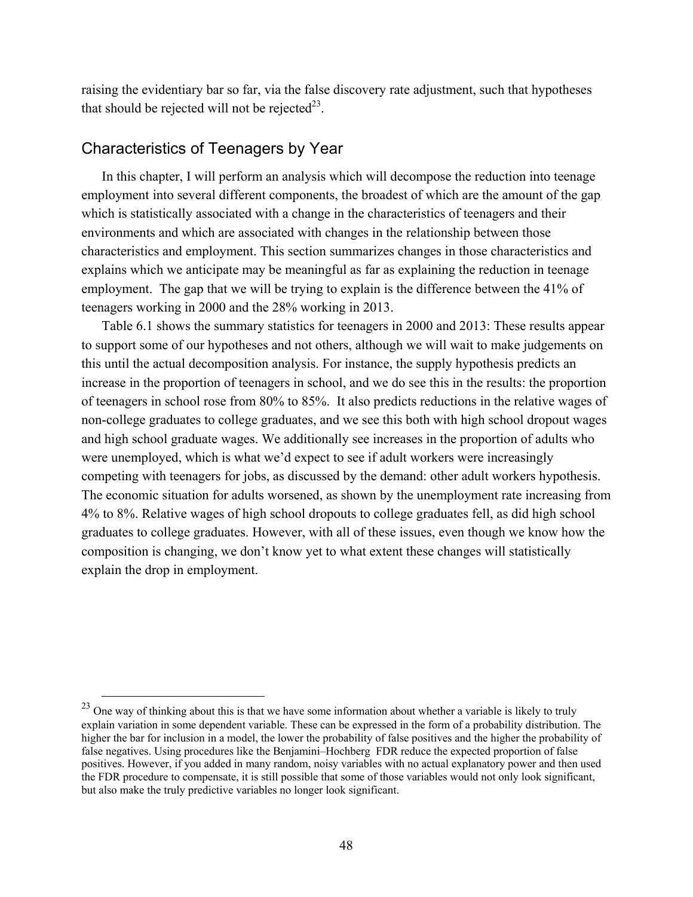raising the evidentiary bar so far, via the false discovery rate adjustment, such that hypotheses that should be rejected will not be rejected[23].

## Characteristics of Teenagers by Year

In this chapter, I will perform an analysis which will decompose the reduction into teenage employment into several different components, the broadest of which are the amount of the gap which is statistically associated with a change in the characteristics of teenagers and their environments and which are associated with changes in the relationship between those characteristics and employment. This section summarizes changes in those characteristics and explains which we anticipate may be meaningful as far as explaining the reduction in teenage employment. The gap that we will be trying to explain is the difference between the 41% of teenagers working in 2000 and the 28% working in 2013.

Table 6.1 shows the summary statistics for teenagers in 2000 and 2013: These results appear to support some of our hypotheses and not others, although we will wait to make judgements on this until the actual decomposition analysis. For instance, the supply hypothesis predicts an increase in the proportion of teenagers in school, and we do see this in the results: the proportion of teenagers in school rose from 80% to 85%. It also predicts reductions in the relative wages of non-college graduates to college graduates, and we see this both with high school dropout wages and high school graduate wages. We additionally see increases in the proportion of adults who were unemployed, which is what we'd expect to see if adult workers were increasingly competing with teenagers for jobs, as discussed by the demand: other adult workers hypothesis. The economic situation for adults worsened, as shown by the unemployment rate increasing from 4% to 8%. Relative wages of high school dropouts to college graduates fell, as did high school graduates to college graduates. However, with all of these issues, even though we know how the composition is changing, we don't know yet to what extent these changes will statistically explain the drop in employment.

---

[23] One way of thinking about this is that we have some information about whether a variable is likely to truly explain variation in some dependent variable. These can be expressed in the form of a probability distribution. The higher the bar for inclusion in a model, the lower the probability of false positives and the higher the probability of false negatives. Using procedures like the Benjamini–Hochberg FDR reduce the expected proportion of false positives. However, if you added in many random, noisy variables with no actual explanatory power and then used the FDR procedure to compensate, it is still possible that some of those variables would not only look significant, but also make the truly predictive variables no longer look significant.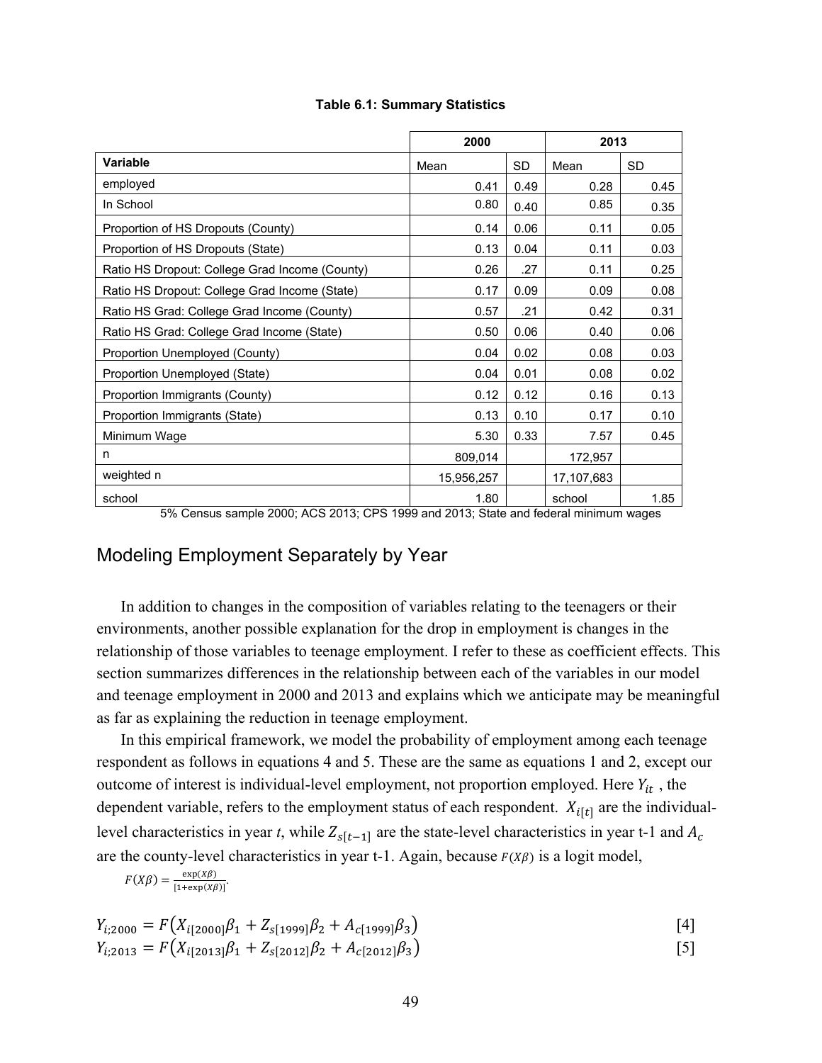**Table 6.1: Summary Statistics**

| | 2000 | | 2013 | |
|---|---|---|---|---|
| **Variable** | Mean | SD | Mean | SD |
| employed | 0.41 | 0.49 | 0.28 | 0.45 |
| In School | 0.80 | 0.40 | 0.85 | 0.35 |
| Proportion of HS Dropouts (County) | 0.14 | 0.06 | 0.11 | 0.05 |
| Proportion of HS Dropouts (State) | 0.13 | 0.04 | 0.11 | 0.03 |
| Ratio HS Dropout: College Grad Income (County) | 0.26 | .27 | 0.11 | 0.25 |
| Ratio HS Dropout: College Grad Income (State) | 0.17 | 0.09 | 0.09 | 0.08 |
| Ratio HS Grad: College Grad Income (County) | 0.57 | .21 | 0.42 | 0.31 |
| Ratio HS Grad: College Grad Income (State) | 0.50 | 0.06 | 0.40 | 0.06 |
| Proportion Unemployed (County) | 0.04 | 0.02 | 0.08 | 0.03 |
| Proportion Unemployed (State) | 0.04 | 0.01 | 0.08 | 0.02 |
| Proportion Immigrants (County) | 0.12 | 0.12 | 0.16 | 0.13 |
| Proportion Immigrants (State) | 0.13 | 0.10 | 0.17 | 0.10 |
| Minimum Wage | 5.30 | 0.33 | 7.57 | 0.45 |
| n | 809,014 | | 172,957 | |
| weighted n | 15,956,257 | | 17,107,683 | |
| school | 1.80 | | school | 1.85 |

5% Census sample 2000; ACS 2013; CPS 1999 and 2013; State and federal minimum wages

## Modeling Employment Separately by Year

In addition to changes in the composition of variables relating to the teenagers or their environments, another possible explanation for the drop in employment is changes in the relationship of those variables to teenage employment. I refer to these as coefficient effects. This section summarizes differences in the relationship between each of the variables in our model and teenage employment in 2000 and 2013 and explains which we anticipate may be meaningful as far as explaining the reduction in teenage employment.

In this empirical framework, we model the probability of employment among each teenage respondent as follows in equations 4 and 5. These are the same as equations 1 and 2, except our outcome of interest is individual-level employment, not proportion employed. Here $Y_{it}$ , the dependent variable, refers to the employment status of each respondent. $X_{i[t]}$ are the individual-level characteristics in year *t*, while $Z_{s[t-1]}$ are the state-level characteristics in year t-1 and $A_c$ are the county-level characteristics in year t-1. Again, because $F(X\beta)$ is a logit model, $F(X\beta) = \frac{\exp(X\beta)}{[1+\exp(X\beta)]}$.

$$Y_{i;2000} = F\left(X_{i[2000]}\beta_1 + Z_{s[1999]}\beta_2 + A_{c[1999]}\beta_3\right) \quad [4]$$

$$Y_{i;2013} = F\left(X_{i[2013]}\beta_1 + Z_{s[2012]}\beta_2 + A_{c[2012]}\beta_3\right) \quad [5]$$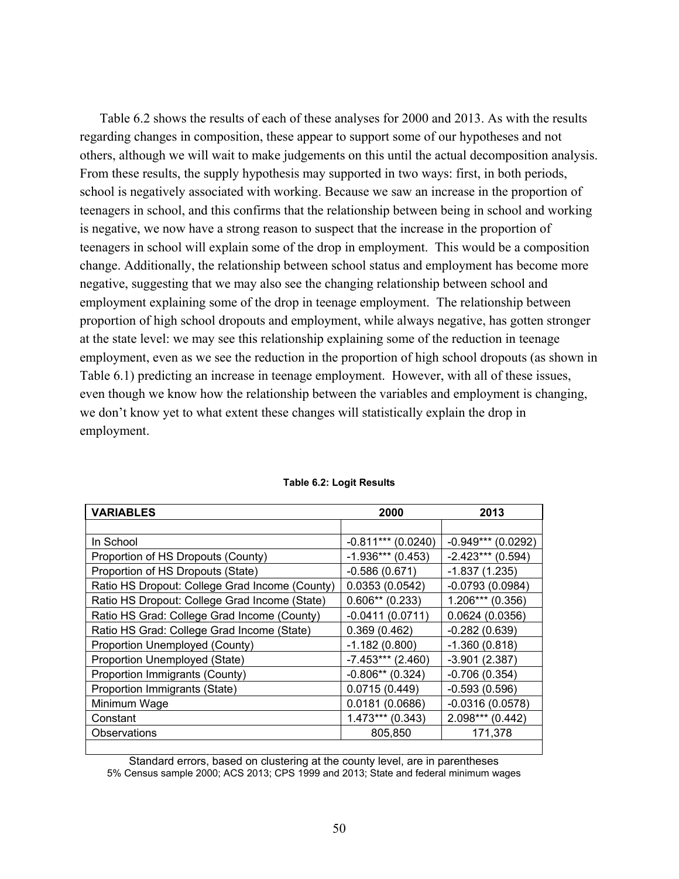Table 6.2 shows the results of each of these analyses for 2000 and 2013. As with the results regarding changes in composition, these appear to support some of our hypotheses and not others, although we will wait to make judgements on this until the actual decomposition analysis. From these results, the supply hypothesis may supported in two ways: first, in both periods, school is negatively associated with working. Because we saw an increase in the proportion of teenagers in school, and this confirms that the relationship between being in school and working is negative, we now have a strong reason to suspect that the increase in the proportion of teenagers in school will explain some of the drop in employment. This would be a composition change. Additionally, the relationship between school status and employment has become more negative, suggesting that we may also see the changing relationship between school and employment explaining some of the drop in teenage employment. The relationship between proportion of high school dropouts and employment, while always negative, has gotten stronger at the state level: we may see this relationship explaining some of the reduction in teenage employment, even as we see the reduction in the proportion of high school dropouts (as shown in Table 6.1) predicting an increase in teenage employment. However, with all of these issues, even though we know how the relationship between the variables and employment is changing, we don't know yet to what extent these changes will statistically explain the drop in employment.

**Table 6.2: Logit Results**

| VARIABLES | 2000 | 2013 |
|---|---|---|
| | | |
| In School | -0.811*** (0.0240) | -0.949*** (0.0292) |
| Proportion of HS Dropouts (County) | -1.936*** (0.453) | -2.423*** (0.594) |
| Proportion of HS Dropouts (State) | -0.586 (0.671) | -1.837 (1.235) |
| Ratio HS Dropout: College Grad Income (County) | 0.0353 (0.0542) | -0.0793 (0.0984) |
| Ratio HS Dropout: College Grad Income (State) | 0.606** (0.233) | 1.206*** (0.356) |
| Ratio HS Grad: College Grad Income (County) | -0.0411 (0.0711) | 0.0624 (0.0356) |
| Ratio HS Grad: College Grad Income (State) | 0.369 (0.462) | -0.282 (0.639) |
| Proportion Unemployed (County) | -1.182 (0.800) | -1.360 (0.818) |
| Proportion Unemployed (State) | -7.453*** (2.460) | -3.901 (2.387) |
| Proportion Immigrants (County) | -0.806** (0.324) | -0.706 (0.354) |
| Proportion Immigrants (State) | 0.0715 (0.449) | -0.593 (0.596) |
| Minimum Wage | 0.0181 (0.0686) | -0.0316 (0.0578) |
| Constant | 1.473*** (0.343) | 2.098*** (0.442) |
| Observations | 805,850 | 171,378 |

Standard errors, based on clustering at the county level, are in parentheses
5% Census sample 2000; ACS 2013; CPS 1999 and 2013; State and federal minimum wages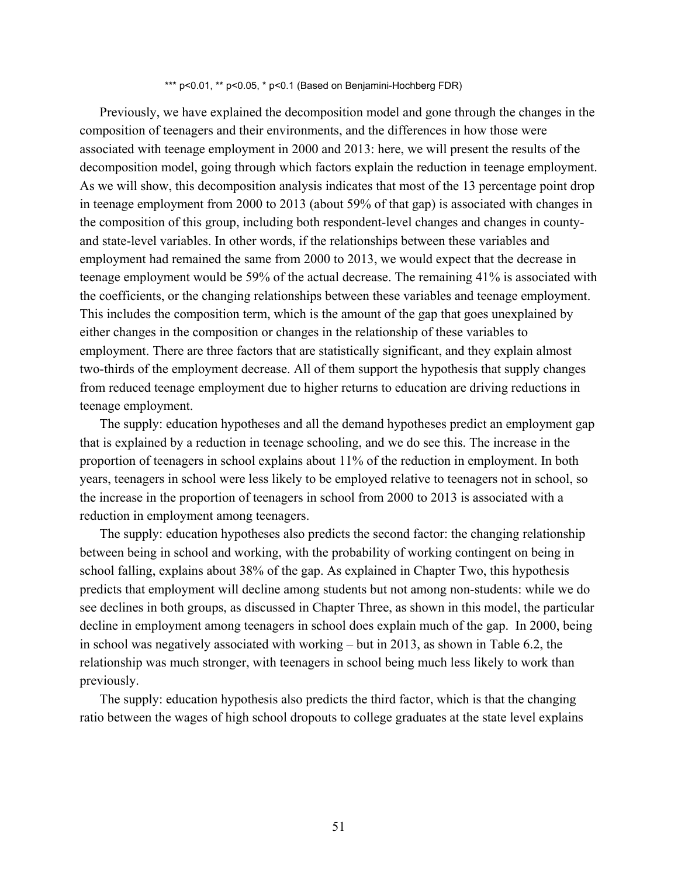*** p<0.01, ** p<0.05, * p<0.1 (Based on Benjamini-Hochberg FDR)

Previously, we have explained the decomposition model and gone through the changes in the composition of teenagers and their environments, and the differences in how those were associated with teenage employment in 2000 and 2013: here, we will present the results of the decomposition model, going through which factors explain the reduction in teenage employment. As we will show, this decomposition analysis indicates that most of the 13 percentage point drop in teenage employment from 2000 to 2013 (about 59% of that gap) is associated with changes in the composition of this group, including both respondent-level changes and changes in county- and state-level variables. In other words, if the relationships between these variables and employment had remained the same from 2000 to 2013, we would expect that the decrease in teenage employment would be 59% of the actual decrease. The remaining 41% is associated with the coefficients, or the changing relationships between these variables and teenage employment. This includes the composition term, which is the amount of the gap that goes unexplained by either changes in the composition or changes in the relationship of these variables to employment. There are three factors that are statistically significant, and they explain almost two-thirds of the employment decrease. All of them support the hypothesis that supply changes from reduced teenage employment due to higher returns to education are driving reductions in teenage employment.

The supply: education hypotheses and all the demand hypotheses predict an employment gap that is explained by a reduction in teenage schooling, and we do see this. The increase in the proportion of teenagers in school explains about 11% of the reduction in employment. In both years, teenagers in school were less likely to be employed relative to teenagers not in school, so the increase in the proportion of teenagers in school from 2000 to 2013 is associated with a reduction in employment among teenagers.

The supply: education hypotheses also predicts the second factor: the changing relationship between being in school and working, with the probability of working contingent on being in school falling, explains about 38% of the gap. As explained in Chapter Two, this hypothesis predicts that employment will decline among students but not among non-students: while we do see declines in both groups, as discussed in Chapter Three, as shown in this model, the particular decline in employment among teenagers in school does explain much of the gap. In 2000, being in school was negatively associated with working – but in 2013, as shown in Table 6.2, the relationship was much stronger, with teenagers in school being much less likely to work than previously.

The supply: education hypothesis also predicts the third factor, which is that the changing ratio between the wages of high school dropouts to college graduates at the state level explains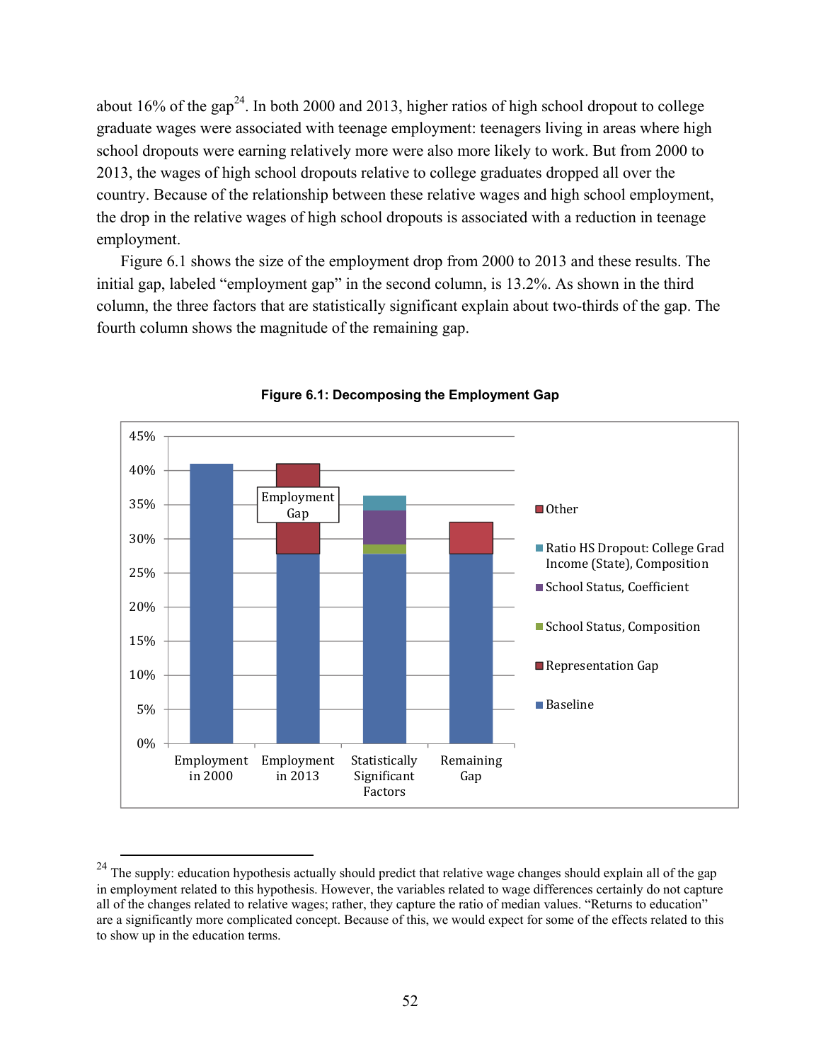about 16% of the gap[24]. In both 2000 and 2013, higher ratios of high school dropout to college graduate wages were associated with teenage employment: teenagers living in areas where high school dropouts were earning relatively more were also more likely to work. But from 2000 to 2013, the wages of high school dropouts relative to college graduates dropped all over the country. Because of the relationship between these relative wages and high school employment, the drop in the relative wages of high school dropouts is associated with a reduction in teenage employment.

Figure 6.1 shows the size of the employment drop from 2000 to 2013 and these results. The initial gap, labeled "employment gap" in the second column, is 13.2%. As shown in the third column, the three factors that are statistically significant explain about two-thirds of the gap. The fourth column shows the magnitude of the remaining gap.

**Figure 6.1: Decomposing the Employment Gap**

---

[24] The supply: education hypothesis actually should predict that relative wage changes should explain all of the gap in employment related to this hypothesis. However, the variables related to wage differences certainly do not capture all of the changes related to relative wages; rather, they capture the ratio of median values. "Returns to education" are a significantly more complicated concept. Because of this, we would expect for some of the effects related to this to show up in the education terms.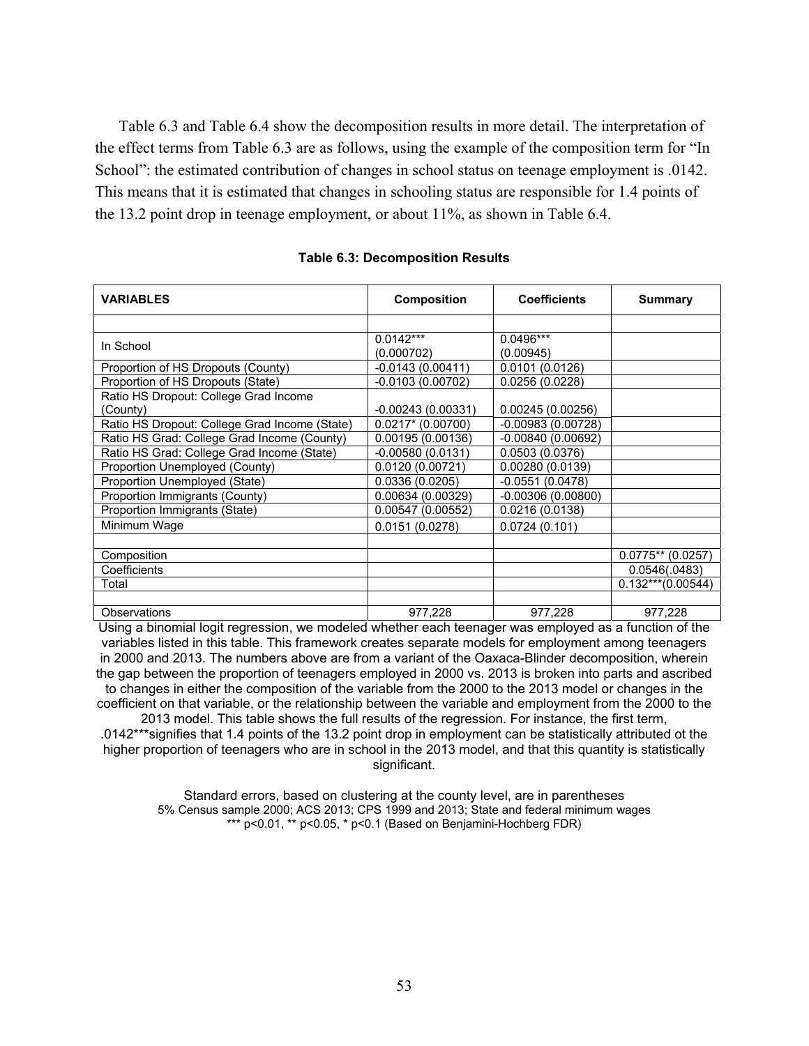Table 6.3 and Table 6.4 show the decomposition results in more detail. The interpretation of the effect terms from Table 6.3 are as follows, using the example of the composition term for "In School": the estimated contribution of changes in school status on teenage employment is .0142. This means that it is estimated that changes in schooling status are responsible for 1.4 points of the 13.2 point drop in teenage employment, or about 11%, as shown in Table 6.4.

**Table 6.3: Decomposition Results**

| VARIABLES | Composition | Coefficients | Summary |
|---|---|---|---|
| | | | |
| In School | 0.0142*** (0.000702) | 0.0496*** (0.00945) | |
| Proportion of HS Dropouts (County) | -0.0143 (0.00411) | 0.0101 (0.0126) | |
| Proportion of HS Dropouts (State) | -0.0103 (0.00702) | 0.0256 (0.0228) | |
| Ratio HS Dropout: College Grad Income (County) | -0.00243 (0.00331) | 0.00245 (0.00256) | |
| Ratio HS Dropout: College Grad Income (State) | 0.0217* (0.00700) | -0.00983 (0.00728) | |
| Ratio HS Grad: College Grad Income (County) | 0.00195 (0.00136) | -0.00840 (0.00692) | |
| Ratio HS Grad: College Grad Income (State) | -0.00580 (0.0131) | 0.0503 (0.0376) | |
| Proportion Unemployed (County) | 0.0120 (0.00721) | 0.00280 (0.0139) | |
| Proportion Unemployed (State) | 0.0336 (0.0205) | -0.0551 (0.0478) | |
| Proportion Immigrants (County) | 0.00634 (0.00329) | -0.00306 (0.00800) | |
| Proportion Immigrants (State) | 0.00547 (0.00552) | 0.0216 (0.0138) | |
| Minimum Wage | 0.0151 (0.0278) | 0.0724 (0.101) | |
| | | | |
| Composition | | | 0.0775** (0.0257) |
| Coefficients | | | 0.0546(.0483) |
| Total | | | 0.132***(0.00544) |
| | | | |
| Observations | 977,228 | 977,228 | 977,228 |

Using a binomial logit regression, we modeled whether each teenager was employed as a function of the variables listed in this table. This framework creates separate models for employment among teenagers in 2000 and 2013. The numbers above are from a variant of the Oaxaca-Blinder decomposition, wherein the gap between the proportion of teenagers employed in 2000 vs. 2013 is broken into parts and ascribed to changes in either the composition of the variable from the 2000 to the 2013 model or changes in the coefficient on that variable, or the relationship between the variable and employment from the 2000 to the 2013 model. This table shows the full results of the regression. For instance, the first term, .0142***signifies that 1.4 points of the 13.2 point drop in employment can be statistically attributed ot the higher proportion of teenagers who are in school in the 2013 model, and that this quantity is statistically significant.

Standard errors, based on clustering at the county level, are in parentheses
5% Census sample 2000; ACS 2013; CPS 1999 and 2013; State and federal minimum wages
*** p<0.01, ** p<0.05, * p<0.1 (Based on Benjamini-Hochberg FDR)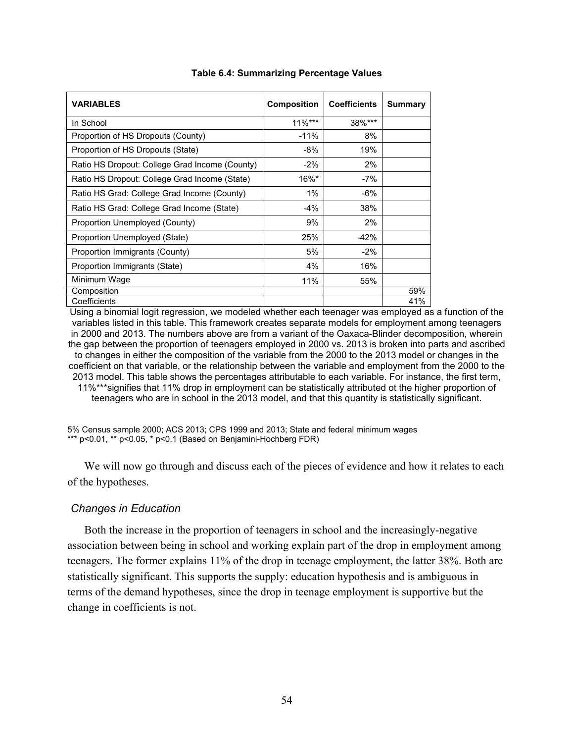**Table 6.4: Summarizing Percentage Values**

| VARIABLES | Composition | Coefficients | Summary |
|---|---|---|---|
| In School | 11%*** | 38%*** | |
| Proportion of HS Dropouts (County) | -11% | 8% | |
| Proportion of HS Dropouts (State) | -8% | 19% | |
| Ratio HS Dropout: College Grad Income (County) | -2% | 2% | |
| Ratio HS Dropout: College Grad Income (State) | 16%* | -7% | |
| Ratio HS Grad: College Grad Income (County) | 1% | -6% | |
| Ratio HS Grad: College Grad Income (State) | -4% | 38% | |
| Proportion Unemployed (County) | 9% | 2% | |
| Proportion Unemployed (State) | 25% | -42% | |
| Proportion Immigrants (County) | 5% | -2% | |
| Proportion Immigrants (State) | 4% | 16% | |
| Minimum Wage | 11% | 55% | |
| Composition | | | 59% |
| Coefficients | | | 41% |

Using a binomial logit regression, we modeled whether each teenager was employed as a function of the variables listed in this table. This framework creates separate models for employment among teenagers in 2000 and 2013. The numbers above are from a variant of the Oaxaca-Blinder decomposition, wherein the gap between the proportion of teenagers employed in 2000 vs. 2013 is broken into parts and ascribed to changes in either the composition of the variable from the 2000 to the 2013 model or changes in the coefficient on that variable, or the relationship between the variable and employment from the 2000 to the 2013 model. This table shows the percentages attributable to each variable. For instance, the first term, 11%***signifies that 11% drop in employment can be statistically attributed ot the higher proportion of teenagers who are in school in the 2013 model, and that this quantity is statistically significant.

5% Census sample 2000; ACS 2013; CPS 1999 and 2013; State and federal minimum wages
*** $p<0.01$, ** $p<0.05$, * $p<0.1$ (Based on Benjamini-Hochberg FDR)

We will now go through and discuss each of the pieces of evidence and how it relates to each of the hypotheses.

### *Changes in Education*

Both the increase in the proportion of teenagers in school and the increasingly-negative association between being in school and working explain part of the drop in employment among teenagers. The former explains 11% of the drop in teenage employment, the latter 38%. Both are statistically significant. This supports the supply: education hypothesis and is ambiguous in terms of the demand hypotheses, since the drop in teenage employment is supportive but the change in coefficients is not.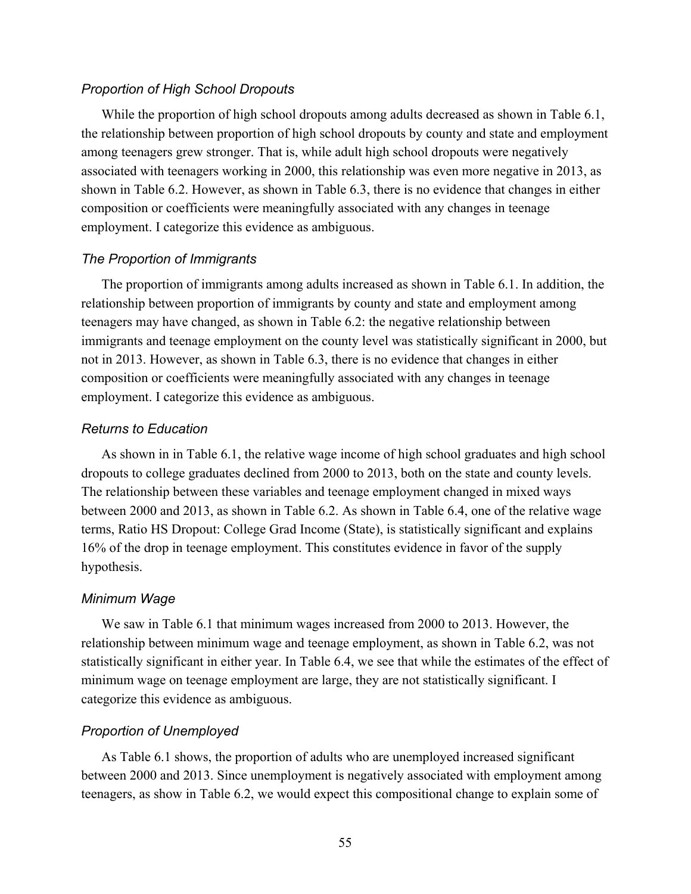### *Proportion of High School Dropouts*

While the proportion of high school dropouts among adults decreased as shown in Table 6.1, the relationship between proportion of high school dropouts by county and state and employment among teenagers grew stronger. That is, while adult high school dropouts were negatively associated with teenagers working in 2000, this relationship was even more negative in 2013, as shown in Table 6.2. However, as shown in Table 6.3, there is no evidence that changes in either composition or coefficients were meaningfully associated with any changes in teenage employment. I categorize this evidence as ambiguous.

### *The Proportion of Immigrants*

The proportion of immigrants among adults increased as shown in Table 6.1. In addition, the relationship between proportion of immigrants by county and state and employment among teenagers may have changed, as shown in Table 6.2: the negative relationship between immigrants and teenage employment on the county level was statistically significant in 2000, but not in 2013. However, as shown in Table 6.3, there is no evidence that changes in either composition or coefficients were meaningfully associated with any changes in teenage employment. I categorize this evidence as ambiguous.

### *Returns to Education*

As shown in in Table 6.1, the relative wage income of high school graduates and high school dropouts to college graduates declined from 2000 to 2013, both on the state and county levels. The relationship between these variables and teenage employment changed in mixed ways between 2000 and 2013, as shown in Table 6.2. As shown in Table 6.4, one of the relative wage terms, Ratio HS Dropout: College Grad Income (State), is statistically significant and explains 16% of the drop in teenage employment. This constitutes evidence in favor of the supply hypothesis.

### *Minimum Wage*

We saw in Table 6.1 that minimum wages increased from 2000 to 2013. However, the relationship between minimum wage and teenage employment, as shown in Table 6.2, was not statistically significant in either year. In Table 6.4, we see that while the estimates of the effect of minimum wage on teenage employment are large, they are not statistically significant. I categorize this evidence as ambiguous.

### *Proportion of Unemployed*

As Table 6.1 shows, the proportion of adults who are unemployed increased significant between 2000 and 2013. Since unemployment is negatively associated with employment among teenagers, as show in Table 6.2, we would expect this compositional change to explain some of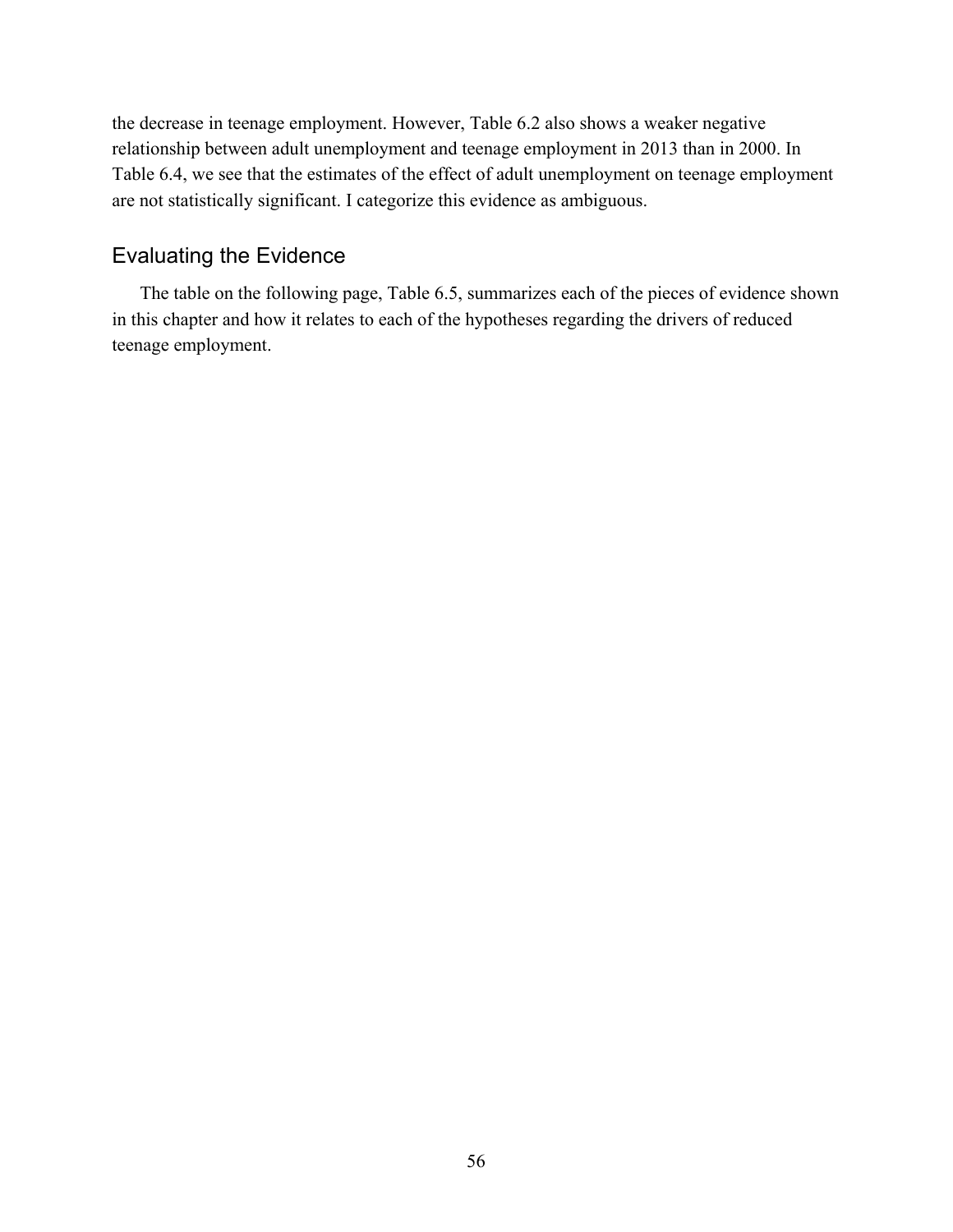the decrease in teenage employment. However, Table 6.2 also shows a weaker negative relationship between adult unemployment and teenage employment in 2013 than in 2000. In Table 6.4, we see that the estimates of the effect of adult unemployment on teenage employment are not statistically significant. I categorize this evidence as ambiguous.

## Evaluating the Evidence

The table on the following page, Table 6.5, summarizes each of the pieces of evidence shown in this chapter and how it relates to each of the hypotheses regarding the drivers of reduced teenage employment.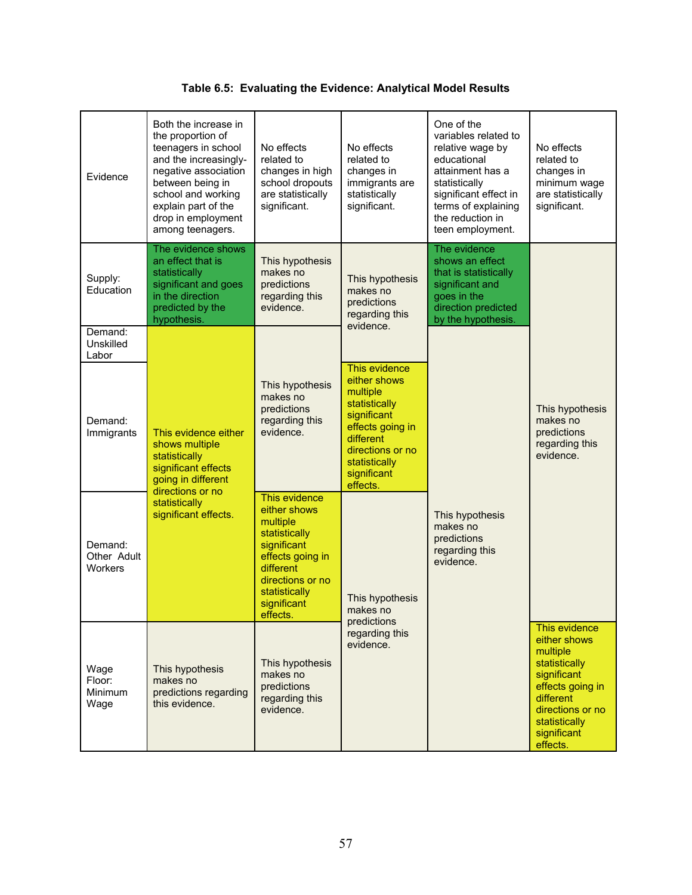**Table 6.5: Evaluating the Evidence: Analytical Model Results**

| Evidence | Both the increase in the proportion of teenagers in school and the increasingly-negative association between being in school and working explain part of the drop in employment among teenagers. | No effects related to changes in high school dropouts are statistically significant. | No effects related to changes in immigrants are statistically significant. | One of the variables related to relative wage by educational attainment has a statistically significant effect in terms of explaining the reduction in teen employment. | No effects related to changes in minimum wage are statistically significant. |
|---|---|---|---|---|---|
| Supply: Education | The evidence shows an effect that is statistically significant and goes in the direction predicted by the hypothesis. | This hypothesis makes no predictions regarding this evidence. | This hypothesis makes no predictions regarding this evidence. | The evidence shows an effect that is statistically significant and goes in the direction predicted by the hypothesis. | This hypothesis makes no predictions regarding this evidence. |
| Demand: Unskilled Labor | This evidence either shows multiple statistically significant effects going in different directions or no statistically significant effects. | This hypothesis makes no predictions regarding this evidence. | This hypothesis makes no predictions regarding this evidence. | This hypothesis makes no predictions regarding this evidence. | This hypothesis makes no predictions regarding this evidence. |
| Demand: Immigrants | This evidence either shows multiple statistically significant effects going in different directions or no statistically significant effects. | This hypothesis makes no predictions regarding this evidence. | This evidence either shows multiple statistically significant effects going in different directions or no statistically significant effects. | This hypothesis makes no predictions regarding this evidence. | This hypothesis makes no predictions regarding this evidence. |
| Demand: Other Adult Workers | This evidence either shows multiple statistically significant effects going in different directions or no statistically significant effects. | This evidence either shows multiple statistically significant effects going in different directions or no statistically significant effects. | This hypothesis makes no predictions regarding this evidence. | This hypothesis makes no predictions regarding this evidence. | This hypothesis makes no predictions regarding this evidence. |
| Wage Floor: Minimum Wage | This hypothesis makes no predictions regarding this evidence. | This hypothesis makes no predictions regarding this evidence. | This hypothesis makes no predictions regarding this evidence. | This hypothesis makes no predictions regarding this evidence. | This evidence either shows multiple statistically significant effects going in different directions or no statistically significant effects. |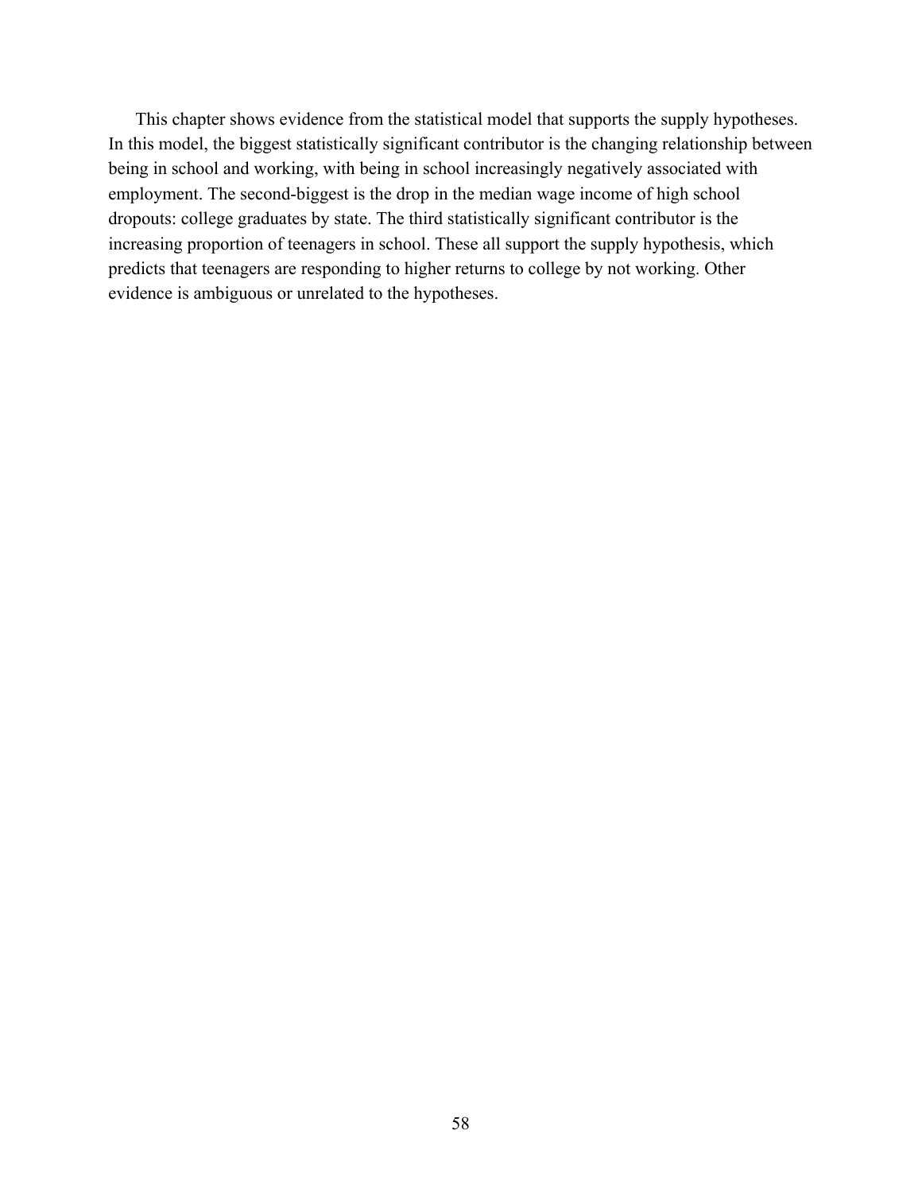This chapter shows evidence from the statistical model that supports the supply hypotheses. In this model, the biggest statistically significant contributor is the changing relationship between being in school and working, with being in school increasingly negatively associated with employment. The second-biggest is the drop in the median wage income of high school dropouts: college graduates by state. The third statistically significant contributor is the increasing proportion of teenagers in school. These all support the supply hypothesis, which predicts that teenagers are responding to higher returns to college by not working. Other evidence is ambiguous or unrelated to the hypotheses.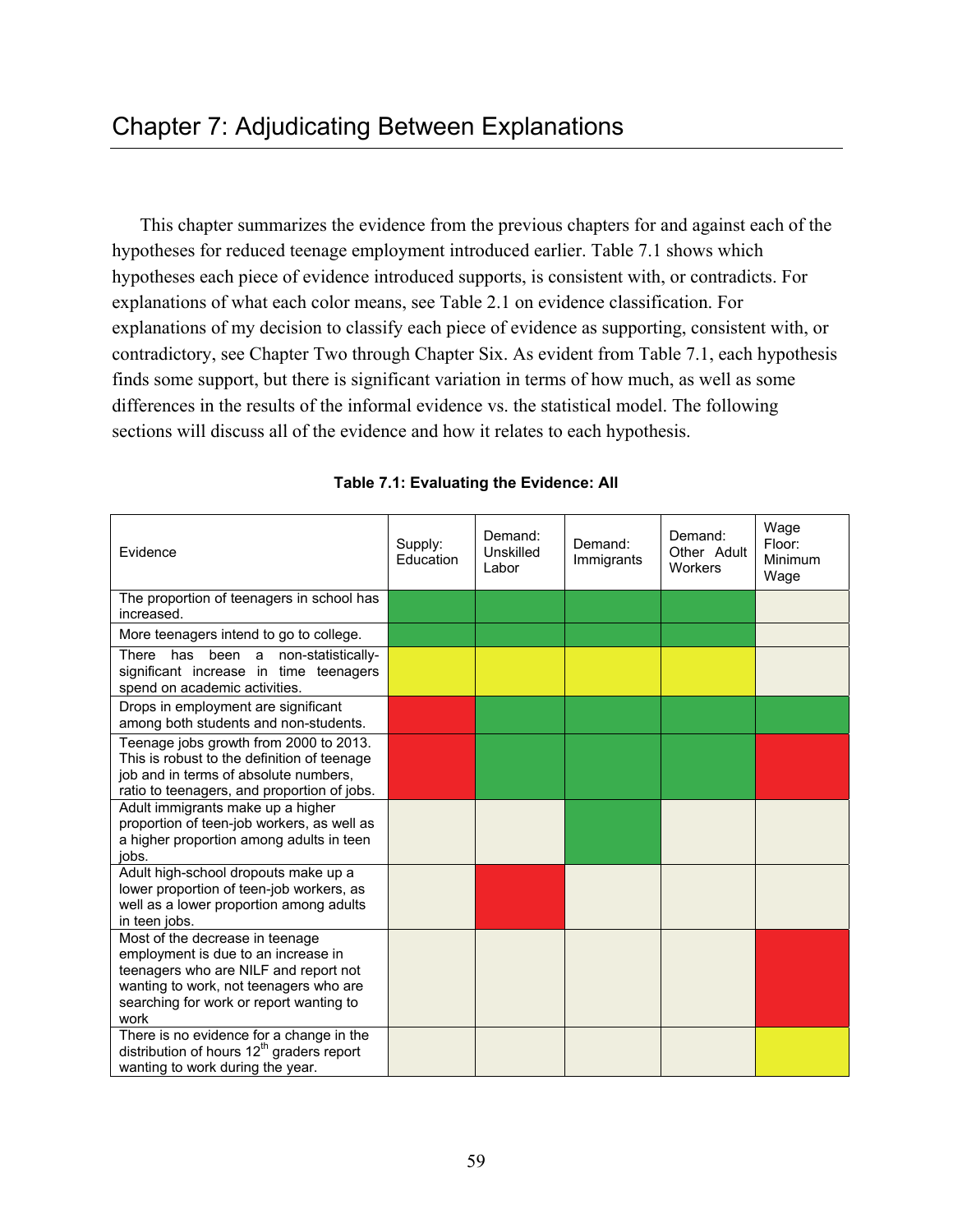# Chapter 7: Adjudicating Between Explanations

This chapter summarizes the evidence from the previous chapters for and against each of the hypotheses for reduced teenage employment introduced earlier. Table 7.1 shows which hypotheses each piece of evidence introduced supports, is consistent with, or contradicts. For explanations of what each color means, see Table 2.1 on evidence classification. For explanations of my decision to classify each piece of evidence as supporting, consistent with, or contradictory, see Chapter Two through Chapter Six. As evident from Table 7.1, each hypothesis finds some support, but there is significant variation in terms of how much, as well as some differences in the results of the informal evidence vs. the statistical model. The following sections will discuss all of the evidence and how it relates to each hypothesis.

**Table 7.1: Evaluating the Evidence: All**

| Evidence | Supply: Education | Demand: Unskilled Labor | Demand: Immigrants | Demand: Other Adult Workers | Wage Floor: Minimum Wage |
|---|---|---|---|---|---|
| The proportion of teenagers in school has increased. | Green | Green | Green | Green | |
| More teenagers intend to go to college. | Green | Green | Green | Green | |
| There has been a non-statistically-significant increase in time teenagers spend on academic activities. | Yellow | Yellow | Yellow | Yellow | |
| Drops in employment are significant among both students and non-students. | Red | Green | Green | Green | Green |
| Teenage jobs growth from 2000 to 2013. This is robust to the definition of teenage job and in terms of absolute numbers, ratio to teenagers, and proportion of jobs. | Red | Green | Green | Green | Red |
| Adult immigrants make up a higher proportion of teen-job workers, as well as a higher proportion among adults in teen jobs. | | | Green | | |
| Adult high-school dropouts make up a lower proportion of teen-job workers, as well as a lower proportion among adults in teen jobs. | | Red | | | |
| Most of the decrease in teenage employment is due to an increase in teenagers who are NILF and report not wanting to work, not teenagers who are searching for work or report wanting to work | | | | | Red |
| There is no evidence for a change in the distribution of hours 12th graders report wanting to work during the year. | | | | | Yellow |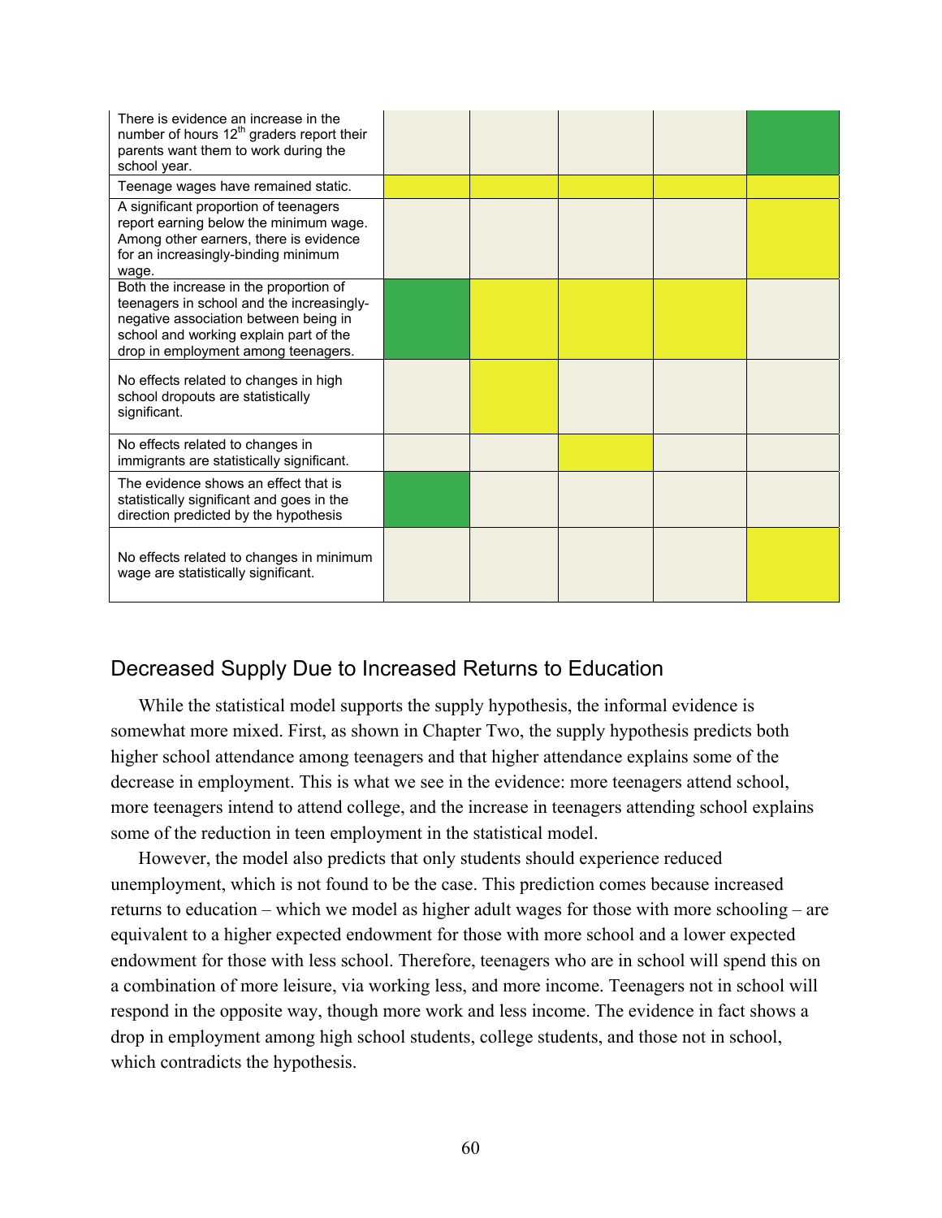| | | | | | |
|---|---|---|---|---|---|
| There is evidence an increase in the number of hours 12th graders report their parents want them to work during the school year. | | | | | |
| Teenage wages have remained static. | | | | | |
| A significant proportion of teenagers report earning below the minimum wage. Among other earners, there is evidence for an increasingly-binding minimum wage. | | | | | |
| Both the increase in the proportion of teenagers in school and the increasingly-negative association between being in school and working explain part of the drop in employment among teenagers. | | | | | |
| No effects related to changes in high school dropouts are statistically significant. | | | | | |
| No effects related to changes in immigrants are statistically significant. | | | | | |
| The evidence shows an effect that is statistically significant and goes in the direction predicted by the hypothesis | | | | | |
| No effects related to changes in minimum wage are statistically significant. | | | | | |

## Decreased Supply Due to Increased Returns to Education

While the statistical model supports the supply hypothesis, the informal evidence is somewhat more mixed. First, as shown in Chapter Two, the supply hypothesis predicts both higher school attendance among teenagers and that higher attendance explains some of the decrease in employment. This is what we see in the evidence: more teenagers attend school, more teenagers intend to attend college, and the increase in teenagers attending school explains some of the reduction in teen employment in the statistical model.

However, the model also predicts that only students should experience reduced unemployment, which is not found to be the case. This prediction comes because increased returns to education – which we model as higher adult wages for those with more schooling – are equivalent to a higher expected endowment for those with more school and a lower expected endowment for those with less school. Therefore, teenagers who are in school will spend this on a combination of more leisure, via working less, and more income. Teenagers not in school will respond in the opposite way, though more work and less income. The evidence in fact shows a drop in employment among high school students, college students, and those not in school, which contradicts the hypothesis.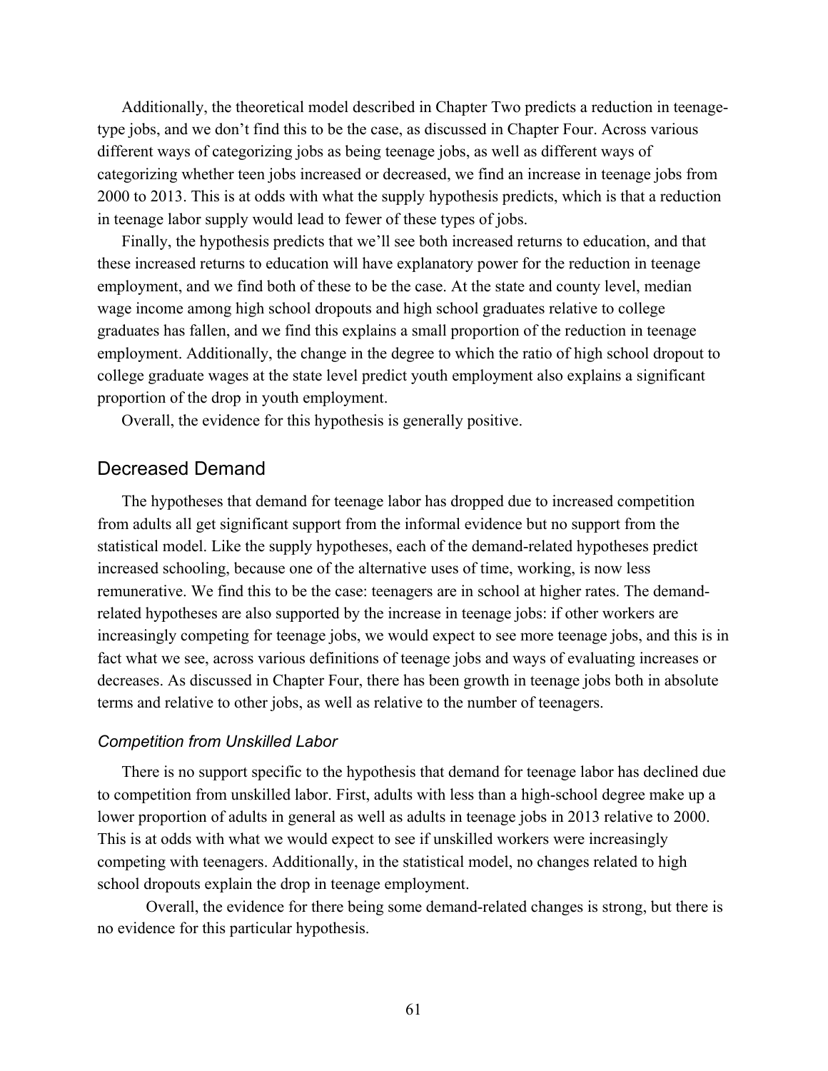Additionally, the theoretical model described in Chapter Two predicts a reduction in teenage-type jobs, and we don't find this to be the case, as discussed in Chapter Four. Across various different ways of categorizing jobs as being teenage jobs, as well as different ways of categorizing whether teen jobs increased or decreased, we find an increase in teenage jobs from 2000 to 2013. This is at odds with what the supply hypothesis predicts, which is that a reduction in teenage labor supply would lead to fewer of these types of jobs.

Finally, the hypothesis predicts that we'll see both increased returns to education, and that these increased returns to education will have explanatory power for the reduction in teenage employment, and we find both of these to be the case. At the state and county level, median wage income among high school dropouts and high school graduates relative to college graduates has fallen, and we find this explains a small proportion of the reduction in teenage employment. Additionally, the change in the degree to which the ratio of high school dropout to college graduate wages at the state level predict youth employment also explains a significant proportion of the drop in youth employment.

Overall, the evidence for this hypothesis is generally positive.

## Decreased Demand

The hypotheses that demand for teenage labor has dropped due to increased competition from adults all get significant support the informal evidence but no support from the statistical model. Like the supply hypotheses, each of the demand-related hypotheses predict increased schooling, because one of the alternative uses of time, working, is now less remunerative. We find this to be the case: teenagers are in school at higher rates. The demand-related hypotheses are also supported by the increase in teenage jobs: if other workers are increasingly competing for teenage jobs, we would expect to see more teenage jobs, and this is in fact what we see, across various definitions of teenage jobs and ways of evaluating increases or decreases. As discussed in Chapter Four, there has been growth in teenage jobs both in absolute terms and relative to other jobs, as well as relative to the number of teenagers.

### *Competition from Unskilled Labor*

There is no support specific to the hypothesis that demand for teenage labor has declined due to competition from unskilled labor. First, adults with less than a high-school degree make up a lower proportion of adults in general as well as adults in teenage jobs in 2013 relative to 2000. This is at odds with what we would expect to see if unskilled workers were increasingly competing with teenagers. Additionally, in the statistical model, no changes related to high school dropouts explain the drop in teenage employment.

Overall, the evidence for there being some demand-related changes is strong, but there is no evidence for this particular hypothesis.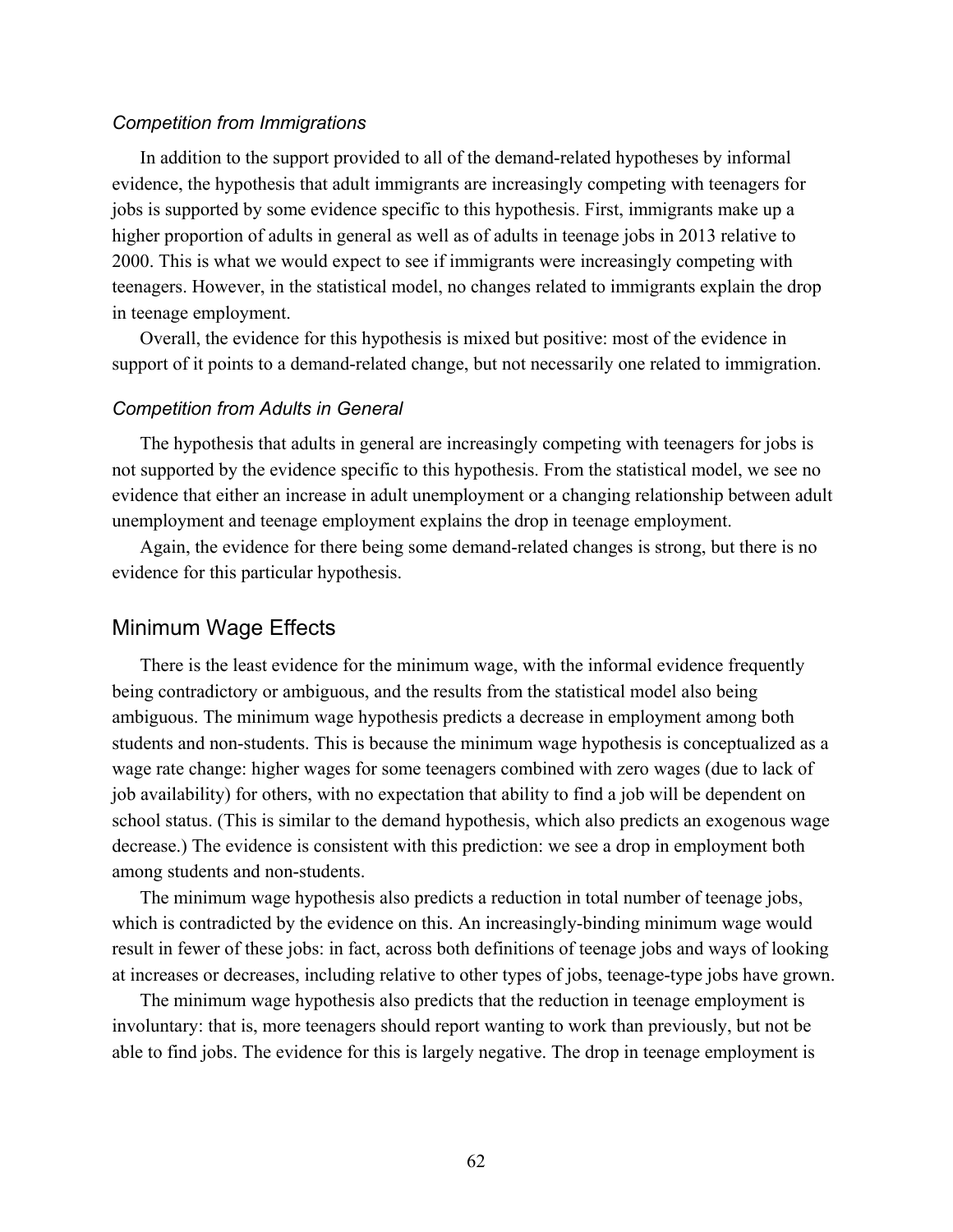### *Competition from Immigrations*

In addition to the support provided to all of the demand-related hypotheses by informal evidence, the hypothesis that adult immigrants are increasingly competing with teenagers for jobs is supported by some evidence specific to this hypothesis. First, immigrants make up a higher proportion of adults in general as well as of adults in teenage jobs in 2013 relative to 2000. This is what we would expect to see if immigrants were increasingly competing with teenagers. However, in the statistical model, no changes related to immigrants explain the drop in teenage employment.

Overall, the evidence for this hypothesis is mixed but positive: most of the evidence in support of it points to a demand-related change, but not necessarily one related to immigration.

### *Competition from Adults in General*

The hypothesis that adults in general are increasingly competing with teenagers for jobs is not supported by the evidence specific to this hypothesis. From the statistical model, we see no evidence that either an increase in adult unemployment or a changing relationship between adult unemployment and teenage employment explains the drop in teenage employment.

Again, the evidence for there being some demand-related changes is strong, but there is no evidence for this particular hypothesis.

## Minimum Wage Effects

There is the least evidence for the minimum wage, with the informal evidence frequently being contradictory or ambiguous, and the results from the statistical model also being ambiguous. The minimum wage hypothesis predicts a decrease in employment among both students and non-students. This is because the minimum wage hypothesis is conceptualized as a wage rate change: higher wages for some teenagers combined with zero wages (due to lack of job availability) for others, with no expectation that ability to find a job will be dependent on school status. (This is similar to the demand hypothesis, which also predicts an exogenous wage decrease.) The evidence is consistent with this prediction: we see a drop in employment both among students and non-students.

The minimum wage hypothesis also predicts a reduction in total number of teenage jobs, which is contradicted by the evidence on this. An increasingly-binding minimum wage would result in fewer of these jobs: in fact, across both definitions of teenage jobs and ways of looking at increases or decreases, including relative to other types of jobs, teenage-type jobs have grown.

The minimum wage hypothesis also predicts that the reduction in teenage employment is involuntary: that is, more teenagers should report wanting to work than previously, but not be able to find jobs. The evidence for this is largely negative. The drop in teenage employment is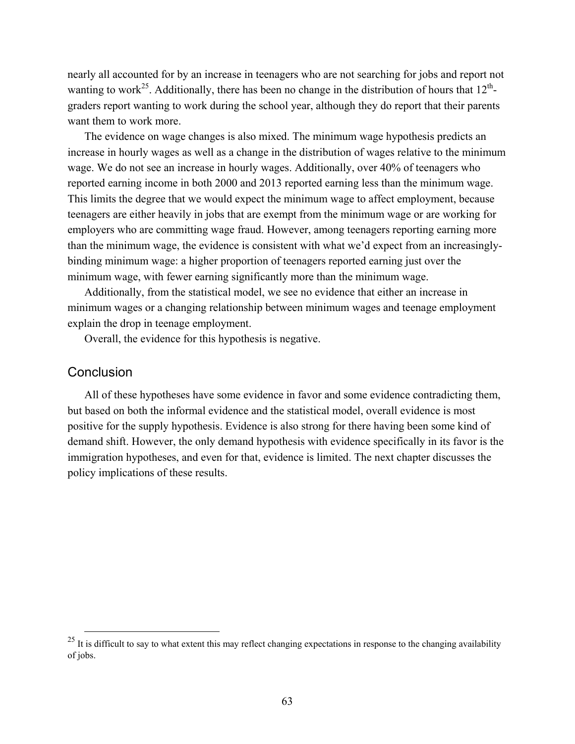nearly all accounted for by an increase in teenagers who are not searching for jobs and report not wanting to work[25]. Additionally, there has been no change in the distribution of hours that 12th-graders report wanting to work during the school year, although they do report that their parents want them to work more.

The evidence on wage changes is also mixed. The minimum wage hypothesis predicts an increase in hourly wages as well as a change in the distribution of wages relative to the minimum wage. We do not see an increase in hourly wages. Additionally, over 40% of teenagers who reported earning income in both 2000 and 2013 reported earning less than the minimum wage. This limits the degree that we would expect the minimum wage to affect employment, because teenagers are either heavily in jobs that are exempt from the minimum wage or are working for employers who are committing wage fraud. However, among teenagers reporting earning more than the minimum wage, the evidence is consistent with what we'd expect from an increasingly-binding minimum wage: a higher proportion of teenagers reported earning just over the minimum wage, with fewer earning significantly more than the minimum wage.

Additionally, from the statistical model, we see no evidence that either an increase in minimum wages or a changing relationship between minimum wages and teenage employment explain the drop in teenage employment.

Overall, the evidence for this hypothesis is negative.

## Conclusion

All of these hypotheses have some evidence in favor and some evidence contradicting them, but based on both the informal evidence and the statistical model, overall evidence is most positive for the supply hypothesis. Evidence is also strong for there having been some kind of demand shift. However, the only demand hypothesis with evidence specifically in its favor is the immigration hypotheses, and even for that, evidence is limited. The next chapter discusses the policy implications of these results.

[25] It is difficult to say to what extent this may reflect changing expectations in response to the changing availability of jobs.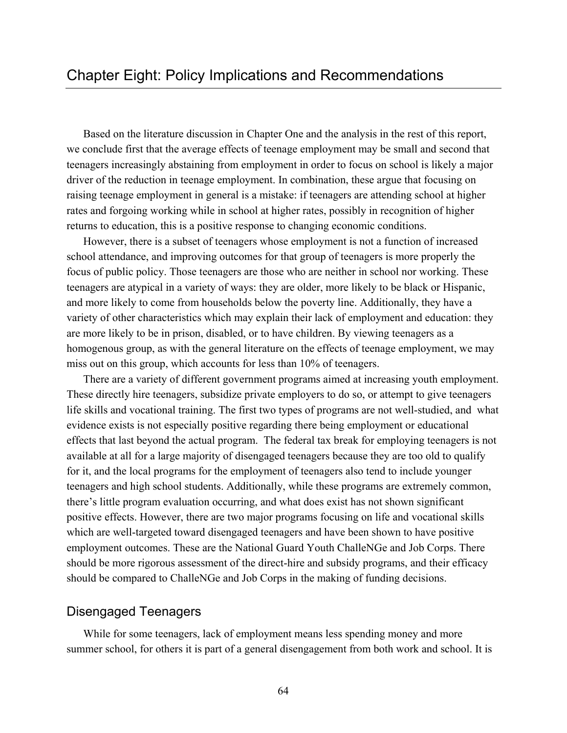# Chapter Eight: Policy Implications and Recommendations

Based on the literature discussion in Chapter One and the analysis in the rest of this report, we conclude first that the average effects of teenage employment may be small and second that teenagers increasingly abstaining from employment in order to focus on school is likely a major driver of the reduction in teenage employment. In combination, these argue that focusing on raising teenage employment in general is a mistake: if teenagers are attending school at higher rates and forgoing working while in school at higher rates, possibly in recognition of higher returns to education, this is a positive response to changing economic conditions.

However, there is a subset of teenagers whose employment is not a function of increased school attendance, and improving outcomes for that group of teenagers is more properly the focus of public policy. Those teenagers are those who are neither in school nor working. These teenagers are atypical in a variety of ways: they are older, more likely to be black or Hispanic, and more likely to come from households below the poverty line. Additionally, they have a variety of other characteristics which may explain their lack of employment and education: they are more likely to be in prison, disabled, or to have children. By viewing teenagers as a homogenous group, as with the general literature on the effects of teenage employment, we may miss out on this group, which accounts for less than 10% of teenagers.

There are a variety of different government programs aimed at increasing youth employment. These directly hire teenagers, subsidize private employers to do so, or attempt to give teenagers life skills and vocational training. The first two types of programs are not well-studied, and what evidence exists is not especially positive regarding there being employment or educational effects that last beyond the actual program. The federal tax break for employing teenagers is not available at all for a large majority of disengaged teenagers because they are too old to qualify for it, and the local programs for the employment of teenagers also tend to include younger teenagers and high school students. Additionally, while these programs are extremely common, there's little program evaluation occurring, and what does exist has not shown significant positive effects. However, there are two major programs focusing on life and vocational skills which are well-targeted toward disengaged teenagers and have been shown to have positive employment outcomes. These are the National Guard Youth ChalleNGe and Job Corps. There should be more rigorous assessment of the direct-hire and subsidy programs, and their efficacy should be compared to ChalleNGe and Job Corps in the making of funding decisions.

## Disengaged Teenagers

While for some teenagers, lack of employment means less spending money and more summer school, for others it is part of a general disengagement from both work and school. It is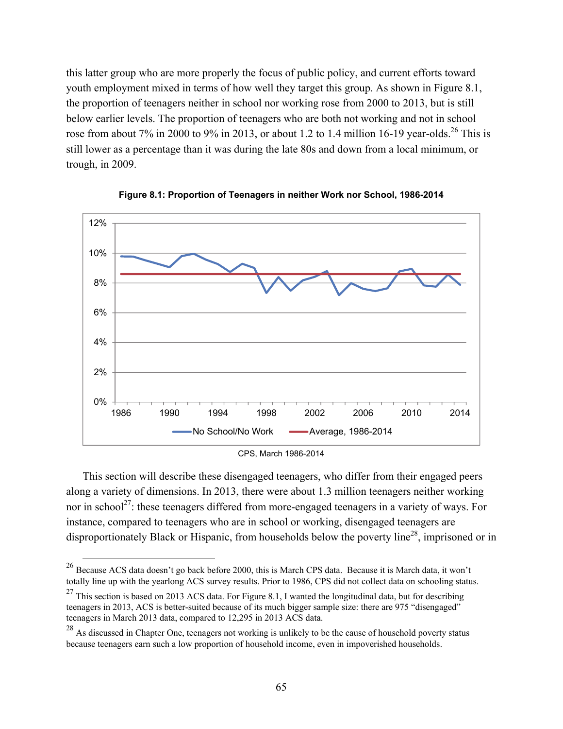this latter group who are more properly the focus of public policy, and current efforts toward youth employment mixed in terms of how well they target this group. As shown in Figure 8.1, the proportion of teenagers neither in school nor working rose from 2000 to 2013, but is still below earlier levels. The proportion of teenagers who are both not working and not in school rose from about 7% in 2000 to 9% in 2013, or about 1.2 to 1.4 million 16-19 year-olds.[26] This is still lower as a percentage than it was during the late 80s and down from a local minimum, or trough, in 2009.

**Figure 8.1: Proportion of Teenagers in neither Work nor School, 1986-2014**

CPS, March 1986-2014

This section will describe these disengaged teenagers, who differ from their engaged peers along a variety of dimensions. In 2013, there were about 1.3 million teenagers neither working nor in school[27]: these teenagers differed from more-engaged teenagers in a variety of ways. For instance, compared to teenagers who are in school or working, disengaged teenagers are disproportionately Black or Hispanic, from households below the poverty line[28], imprisoned or in

---

[26] Because ACS data doesn't go back before 2000, this is March CPS data. Because it is March data, it won't totally line up with the yearlong ACS survey results. Prior to 1986, CPS did not collect data on schooling status.

[27] This section is based on 2013 ACS data. For Figure 8.1, I wanted the longitudinal data, but for describing teenagers in 2013, ACS is better-suited because of its much bigger sample size: there are 975 "disengaged" teenagers in March 2013 data, compared to 12,295 in 2013 ACS data.

[28] As discussed in Chapter One, teenagers not working is unlikely to be the cause of household poverty status because teenagers earn such a low proportion of household income, even in impoverished households.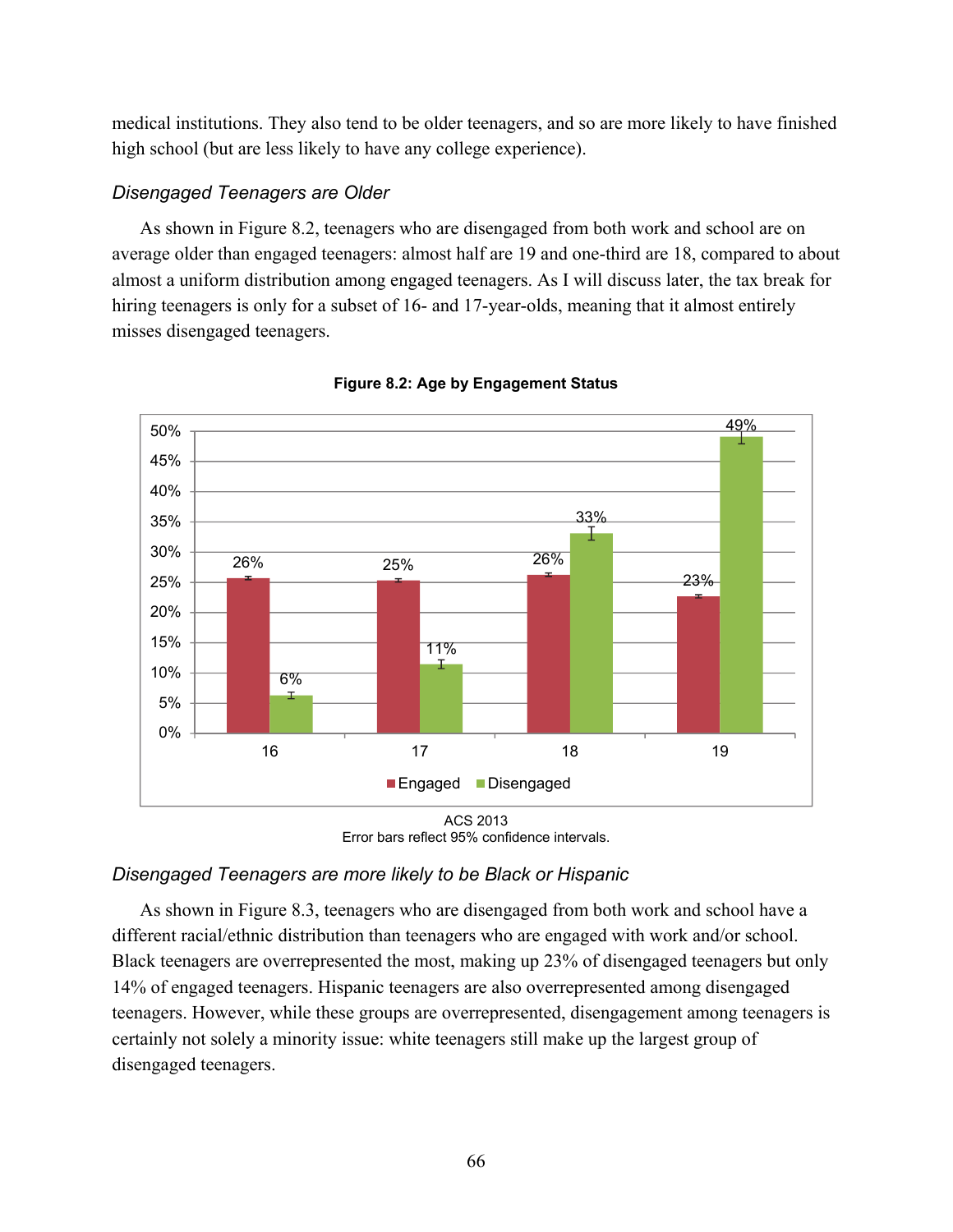medical institutions. They also tend to be older teenagers, and so are more likely to have finished high school (but are less likely to have any college experience).

### *Disengaged Teenagers are Older*

As shown in Figure 8.2, teenagers who are disengaged from both work and school are on average older than engaged teenagers: almost half are 19 and one-third are 18, compared to about almost a uniform distribution among engaged teenagers. As I will discuss later, the tax break for hiring teenagers is only for a subset of 16- and 17-year-olds, meaning that it almost entirely misses disengaged teenagers.

**Figure 8.2: Age by Engagement Status**

| Age | Engaged | Disengaged |
|---|---|---|
| 16 | 26% | 6% |
| 17 | 25% | 11% |
| 18 | 26% | 33% |
| 19 | 23% | 49% |

ACS 2013
Error bars reflect 95% confidence intervals.

### *Disengaged Teenagers are more likely to be Black or Hispanic*

As shown in Figure 8.3, teenagers who are disengaged from both work and school have a different racial/ethnic distribution than teenagers who are engaged with work and/or school. Black teenagers are overrepresented the most, making up 23% of disengaged teenagers but only 14% of engaged teenagers. Hispanic teenagers are also overrepresented among disengaged teenagers. However, while these groups are overrepresented, disengagement among teenagers is certainly not solely a minority issue: white teenagers still make up the largest group of disengaged teenagers.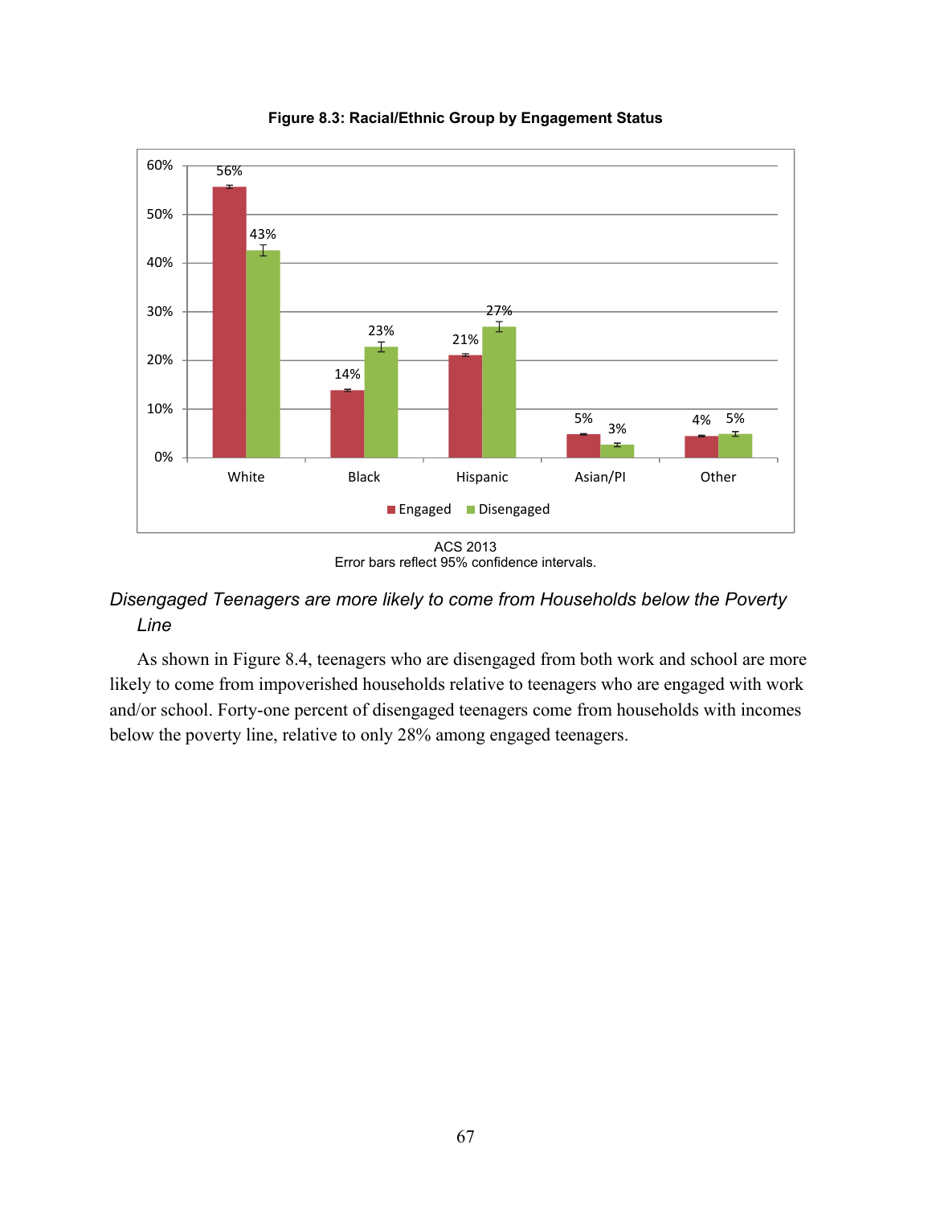**Figure 8.3: Racial/Ethnic Group by Engagement Status**

| | Engaged | Disengaged |
|---|---|---|
| White | 56% | 43% |
| Black | 14% | 23% |
| Hispanic | 21% | 27% |
| Asian/PI | 5% | 3% |
| Other | 4% | 5% |

ACS 2013
Error bars reflect 95% confidence intervals.

### *Disengaged Teenagers are more likely to come from Households below the Poverty Line*

As shown in Figure 8.4, teenagers who are disengaged from both work and school are more likely to come from impoverished households relative to teenagers who are engaged with work and/or school. Forty-one percent of disengaged teenagers come from households with incomes below the poverty line, relative to only 28% among engaged teenagers.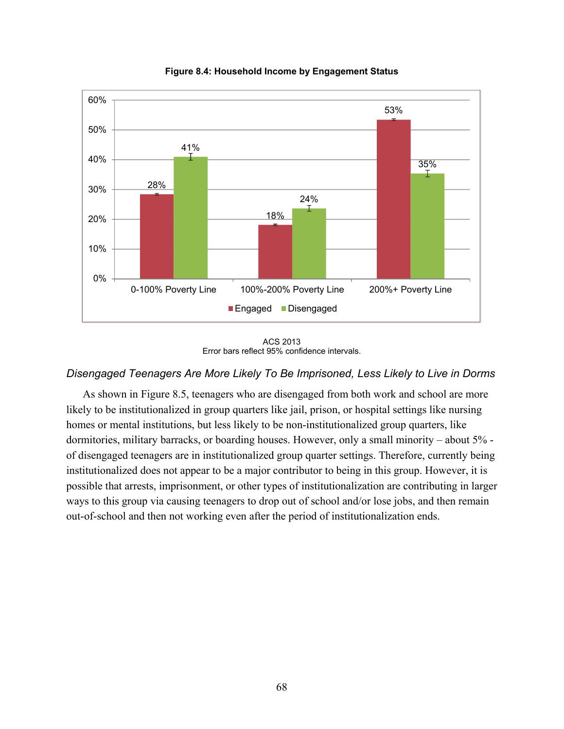**Figure 8.4: Household Income by Engagement Status**

| | 0-100% Poverty Line | 100%-200% Poverty Line | 200%+ Poverty Line |
|---|---|---|---|
| Engaged | 28% | 18% | 53% |
| Disengaged | 41% | 24% | 35% |

ACS 2013
Error bars reflect 95% confidence intervals.

*Disengaged Teenagers Are More Likely To Be Imprisoned, Less Likely to Live in Dorms*

As shown in Figure 8.5, teenagers who are disengaged from both work and school are more likely to be institutionalized in group quarters like jail, prison, or hospital settings like nursing homes or mental institutions, but less likely to be non-institutionalized group quarters, like dormitories, military barracks, or boarding houses. However, only a small minority – about 5% - of disengaged teenagers are in institutionalized group quarter settings. Therefore, currently being institutionalized does not appear to be a major contributor to being in this group. However, it is possible that arrests, imprisonment, or other types of institutionalization are contributing in larger ways to this group via causing teenagers to drop out of school and/or lose jobs, and then remain out-of-school and then not working even after the period of institutionalization ends.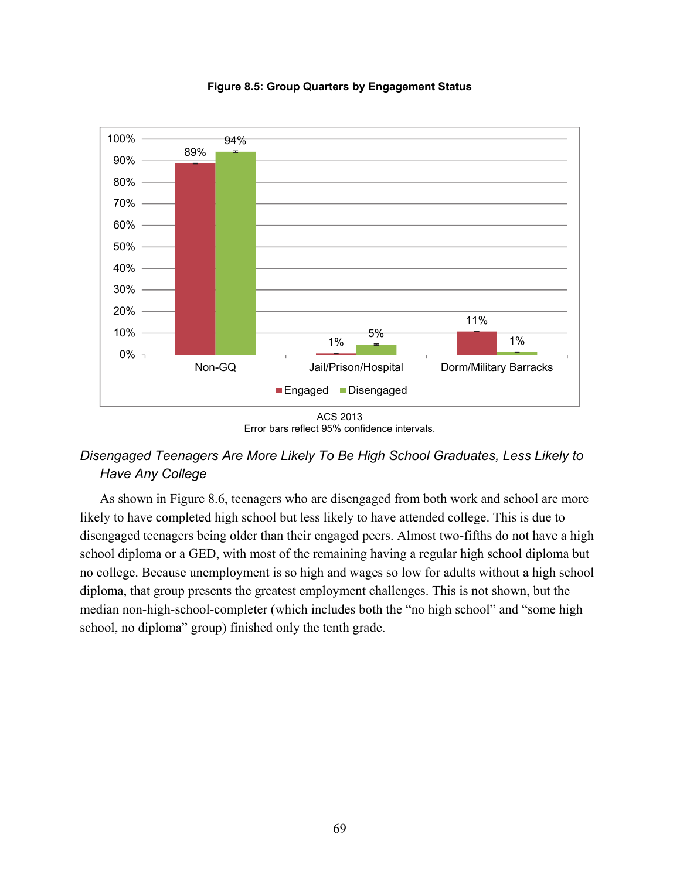**Figure 8.5: Group Quarters by Engagement Status**

| | Engaged | Disengaged |
|---|---|---|
| Non-GQ | 89% | 94% |
| Jail/Prison/Hospital | 1% | 5% |
| Dorm/Military Barracks | 11% | 1% |

ACS 2013
Error bars reflect 95% confidence intervals.

### *Disengaged Teenagers Are More Likely To Be High School Graduates, Less Likely to Have Any College*

As shown in Figure 8.6, teenagers who are disengaged from both work and school are more likely to have completed high school but less likely to have attended college. This is due to disengaged teenagers being older than their engaged peers. Almost two-fifths do not have a high school diploma or a GED, with most of the remaining having a regular high school diploma but no college. Because unemployment is so high and wages so low for adults without a high school diploma, that group presents the greatest employment challenges. This is not shown, but the median non-high-school-completer (which includes both the "no high school" and "some high school, no diploma" group) finished only the tenth grade.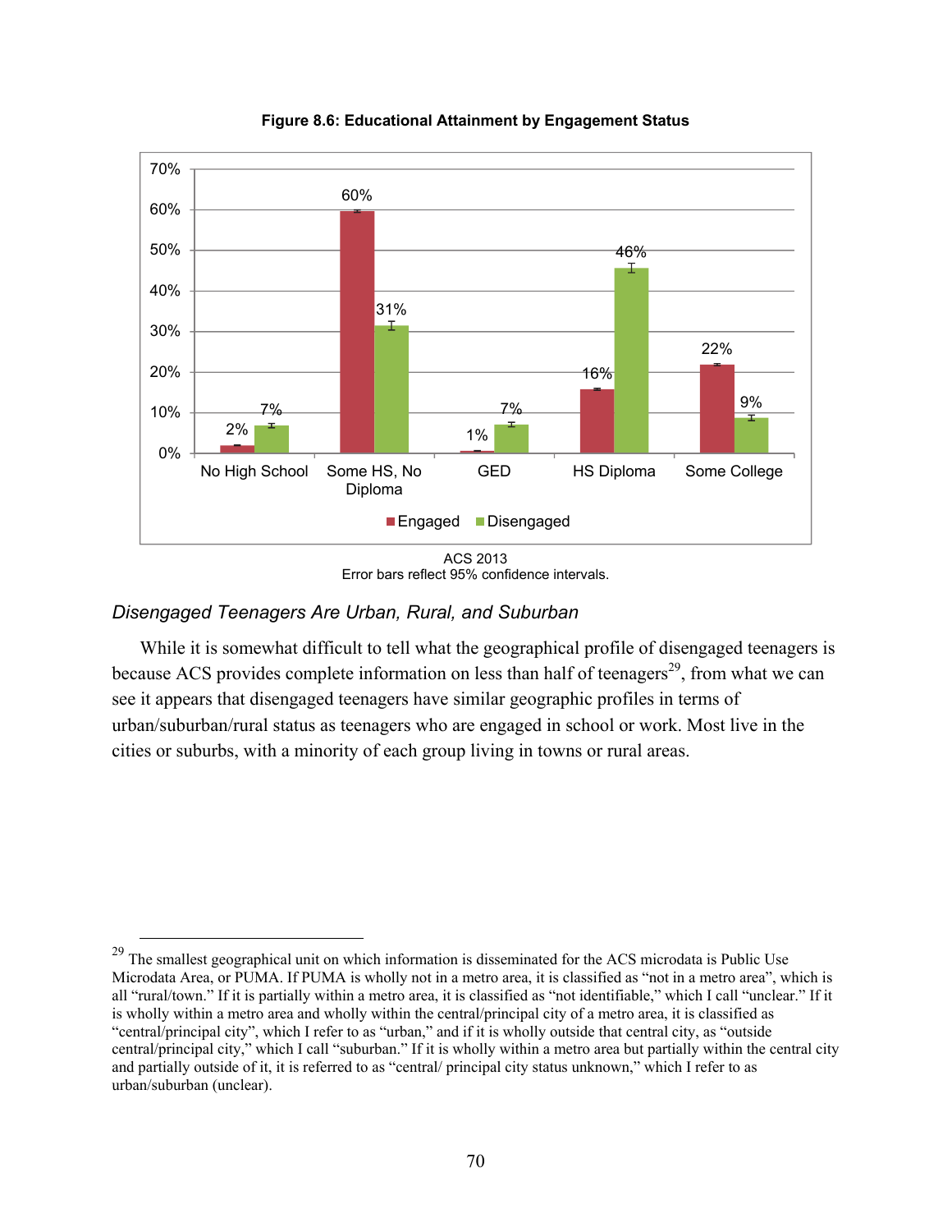**Figure 8.6: Educational Attainment by Engagement Status**

| | No High School | Some HS, No Diploma | GED | HS Diploma | Some College |
|---|---|---|---|---|---|
| Engaged | 2% | 60% | 1% | 16% | 22% |
| Disengaged | 7% | 31% | 7% | 46% | 9% |

ACS 2013
Error bars reflect 95% confidence intervals.

### *Disengaged Teenagers Are Urban, Rural, and Suburban*

While it is somewhat difficult to tell what the geographical profile of disengaged teenagers is because ACS provides complete information on less than half of teenagers[29], from what we can see it appears that disengaged teenagers have similar geographic profiles in terms of urban/suburban/rural status as teenagers who are engaged in school or work. Most live in the cities or suburbs, with a minority of each group living in towns or rural areas.

---

[29] The smallest geographical unit on which information is disseminated for the ACS microdata is Public Use Microdata Area, or PUMA. If PUMA is wholly not in a metro area, it is classified as "not in a metro area", which is all "rural/town." If it is partially within a metro area, it is classified as "not identifiable," which I call "unclear." If it is wholly within a metro area and wholly within the central/principal city of a metro area, it is classified as "central/principal city", which I refer to as "urban," and if it is wholly outside that central city, as "outside central/principal city," which I call "suburban." If it is wholly within a metro area but partially within the central city and partially outside of it, it is referred to as "central/ principal city status unknown," which I refer to as urban/suburban (unclear).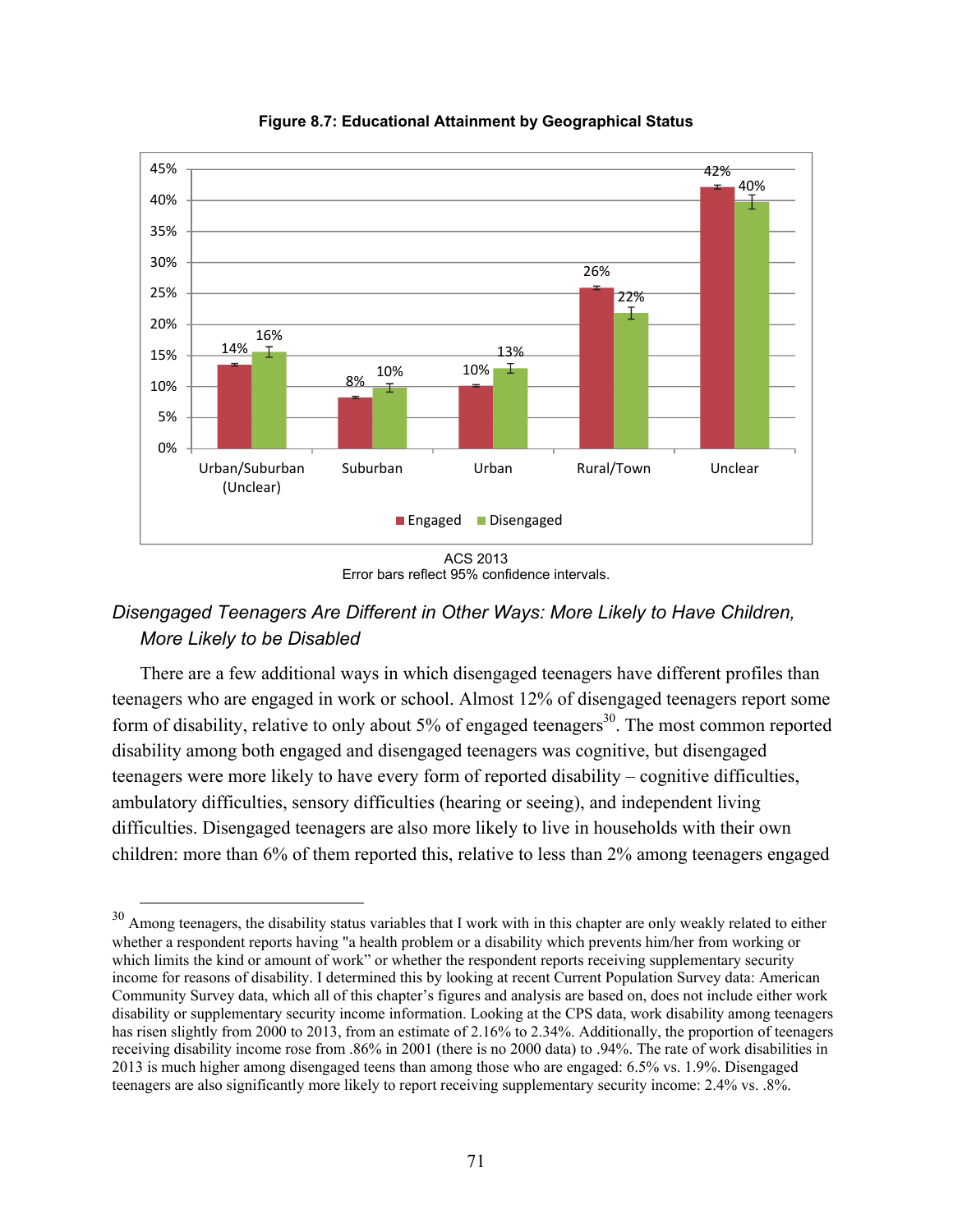**Figure 8.7: Educational Attainment by Geographical Status**

| | Engaged | Disengaged |
|---|---|---|
| Urban/Suburban (Unclear) | 14% | 16% |
| Suburban | 8% | 10% |
| Urban | 10% | 13% |
| Rural/Town | 26% | 22% |
| Unclear | 42% | 40% |

ACS 2013
Error bars reflect 95% confidence intervals.

### *Disengaged Teenagers Are Different in Other Ways: More Likely to Have Children, More Likely to be Disabled*

There are a few additional ways in which disengaged teenagers have different profiles than teenagers who are engaged in work or school. Almost 12% of disengaged teenagers report some form of disability, relative to only about 5% of engaged teenagers[30]. The most common reported disability among both engaged and disengaged teenagers was cognitive, but disengaged teenagers were more likely to have every form of reported disability – cognitive difficulties, ambulatory difficulties, sensory difficulties (hearing or seeing), and independent living difficulties. Disengaged teenagers are also more likely to live in households with their own children: more than 6% of them reported this, relative to less than 2% among teenagers engaged

---

[30] Among teenagers, the disability status variables that I work with in this chapter are only weakly related to either whether a respondent reports having "a health problem or a disability which prevents him/her from working or which limits the kind or amount of work" or whether the respondent reports receiving supplementary security income for reasons of disability. I determined this by looking at recent Current Population Survey data: American Community Survey data, which all of this chapter's figures and analysis are based on, does not include either work disability or supplementary security income information. Looking at the CPS data, work disability among teenagers has risen slightly from 2000 to 2013, from an estimate of 2.16% to 2.34%. Additionally, the proportion of teenagers receiving disability income rose from .86% in 2001 (there is no 2000 data) to .94%. The rate of work disabilities in 2013 is much higher among disengaged teens than among those who are engaged: 6.5% vs. 1.9%. Disengaged teenagers are also significantly more likely to report receiving supplementary security income: 2.4% vs. .8%.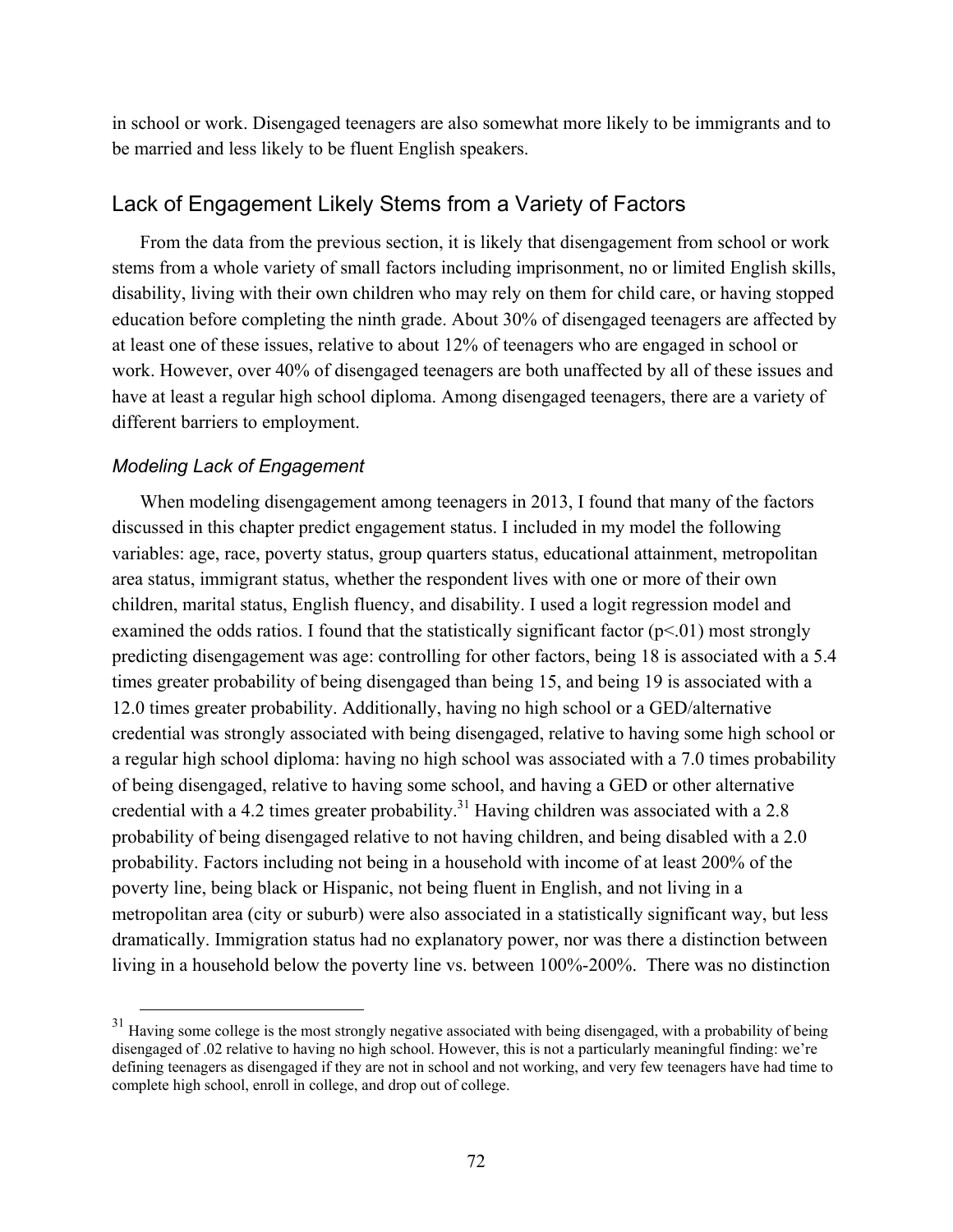in school or work. Disengaged teenagers are also somewhat more likely to be immigrants and to be married and less likely to be fluent English speakers.

## Lack of Engagement Likely Stems from a Variety of Factors

From the data from the previous section, it is likely that disengagement from school or work stems from a whole variety of small factors including imprisonment, no or limited English skills, disability, living with their own children who may rely on them for child care, or having stopped education before completing the ninth grade. About 30% of disengaged teenagers are affected by at least one of these issues, relative to about 12% of teenagers who are engaged in school or work. However, over 40% of disengaged teenagers are both unaffected by all of these issues and have at least a regular high school diploma. Among disengaged teenagers, there are a variety of different barriers to employment.

### *Modeling Lack of Engagement*

When modeling disengagement among teenagers in 2013, I found that many of the factors discussed in this chapter predict engagement status. I included in my model the following variables: age, race, poverty status, group quarters status, educational attainment, metropolitan area status, immigrant status, whether the respondent lives with one or more of their own children, marital status, English fluency, and disability. I used a logit regression model and examined the odds ratios. I found that the statistically significant factor ($p<.01$) most strongly predicting disengagement was age: controlling for other factors, being 18 is associated with a 5.4 times greater probability of being disengaged than being 15, and being 19 is associated with a 12.0 times greater probability. Additionally, having no high school or a GED/alternative credential was strongly associated with being disengaged, relative to having some high school or a regular high school diploma: having no high school was associated with a 7.0 times probability of being disengaged, relative to having some school, and having a GED or other alternative credential with a 4.2 times greater probability.[31] Having children was associated with a 2.8 probability of being disengaged relative to not having children, and being disabled with a 2.0 probability. Factors including not being in a household with income of at least 200% of the poverty line, being black or Hispanic, not being fluent in English, and not living in a metropolitan area (city or suburb) were also associated in a statistically significant way, but less dramatically. Immigration status had no explanatory power, nor was there a distinction between living in a household below the poverty line vs. between 100%-200%. There was no distinction

[31] Having some college is the most strongly negative associated with being disengaged, with a probability of being disengaged of .02 relative to having no high school. However, this is not a particularly meaningful finding: we're defining teenagers as disengaged if they are not in school and not working, and very few teenagers have had time to complete high school, enroll in college, and drop out of college.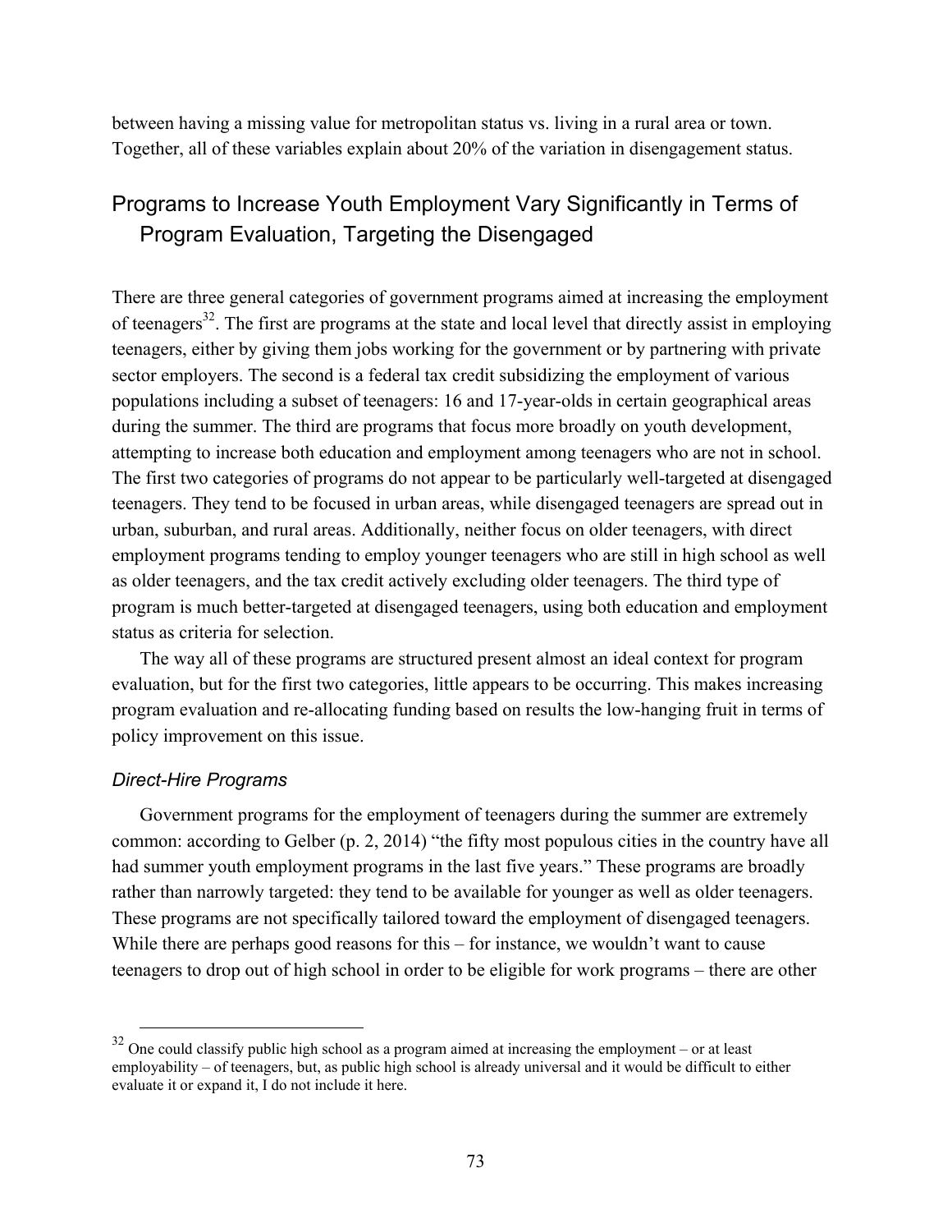between having a missing value for metropolitan status vs. living in a rural area or town. Together, all of these variables explain about 20% of the variation in disengagement status.

## Programs to Increase Youth Employment Vary Significantly in Terms of Program Evaluation, Targeting the Disengaged

There are three general categories of government programs aimed at increasing the employment of teenagers[32]. The first are programs at the state and local level that directly assist in employing teenagers, either by giving them jobs working for the government or by partnering with private sector employers. The second is a federal tax credit subsidizing the employment of various populations including a subset of teenagers: 16 and 17-year-olds in certain geographical areas during the summer. The third are programs that focus more broadly on youth development, attempting to increase both education and employment among teenagers who are not in school. The first two categories of programs do not appear to be particularly well-targeted at disengaged teenagers. They tend to be focused in urban areas, while disengaged teenagers are spread out in urban, suburban, and rural areas. Additionally, neither focus on older teenagers, with direct employment programs tending to employ younger teenagers who are still in high school as well as older teenagers, and the tax credit actively excluding older teenagers. The third type of program is much better-targeted at disengaged teenagers, using both education and employment status as criteria for selection.

The way all of these programs are structured present almost an ideal context for program evaluation, but for the first two categories, little appears to be occurring. This makes increasing program evaluation and re-allocating funding based on results the low-hanging fruit in terms of policy improvement on this issue.

### *Direct-Hire Programs*

Government programs for the employment of teenagers during the summer are extremely common: according to Gelber (p. 2, 2014) "the fifty most populous cities in the country have all had summer youth employment programs in the last five years." These programs are broadly rather than narrowly targeted: they tend to be available for younger as well as older teenagers. These programs are not specifically tailored toward the employment of disengaged teenagers. While there are perhaps good reasons for this – for instance, we wouldn't want to cause teenagers to drop out of high school in order to be eligible for work programs – there are other

[32] One could classify public high school as a program aimed at increasing the employment – or at least employability – of teenagers, but, as public high school is already universal and it would be difficult to either evaluate it or expand it, I do not include it here.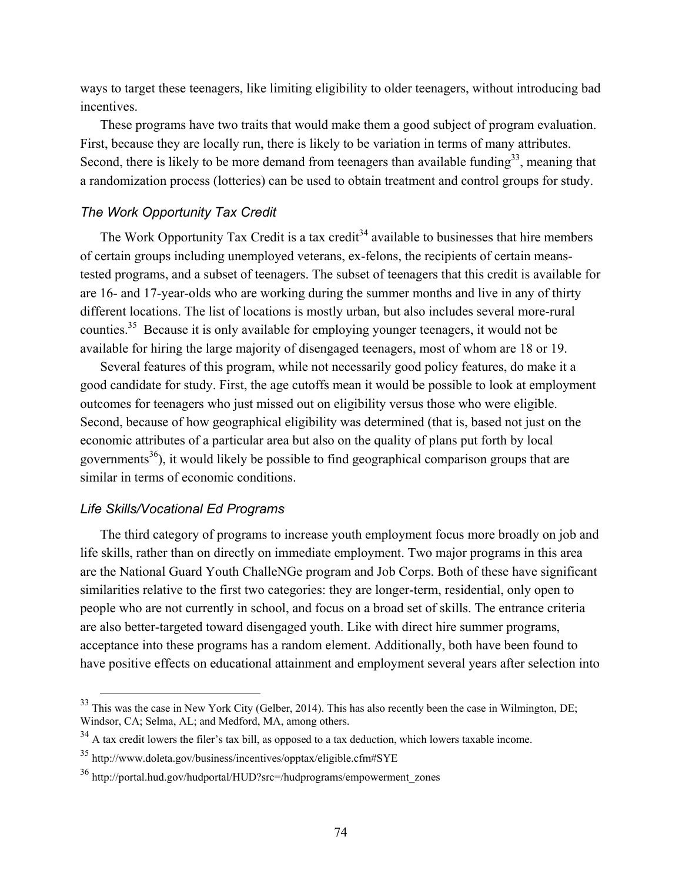ways to target these teenagers, like limiting eligibility to older teenagers, without introducing bad incentives.

These programs have two traits that would make them a good subject of program evaluation. First, because they are locally run, there is likely to be variation in terms of many attributes. Second, there is likely to be more demand from teenagers than available funding[33], meaning that a randomization process (lotteries) can be used to obtain treatment and control groups for study.

### *The Work Opportunity Tax Credit*

The Work Opportunity Tax Credit is a tax credit[34] available to businesses that hire members of certain groups including unemployed veterans, ex-felons, the recipients of certain means-tested programs, and a subset of teenagers. The subset of teenagers that this credit is available for are 16- and 17-year-olds who are working during the summer months and live in any of thirty different locations. The list of locations is mostly urban, but also includes several more-rural counties.[35] Because it is only available for employing younger teenagers, it would not be available for hiring the large majority of disengaged teenagers, most of whom are 18 or 19.

Several features of this program, while not necessarily good policy features, do make it a good candidate for study. First, the age cutoffs mean it would be possible to look at employment outcomes for teenagers who just missed out on eligibility versus those who were eligible. Second, because of how geographical eligibility was determined (that is, based not just on the economic attributes of a particular area but also on the quality of plans put forth by local governments[36]), it would likely be possible to find geographical comparison groups that are similar in terms of economic conditions.

### *Life Skills/Vocational Ed Programs*

The third category of programs to increase youth employment focus more broadly on job and life skills, rather than on directly on immediate employment. Two major programs in this area are the National Guard Youth ChalleNGe program and Job Corps. Both of these have significant similarities relative to the first two categories: they are longer-term, residential, only open to people who are not currently in school, and focus on a broad set of skills. The entrance criteria are also better-targeted toward disengaged youth. Like with direct hire summer programs, acceptance into these programs has a random element. Additionally, both have been found to have positive effects on educational attainment and employment several years after selection into

---

[33] This was the case in New York City (Gelber, 2014). This has also recently been the case in Wilmington, DE; Windsor, CA; Selma, AL; and Medford, MA, among others.

[34] A tax credit lowers the filer's tax bill, as opposed to a tax deduction, which lowers taxable income.

[35] http://www.doleta.gov/business/incentives/opptax/eligible.cfm#SYE

[36] http://portal.hud.gov/hudportal/HUD?src=/hudprograms/empowerment_zones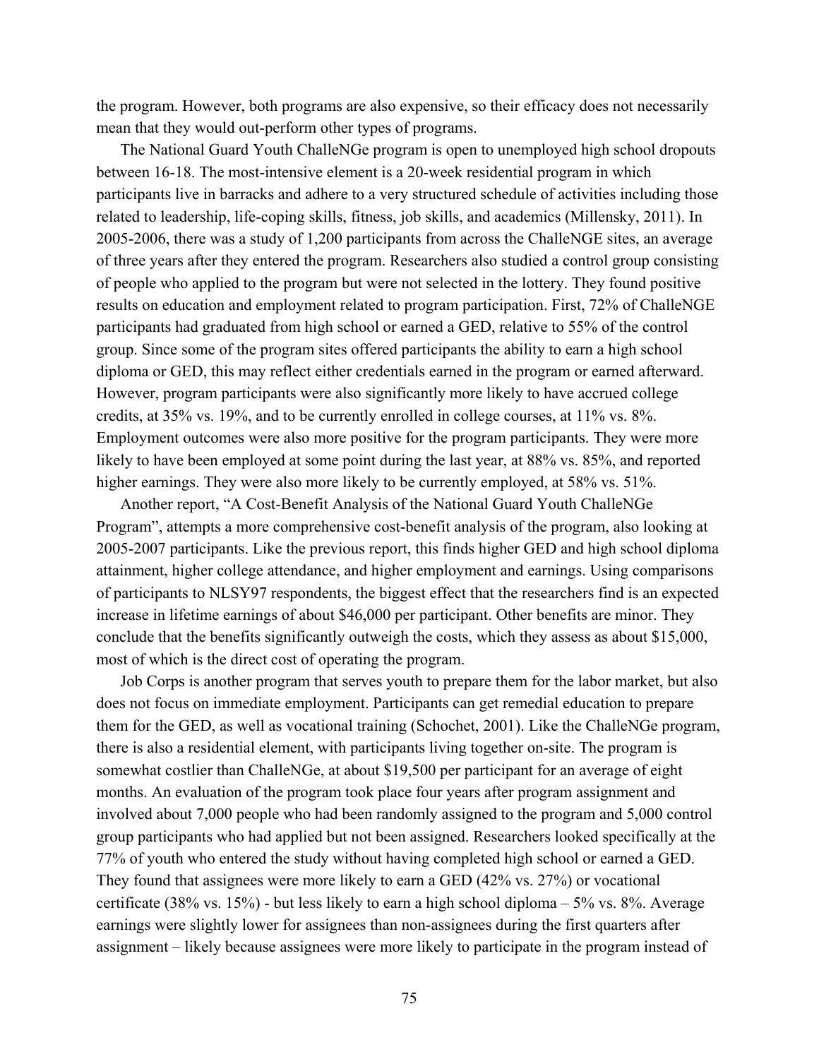the program. However, both programs are also expensive, so their efficacy does not necessarily mean that they would out-perform other types of programs.

The National Guard Youth ChalleNGe program is open to unemployed high school dropouts between 16-18. The most-intensive element is a 20-week residential program in which participants live in barracks and adhere to a very structured schedule of activities including those related to leadership, life-coping skills, fitness, job skills, and academics (Millensky, 2011). In 2005-2006, there was a study of 1,200 participants from across the ChalleNGE sites, an average of three years after they entered the program. Researchers also studied a control group consisting of people who applied to the program but were not selected in the lottery. They found positive results on education and employment related to program participation. First, 72% of ChalleNGE participants had graduated from high school or earned a GED, relative to 55% of the control group. Since some of the program sites offered participants the ability to earn a high school diploma or GED, this may reflect either credentials earned in the program or earned afterward. However, program participants were also significantly more likely to have accrued college credits, at 35% vs. 19%, and to be currently enrolled in college courses, at 11% vs. 8%. Employment outcomes were also more positive for the program participants. They were more likely to have been employed at some point during the last year, at 88% vs. 85%, and reported higher earnings. They were also more likely to be currently employed, at 58% vs. 51%.

Another report, "A Cost-Benefit Analysis of the National Guard Youth ChalleNGe Program", attempts a more comprehensive cost-benefit analysis of the program, also looking at 2005-2007 participants. Like the previous report, this finds higher GED and high school diploma attainment, higher college attendance, and higher employment and earnings. Using comparisons of participants to NLSY97 respondents, the biggest effect that the researchers find is an expected increase in lifetime earnings of about $46,000 per participant. Other benefits are minor. They conclude that the benefits significantly outweigh the costs, which they assess as about $15,000, most of which is the direct cost of operating the program.

Job Corps is another program that serves youth to prepare them for the labor market, but also does not focus on immediate employment. Participants can get remedial education to prepare them for the GED, as well as vocational training (Schochet, 2001). Like the ChalleNGe program, there is also a residential element, with participants living together on-site. The program is somewhat costlier than ChalleNGe, at about $19,500 per participant for an average of eight months. An evaluation of the program took place four years after program assignment and involved about 7,000 people who had been randomly assigned to the program and 5,000 control group participants who had applied but not been assigned. Researchers looked specifically at the 77% of youth who entered the study without having completed high school or earned a GED. They found that assignees were more likely to earn a GED (42% vs. 27%) or vocational certificate (38% vs. 15%) - but less likely to earn a high school diploma – 5% vs. 8%. Average earnings were slightly lower for assignees than non-assignees during the first quarters after assignment – likely because assignees were more likely to participate in the program instead of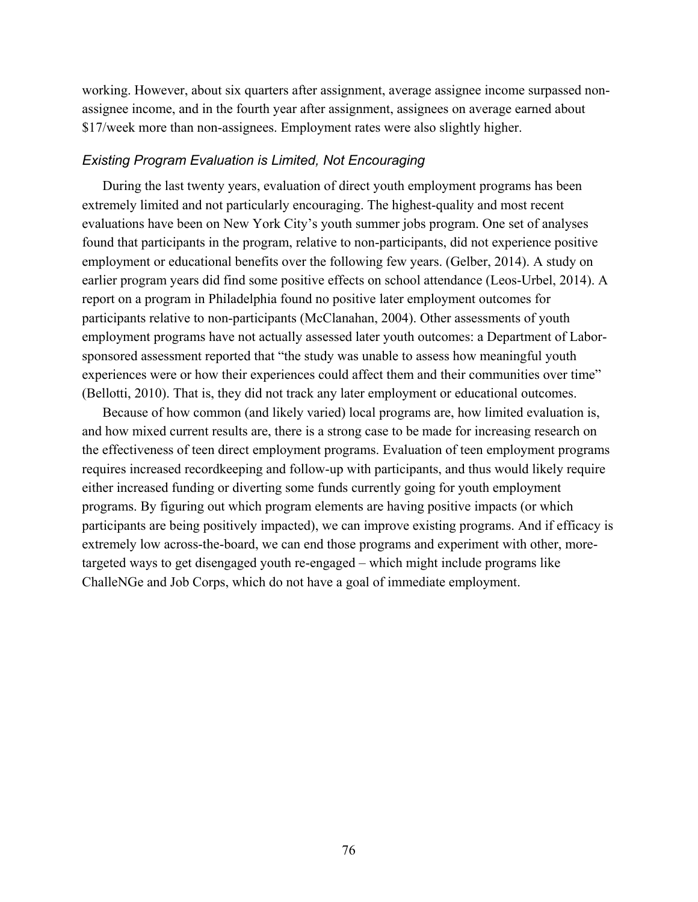working. However, about six quarters after assignment, average assignee income surpassed non-assignee income, and in the fourth year after assignment, assignees on average earned about $17/week more than non-assignees. Employment rates were also slightly higher.

### *Existing Program Evaluation is Limited, Not Encouraging*

During the last twenty years, evaluation of direct youth employment programs has been extremely limited and not particularly encouraging. The highest-quality and most recent evaluations have been on New York City's youth summer jobs program. One set of analyses found that participants in the program, relative to non-participants, did not experience positive employment or educational benefits over the following few years. (Gelber, 2014). A study on earlier program years did find some positive effects on school attendance (Leos-Urbel, 2014). A report on a program in Philadelphia found no positive later employment outcomes for participants relative to non-participants (McClanahan, 2004). Other assessments of youth employment programs have not actually assessed later youth outcomes: a Department of Labor-sponsored assessment reported that "the study was unable to assess how meaningful youth experiences were or how their experiences could affect them and their communities over time" (Bellotti, 2010). That is, they did not track any later employment or educational outcomes.

Because of how common (and likely varied) local programs are, how limited evaluation is, and how mixed current results are, there is a strong case to be made for increasing research on the effectiveness of teen direct employment programs. Evaluation of teen employment programs requires increased recordkeeping and follow-up with participants, and thus would likely require either increased funding or diverting some funds currently going for youth employment programs. By figuring out which program elements are having positive impacts (or which participants are being positively impacted), we can improve existing programs. And if efficacy is extremely low across-the-board, we can end those programs and experiment with other, more-targeted ways to get disengaged youth re-engaged – which might include programs like ChalleNGe and Job Corps, which do not have a goal of immediate employment.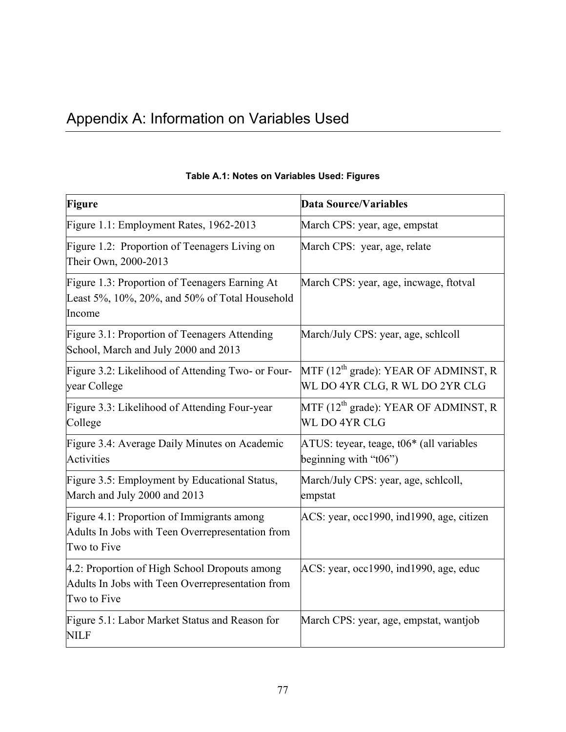# Appendix A: Information on Variables Used

**Table A.1: Notes on Variables Used: Figures**

| **Figure** | **Data Source/Variables** |
|---|---|
| Figure 1.1: Employment Rates, 1962-2013 | March CPS: year, age, empstat |
| Figure 1.2: Proportion of Teenagers Living on Their Own, 2000-2013 | March CPS: year, age, relate |
| Figure 1.3: Proportion of Teenagers Earning At Least 5%, 10%, 20%, and 50% of Total Household Income | March CPS: year, age, incwage, ftotval |
| Figure 3.1: Proportion of Teenagers Attending School, March and July 2000 and 2013 | March/July CPS: year, age, schlcoll |
| Figure 3.2: Likelihood of Attending Two- or Four-year College | MTF (12th grade): YEAR OF ADMINST, R WL DO 4YR CLG, R WL DO 2YR CLG |
| Figure 3.3: Likelihood of Attending Four-year College | MTF (12th grade): YEAR OF ADMINST, R WL DO 4YR CLG |
| Figure 3.4: Average Daily Minutes on Academic Activities | ATUS: teyear, teage, t06* (all variables beginning with "t06") |
| Figure 3.5: Employment by Educational Status, March and July 2000 and 2013 | March/July CPS: year, age, schlcoll, empstat |
| Figure 4.1: Proportion of Immigrants among Adults In Jobs with Teen Overrepresentation from Two to Five | ACS: year, occ1990, ind1990, age, citizen |
| 4.2: Proportion of High School Dropouts among Adults In Jobs with Teen Overrepresentation from Two to Five | ACS: year, occ1990, ind1990, age, educ |
| Figure 5.1: Labor Market Status and Reason for NILF | March CPS: year, age, empstat, wantjob |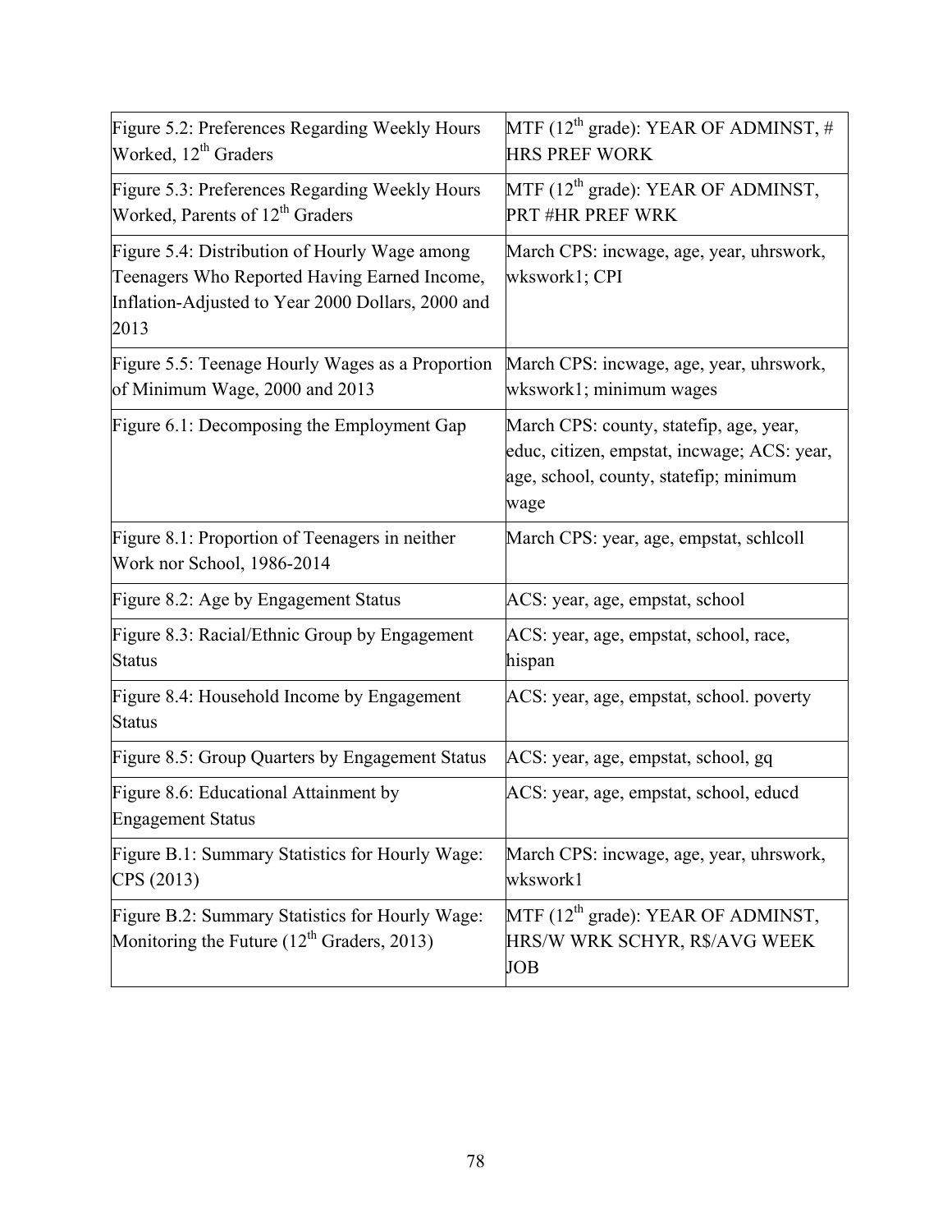| Figure 5.2: Preferences Regarding Weekly Hours Worked, 12th Graders | MTF (12th grade): YEAR OF ADMINST, # HRS PREF WORK |
|---|---|
| Figure 5.3: Preferences Regarding Weekly Hours Worked, Parents of 12th Graders | MTF (12th grade): YEAR OF ADMINST, PRT #HR PREF WRK |
| Figure 5.4: Distribution of Hourly Wage among Teenagers Who Reported Having Earned Income, Inflation-Adjusted to Year 2000 Dollars, 2000 and 2013 | March CPS: incwage, age, year, uhrswork, wkswork1; CPI |
| Figure 5.5: Teenage Hourly Wages as a Proportion of Minimum Wage, 2000 and 2013 | March CPS: incwage, age, year, uhrswork, wkswork1; minimum wages |
| Figure 6.1: Decomposing the Employment Gap | March CPS: county, statefip, age, year, educ, citizen, empstat, incwage; ACS: year, age, school, county, statefip; minimum wage |
| Figure 8.1: Proportion of Teenagers in neither Work nor School, 1986-2014 | March CPS: year, age, empstat, schlcoll |
| Figure 8.2: Age by Engagement Status | ACS: year, age, empstat, school |
| Figure 8.3: Racial/Ethnic Group by Engagement Status | ACS: year, age, empstat, school, race, hispan |
| Figure 8.4: Household Income by Engagement Status | ACS: year, age, empstat, school. poverty |
| Figure 8.5: Group Quarters by Engagement Status | ACS: year, age, empstat, school, gq |
| Figure 8.6: Educational Attainment by Engagement Status | ACS: year, age, empstat, school, educd |
| Figure B.1: Summary Statistics for Hourly Wage: CPS (2013) | March CPS: incwage, age, year, uhrswork, wkswork1 |
| Figure B.2: Summary Statistics for Hourly Wage: Monitoring the Future (12th Graders, 2013) | MTF (12th grade): YEAR OF ADMINST, HRS/W WRK SCHYR, R$/AVG WEEK JOB |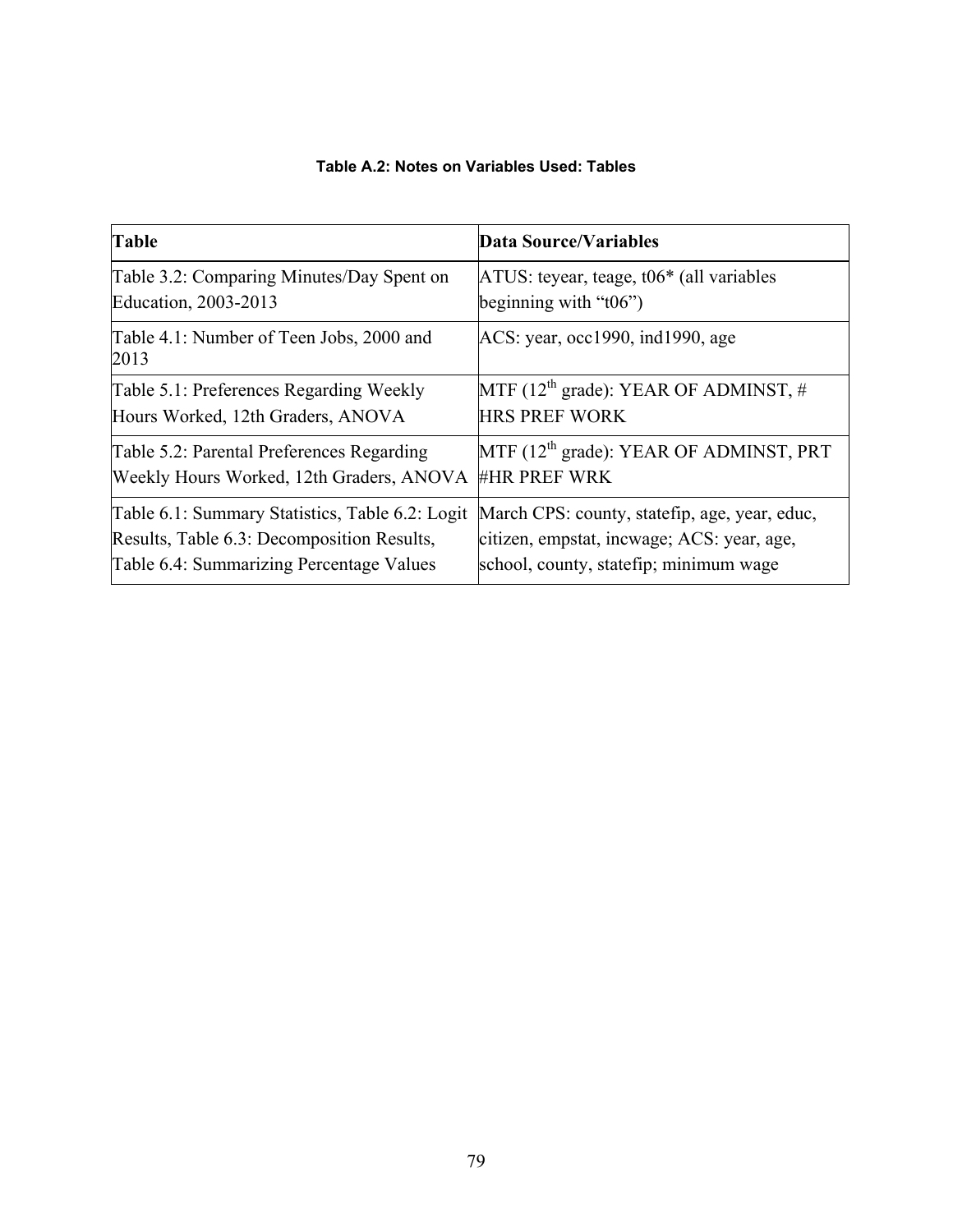**Table A.2: Notes on Variables Used: Tables**

| Table | Data Source/Variables |
|---|---|
| Table 3.2: Comparing Minutes/Day Spent on Education, 2003-2013 | ATUS: teyear, teage, t06* (all variables beginning with "t06") |
| Table 4.1: Number of Teen Jobs, 2000 and 2013 | ACS: year, occ1990, ind1990, age |
| Table 5.1: Preferences Regarding Weekly Hours Worked, 12th Graders, ANOVA | MTF ($12^{th}$ grade): YEAR OF ADMINST, # HRS PREF WORK |
| Table 5.2: Parental Preferences Regarding Weekly Hours Worked, 12th Graders, ANOVA | MTF ($12^{th}$ grade): YEAR OF ADMINST, PRT #HR PREF WRK |
| Table 6.1: Summary Statistics, Table 6.2: Logit Results, Table 6.3: Decomposition Results, Table 6.4: Summarizing Percentage Values | March CPS: county, statefip, age, year, educ, citizen, empstat, incwage; ACS: year, age, school, county, statefip; minimum wage |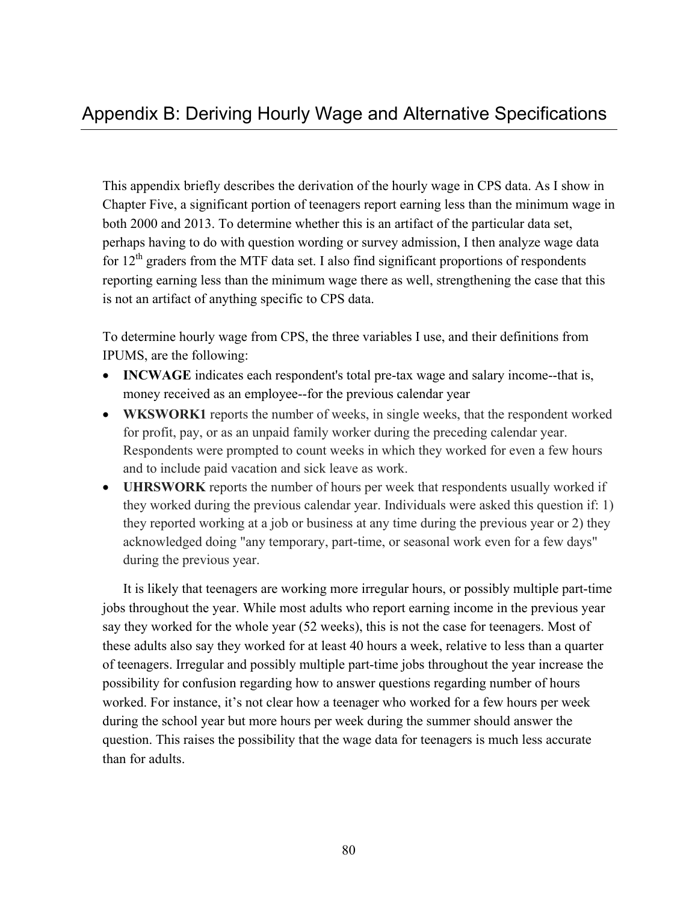# Appendix B: Deriving Hourly Wage and Alternative Specifications

This appendix briefly describes the derivation of the hourly wage in CPS data. As I show in Chapter Five, a significant portion of teenagers report earning less than the minimum wage in both 2000 and 2013. To determine whether this is an artifact of the particular data set, perhaps having to do with question wording or survey admission, I then analyze wage data for 12th graders from the MTF data set. I also find significant proportions of respondents reporting earning less than the minimum wage there as well, strengthening the case that this is not an artifact of anything specific to CPS data.

To determine hourly wage from CPS, the three variables I use, and their definitions from IPUMS, are the following:

- **INCWAGE** indicates each respondent's total pre-tax wage and salary income--that is, money received as an employee--for the previous calendar year
- **WKSWORK1** reports the number of weeks, in single weeks, that the respondent worked for profit, pay, or as an unpaid family worker during the preceding calendar year. Respondents were prompted to count weeks in which they worked for even a few hours and to include paid vacation and sick leave as work.
- **UHRSWORK** reports the number of hours per week that respondents usually worked if they worked during the previous calendar year. Individuals were asked this question if: 1) they reported working at a job or business at any time during the previous year or 2) they acknowledged doing "any temporary, part-time, or seasonal work even for a few days" during the previous year.

It is likely that teenagers are working more irregular hours, or possibly multiple part-time jobs throughout the year. While most adults who report earning income in the previous year say they worked for the whole year (52 weeks), this is not the case for teenagers. Most of these adults also say they worked for at least 40 hours a week, relative to less than a quarter of teenagers. Irregular and possibly multiple part-time jobs throughout the year increase the possibility for confusion regarding how to answer questions regarding number of hours worked. For instance, it's not clear how a teenager who worked for a few hours per week during the school year but more hours per week during the summer should answer the question. This raises the possibility that the wage data for teenagers is much less accurate than for adults.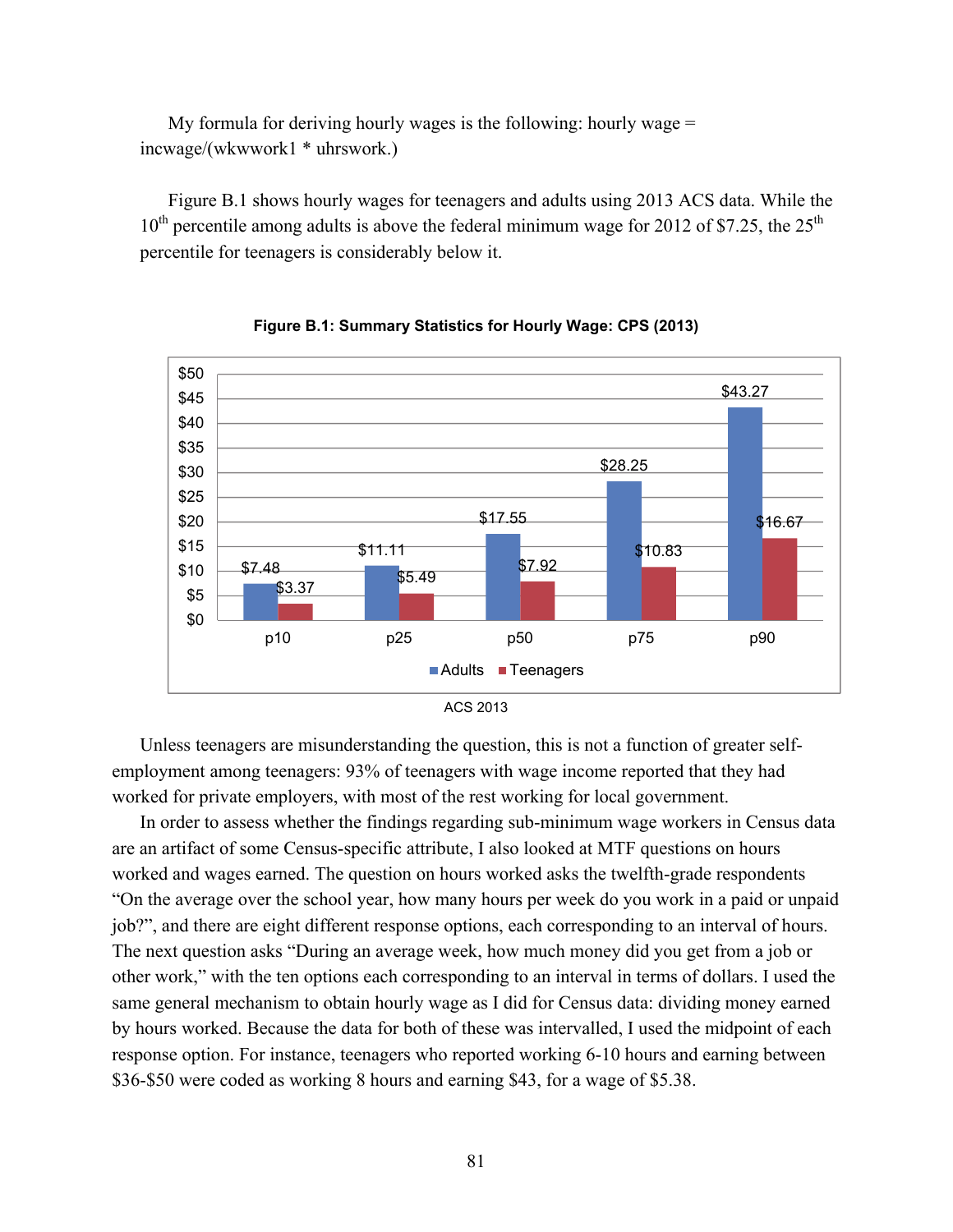My formula for deriving hourly wages is the following: hourly wage = incwage/(wkwwork1 * uhrswork.)

Figure B.1 shows hourly wages for teenagers and adults using 2013 ACS data. While the 10th percentile among adults is above the federal minimum wage for 2012 of $7.25, the 25th percentile for teenagers is considerably below it.

**Figure B.1: Summary Statistics for Hourly Wage: CPS (2013)**

| | p10 | p25 | p50 | p75 | p90 |
|---|---|---|---|---|---|
| Adults | $7.48 | $11.11 | $17.55 | $28.25 | $43.27 |
| Teenagers | $3.37 | $5.49 | $7.92 | $10.83 | $16.67 |

ACS 2013

Unless teenagers are misunderstanding the question, this is not a function of greater self-employment among teenagers: 93% of teenagers with wage income reported that they had worked for private employers, with most of the rest working for local government.

In order to assess whether the findings regarding sub-minimum wage workers in Census data are an artifact of some Census-specific attribute, I also looked at MTF questions on hours worked and wages earned. The question on hours worked asks the twelfth-grade respondents "On the average over the school year, how many hours per week do you work in a paid or unpaid job?", and there are eight different response options, each corresponding to an interval of hours. The next question asks "During an average week, how much money did you get from a job or other work," with the ten options each corresponding to an interval in terms of dollars. I used the same general mechanism to obtain hourly wage as I did for Census data: dividing money earned by hours worked. Because the data for both of these was intervalled, I used the midpoint of each response option. For instance, teenagers who reported working 6-10 hours and earning between $36-$50 were coded as working 8 hours and earning $43, for a wage of $5.38.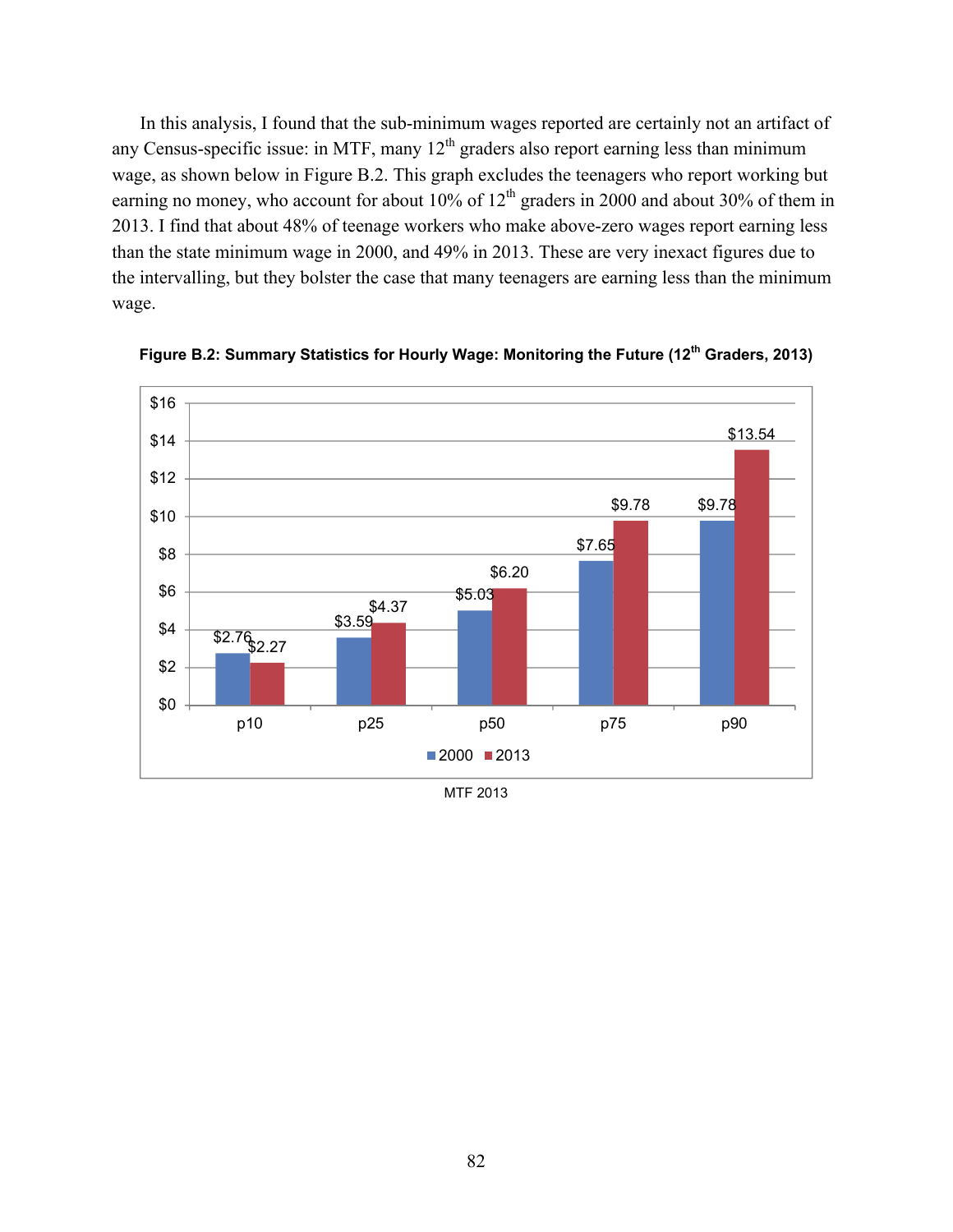In this analysis, I found that the sub-minimum wages reported are certainly not an artifact of any Census-specific issue: in MTF, many 12th graders also report earning less than minimum wage, as shown below in Figure B.2. This graph excludes the teenagers who report working but earning no money, who account for about 10% of 12th graders in 2000 and about 30% of them in 2013. I find that about 48% of teenage workers who make above-zero wages report earning less than the state minimum wage in 2000, and 49% in 2013. These are very inexact figures due to the intervalling, but they bolster the case that many teenagers are earning less than the minimum wage.

**Figure B.2: Summary Statistics for Hourly Wage: Monitoring the Future (12th Graders, 2013)**

| | 2000 | 2013 |
|---|---|---|
| p10 | $2.76 | $2.27 |
| p25 | $3.59 | $4.37 |
| p50 | $5.03 | $6.20 |
| p75 | $7.65 | $9.78 |
| p90 | $9.78 | $13.54 |

MTF 2013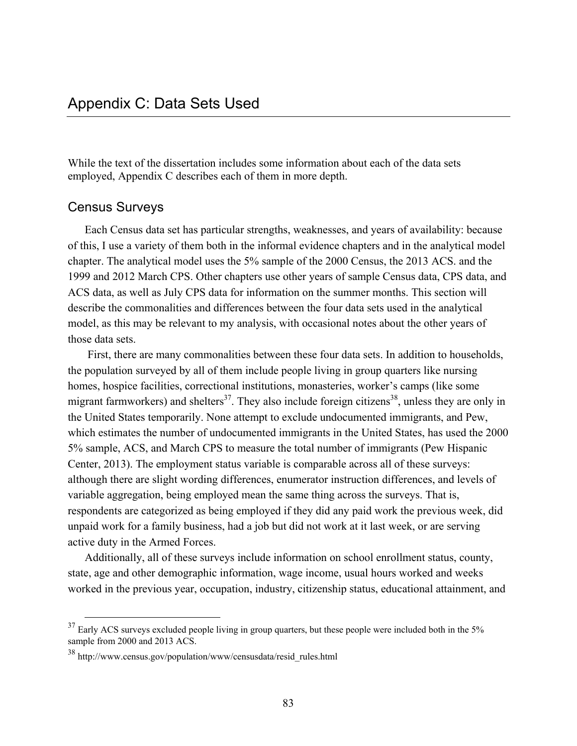# Appendix C: Data Sets Used

While the text of the dissertation includes some information about each of the data sets employed, Appendix C describes each of them in more depth.

## Census Surveys

Each Census data set has particular strengths, weaknesses, and years of availability: because of this, I use a variety of them both in the informal evidence chapters and in the analytical model chapter. The analytical model uses the 5% sample of the 2000 Census, the 2013 ACS. and the 1999 and 2012 March CPS. Other chapters use other years of sample Census data, CPS data, and ACS data, as well as July CPS data for information on the summer months. This section will describe the commonalities and differences between the four data sets used in the analytical model, as this may be relevant to my analysis, with occasional notes about the other years of those data sets.

First, there are many commonalities between these four data sets. In addition to households, the population surveyed by all of them include people living in group quarters like nursing homes, hospice facilities, correctional institutions, monasteries, worker's camps (like some migrant farmworkers) and shelters[37]. They also include foreign citizens[38], unless they are only in the United States temporarily. None attempt to exclude undocumented immigrants, and Pew, which estimates the number of undocumented immigrants in the United States, has used the 2000 5% sample, ACS, and March CPS to measure the total number of immigrants (Pew Hispanic Center, 2013). The employment status variable is comparable across all of these surveys: although there are slight wording differences, enumerator instruction differences, and levels of variable aggregation, being employed mean the same thing across the surveys. That is, respondents are categorized as being employed if they did any paid work the previous week, did unpaid work for a family business, had a job but did not work at it last week, or are serving active duty in the Armed Forces.

Additionally, all of these surveys include information on school enrollment status, county, state, age and other demographic information, wage income, usual hours worked and weeks worked in the previous year, occupation, industry, citizenship status, educational attainment, and

---

[37] Early ACS surveys excluded people living in group quarters, but these people were included both in the 5% sample from 2000 and 2013 ACS.

[38] http://www.census.gov/population/www/censusdata/resid_rules.html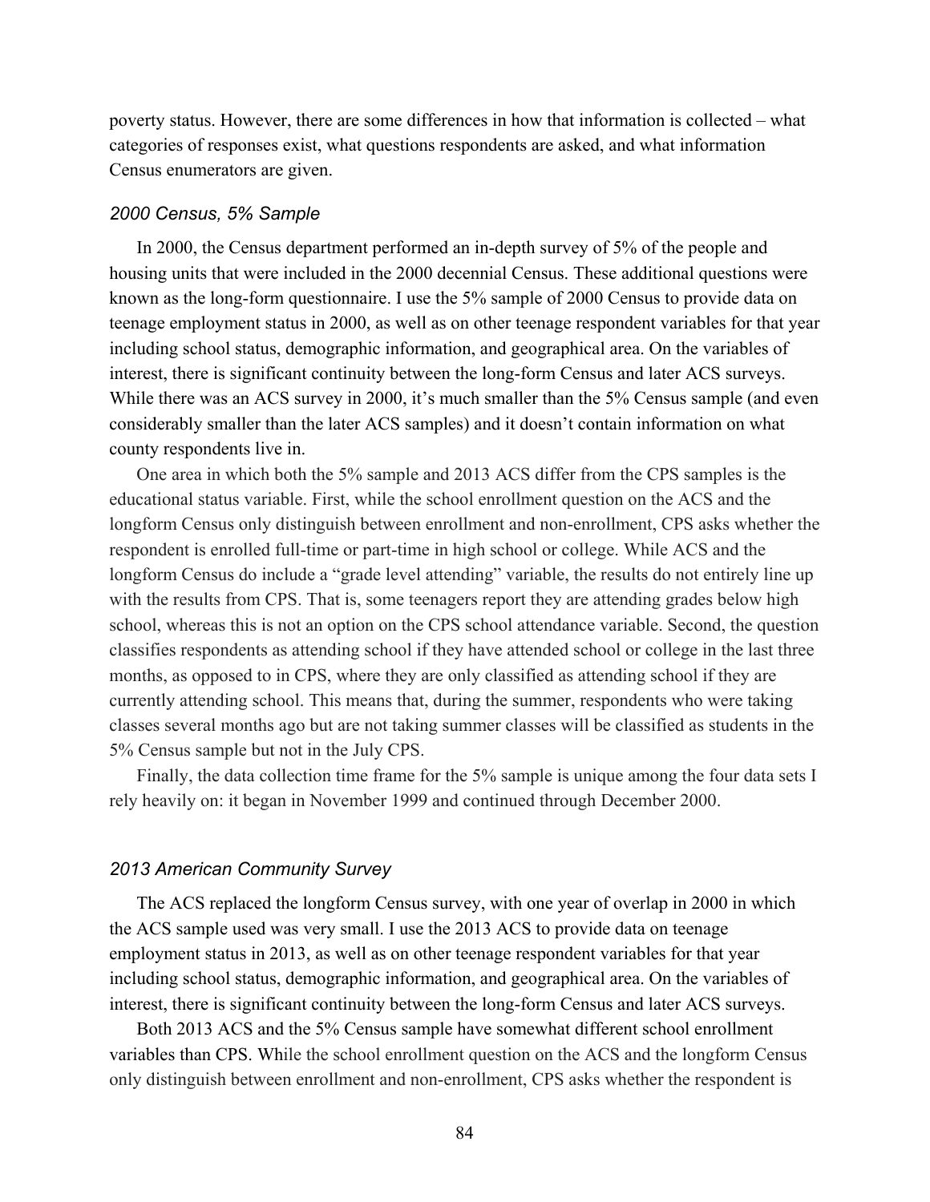poverty status. However, there are some differences in how that information is collected – what categories of responses exist, what questions respondents are asked, and what information Census enumerators are given.

### *2000 Census, 5% Sample*

In 2000, the Census department performed an in-depth survey of 5% of the people and housing units that were included in the 2000 decennial Census. These additional questions were known as the long-form questionnaire. I use the 5% sample of 2000 Census to provide data on teenage employment status in 2000, as well as on other teenage respondent variables for that year including school status, demographic information, and geographical area. On the variables of interest, there is significant continuity between the long-form Census and later ACS surveys. While there was an ACS survey in 2000, it's much smaller than the 5% Census sample (and even considerably smaller than the later ACS samples) and it doesn't contain information on what county respondents live in.

One area in which both the 5% sample and 2013 ACS differ from the CPS samples is the educational status variable. First, while the school enrollment question on the ACS and the longform Census only distinguish between enrollment and non-enrollment, CPS asks whether the respondent is enrolled full-time or part-time in high school or college. While ACS and the longform Census do include a "grade level attending" variable, the results do not entirely line up with the results from CPS. That is, some teenagers report they are attending grades below high school, whereas this is not an option on the CPS school attendance variable. Second, the question classifies respondents as attending school if they have attended school or college in the last three months, as opposed to in CPS, where they are only classified as attending school if they are currently attending school. This means that, during the summer, respondents who were taking classes several months ago but are not taking summer classes will be classified as students in the 5% Census sample but not in the July CPS.

Finally, the data collection time frame for the 5% sample is unique among the four data sets I rely heavily on: it began in November 1999 and continued through December 2000.

### *2013 American Community Survey*

The ACS replaced the longform Census survey, with one year of overlap in 2000 in which the ACS sample used was very small. I use the 2013 ACS to provide data on teenage employment status in 2013, as well as on other teenage respondent variables for that year including school status, demographic information, and geographical area. On the variables of interest, there is significant continuity between the long-form Census and later ACS surveys.

Both 2013 ACS and the 5% Census sample have somewhat different school enrollment variables than CPS. While the school enrollment question on the ACS and the longform Census only distinguish between enrollment and non-enrollment, CPS asks whether the respondent is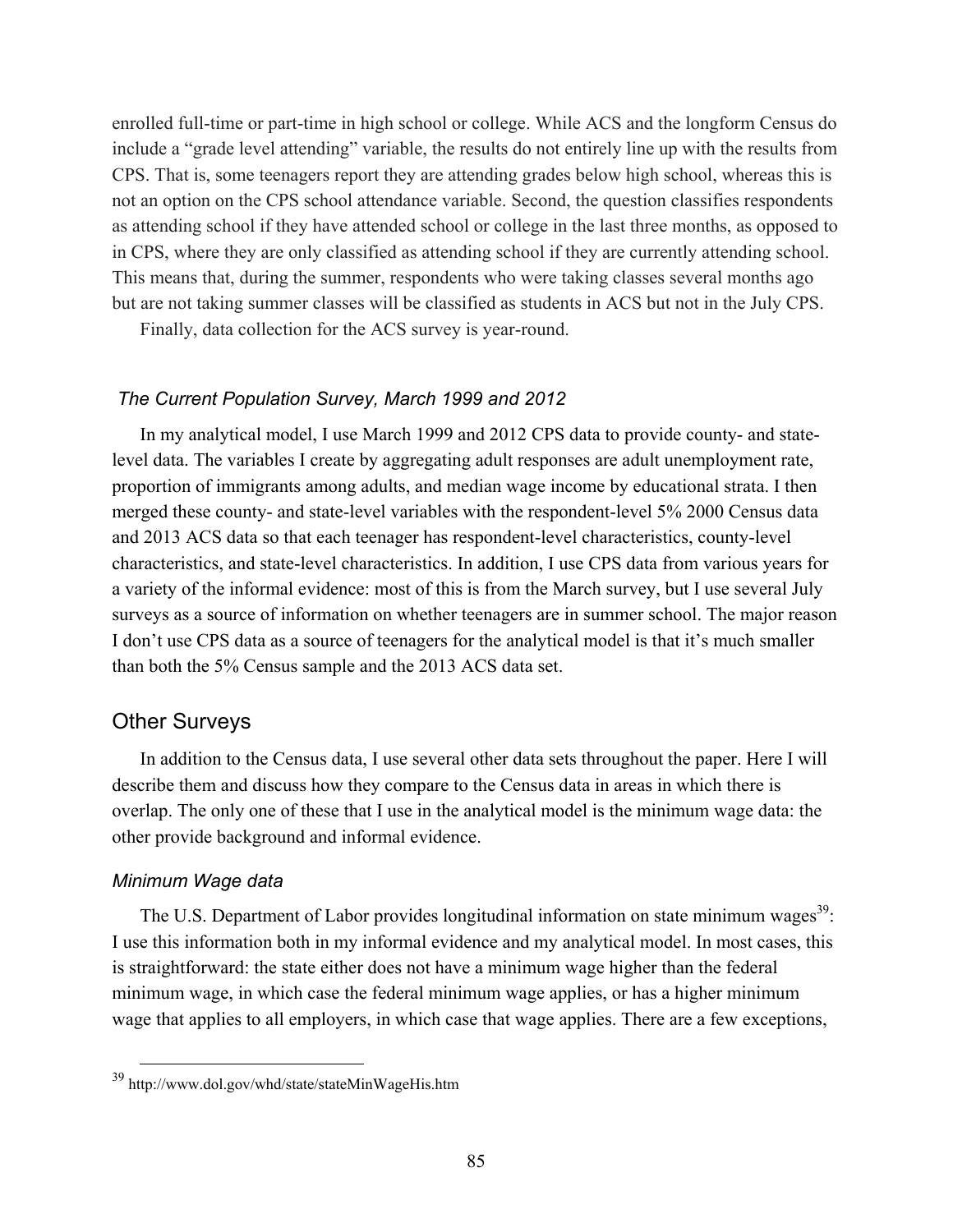enrolled full-time or part-time in high school or college. While ACS and the longform Census do include a “grade level attending” variable, the results do not entirely line up with the results from CPS. That is, some teenagers report they are attending grades below high school, whereas this is not an option on the CPS school attendance variable. Second, the question classifies respondents as attending school if they have attended school or college in the last three months, as opposed to in CPS, where they are only classified as attending school if they are currently attending school. This means that, during the summer, respondents who were taking classes several months ago but are not taking summer classes will be classified as students in ACS but not in the July CPS.

Finally, data collection for the ACS survey is year-round.

### *The Current Population Survey, March 1999 and 2012*

In my analytical model, I use March 1999 and 2012 CPS data to provide county- and state-level data. The variables I create by aggregating adult responses are adult unemployment rate, proportion of immigrants among adults, and median wage income by educational strata. I then merged these county- and state-level variables with the respondent-level 5% 2000 Census data and 2013 ACS data so that each teenager has respondent-level characteristics, county-level characteristics, and state-level characteristics. In addition, I use CPS data from various years for a variety of the informal evidence: most of this is from the March survey, but I use several July surveys as a source of information on whether teenagers are in summer school. The major reason I don’t use CPS data as a source of teenagers for the analytical model is that it’s much smaller than both the 5% Census sample and the 2013 ACS data set.

## Other Surveys

In addition to the Census data, I use several other data sets throughout the paper. Here I will describe them and discuss how they compare to the Census data in areas in which there is overlap. The only one of these that I use in the analytical model is the minimum wage data: the other provide background and informal evidence.

### *Minimum Wage data*

The U.S. Department of Labor provides longitudinal information on state minimum wages[39]: I use this information both in my informal evidence and my analytical model. In most cases, this is straightforward: the state either does not have a minimum wage higher than the federal minimum wage, in which case the federal minimum wage applies, or has a higher minimum wage that applies to all employers, in which case that wage applies. There are a few exceptions,

[39] http://www.dol.gov/whd/state/stateMinWageHis.htm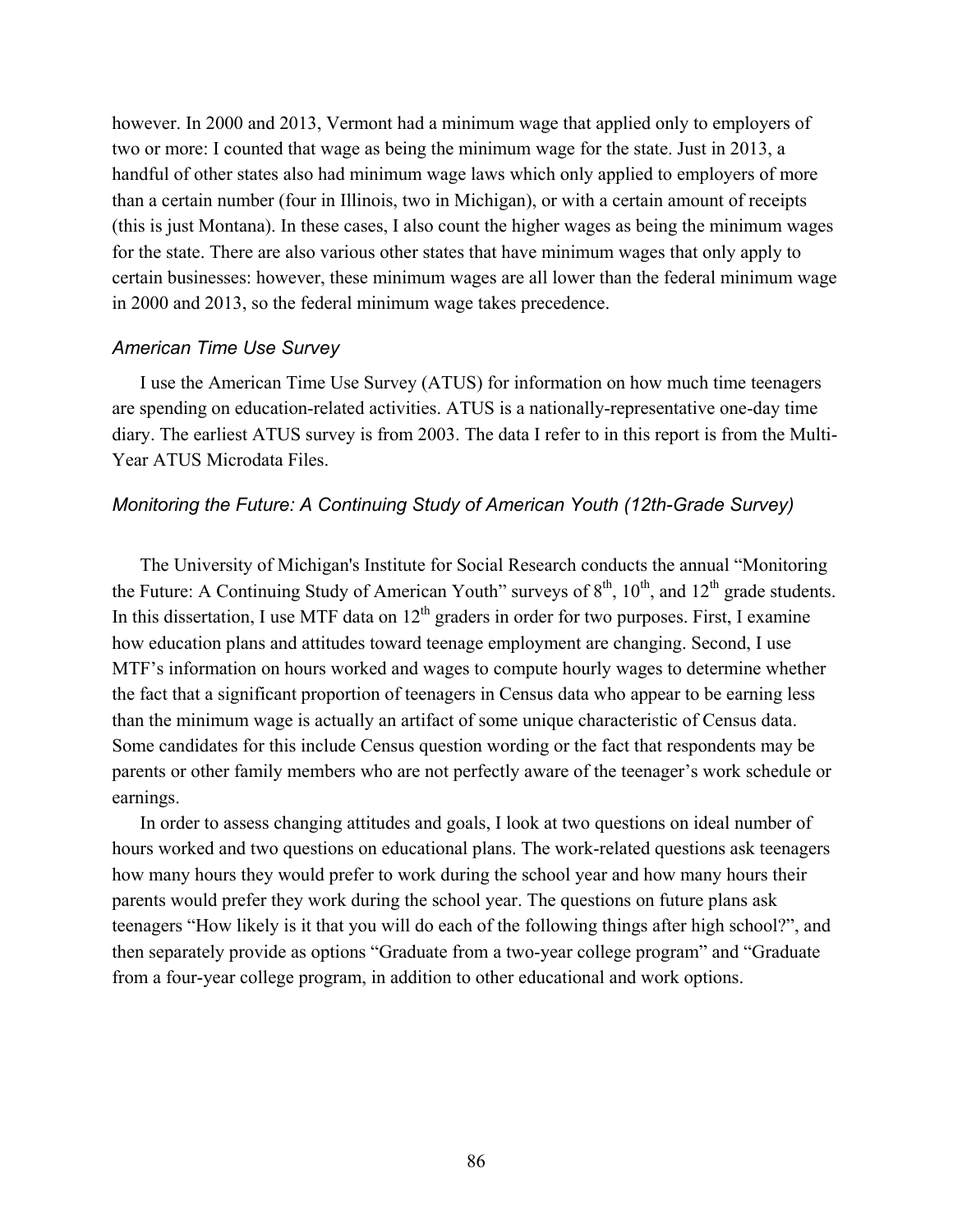however. In 2000 and 2013, Vermont had a minimum wage that applied only to employers of two or more: I counted that wage as being the minimum wage for the state. Just in 2013, a handful of other states also had minimum wage laws which only applied to employers of more than a certain number (four in Illinois, two in Michigan), or with a certain amount of receipts (this is just Montana). In these cases, I also count the higher wages as being the minimum wages for the state. There are also various other states that have minimum wages that only apply to certain businesses: however, these minimum wages are all lower than the federal minimum wage in 2000 and 2013, so the federal minimum wage takes precedence.

### *American Time Use Survey*

I use the American Time Use Survey (ATUS) for information on how much time teenagers are spending on education-related activities. ATUS is a nationally-representative one-day time diary. The earliest ATUS survey is from 2003. The data I refer to in this report is from the Multi-Year ATUS Microdata Files.

### *Monitoring the Future: A Continuing Study of American Youth (12th-Grade Survey)*

The University of Michigan's Institute for Social Research conducts the annual "Monitoring the Future: A Continuing Study of American Youth" surveys of 8th, 10th, and 12th grade students. In this dissertation, I use MTF data on 12th graders in order for two purposes. First, I examine how education plans and attitudes toward teenage employment are changing. Second, I use MTF's information on hours worked and wages to compute hourly wages to determine whether the fact that a significant proportion of teenagers in Census data who appear to be earning less than the minimum wage is actually an artifact of some unique characteristic of Census data. Some candidates for this include Census question wording or the fact that respondents may be parents or other family members who are not perfectly aware of the teenager's work schedule or earnings.

In order to assess changing attitudes and goals, I look at two questions on ideal number of hours worked and two questions on educational plans. The work-related questions ask teenagers how many hours they would prefer to work during the school year and how many hours their parents would prefer they work during the school year. The questions on future plans ask teenagers "How likely is it that you will do each of the following things after high school?", and then separately provide as options "Graduate from a two-year college program" and "Graduate from a four-year college program, in addition to other educational and work options.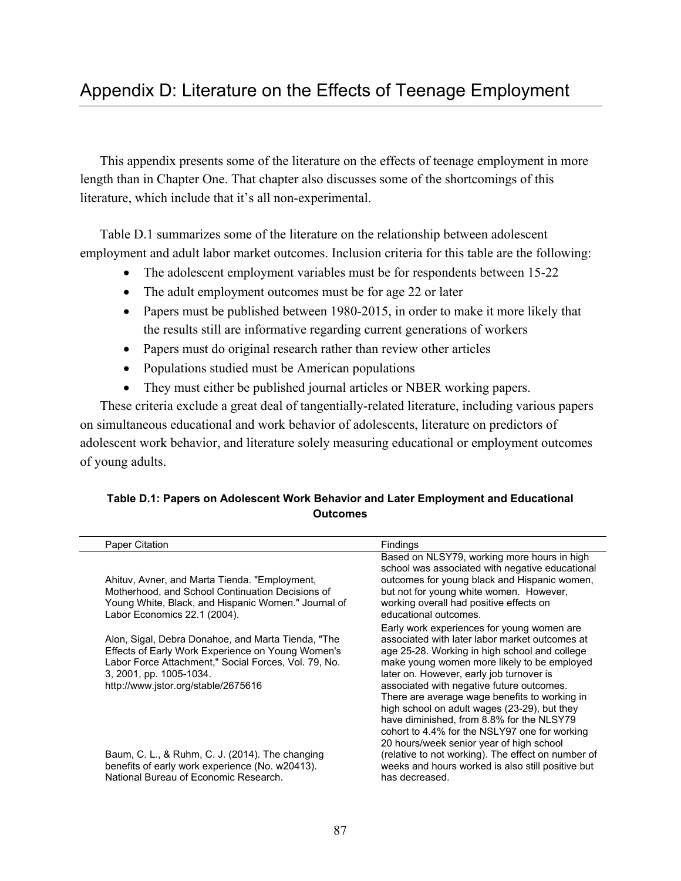# Appendix D: Literature on the Effects of Teenage Employment

This appendix presents some of the literature on the effects of teenage employment in more length than in Chapter One. That chapter also discusses some of the shortcomings of this literature, which include that it's all non-experimental.

Table D.1 summarizes some of the literature on the relationship between adolescent employment and adult labor market outcomes. Inclusion criteria for this table are the following:

- The adolescent employment variables must be for respondents between 15-22
- The adult employment outcomes must be for age 22 or later
- Papers must be published between 1980-2015, in order to make it more likely that the results still are informative regarding current generations of workers
- Papers must do original research rather than review other articles
- Populations studied must be American populations
- They must either be published journal articles or NBER working papers.

These criteria exclude a great deal of tangentially-related literature, including various papers on simultaneous educational and work behavior of adolescents, literature on predictors of adolescent work behavior, and literature solely measuring educational or employment outcomes of young adults.

**Table D.1: Papers on Adolescent Work Behavior and Later Employment and Educational Outcomes**

| Paper Citation | Findings |
|---|---|
| Ahituv, Avner, and Marta Tienda. "Employment, Motherhood, and School Continuation Decisions of Young White, Black, and Hispanic Women." Journal of Labor Economics 22.1 (2004). | Based on NLSY79, working more hours in high school was associated with negative educational outcomes for young black and Hispanic women, but not for young white women. However, working overall had positive effects on educational outcomes. |
| Alon, Sigal, Debra Donahoe, and Marta Tienda, "The Effects of Early Work Experience on Young Women's Labor Force Attachment," Social Forces, Vol. 79, No. 3, 2001, pp. 1005-1034. http://www.jstor.org/stable/2675616 | Early work experiences for young women are associated with later labor market outcomes at age 25-28. Working in high school and college make young women more likely to be employed later on. However, early job turnover is associated with negative future outcomes. |
| Baum, C. L., & Ruhm, C. J. (2014). The changing benefits of early work experience (No. w20413). National Bureau of Economic Research. | There are average wage benefits to working in high school on adult wages (23-29), but they have diminished, from 8.8% for the NLSY79 cohort to 4.4% for the NSLY97 one for working 20 hours/week senior year of high school (relative to not working). The effect on number of weeks and hours worked is also still positive but has decreased. |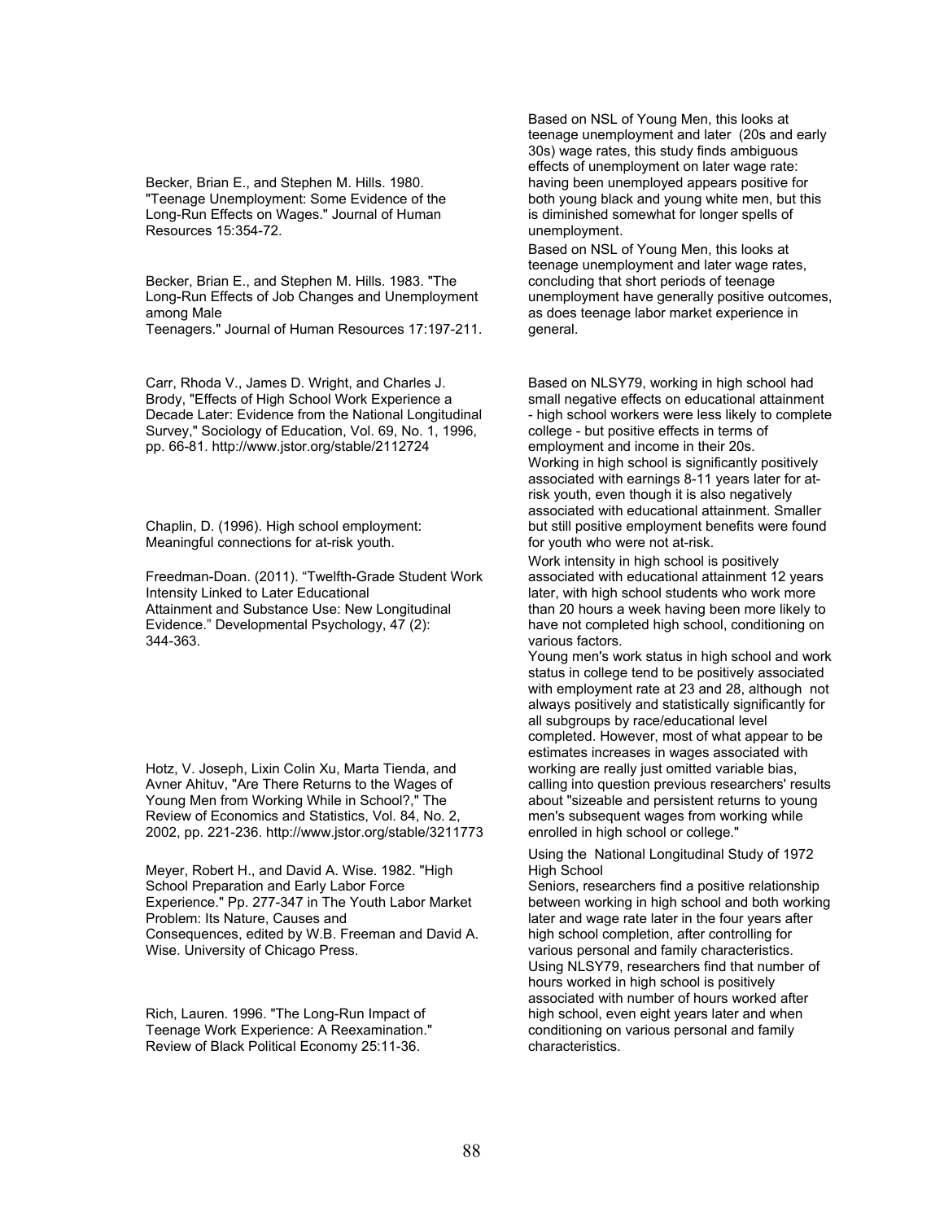| | |
|---|---|
| Becker, Brian E., and Stephen M. Hills. 1980. "Teenage Unemployment: Some Evidence of the Long-Run Effects on Wages." Journal of Human Resources 15:354-72. | Based on NSL of Young Men, this looks at teenage unemployment and later (20s and early 30s) wage rates, this study finds ambiguous effects of unemployment on later wage rate: having been unemployed appears positive for both young black and young white men, but this is diminished somewhat for longer spells of unemployment. |
| Becker, Brian E., and Stephen M. Hills. 1983. "The Long-Run Effects of Job Changes and Unemployment among Male Teenagers." Journal of Human Resources 17:197-211. | Based on NSL of Young Men, this looks at teenage unemployment and later wage rates, concluding that short periods of teenage unemployment have generally positive outcomes, as does teenage labor market experience in general. |
| Carr, Rhoda V., James D. Wright, and Charles J. Brody, "Effects of High School Work Experience a Decade Later: Evidence from the National Longitudinal Survey," Sociology of Education, Vol. 69, No. 1, 1996, pp. 66-81. http://www.jstor.org/stable/2112724 | Based on NLSY79, working in high school had small negative effects on educational attainment - high school workers were less likely to complete college - but positive effects in terms of employment and income in their 20s. |
| Chaplin, D. (1996). High school employment: Meaningful connections for at-risk youth. | Working in high school is significantly positively associated with earnings 8-11 years later for at-risk youth, even though it is also negatively associated with educational attainment. Smaller but still positive employment benefits were found for youth who were not at-risk. |
| Freedman-Doan. (2011). "Twelfth-Grade Student Work Intensity Linked to Later Educational Attainment and Substance Use: New Longitudinal Evidence." Developmental Psychology, 47 (2): 344-363. | Work intensity in high school is positively associated with educational attainment 12 years later, with high school students who work more than 20 hours a week having been more likely to have not completed high school, conditioning on various factors. |
| Hotz, V. Joseph, Lixin Colin Xu, Marta Tienda, and Avner Ahituv, "Are There Returns to the Wages of Young Men from Working While in School?," The Review of Economics and Statistics, Vol. 84, No. 2, 2002, pp. 221-236. http://www.jstor.org/stable/3211773 | Young men's work status in high school and work status in college tend to be positively associated with employment rate at 23 and 28, although not always positively and statistically significantly for all subgroups by race/educational level completed. However, most of what appear to be estimates increases in wages associated with working are really just omitted variable bias, calling into question previous researchers' results about "sizeable and persistent returns to young men's subsequent wages from working while enrolled in high school or college." |
| Meyer, Robert H., and David A. Wise. 1982. "High School Preparation and Early Labor Force Experience." Pp. 277-347 in The Youth Labor Market Problem: Its Nature, Causes and Consequences, edited by W.B. Freeman and David A. Wise. University of Chicago Press. | Using the National Longitudinal Study of 1972 High School Seniors, researchers find a positive relationship between working in high school and both working later and wage rate later in the four years after high school completion, after controlling for various personal and family characteristics. |
| Rich, Lauren. 1996. "The Long-Run Impact of Teenage Work Experience: A Reexamination." Review of Black Political Economy 25:11-36. | Using NLSY79, researchers find that number of hours worked in high school is positively associated with number of hours worked after high school, even eight years later and when conditioning on various personal and family characteristics. |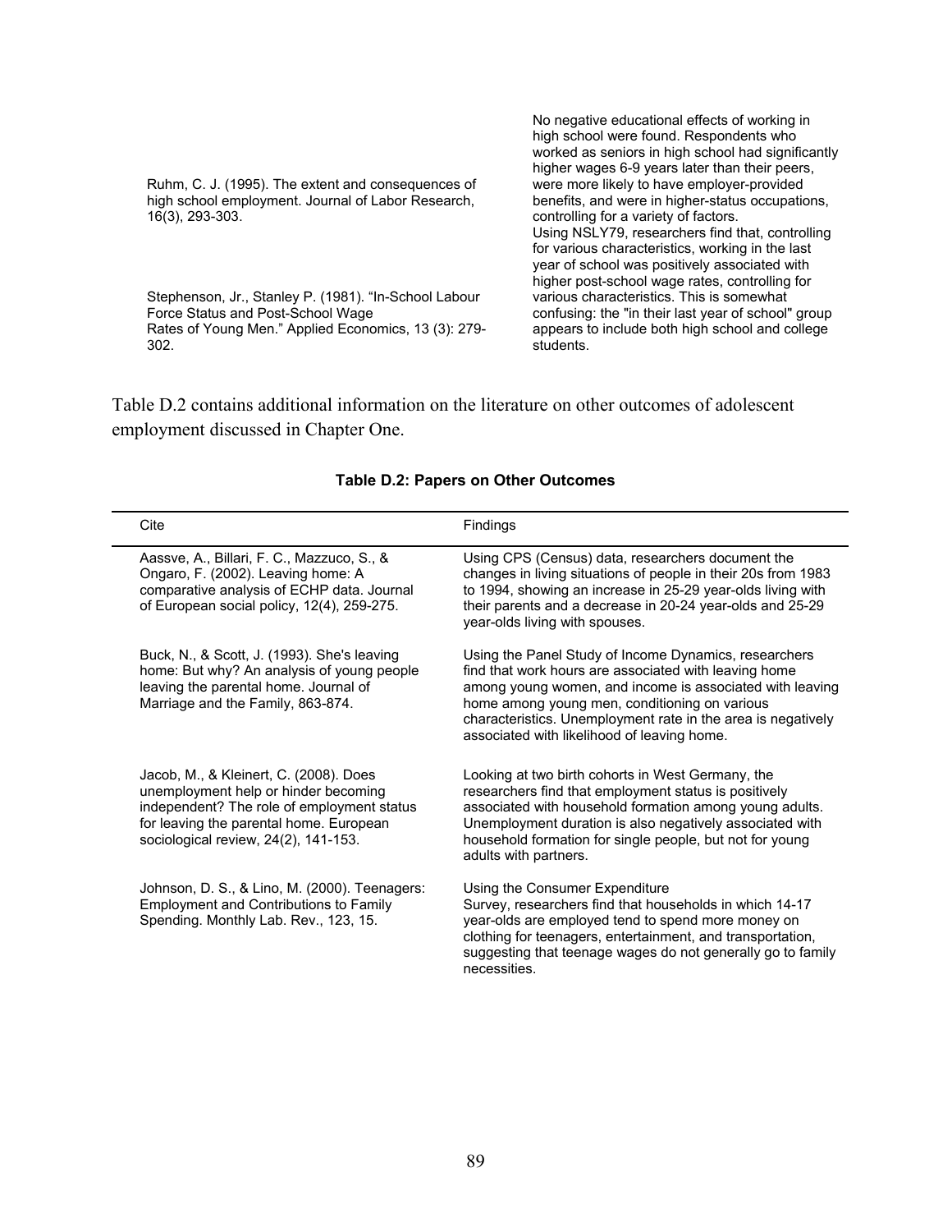| | |
|---|---|
| Ruhm, C. J. (1995). The extent and consequences of high school employment. Journal of Labor Research, 16(3), 293-303. | No negative educational effects of working in high school were found. Respondents who worked as seniors in high school had significantly higher wages 6-9 years later than their peers, were more likely to have employer-provided benefits, and were in higher-status occupations, controlling for a variety of factors. |
| Stephenson, Jr., Stanley P. (1981). "In-School Labour Force Status and Post-School Wage Rates of Young Men." Applied Economics, 13 (3): 279-302. | Using NSLY79, researchers find that, controlling for various characteristics, working in the last year of school was positively associated with higher post-school wage rates, controlling for various characteristics. This is somewhat confusing: the "in their last year of school" group appears to include both high school and college students. |

Table D.2 contains additional information on the literature on other outcomes of adolescent employment discussed in Chapter One.

**Table D.2: Papers on Other Outcomes**

| Cite | Findings |
|---|---|
| Aassve, A., Billari, F. C., Mazzuco, S., & Ongaro, F. (2002). Leaving home: A comparative analysis of ECHP data. Journal of European social policy, 12(4), 259-275. | Using CPS (Census) data, researchers document the changes in living situations of people in their 20s from 1983 to 1994, showing an increase in 25-29 year-olds living with their parents and a decrease in 20-24 year-olds and 25-29 year-olds living with spouses. |
| Buck, N., & Scott, J. (1993). She's leaving home: But why? An analysis of young people leaving the parental home. Journal of Marriage and the Family, 863-874. | Using the Panel Study of Income Dynamics, researchers find that work hours are associated with leaving home among young women, and income is associated with leaving home among young men, conditioning on various characteristics. Unemployment rate in the area is negatively associated with likelihood of leaving home. |
| Jacob, M., & Kleinert, C. (2008). Does unemployment help or hinder becoming independent? The role of employment status for leaving the parental home. European sociological review, 24(2), 141-153. | Looking at two birth cohorts in West Germany, the researchers find that employment status is positively associated with household formation among young adults. Unemployment duration is also negatively associated with household formation for single people, but not for young adults with partners. |
| Johnson, D. S., & Lino, M. (2000). Teenagers: Employment and Contributions to Family Spending. Monthly Lab. Rev., 123, 15. | Using the Consumer Expenditure Survey, researchers find that households in which 14-17 year-olds are employed tend to spend more money on clothing for teenagers, entertainment, and transportation, suggesting that teenage wages do not generally go to family necessities. |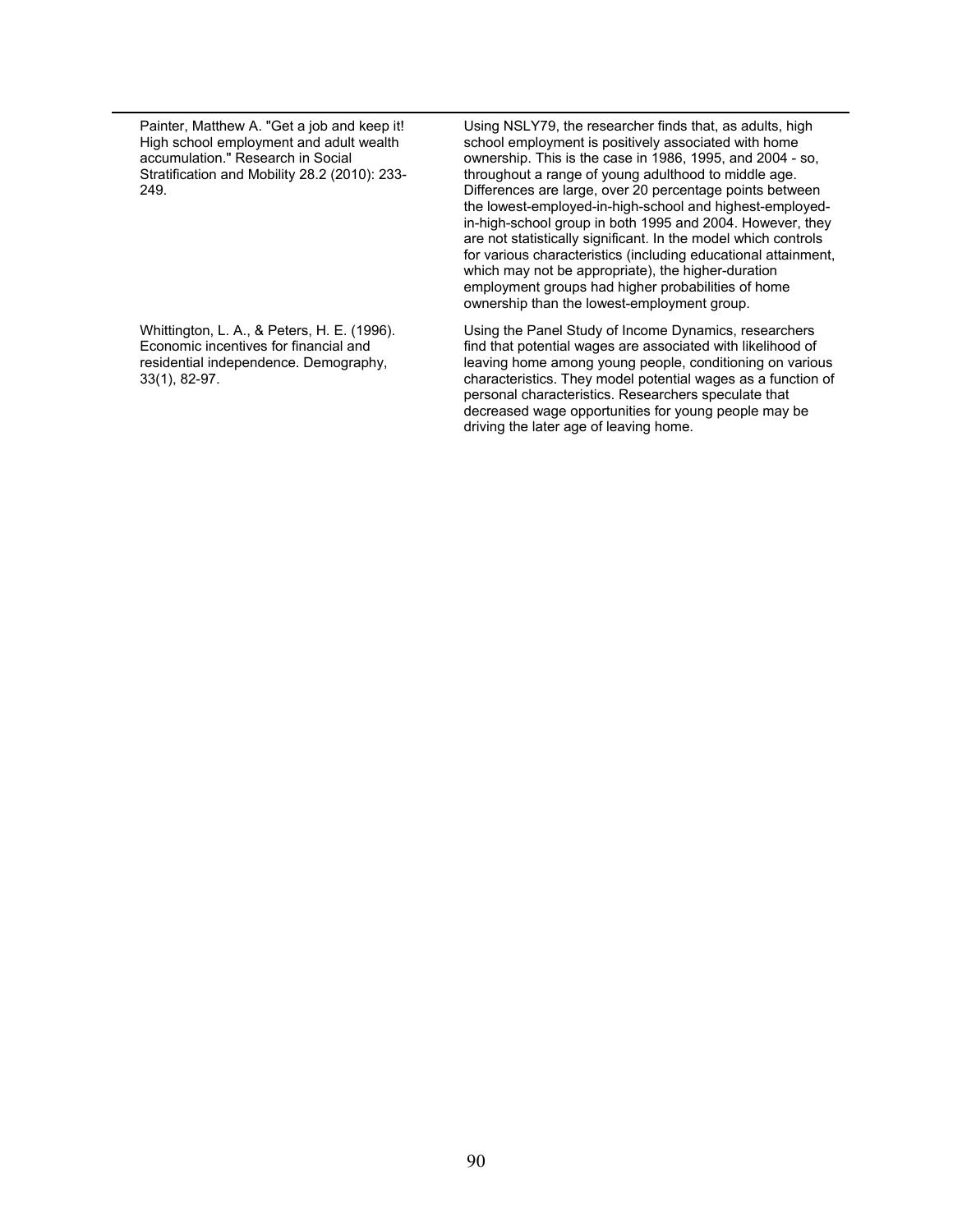| | |
|---|---|
| Painter, Matthew A. "Get a job and keep it! High school employment and adult wealth accumulation." Research in Social Stratification and Mobility 28.2 (2010): 233-249. | Using NSLY79, the researcher finds that, as adults, high school employment is positively associated with home ownership. This is the case in 1986, 1995, and 2004 - so, throughout a range of young adulthood to middle age. Differences are large, over 20 percentage points between the lowest-employed-in-high-school and highest-employed-in-high-school group in both 1995 and 2004. However, they are not statistically significant. In the model which controls for various characteristics (including educational attainment, which may not be appropriate), the higher-duration employment groups had higher probabilities of home ownership than the lowest-employment group. |
| Whittington, L. A., & Peters, H. E. (1996). Economic incentives for financial and residential independence. Demography, 33(1), 82-97. | Using the Panel Study of Income Dynamics, researchers find that potential wages are associated with likelihood of leaving home among young people, conditioning on various characteristics. They model potential wages as a function of personal characteristics. Researchers speculate that decreased wage opportunities for young people may be driving the later age of leaving home. |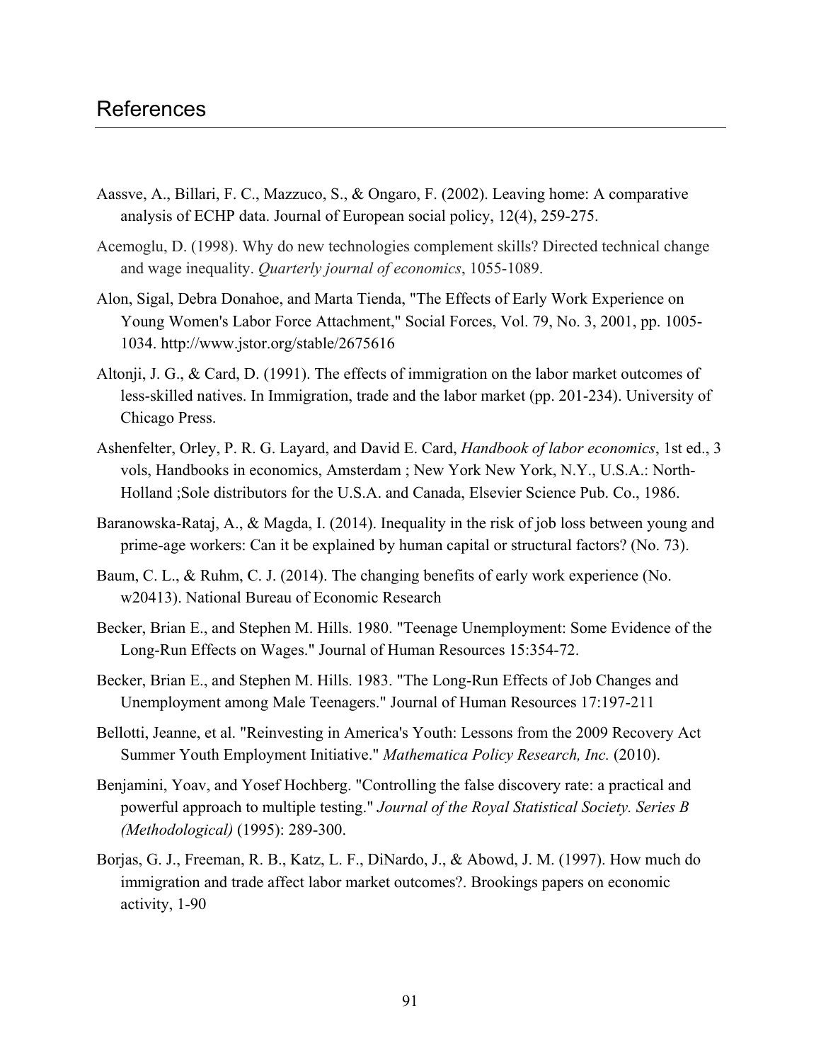# References

Aassve, A., Billari, F. C., Mazzuco, S., & Ongaro, F. (2002). Leaving home: A comparative analysis of ECHP data. Journal of European social policy, 12(4), 259-275.

Acemoglu, D. (1998). Why do new technologies complement skills? Directed technical change and wage inequality. *Quarterly journal of economics*, 1055-1089.

Alon, Sigal, Debra Donahoe, and Marta Tienda, "The Effects of Early Work Experience on Young Women's Labor Force Attachment," Social Forces, Vol. 79, No. 3, 2001, pp. 1005-1034. http://www.jstor.org/stable/2675616

Altonji, J. G., & Card, D. (1991). The effects of immigration on the labor market outcomes of less-skilled natives. In Immigration, trade and the labor market (pp. 201-234). University of Chicago Press.

Ashenfelter, Orley, P. R. G. Layard, and David E. Card, *Handbook of labor economics*, 1st ed., 3 vols, Handbooks in economics, Amsterdam ; New York New York, N.Y., U.S.A.: North-Holland ;Sole distributors for the U.S.A. and Canada, Elsevier Science Pub. Co., 1986.

Baranowska-Rataj, A., & Magda, I. (2014). Inequality in the risk of job loss between young and prime-age workers: Can it be explained by human capital or structural factors? (No. 73).

Baum, C. L., & Ruhm, C. J. (2014). The changing benefits of early work experience (No. w20413). National Bureau of Economic Research

Becker, Brian E., and Stephen M. Hills. 1980. "Teenage Unemployment: Some Evidence of the Long-Run Effects on Wages." Journal of Human Resources 15:354-72.

Becker, Brian E., and Stephen M. Hills. 1983. "The Long-Run Effects of Job Changes and Unemployment among Male Teenagers." Journal of Human Resources 17:197-211

Bellotti, Jeanne, et al. "Reinvesting in America's Youth: Lessons from the 2009 Recovery Act Summer Youth Employment Initiative." *Mathematica Policy Research, Inc.* (2010).

Benjamini, Yoav, and Yosef Hochberg. "Controlling the false discovery rate: a practical and powerful approach to multiple testing." *Journal of the Royal Statistical Society. Series B (Methodological)* (1995): 289-300.

Borjas, G. J., Freeman, R. B., Katz, L. F., DiNardo, J., & Abowd, J. M. (1997). How much do immigration and trade affect labor market outcomes?. Brookings papers on economic activity, 1-90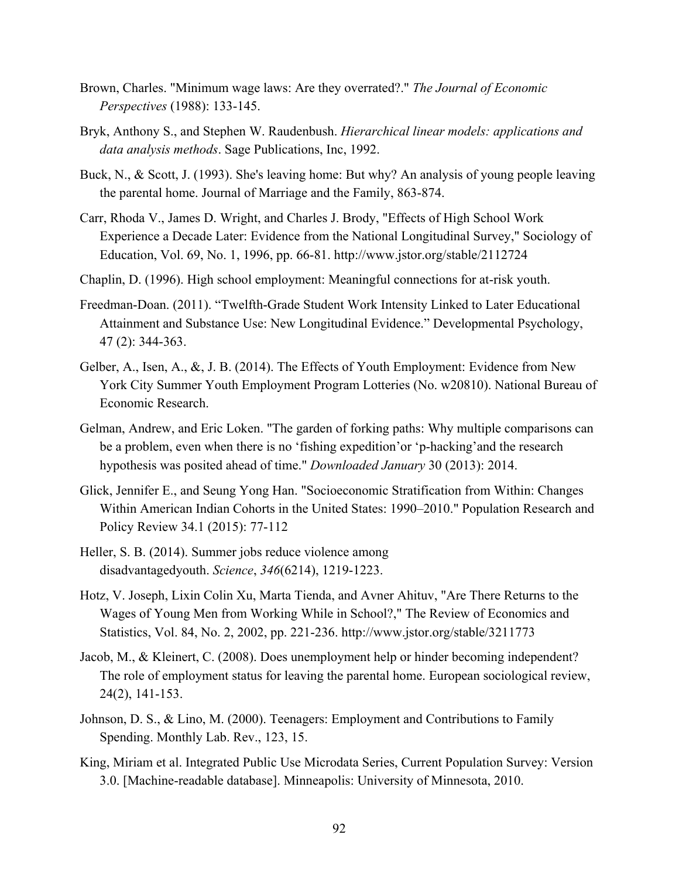Brown, Charles. "Minimum wage laws: Are they overrated?." *The Journal of Economic Perspectives* (1988): 133-145.

Bryk, Anthony S., and Stephen W. Raudenbush. *Hierarchical linear models: applications and data analysis methods*. Sage Publications, Inc, 1992.

Buck, N., & Scott, J. (1993). She's leaving home: But why? An analysis of young people leaving the parental home. Journal of Marriage and the Family, 863-874.

Carr, Rhoda V., James D. Wright, and Charles J. Brody, "Effects of High School Work Experience a Decade Later: Evidence from the National Longitudinal Survey," Sociology of Education, Vol. 69, No. 1, 1996, pp. 66-81. http://www.jstor.org/stable/2112724

Chaplin, D. (1996). High school employment: Meaningful connections for at-risk youth.

Freedman-Doan. (2011). "Twelfth-Grade Student Work Intensity Linked to Later Educational Attainment and Substance Use: New Longitudinal Evidence." Developmental Psychology, 47 (2): 344-363.

Gelber, A., Isen, A., &, J. B. (2014). The Effects of Youth Employment: Evidence from New York City Summer Youth Employment Program Lotteries (No. w20810). National Bureau of Economic Research.

Gelman, Andrew, and Eric Loken. "The garden of forking paths: Why multiple comparisons can be a problem, even when there is no 'fishing expedition'or 'p-hacking'and the research hypothesis was posited ahead of time." *Downloaded January* 30 (2013): 2014.

Glick, Jennifer E., and Seung Yong Han. "Socioeconomic Stratification from Within: Changes Within American Indian Cohorts in the United States: 1990–2010." Population Research and Policy Review 34.1 (2015): 77-112

Heller, S. B. (2014). Summer jobs reduce violence among disadvantagedyouth. *Science*, *346*(6214), 1219-1223.

Hotz, V. Joseph, Lixin Colin Xu, Marta Tienda, and Avner Ahituv, "Are There Returns to the Wages of Young Men from Working While in School?," The Review of Economics and Statistics, Vol. 84, No. 2, 2002, pp. 221-236. http://www.jstor.org/stable/3211773

Jacob, M., & Kleinert, C. (2008). Does unemployment help or hinder becoming independent? The role of employment status for leaving the parental home. European sociological review, 24(2), 141-153.

Johnson, D. S., & Lino, M. (2000). Teenagers: Employment and Contributions to Family Spending. Monthly Lab. Rev., 123, 15.

King, Miriam et al. Integrated Public Use Microdata Series, Current Population Survey: Version 3.0. [Machine-readable database]. Minneapolis: University of Minnesota, 2010.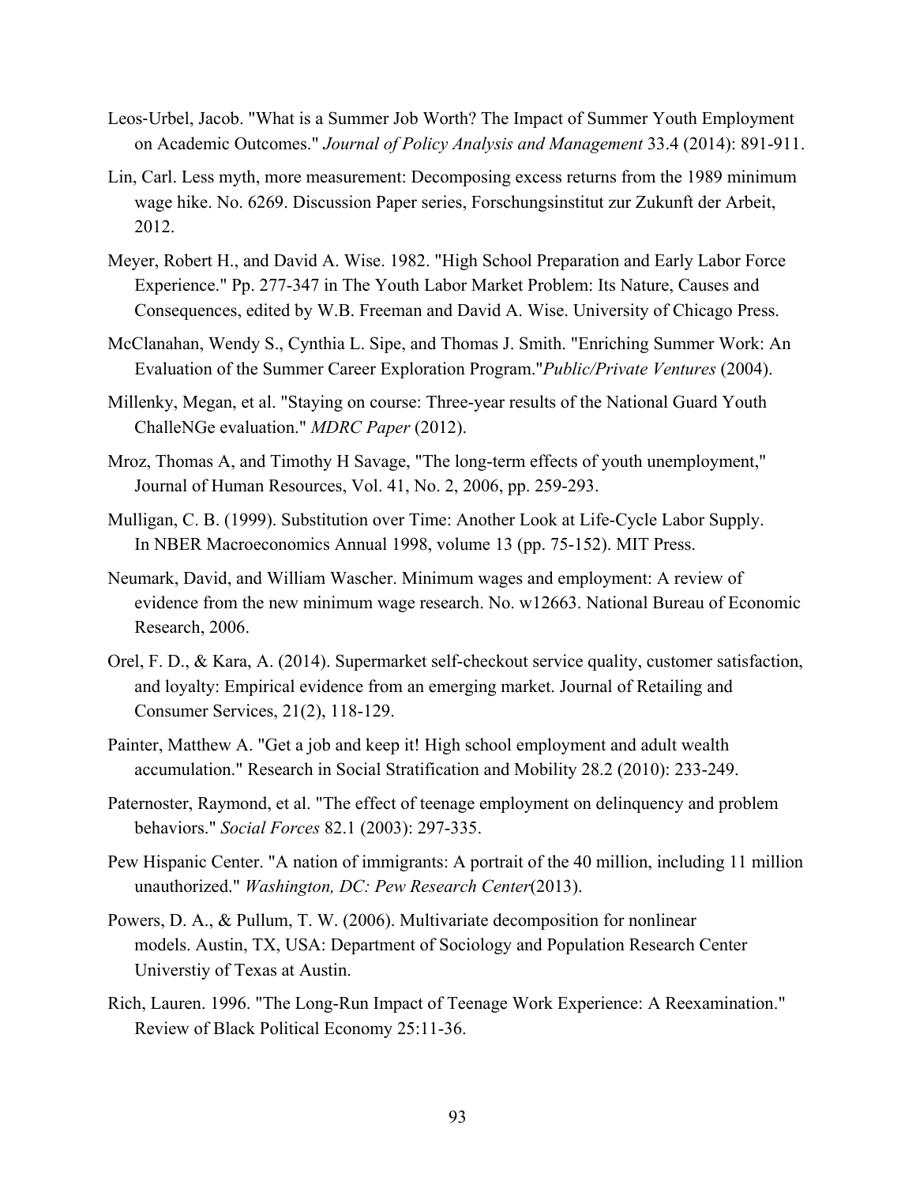Leos-Urbel, Jacob. "What is a Summer Job Worth? The Impact of Summer Youth Employment on Academic Outcomes." *Journal of Policy Analysis and Management* 33.4 (2014): 891-911.

Lin, Carl. Less myth, more measurement: Decomposing excess returns from the 1989 minimum wage hike. No. 6269. Discussion Paper series, Forschungsinstitut zur Zukunft der Arbeit, 2012.

Meyer, Robert H., and David A. Wise. 1982. "High School Preparation and Early Labor Force Experience." Pp. 277-347 in The Youth Labor Market Problem: Its Nature, Causes and Consequences, edited by W.B. Freeman and David A. Wise. University of Chicago Press.

McClanahan, Wendy S., Cynthia L. Sipe, and Thomas J. Smith. "Enriching Summer Work: An Evaluation of the Summer Career Exploration Program."*Public/Private Ventures* (2004).

Millenky, Megan, et al. "Staying on course: Three-year results of the National Guard Youth ChalleNGe evaluation." *MDRC Paper* (2012).

Mroz, Thomas A, and Timothy H Savage, "The long-term effects of youth unemployment," Journal of Human Resources, Vol. 41, No. 2, 2006, pp. 259-293.

Mulligan, C. B. (1999). Substitution over Time: Another Look at Life-Cycle Labor Supply. In NBER Macroeconomics Annual 1998, volume 13 (pp. 75-152). MIT Press.

Neumark, David, and William Wascher. Minimum wages and employment: A review of evidence from the new minimum wage research. No. w12663. National Bureau of Economic Research, 2006.

Orel, F. D., & Kara, A. (2014). Supermarket self-checkout service quality, customer satisfaction, and loyalty: Empirical evidence from an emerging market. Journal of Retailing and Consumer Services, 21(2), 118-129.

Painter, Matthew A. "Get a job and keep it! High school employment and adult wealth accumulation." Research in Social Stratification and Mobility 28.2 (2010): 233-249.

Paternoster, Raymond, et al. "The effect of teenage employment on delinquency and problem behaviors." *Social Forces* 82.1 (2003): 297-335.

Pew Hispanic Center. "A nation of immigrants: A portrait of the 40 million, including 11 million unauthorized." *Washington, DC: Pew Research Center*(2013).

Powers, D. A., & Pullum, T. W. (2006). Multivariate decomposition for nonlinear models. Austin, TX, USA: Department of Sociology and Population Research Center Universtiy of Texas at Austin.

Rich, Lauren. 1996. "The Long-Run Impact of Teenage Work Experience: A Reexamination." Review of Black Political Economy 25:11-36.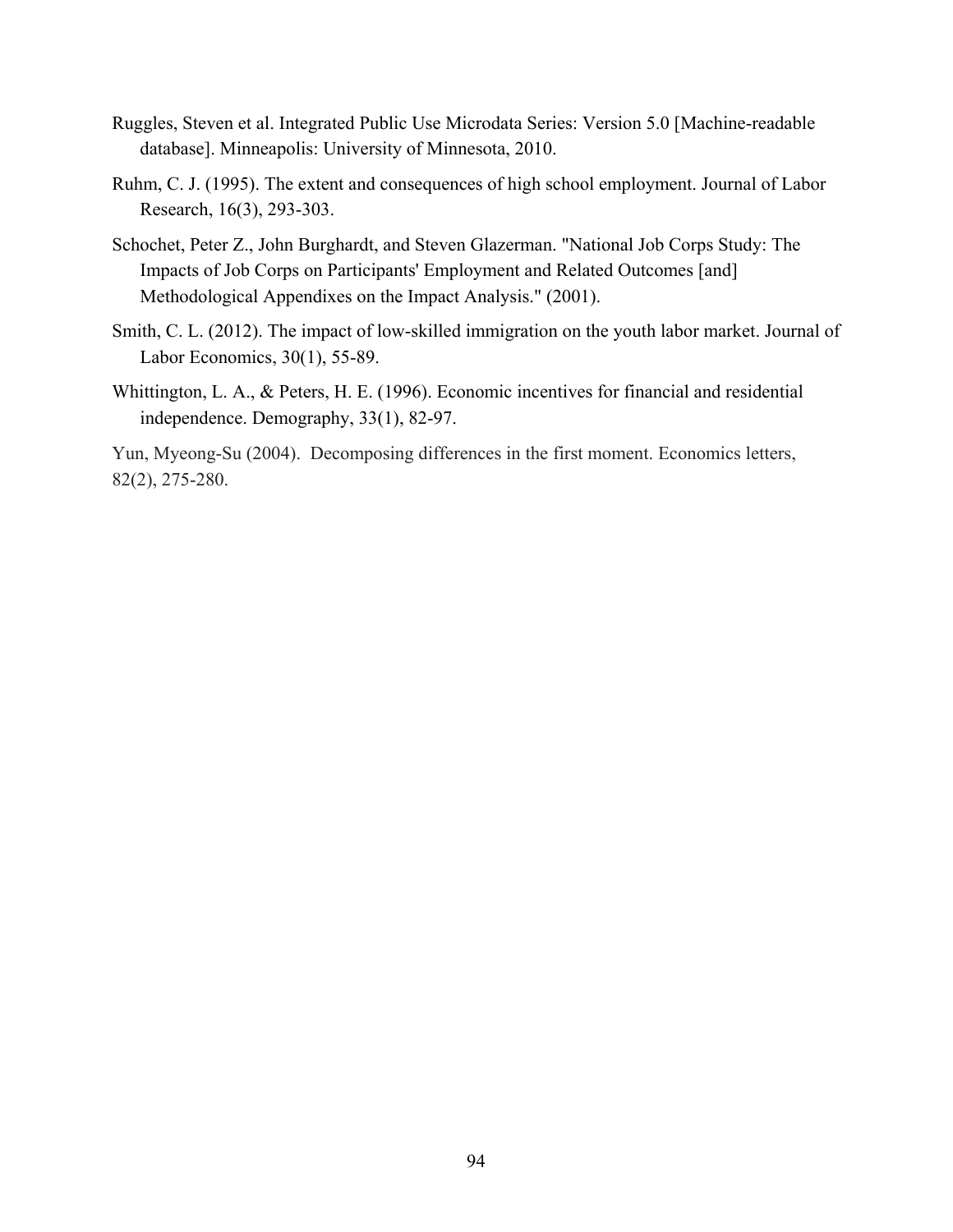Ruggles, Steven et al. Integrated Public Use Microdata Series: Version 5.0 [Machine-readable database]. Minneapolis: University of Minnesota, 2010.

Ruhm, C. J. (1995). The extent and consequences of high school employment. Journal of Labor Research, 16(3), 293-303.

Schochet, Peter Z., John Burghardt, and Steven Glazerman. "National Job Corps Study: The Impacts of Job Corps on Participants' Employment and Related Outcomes [and] Methodological Appendixes on the Impact Analysis." (2001).

Smith, C. L. (2012). The impact of low-skilled immigration on the youth labor market. Journal of Labor Economics, 30(1), 55-89.

Whittington, L. A., & Peters, H. E. (1996). Economic incentives for financial and residential independence. Demography, 33(1), 82-97.

Yun, Myeong-Su (2004). Decomposing differences in the first moment. Economics letters, 82(2), 275-280.